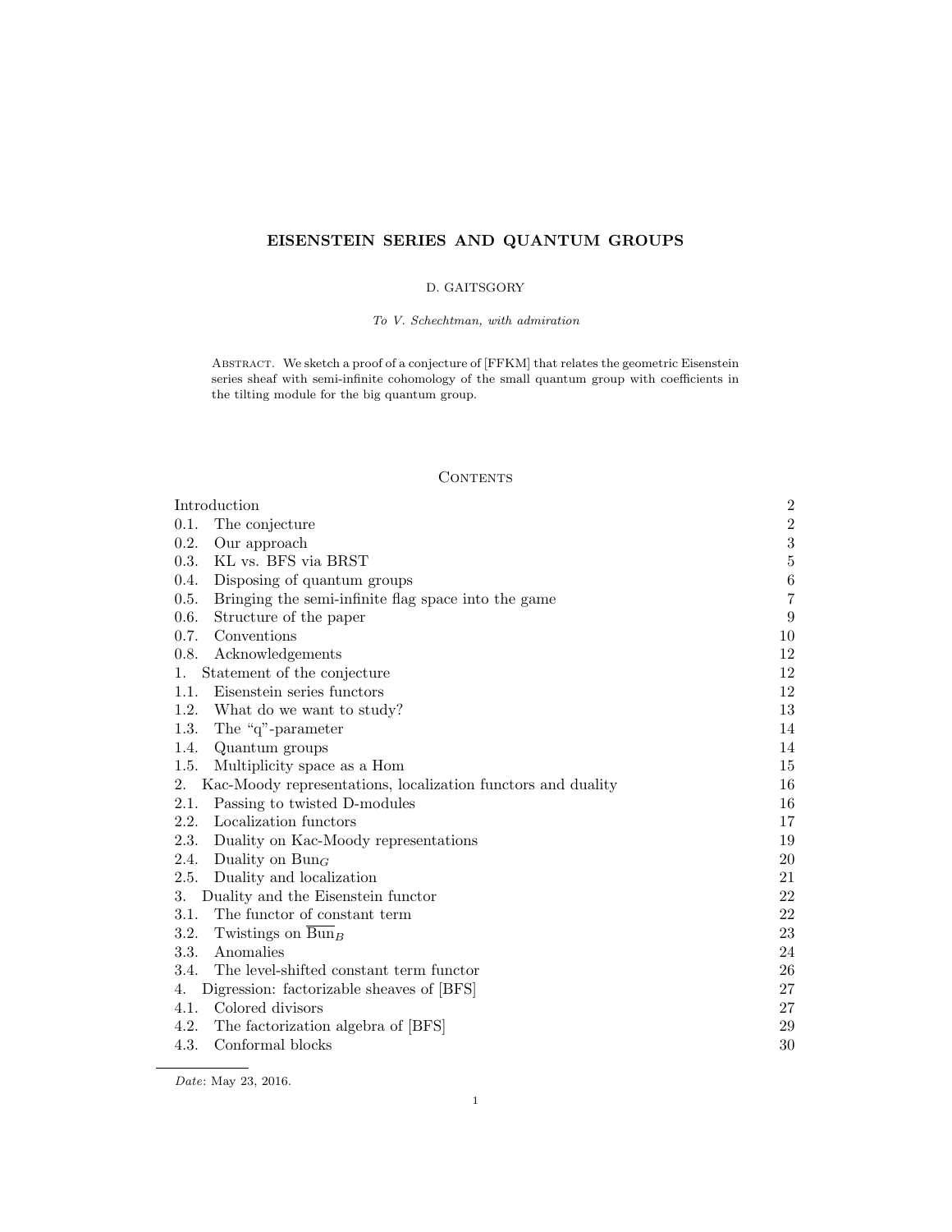# EISENSTEIN SERIES AND QUANTUM GROUPS

D. GAITSGORY

*To V. Schechtman, with admiration*

Abstract. We sketch a proof of a conjecture of [FFKM] that relates the geometric Eisenstein series sheaf with semi-infinite cohomology of the small quantum group with coefficients in the tilting module for the big quantum group.

## Contents

| | |
|---|---|
| Introduction | 2 |
| 0.1. The conjecture | 2 |
| 0.2. Our approach | 3 |
| 0.3. KL vs. BFS via BRST | 5 |
| 0.4. Disposing of quantum groups | 6 |
| 0.5. Bringing the semi-infinite flag space into the game | 7 |
| 0.6. Structure of the paper | 9 |
| 0.7. Conventions | 10 |
| 0.8. Acknowledgements | 12 |
| 1. Statement of the conjecture | 12 |
| 1.1. Eisenstein series functors | 12 |
| 1.2. What do we want to study? | 13 |
| 1.3. The "q"-parameter | 14 |
| 1.4. Quantum groups | 14 |
| 1.5. Multiplicity space as a Hom | 15 |
| 2. Kac-Moody representations, localization functors and duality | 16 |
| 2.1. Passing to twisted D-modules | 16 |
| 2.2. Localization functors | 17 |
| 2.3. Duality on Kac-Moody representations | 19 |
| 2.4. Duality on $\mathrm{Bun}_G$ | 20 |
| 2.5. Duality and localization | 21 |
| 3. Duality and the Eisenstein functor | 22 |
| 3.1. The functor of constant term | 22 |
| 3.2. Twistings on $\overline{\mathrm{Bun}}_B$ | 23 |
| 3.3. Anomalies | 24 |
| 3.4. The level-shifted constant term functor | 26 |
| 4. Digression: factorizable sheaves of [BFS] | 27 |
| 4.1. Colored divisors | 27 |
| 4.2. The factorization algebra of [BFS] | 29 |
| 4.3. Conformal blocks | 30 |

*Date*: May 23, 2016.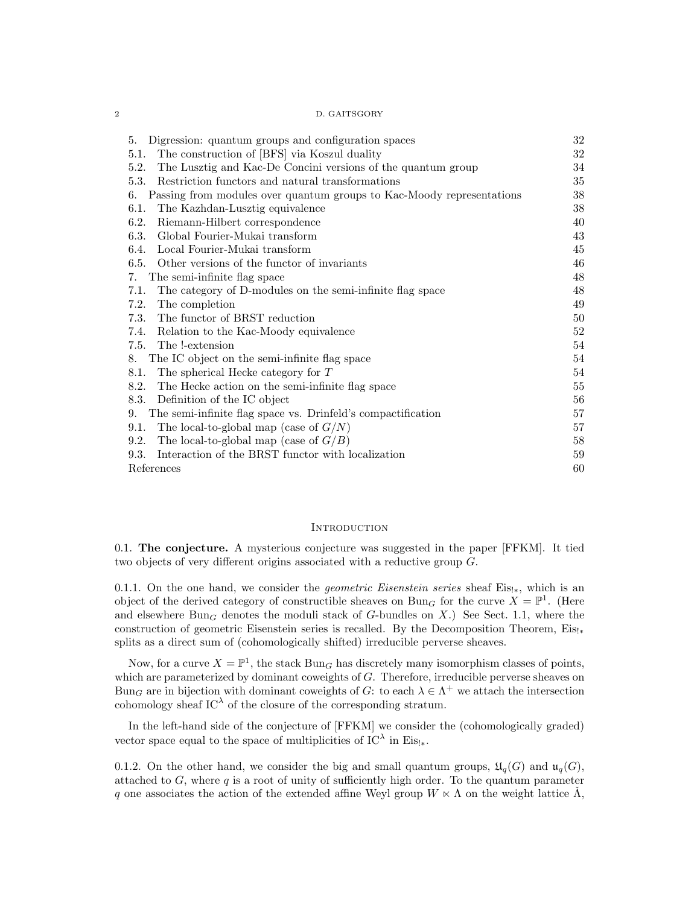| | | |
|---|---|---|
| 5. | Digression: quantum groups and configuration spaces | 32 |
| 5.1. | The construction of [BFS] via Koszul duality | 32 |
| 5.2. | The Lusztig and Kac-De Concini versions of the quantum group | 34 |
| 5.3. | Restriction functors and natural transformations | 35 |
| 6. | Passing from modules over quantum groups to Kac-Moody representations | 38 |
| 6.1. | The Kazhdan-Lusztig equivalence | 38 |
| 6.2. | Riemann-Hilbert correspondence | 40 |
| 6.3. | Global Fourier-Mukai transform | 43 |
| 6.4. | Local Fourier-Mukai transform | 45 |
| 6.5. | Other versions of the functor of invariants | 46 |
| 7. | The semi-infinite flag space | 48 |
| 7.1. | The category of D-modules on the semi-infinite flag space | 48 |
| 7.2. | The completion | 49 |
| 7.3. | The functor of BRST reduction | 50 |
| 7.4. | Relation to the Kac-Moody equivalence | 52 |
| 7.5. | The !-extension | 54 |
| 8. | The IC object on the semi-infinite flag space | 54 |
| 8.1. | The spherical Hecke category for $T$ | 54 |
| 8.2. | The Hecke action on the semi-infinite flag space | 55 |
| 8.3. | Definition of the IC object | 56 |
| 9. | The semi-infinite flag space vs. Drinfeld's compactification | 57 |
| 9.1. | The local-to-global map (case of $G/N$) | 57 |
| 9.2. | The local-to-global map (case of $G/B$) | 58 |
| 9.3. | Interaction of the BRST functor with localization | 59 |
| | References | 60 |

## Introduction

0.1. **The conjecture.** A mysterious conjecture was suggested in the paper [FFKM]. It tied two objects of very different origins associated with a reductive group $G$.

0.1.1. On the one hand, we consider the *geometric Eisenstein series* sheaf $\text{Eis}_{!*}$, which is an object of the derived category of constructible sheaves on $\text{Bun}_G$ for the curve $X = \mathbb{P}^1$. (Here and elsewhere $\text{Bun}_G$ denotes the moduli stack of $G$-bundles on $X$.) See Sect. 1.1, where the construction of geometric Eisenstein series is recalled. By the Decomposition Theorem, $\text{Eis}_{!*}$ splits as a direct sum of (cohomologically shifted) irreducible perverse sheaves.

Now, for a curve $X = \mathbb{P}^1$, the stack $\text{Bun}_G$ has discretely many isomorphism classes of points, which are parameterized by dominant coweights of $G$. Therefore, irreducible perverse sheaves on $\text{Bun}_G$ are in bijection with dominant coweights of $G$: to each $\lambda \in \Lambda^+$ we attach the intersection cohomology sheaf $\text{IC}^\lambda$ of the closure of the corresponding stratum.

In the left-hand side of the conjecture of [FFKM] we consider the (cohomologically graded) vector space equal to the space of multiplicities of $\text{IC}^\lambda$ in $\text{Eis}_{!*}$.

0.1.2. On the other hand, we consider the big and small quantum groups, $\mathfrak{U}_q(G)$ and $\mathfrak{u}_q(G)$, attached to $G$, where $q$ is a root of unity of sufficiently high order. To the quantum parameter $q$ one associates the action of the extended affine Weyl group $W \ltimes \Lambda$ on the weight lattice $\check{\Lambda}$,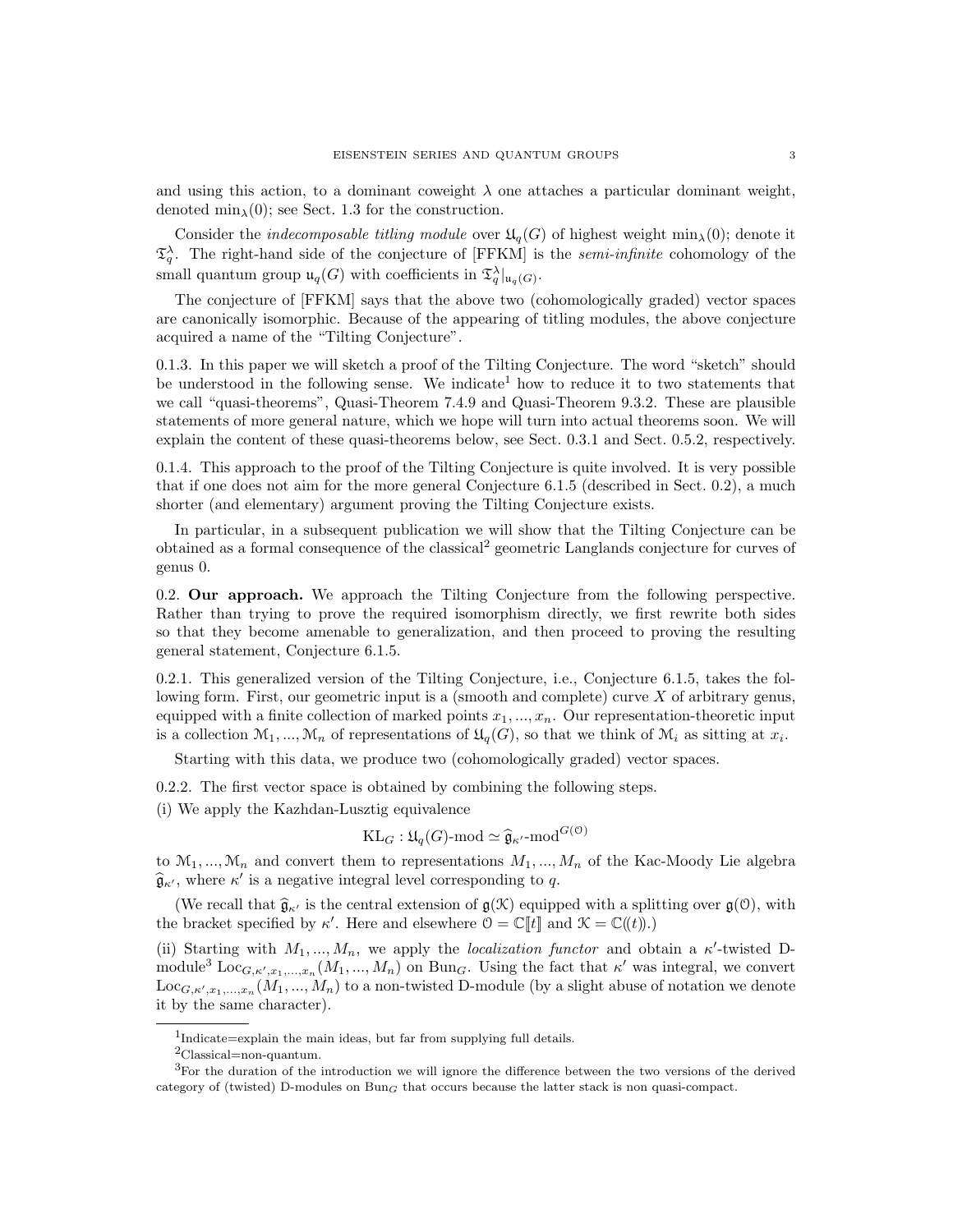and using this action, to a dominant coweight $\lambda$ one attaches a particular dominant weight, denoted $\min_\lambda(0)$; see Sect. 1.3 for the construction.

Consider the *indecomposable titling module* over $\mathfrak{U}_q(G)$ of highest weight $\min_\lambda(0)$; denote it $\mathfrak{T}_q^\lambda$. The right-hand side of the conjecture of [FFKM] is the *semi-infinite* cohomology of the small quantum group $\mathfrak{u}_q(G)$ with coefficients in $\mathfrak{T}_q^\lambda|_{\mathfrak{u}_q(G)}$.

The conjecture of [FFKM] says that the above two (cohomologically graded) vector spaces are canonically isomorphic. Because of the appearing of titling modules, the above conjecture acquired a name of the "Tilting Conjecture".

0.1.3. In this paper we will sketch a proof of the Tilting Conjecture. The word "sketch" should be understood in the following sense. We indicate[1] how to reduce it to two statements that we call "quasi-theorems", Quasi-Theorem 7.4.9 and Quasi-Theorem 9.3.2. These are plausible statements of more general nature, which we hope will turn into actual theorems soon. We will explain the content of these quasi-theorems below, see Sect. 0.3.1 and Sect. 0.5.2, respectively.

0.1.4. This approach to the proof of the Tilting Conjecture is quite involved. It is very possible that if one does not aim for the more general Conjecture 6.1.5 (described in Sect. 0.2), a much shorter (and elementary) argument proving the Tilting Conjecture exists.

In particular, in a subsequent publication we will show that the Tilting Conjecture can be obtained as a formal consequence of the classical[2] geometric Langlands conjecture for curves of genus 0.

0.2. **Our approach.** We approach the Tilting Conjecture from the following perspective. Rather than trying to prove the required isomorphism directly, we first rewrite both sides so that they become amenable to generalization, and then proceed to proving the resulting general statement, Conjecture 6.1.5.

0.2.1. This generalized version of the Tilting Conjecture, i.e., Conjecture 6.1.5, takes the following form. First, our geometric input is a (smooth and complete) curve $X$ of arbitrary genus, equipped with a finite collection of marked points $x_1, ..., x_n$. Our representation-theoretic input is a collection $\mathcal{M}_1, ..., \mathcal{M}_n$ of representations of $\mathfrak{U}_q(G)$, so that we think of $\mathcal{M}_i$ as sitting at $x_i$.

Starting with this data, we produce two (cohomologically graded) vector spaces.

0.2.2. The first vector space is obtained by combining the following steps.

(i) We apply the Kazhdan-Lusztig equivalence

$$\mathrm{KL}_G : \mathfrak{U}_q(G)\text{-mod} \simeq \widehat{\mathfrak{g}}_{\kappa'}\text{-mod}^{G(\mathcal{O})}$$

to $\mathcal{M}_1, ..., \mathcal{M}_n$ and convert them to representations $M_1, ..., M_n$ of the Kac-Moody Lie algebra $\widehat{\mathfrak{g}}_{\kappa'}$, where $\kappa'$ is a negative integral level corresponding to $q$.

(We recall that $\widehat{\mathfrak{g}}_{\kappa'}$ is the central extension of $\mathfrak{g}(\mathcal{K})$ equipped with a splitting over $\mathfrak{g}(\mathcal{O})$, with the bracket specified by $\kappa'$. Here and elsewhere $\mathcal{O} = \mathbb{C}[\![t]\!]$ and $\mathcal{K} = \mathbb{C}(\!(t)\!)$.)

(ii) Starting with $M_1, ..., M_n$, we apply the *localization functor* and obtain a $\kappa'$-twisted D-module[3] $\mathrm{Loc}_{G,\kappa',x_1,...,x_n}(M_1, ..., M_n)$ on $\mathrm{Bun}_G$. Using the fact that $\kappa'$ was integral, we convert $\mathrm{Loc}_{G,\kappa',x_1,...,x_n}(M_1, ..., M_n)$ to a non-twisted D-module (by a slight abuse of notation we denote it by the same character).

[1] Indicate=explain the main ideas, but far from supplying full details.

[2] Classical=non-quantum.

[3] For the duration of the introduction we will ignore the difference between the two versions of the derived category of (twisted) D-modules on $\mathrm{Bun}_G$ that occurs because the latter stack is non quasi-compact.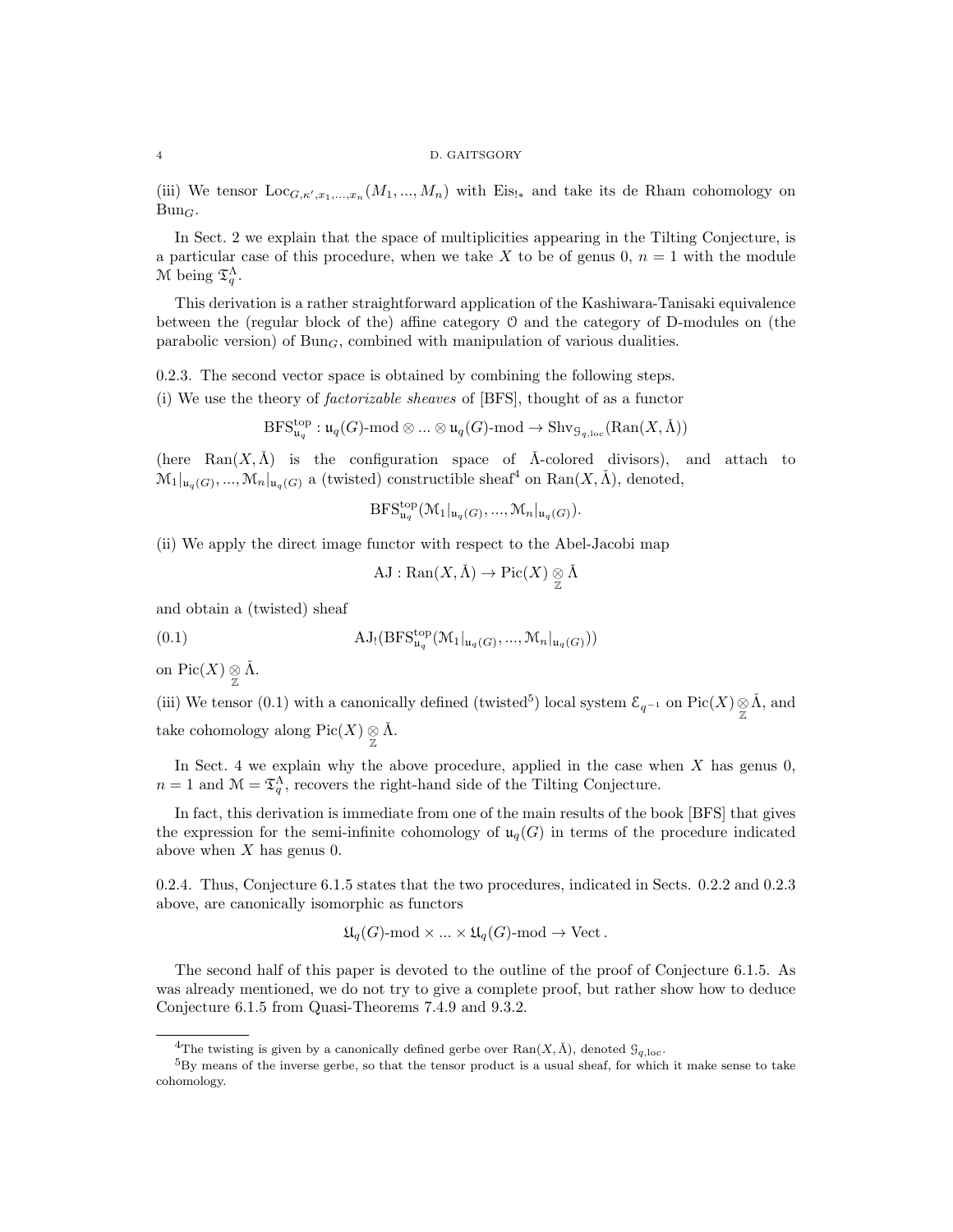(iii) We tensor $\mathrm{Loc}_{G,\kappa',x_1,...,x_n}(M_1,...,M_n)$ with $\mathrm{Eis}_{!*}$ and take its de Rham cohomology on $\mathrm{Bun}_G$.

In Sect. 2 we explain that the space of multiplicities appearing in the Tilting Conjecture, is a particular case of this procedure, when we take $X$ to be of genus 0, $n = 1$ with the module $\mathcal{M}$ being $\mathfrak{T}^{\Lambda}_q$.

This derivation is a rather straightforward application of the Kashiwara-Tanisaki equivalence between the (regular block of the) affine category $\mathcal{O}$ and the category of D-modules on (the parabolic version) of $\mathrm{Bun}_G$, combined with manipulation of various dualities.

0.2.3. The second vector space is obtained by combining the following steps.

(i) We use the theory of *factorizable sheaves* of [BFS], thought of as a functor

$$\mathrm{BFS}^{\mathrm{top}}_{\mathfrak{u}_q} : \mathfrak{u}_q(G)\text{-mod} \otimes ... \otimes \mathfrak{u}_q(G)\text{-mod} \to \mathrm{Shv}_{\mathcal{G}_{q,\mathrm{loc}}}(\mathrm{Ran}(X, \check{\Lambda}))$$

(here $\mathrm{Ran}(X, \check{\Lambda})$ is the configuration space of $\check{\Lambda}$-colored divisors), and attach to $\mathcal{M}_1|_{\mathfrak{u}_q(G)}, ..., \mathcal{M}_n|_{\mathfrak{u}_q(G)}$ a (twisted) constructible sheaf[4] on $\mathrm{Ran}(X, \check{\Lambda})$, denoted,

$$\mathrm{BFS}^{\mathrm{top}}_{\mathfrak{u}_q}(\mathcal{M}_1|_{\mathfrak{u}_q(G)}, ..., \mathcal{M}_n|_{\mathfrak{u}_q(G)}).$$

(ii) We apply the direct image functor with respect to the Abel-Jacobi map

$$\mathrm{AJ} : \mathrm{Ran}(X, \check{\Lambda}) \to \mathrm{Pic}(X) \underset{\mathbb{Z}}{\otimes} \check{\Lambda}$$

and obtain a (twisted) sheaf

$$\mathrm{AJ}_!(\mathrm{BFS}^{\mathrm{top}}_{\mathfrak{u}_q}(\mathcal{M}_1|_{\mathfrak{u}_q(G)}, ..., \mathcal{M}_n|_{\mathfrak{u}_q(G)})) \tag{0.1}$$

on $\mathrm{Pic}(X) \underset{\mathbb{Z}}{\otimes} \check{\Lambda}$.

(iii) We tensor (0.1) with a canonically defined (twisted[5]) local system $\mathcal{E}_{q^{-1}}$ on $\mathrm{Pic}(X) \underset{\mathbb{Z}}{\otimes} \check{\Lambda}$, and take cohomology along $\mathrm{Pic}(X) \underset{\mathbb{Z}}{\otimes} \check{\Lambda}$.

In Sect. 4 we explain why the above procedure, applied in the case when $X$ has genus 0, $n = 1$ and $\mathcal{M} = \mathfrak{T}^{\Lambda}_q$, recovers the right-hand side of the Tilting Conjecture.

In fact, this derivation is immediate from one of the main results of the book [BFS] that gives the expression for the semi-infinite cohomology of $\mathfrak{u}_q(G)$ in terms of the procedure indicated above when $X$ has genus 0.

0.2.4. Thus, Conjecture 6.1.5 states that the two procedures, indicated in Sects. 0.2.2 and 0.2.3 above, are canonically isomorphic as functors

$$\mathfrak{U}_q(G)\text{-mod} \times ... \times \mathfrak{U}_q(G)\text{-mod} \to \mathrm{Vect}.$$

The second half of this paper is devoted to the outline of the proof of Conjecture 6.1.5. As was already mentioned, we do not try to give a complete proof, but rather show how to deduce Conjecture 6.1.5 from Quasi-Theorems 7.4.9 and 9.3.2.

[4]The twisting is given by a canonically defined gerbe over $\mathrm{Ran}(X, \check{\Lambda})$, denoted $\mathcal{G}_{q,\mathrm{loc}}$.

[5]By means of the inverse gerbe, so that the tensor product is a usual sheaf, for which it make sense to take cohomology.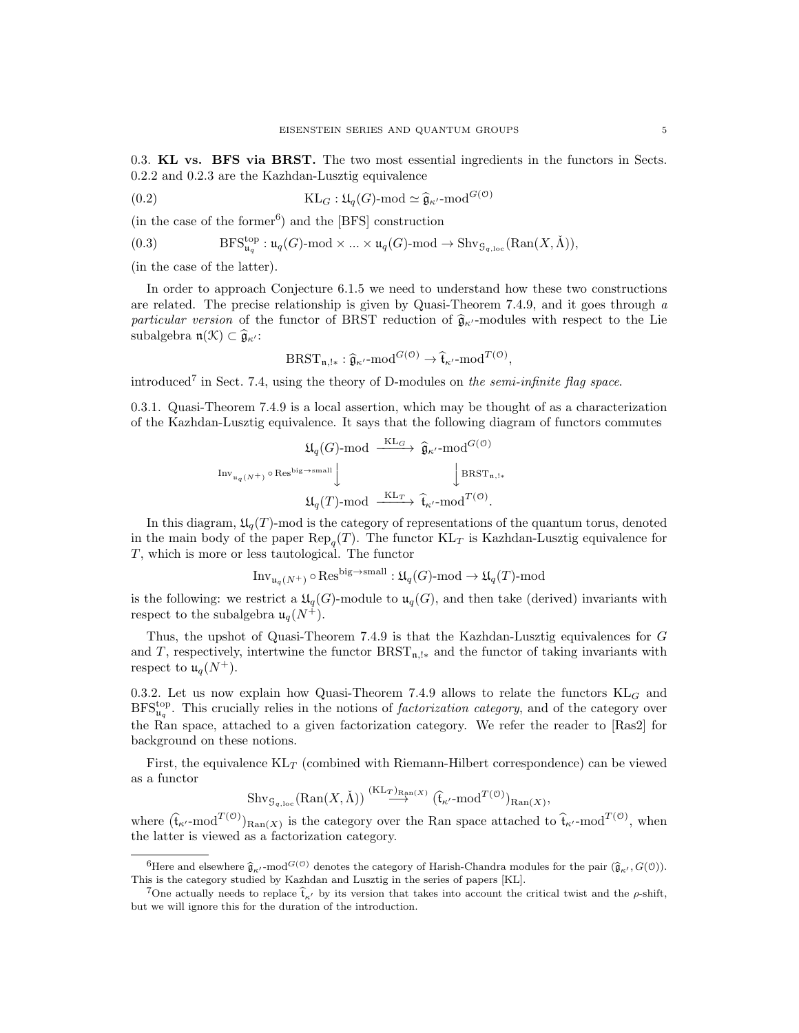## 0.3. KL vs. BFS via BRST.

The two most essential ingredients in the functors in Sects. 0.2.2 and 0.2.3 are the Kazhdan-Lusztig equivalence

$$\mathrm{KL}_G : \mathfrak{U}_q(G)\text{-mod} \simeq \widehat{\mathfrak{g}}_{\kappa'}\text{-mod}^{G(\mathcal{O})} \tag{0.2}$$

(in the case of the former[6]) and the [BFS] construction

$$\mathrm{BFS}^{\mathrm{top}}_{\mathfrak{u}_q} : \mathfrak{u}_q(G)\text{-mod} \times ... \times \mathfrak{u}_q(G)\text{-mod} \to \mathrm{Shv}_{\mathcal{G}_{q,\mathrm{loc}}}(\mathrm{Ran}(X, \check{\Lambda})), \tag{0.3}$$

(in the case of the latter).

In order to approach Conjecture 6.1.5 we need to understand how these two constructions are related. The precise relationship is given by Quasi-Theorem 7.4.9, and it goes through *a particular version* of the functor of BRST reduction of $\widehat{\mathfrak{g}}_{\kappa'}$-modules with respect to the Lie subalgebra $\mathfrak{n}(\mathcal{K}) \subset \widehat{\mathfrak{g}}_{\kappa'}$:

$$\mathrm{BRST}_{\mathfrak{n},!*} : \widehat{\mathfrak{g}}_{\kappa'}\text{-mod}^{G(\mathcal{O})} \to \widehat{\mathfrak{t}}_{\kappa'}\text{-mod}^{T(\mathcal{O})},$$

introduced[7] in Sect. 7.4, using the theory of D-modules on *the semi-infinite flag space*.

0.3.1. Quasi-Theorem 7.4.9 is a local assertion, which may be thought of as a characterization of the Kazhdan-Lusztig equivalence. It says that the following diagram of functors commutes

$$\begin{array}{ccc}
\mathfrak{U}_q(G)\text{-mod} & \xrightarrow{\mathrm{KL}_G} & \widehat{\mathfrak{g}}_{\kappa'}\text{-mod}^{G(\mathcal{O})} \\
{\scriptstyle \mathrm{Inv}_{\mathfrak{u}_q(N^+)} \circ \mathrm{Res}^{\mathrm{big}\to\mathrm{small}}} \Big\downarrow & & \Big\downarrow {\scriptstyle \mathrm{BRST}_{\mathfrak{n},!*}} \\
\mathfrak{U}_q(T)\text{-mod} & \xrightarrow{\mathrm{KL}_T} & \widehat{\mathfrak{t}}_{\kappa'}\text{-mod}^{T(\mathcal{O})}.
\end{array}$$

In this diagram, $\mathfrak{U}_q(T)$-mod is the category of representations of the quantum torus, denoted in the main body of the paper $\mathrm{Rep}_q(T)$. The functor $\mathrm{KL}_T$ is Kazhdan-Lusztig equivalence for $T$, which is more or less tautological. The functor

$$\mathrm{Inv}_{\mathfrak{u}_q(N^+)} \circ \mathrm{Res}^{\mathrm{big}\to\mathrm{small}} : \mathfrak{U}_q(G)\text{-mod} \to \mathfrak{U}_q(T)\text{-mod}$$

is the following: we restrict a $\mathfrak{U}_q(G)$-module to $\mathfrak{u}_q(G)$, and then take (derived) invariants with respect to the subalgebra $\mathfrak{u}_q(N^+)$.

Thus, the upshot of Quasi-Theorem 7.4.9 is that the Kazhdan-Lusztig equivalences for $G$ and $T$, respectively, intertwine the functor $\mathrm{BRST}_{\mathfrak{n},!*}$ and the functor of taking invariants with respect to $\mathfrak{u}_q(N^+)$.

0.3.2. Let us now explain how Quasi-Theorem 7.4.9 allows to relate the functors $\mathrm{KL}_G$ and $\mathrm{BFS}^{\mathrm{top}}_{\mathfrak{u}_q}$. This crucially relies in the notions of *factorization category*, and of the category over the Ran space, attached to a given factorization category. We refer the reader to [Ras2] for background on these notions.

First, the equivalence $\mathrm{KL}_T$ (combined with Riemann-Hilbert correspondence) can be viewed as a functor

$$\mathrm{Shv}_{\mathcal{G}_{q,\mathrm{loc}}}(\mathrm{Ran}(X, \check{\Lambda})) \overset{(\mathrm{KL}_T)_{\mathrm{Ran}(X)}}{\longrightarrow} (\widehat{\mathfrak{t}}_{\kappa'}\text{-mod}^{T(\mathcal{O})})_{\mathrm{Ran}(X)},$$

where $(\widehat{\mathfrak{t}}_{\kappa'}\text{-mod}^{T(\mathcal{O})})_{\mathrm{Ran}(X)}$ is the category over the Ran space attached to $\widehat{\mathfrak{t}}_{\kappa'}\text{-mod}^{T(\mathcal{O})}$, when the latter is viewed as a factorization category.

---

[6] Here and elsewhere $\widehat{\mathfrak{g}}_{\kappa'}\text{-mod}^{G(\mathcal{O})}$ denotes the category of Harish-Chandra modules for the pair $(\widehat{\mathfrak{g}}_{\kappa'}, G(\mathcal{O}))$. This is the category studied by Kazhdan and Lusztig in the series of papers [KL].

[7] One actually needs to replace $\widehat{\mathfrak{t}}_{\kappa'}$ by its version that takes into account the critical twist and the $\rho$-shift, but we will ignore this for the duration of the introduction.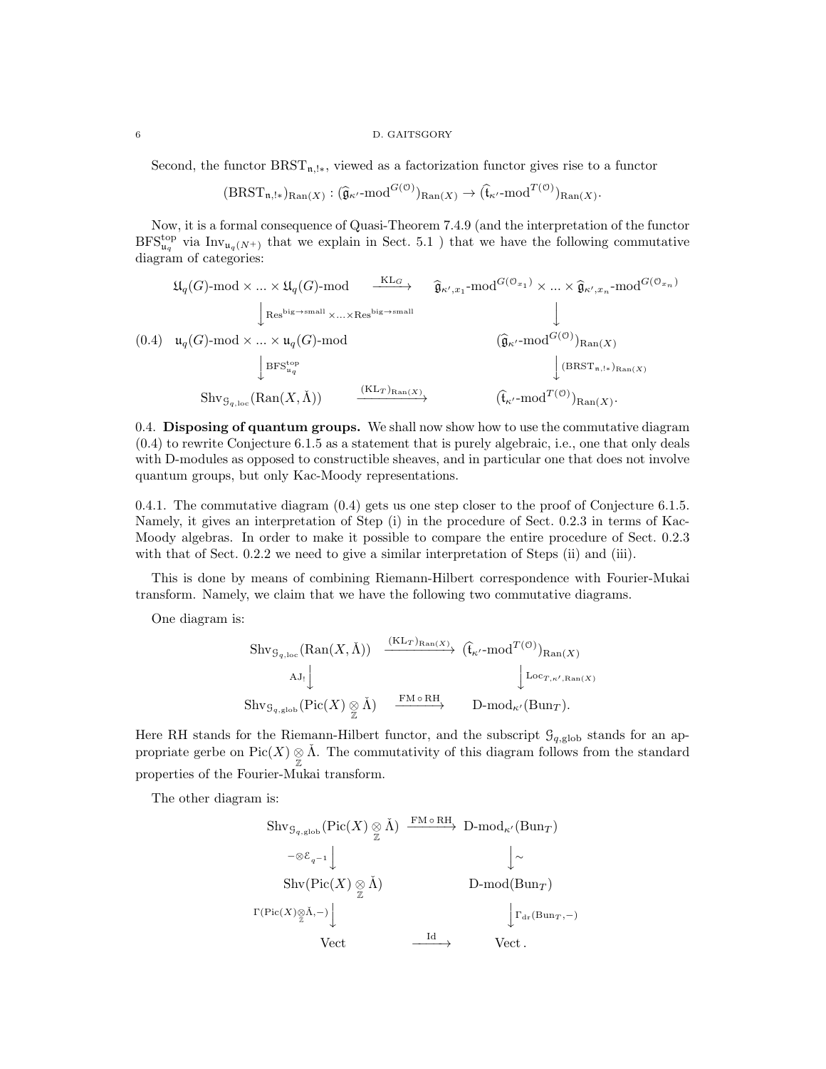Second, the functor $\mathrm{BRST}_{\mathfrak{n},!*}$, viewed as a factorization functor gives rise to a functor

$$(\mathrm{BRST}_{\mathfrak{n},!*})_{\mathrm{Ran}(X)} : (\widehat{\mathfrak{g}}_{\kappa'}\text{-mod}^{G(\mathcal{O})})_{\mathrm{Ran}(X)} \to (\widehat{\mathfrak{t}}_{\kappa'}\text{-mod}^{T(\mathcal{O})})_{\mathrm{Ran}(X)}.$$

Now, it is a formal consequence of Quasi-Theorem 7.4.9 (and the interpretation of the functor $\mathrm{BFS}^{\mathrm{top}}_{\mathfrak{u}_q}$ via $\mathrm{Inv}_{\mathfrak{u}_q(N^+)}$ that we explain in Sect. 5.1 ) that we have the following commutative diagram of categories:

$$
(0.4)\qquad
\begin{array}{ccc}
\mathfrak{U}_q(G)\text{-mod} \times ... \times \mathfrak{U}_q(G)\text{-mod} & \xrightarrow{\mathrm{KL}_G} & \widehat{\mathfrak{g}}_{\kappa',x_1}\text{-mod}^{G(\mathcal{O}_{x_1})} \times ... \times \widehat{\mathfrak{g}}_{\kappa',x_n}\text{-mod}^{G(\mathcal{O}_{x_n})} \\
\Big\downarrow {\scriptstyle \mathrm{Res}^{\mathrm{big}\to\mathrm{small}} \times ... \times \mathrm{Res}^{\mathrm{big}\to\mathrm{small}}} & & \Big\downarrow \\
\mathfrak{u}_q(G)\text{-mod} \times ... \times \mathfrak{u}_q(G)\text{-mod} & & (\widehat{\mathfrak{g}}_{\kappa'}\text{-mod}^{G(\mathcal{O})})_{\mathrm{Ran}(X)} \\
\Big\downarrow {\scriptstyle \mathrm{BFS}^{\mathrm{top}}_{\mathfrak{u}_q}} & & \Big\downarrow {\scriptstyle (\mathrm{BRST}_{\mathfrak{n},!*})_{\mathrm{Ran}(X)}} \\
\mathrm{Shv}_{\mathcal{G}_{q,\mathrm{loc}}}(\mathrm{Ran}(X,\check{\Lambda})) & \xrightarrow{(\mathrm{KL}_T)_{\mathrm{Ran}(X)}} & (\widehat{\mathfrak{t}}_{\kappa'}\text{-mod}^{T(\mathcal{O})})_{\mathrm{Ran}(X)}.
\end{array}
$$

0.4. **Disposing of quantum groups.** We shall now show how to use the commutative diagram (0.4) to rewrite Conjecture 6.1.5 as a statement that is purely algebraic, i.e., one that only deals with D-modules as opposed to constructible sheaves, and in particular one that does not involve quantum groups, but only Kac-Moody representations.

0.4.1. The commutative diagram (0.4) gets us one step closer to the proof of Conjecture 6.1.5. Namely, it gives an interpretation of Step (i) in the procedure of Sect. 0.2.3 in terms of Kac-Moody algebras. In order to make it possible to compare the entire procedure of Sect. 0.2.3 with that of Sect. 0.2.2 we need to give a similar interpretation of Steps (ii) and (iii).

This is done by means of combining Riemann-Hilbert correspondence with Fourier-Mukai transform. Namely, we claim that we have the following two commutative diagrams.

One diagram is:

$$
\begin{array}{ccc}
\mathrm{Shv}_{\mathcal{G}_{q,\mathrm{loc}}}(\mathrm{Ran}(X,\check{\Lambda})) & \xrightarrow{(\mathrm{KL}_T)_{\mathrm{Ran}(X)}} & (\widehat{\mathfrak{t}}_{\kappa'}\text{-mod}^{T(\mathcal{O})})_{\mathrm{Ran}(X)} \\
{\scriptstyle \mathrm{AJ}_!}\Big\downarrow & & \Big\downarrow {\scriptstyle \mathrm{Loc}_{T,\kappa',\mathrm{Ran}(X)}} \\
\mathrm{Shv}_{\mathcal{G}_{q,\mathrm{glob}}}(\mathrm{Pic}(X)\underset{\mathbb{Z}}{\otimes}\check{\Lambda}) & \xrightarrow{\mathrm{FM}\circ\mathrm{RH}} & \text{D-mod}_{\kappa'}(\mathrm{Bun}_T).
\end{array}
$$

Here RH stands for the Riemann-Hilbert functor, and the subscript $\mathcal{G}_{q,\mathrm{glob}}$ stands for an appropriate gerbe on $\mathrm{Pic}(X)\underset{\mathbb{Z}}{\otimes}\check{\Lambda}$. The commutativity of this diagram follows from the standard properties of the Fourier-Mukai transform.

The other diagram is:

$$
\begin{array}{ccc}
\mathrm{Shv}_{\mathcal{G}_{q,\mathrm{glob}}}(\mathrm{Pic}(X)\underset{\mathbb{Z}}{\otimes}\check{\Lambda}) & \xrightarrow{\mathrm{FM}\circ\mathrm{RH}} & \text{D-mod}_{\kappa'}(\mathrm{Bun}_T) \\
{\scriptstyle -\otimes\mathcal{E}_{q^{-1}}}\Big\downarrow & & \Big\downarrow {\scriptstyle \sim} \\
\mathrm{Shv}(\mathrm{Pic}(X)\underset{\mathbb{Z}}{\otimes}\check{\Lambda}) & & \text{D-mod}(\mathrm{Bun}_T) \\
{\scriptstyle \Gamma(\mathrm{Pic}(X)\underset{\mathbb{Z}}{\otimes}\check{\Lambda},-)}\Big\downarrow & & \Big\downarrow {\scriptstyle \Gamma_{\mathrm{dr}}(\mathrm{Bun}_T,-)} \\
\mathrm{Vect} & \xrightarrow{\mathrm{Id}} & \mathrm{Vect}\,.
\end{array}
$$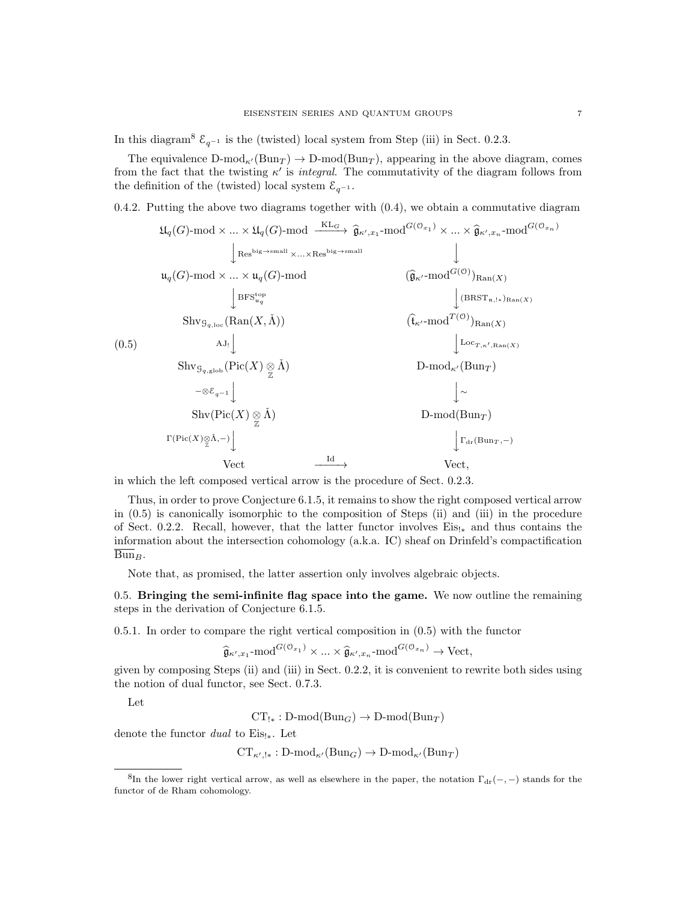In this diagram[8] $\mathcal{E}_{q^{-1}}$ is the (twisted) local system from Step (iii) in Sect. 0.2.3.

The equivalence $\text{D-mod}_{\kappa'}(\text{Bun}_T) \to \text{D-mod}(\text{Bun}_T)$, appearing in the above diagram, comes from the fact that the twisting $\kappa'$ is *integral*. The commutativity of the diagram follows from the definition of the (twisted) local system $\mathcal{E}_{q^{-1}}$.

0.4.2. Putting the above two diagrams together with (0.4), we obtain a commutative diagram

$$
(0.5)\quad
\begin{array}{ccc}
\mathfrak{U}_q(G)\text{-mod} \times ... \times \mathfrak{U}_q(G)\text{-mod} & \xrightarrow{\text{KL}_G} & \widehat{\mathfrak{g}}_{\kappa',x_1}\text{-mod}^{G(\mathcal{O}_{x_1})} \times ... \times \widehat{\mathfrak{g}}_{\kappa',x_n}\text{-mod}^{G(\mathcal{O}_{x_n})} \\
\downarrow {\scriptstyle \text{Res}^{\text{big}\to\text{small}} \times ... \times \text{Res}^{\text{big}\to\text{small}}} & & \downarrow \\
\mathfrak{u}_q(G)\text{-mod} \times ... \times \mathfrak{u}_q(G)\text{-mod} & & (\widehat{\mathfrak{g}}_{\kappa'}\text{-mod}^{G(\mathcal{O})})_{\text{Ran}(X)} \\
\downarrow {\scriptstyle \text{BFS}^{\text{top}}_{\mathfrak{u}_q}} & & \downarrow {\scriptstyle (\text{BRST}_{\mathfrak{n},!*})_{\text{Ran}(X)}} \\
\text{Shv}_{\mathcal{G}_{q,\text{loc}}}(\text{Ran}(X,\check{\Lambda})) & & (\widehat{\mathfrak{t}}_{\kappa'}\text{-mod}^{T(\mathcal{O})})_{\text{Ran}(X)} \\
\downarrow {\scriptstyle \text{AJ}_!} & & \downarrow {\scriptstyle \text{Loc}_{T,\kappa',\text{Ran}(X)}} \\
\text{Shv}_{\mathcal{G}_{q,\text{glob}}}(\text{Pic}(X) \underset{\mathbb{Z}}{\otimes} \check{\Lambda}) & & \text{D-mod}_{\kappa'}(\text{Bun}_T) \\
\downarrow {\scriptstyle -\otimes \mathcal{E}_{q^{-1}}} & & \downarrow {\scriptstyle \sim} \\
\text{Shv}(\text{Pic}(X) \underset{\mathbb{Z}}{\otimes} \check{\Lambda}) & & \text{D-mod}(\text{Bun}_T) \\
\downarrow {\scriptstyle \Gamma(\text{Pic}(X)\underset{\mathbb{Z}}{\otimes}\check{\Lambda},-)} & & \downarrow {\scriptstyle \Gamma_{\text{dr}}(\text{Bun}_T,-)} \\
\text{Vect} & \xrightarrow{\text{Id}} & \text{Vect},
\end{array}
$$

in which the left composed vertical arrow is the procedure of Sect. 0.2.3.

Thus, in order to prove Conjecture 6.1.5, it remains to show the right composed vertical arrow in (0.5) is canonically isomorphic to the composition of Steps (ii) and (iii) in the procedure of Sect. 0.2.2. Recall, however, that the latter functor involves $\text{Eis}_{!*}$ and thus contains the information about the intersection cohomology (a.k.a. IC) sheaf on Drinfeld's compactification $\overline{\text{Bun}}_B$.

Note that, as promised, the latter assertion only involves algebraic objects.

## 0.5. Bringing the semi-infinite flag space into the game.

We now outline the remaining steps in the derivation of Conjecture 6.1.5.

0.5.1. In order to compare the right vertical composition in (0.5) with the functor

$$\widehat{\mathfrak{g}}_{\kappa',x_1}\text{-mod}^{G(\mathcal{O}_{x_1})} \times ... \times \widehat{\mathfrak{g}}_{\kappa',x_n}\text{-mod}^{G(\mathcal{O}_{x_n})} \to \text{Vect},$$

given by composing Steps (ii) and (iii) in Sect. 0.2.2, it is convenient to rewrite both sides using the notion of dual functor, see Sect. 0.7.3.

Let

$$\text{CT}_{!*} : \text{D-mod}(\text{Bun}_G) \to \text{D-mod}(\text{Bun}_T)$$

denote the functor *dual* to $\text{Eis}_{!*}$. Let

$$\text{CT}_{\kappa',!*} : \text{D-mod}_{\kappa'}(\text{Bun}_G) \to \text{D-mod}_{\kappa'}(\text{Bun}_T)$$

[8] In the lower right vertical arrow, as well as elsewhere in the paper, the notation $\Gamma_{\text{dr}}(-,-)$ stands for the functor of de Rham cohomology.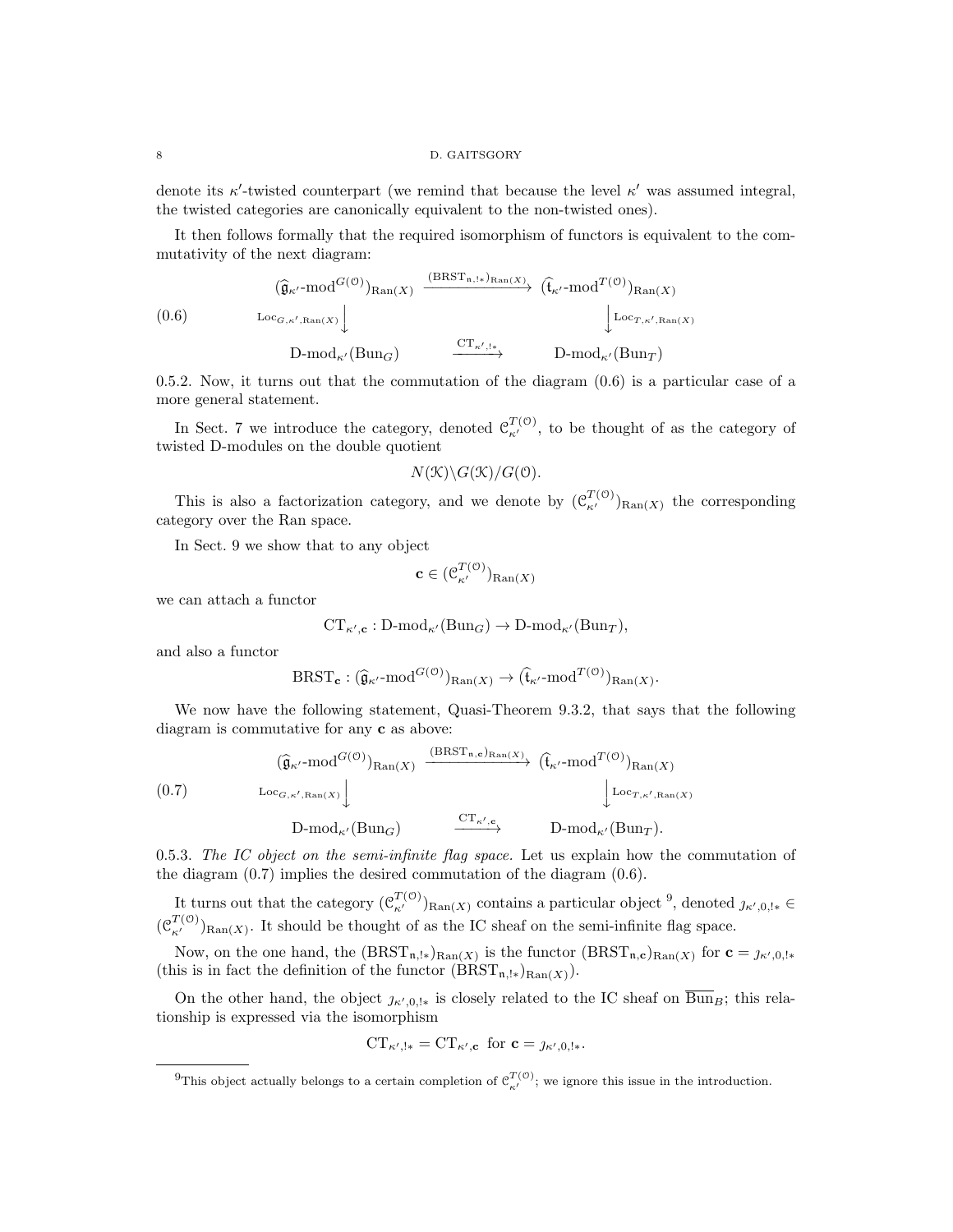denote its $\kappa'$-twisted counterpart (we remind that because the level $\kappa'$ was assumed integral, the twisted categories are canonically equivalent to the non-twisted ones).

It then follows formally that the required isomorphism of functors is equivalent to the commutativity of the next diagram:

$$
\begin{array}{ccc}
(\widehat{\mathfrak{g}}_{\kappa'}\text{-mod}^{G(\mathcal{O})})_{\operatorname{Ran}(X)} & \xrightarrow{(\operatorname{BRST}_{\mathfrak{n},!*})_{\operatorname{Ran}(X)}} & (\widehat{\mathfrak{t}}_{\kappa'}\text{-mod}^{T(\mathcal{O})})_{\operatorname{Ran}(X)} \\
\Big\downarrow{\scriptstyle \operatorname{Loc}_{G,\kappa',\operatorname{Ran}(X)}} & & \Big\downarrow{\scriptstyle \operatorname{Loc}_{T,\kappa',\operatorname{Ran}(X)}} \\
\text{D-mod}_{\kappa'}(\operatorname{Bun}_G) & \xrightarrow{\operatorname{CT}_{\kappa',!*}} & \text{D-mod}_{\kappa'}(\operatorname{Bun}_T)
\end{array} \tag{0.6}
$$

0.5.2. Now, it turns out that the commutation of the diagram (0.6) is a particular case of a more general statement.

In Sect. 7 we introduce the category, denoted $\mathcal{C}^{T(\mathcal{O})}_{\kappa'}$, to be thought of as the category of twisted D-modules on the double quotient

$$N(\mathcal{K})\backslash G(\mathcal{K})/G(\mathcal{O}).$$

This is also a factorization category, and we denote by $(\mathcal{C}^{T(\mathcal{O})}_{\kappa'})_{\operatorname{Ran}(X)}$ the corresponding category over the Ran space.

In Sect. 9 we show that to any object

$$\mathbf{c} \in (\mathcal{C}^{T(\mathcal{O})}_{\kappa'})_{\operatorname{Ran}(X)}$$

we can attach a functor

$$\operatorname{CT}_{\kappa',\mathbf{c}} : \text{D-mod}_{\kappa'}(\operatorname{Bun}_G) \to \text{D-mod}_{\kappa'}(\operatorname{Bun}_T),$$

and also a functor

$$\operatorname{BRST}_{\mathbf{c}} : (\widehat{\mathfrak{g}}_{\kappa'}\text{-mod}^{G(\mathcal{O})})_{\operatorname{Ran}(X)} \to (\widehat{\mathfrak{t}}_{\kappa'}\text{-mod}^{T(\mathcal{O})})_{\operatorname{Ran}(X)}.$$

We now have the following statement, Quasi-Theorem 9.3.2, that says that the following diagram is commutative for any $\mathbf{c}$ as above:

$$
\begin{array}{ccc}
(\widehat{\mathfrak{g}}_{\kappa'}\text{-mod}^{G(\mathcal{O})})_{\operatorname{Ran}(X)} & \xrightarrow{(\operatorname{BRST}_{\mathfrak{n},\mathbf{c}})_{\operatorname{Ran}(X)}} & (\widehat{\mathfrak{t}}_{\kappa'}\text{-mod}^{T(\mathcal{O})})_{\operatorname{Ran}(X)} \\
\Big\downarrow{\scriptstyle \operatorname{Loc}_{G,\kappa',\operatorname{Ran}(X)}} & & \Big\downarrow{\scriptstyle \operatorname{Loc}_{T,\kappa',\operatorname{Ran}(X)}} \\
\text{D-mod}_{\kappa'}(\operatorname{Bun}_G) & \xrightarrow{\operatorname{CT}_{\kappa',\mathbf{c}}} & \text{D-mod}_{\kappa'}(\operatorname{Bun}_T).
\end{array} \tag{0.7}
$$

0.5.3. *The IC object on the semi-infinite flag space.* Let us explain how the commutation of the diagram (0.7) implies the desired commutation of the diagram (0.6).

It turns out that the category $(\mathcal{C}^{T(\mathcal{O})}_{\kappa'})_{\operatorname{Ran}(X)}$ contains a particular object [9], denoted $\jmath_{\kappa',0,!*} \in (\mathcal{C}^{T(\mathcal{O})}_{\kappa'})_{\operatorname{Ran}(X)}$. It should be thought of as the IC sheaf on the semi-infinite flag space.

Now, on the one hand, the $(\operatorname{BRST}_{\mathfrak{n},!*})_{\operatorname{Ran}(X)}$ is the functor $(\operatorname{BRST}_{\mathfrak{n},\mathbf{c}})_{\operatorname{Ran}(X)}$ for $\mathbf{c} = \jmath_{\kappa',0,!*}$ (this is in fact the definition of the functor $(\operatorname{BRST}_{\mathfrak{n},!*})_{\operatorname{Ran}(X)}$).

On the other hand, the object $\jmath_{\kappa',0,!*}$ is closely related to the IC sheaf on $\overline{\operatorname{Bun}}_B$; this relationship is expressed via the isomorphism

$$\operatorname{CT}_{\kappa',!*} = \operatorname{CT}_{\kappa',\mathbf{c}} \text{ for } \mathbf{c} = \jmath_{\kappa',0,!*}.$$

[9] This object actually belongs to a certain completion of $\mathcal{C}^{T(\mathcal{O})}_{\kappa'}$; we ignore this issue in the introduction.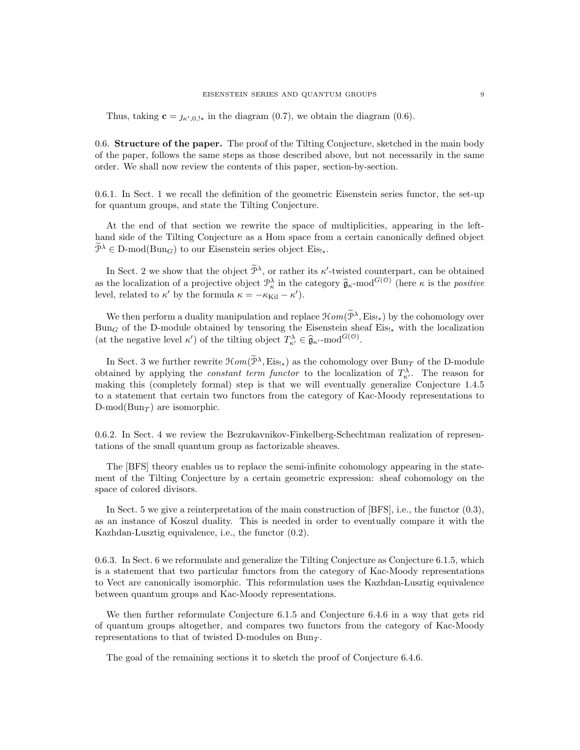Thus, taking $\mathbf{c} = \jmath_{\kappa',0,!*}$ in the diagram (0.7), we obtain the diagram (0.6).

0.6. **Structure of the paper.** The proof of the Tilting Conjecture, sketched in the main body of the paper, follows the same steps as those described above, but not necessarily in the same order. We shall now review the contents of this paper, section-by-section.

0.6.1. In Sect. 1 we recall the definition of the geometric Eisenstein series functor, the set-up for quantum groups, and state the Tilting Conjecture.

At the end of that section we rewrite the space of multiplicities, appearing in the left-hand side of the Tilting Conjecture as a Hom space from a certain canonically defined object $\widetilde{\mathcal{P}}^\lambda \in \text{D-mod}(\text{Bun}_G)$ to our Eisenstein series object $\text{Eis}_{!*}$.

In Sect. 2 we show that the object $\widetilde{\mathcal{P}}^\lambda$, or rather its $\kappa'$-twisted counterpart, can be obtained as the localization of a projective object $\mathcal{P}^\lambda_\kappa$ in the category $\widehat{\mathfrak{g}}_\kappa\text{-mod}^{G(\mathcal{O})}$ (here $\kappa$ is the *positive* level, related to $\kappa'$ by the formula $\kappa = -\kappa_{\text{Kil}} - \kappa'$).

We then perform a duality manipulation and replace $\mathcal{H}om(\widetilde{\mathcal{P}}^\lambda, \text{Eis}_{!*})$ by the cohomology over $\text{Bun}_G$ of the D-module obtained by tensoring the Eisenstein sheaf $\text{Eis}_{!*}$ with the localization (at the negative level $\kappa'$) of the tilting object $T^\lambda_{\kappa'} \in \widehat{\mathfrak{g}}_{\kappa'}\text{-mod}^{G(\mathcal{O})}$.

In Sect. 3 we further rewrite $\mathcal{H}om(\widetilde{\mathcal{P}}^\lambda, \text{Eis}_{!*})$ as the cohomology over $\text{Bun}_T$ of the D-module obtained by applying the *constant term functor* to the localization of $T^\lambda_{\kappa'}$. The reason for making this (completely formal) step is that we will eventually generalize Conjecture 1.4.5 to a statement that certain two functors from the category of Kac-Moody representations to $\text{D-mod}(\text{Bun}_T)$ are isomorphic.

0.6.2. In Sect. 4 we review the Bezrukavnikov-Finkelberg-Schechtman realization of representations of the small quantum group as factorizable sheaves.

The [BFS] theory enables us to replace the semi-infinite cohomology appearing in the statement of the Tilting Conjecture by a certain geometric expression: sheaf cohomology on the space of colored divisors.

In Sect. 5 we give a reinterpretation of the main construction of [BFS], i.e., the functor (0.3), as an instance of Koszul duality. This is needed in order to eventually compare it with the Kazhdan-Lusztig equivalence, i.e., the functor (0.2).

0.6.3. In Sect. 6 we reformulate and generalize the Tilting Conjecture as Conjecture 6.1.5, which is a statement that two particular functors from the category of Kac-Moody representations to Vect are canonically isomorphic. This reformulation uses the Kazhdan-Lusztig equivalence between quantum groups and Kac-Moody representations.

We then further reformulate Conjecture 6.1.5 and Conjecture 6.4.6 in a way that gets rid of quantum groups altogether, and compares two functors from the category of Kac-Moody representations to that of twisted D-modules on $\text{Bun}_T$.

The goal of the remaining sections it to sketch the proof of Conjecture 6.4.6.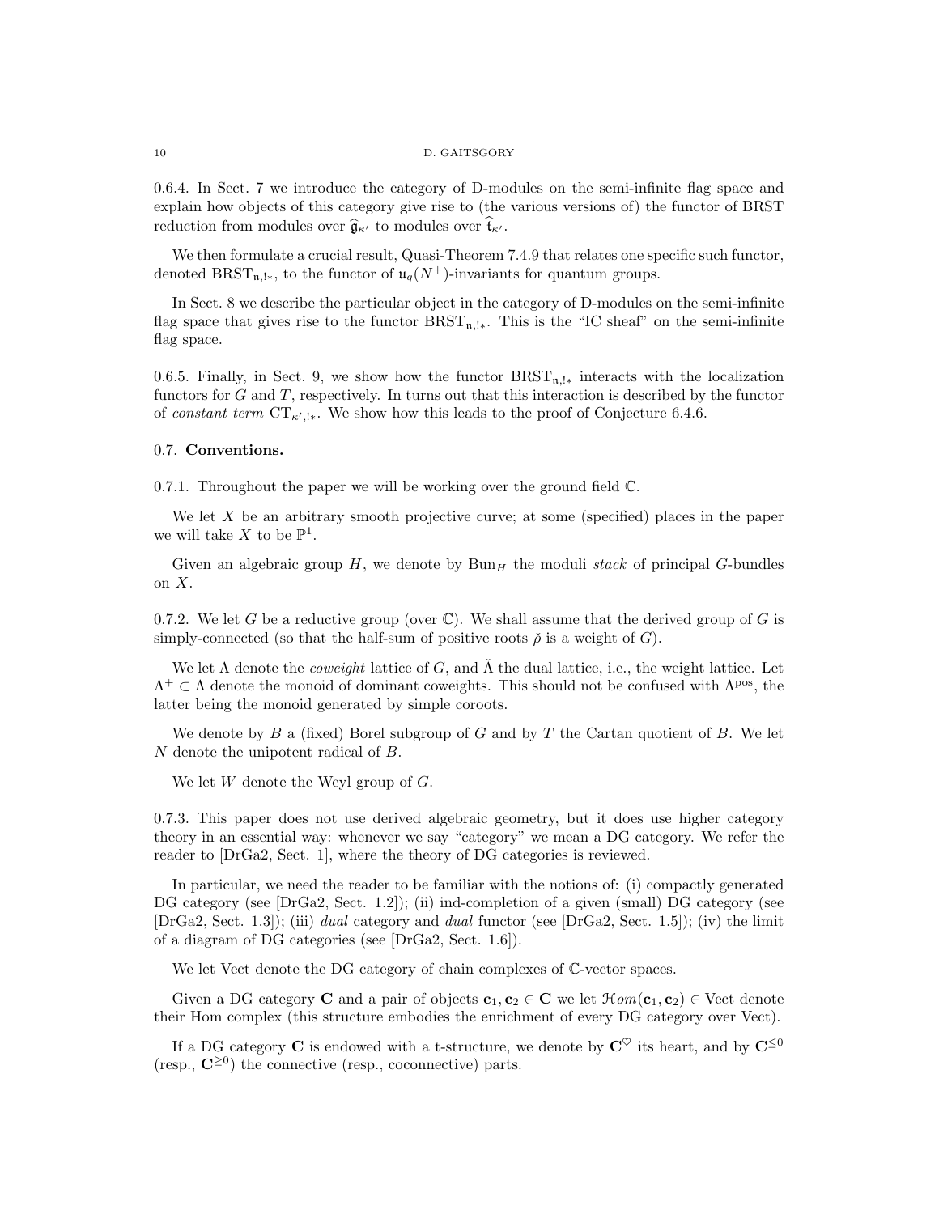0.6.4. In Sect. 7 we introduce the category of D-modules on the semi-infinite flag space and explain how objects of this category give rise to (the various versions of) the functor of BRST reduction from modules over $\widehat{\mathfrak{g}}_{\kappa'}$ to modules over $\widehat{\mathfrak{t}}_{\kappa'}$.

We then formulate a crucial result, Quasi-Theorem 7.4.9 that relates one specific such functor, denoted $\mathrm{BRST}_{\mathfrak{n},!*}$, to the functor of $\mathfrak{u}_q(N^+)$-invariants for quantum groups.

In Sect. 8 we describe the particular object in the category of D-modules on the semi-infinite flag space that gives rise to the functor $\mathrm{BRST}_{\mathfrak{n},!*}$. This is the "IC sheaf" on the semi-infinite flag space.

0.6.5. Finally, in Sect. 9, we show how the functor $\mathrm{BRST}_{\mathfrak{n},!*}$ interacts with the localization functors for $G$ and $T$, respectively. In turns out that this interaction is described by the functor of *constant term* $\mathrm{CT}_{\kappa',!*}$. We show how this leads to the proof of Conjecture 6.4.6.

## 0.7. Conventions.

0.7.1. Throughout the paper we will be working over the ground field $\mathbb{C}$.

We let $X$ be an arbitrary smooth projective curve; at some (specified) places in the paper we will take $X$ to be $\mathbb{P}^1$.

Given an algebraic group $H$, we denote by $\mathrm{Bun}_H$ the moduli *stack* of principal $G$-bundles on $X$.

0.7.2. We let $G$ be a reductive group (over $\mathbb{C}$). We shall assume that the derived group of $G$ is simply-connected (so that the half-sum of positive roots $\check{\rho}$ is a weight of $G$).

We let $\Lambda$ denote the *coweight* lattice of $G$, and $\check{\Lambda}$ the dual lattice, i.e., the weight lattice. Let $\Lambda^+ \subset \Lambda$ denote the monoid of dominant coweights. This should not be confused with $\Lambda^{\mathrm{pos}}$, the latter being the monoid generated by simple coroots.

We denote by $B$ a (fixed) Borel subgroup of $G$ and by $T$ the Cartan quotient of $B$. We let $N$ denote the unipotent radical of $B$.

We let $W$ denote the Weyl group of $G$.

0.7.3. This paper does not use derived algebraic geometry, but it does use higher category theory in an essential way: whenever we say "category" we mean a DG category. We refer the reader to [DrGa2, Sect. 1], where the theory of DG categories is reviewed.

In particular, we need the reader to be familiar with the notions of: (i) compactly generated DG category (see [DrGa2, Sect. 1.2]); (ii) ind-completion of a given (small) DG category (see [DrGa2, Sect. 1.3]); (iii) *dual* category and *dual* functor (see [DrGa2, Sect. 1.5]); (iv) the limit of a diagram of DG categories (see [DrGa2, Sect. 1.6]).

We let Vect denote the DG category of chain complexes of $\mathbb{C}$-vector spaces.

Given a DG category $\mathbf{C}$ and a pair of objects $\mathbf{c}_1, \mathbf{c}_2 \in \mathbf{C}$ we let $\mathcal{H}om(\mathbf{c}_1, \mathbf{c}_2) \in \mathrm{Vect}$ denote their Hom complex (this structure embodies the enrichment of every DG category over Vect).

If a DG category $\mathbf{C}$ is endowed with a t-structure, we denote by $\mathbf{C}^{\heartsuit}$ its heart, and by $\mathbf{C}^{\leq 0}$ (resp., $\mathbf{C}^{\geq 0}$) the connective (resp., coconnective) parts.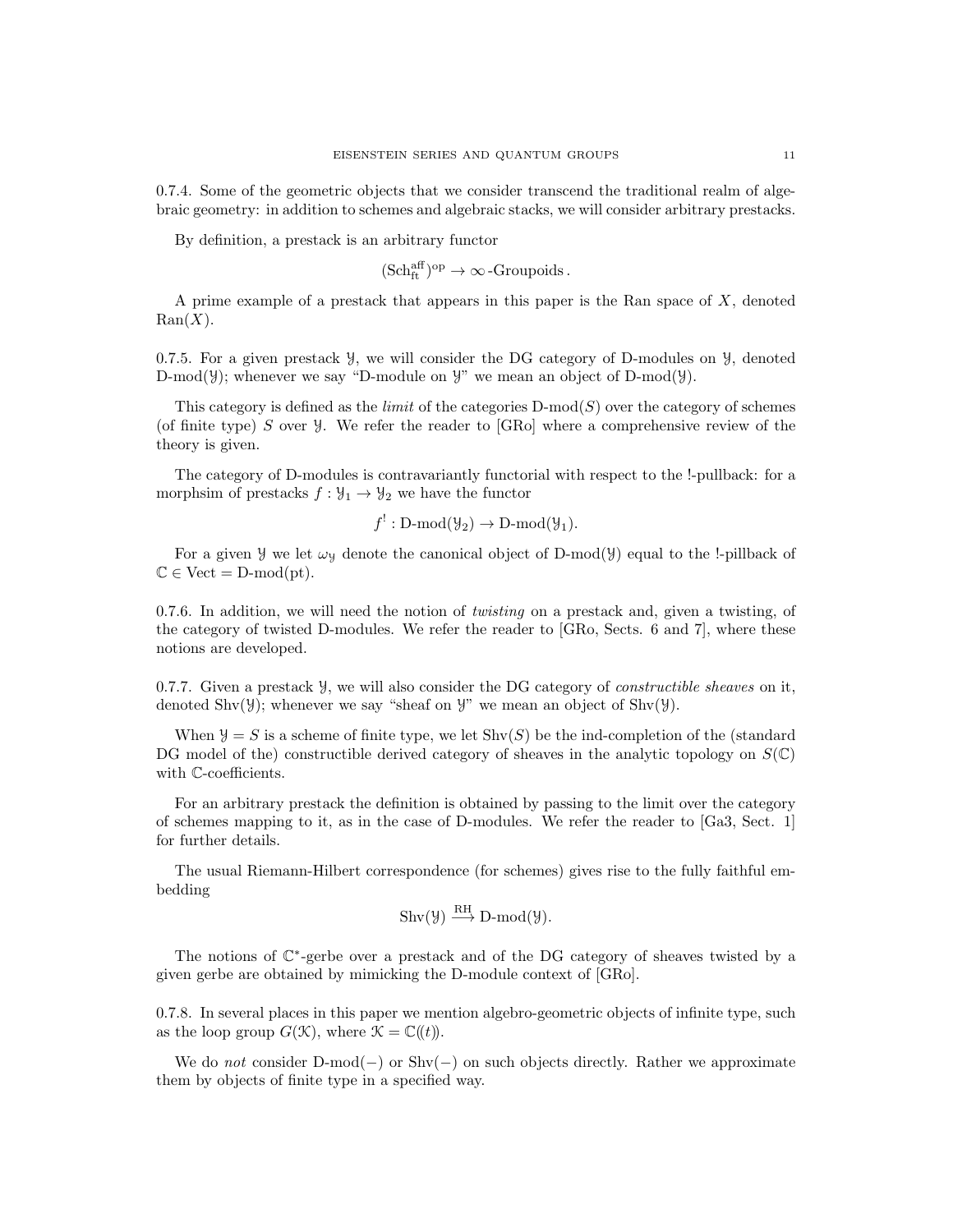0.7.4. Some of the geometric objects that we consider transcend the traditional realm of algebraic geometry: in addition to schemes and algebraic stacks, we will consider arbitrary prestacks.

By definition, a prestack is an arbitrary functor

$$(\mathrm{Sch}^{\mathrm{aff}}_{\mathrm{ft}})^{\mathrm{op}} \to \infty\text{-Groupoids}.$$

A prime example of a prestack that appears in this paper is the Ran space of $X$, denoted $\mathrm{Ran}(X)$.

0.7.5. For a given prestack $\mathcal{Y}$, we will consider the DG category of D-modules on $\mathcal{Y}$, denoted $\text{D-mod}(\mathcal{Y})$; whenever we say "D-module on $\mathcal{Y}$" we mean an object of $\text{D-mod}(\mathcal{Y})$.

This category is defined as the *limit* of the categories $\text{D-mod}(S)$ over the category of schemes (of finite type) $S$ over $\mathcal{Y}$. We refer the reader to [GRo] where a comprehensive review of the theory is given.

The category of D-modules is contravariantly functorial with respect to the !-pullback: for a morphsim of prestacks $f : \mathcal{Y}_1 \to \mathcal{Y}_2$ we have the functor

$$f^! : \text{D-mod}(\mathcal{Y}_2) \to \text{D-mod}(\mathcal{Y}_1).$$

For a given $\mathcal{Y}$ we let $\omega_{\mathcal{Y}}$ denote the canonical object of $\text{D-mod}(\mathcal{Y})$ equal to the !-pillback of $\mathbb{C} \in \mathrm{Vect} = \text{D-mod}(\mathrm{pt})$.

0.7.6. In addition, we will need the notion of *twisting* on a prestack and, given a twisting, of the category of twisted D-modules. We refer the reader to [GRo, Sects. 6 and 7], where these notions are developed.

0.7.7. Given a prestack $\mathcal{Y}$, we will also consider the DG category of *constructible sheaves* on it, denoted $\mathrm{Shv}(\mathcal{Y})$; whenever we say "sheaf on $\mathcal{Y}$" we mean an object of $\mathrm{Shv}(\mathcal{Y})$.

When $\mathcal{Y} = S$ is a scheme of finite type, we let $\mathrm{Shv}(S)$ be the ind-completion of the (standard DG model of the) constructible derived category of sheaves in the analytic topology on $S(\mathbb{C})$ with $\mathbb{C}$-coefficients.

For an arbitrary prestack the definition is obtained by passing to the limit over the category of schemes mapping to it, as in the case of D-modules. We refer the reader to [Ga3, Sect. 1] for further details.

The usual Riemann-Hilbert correspondence (for schemes) gives rise to the fully faithful embedding

$$\mathrm{Shv}(\mathcal{Y}) \overset{\mathrm{RH}}{\longrightarrow} \text{D-mod}(\mathcal{Y}).$$

The notions of $\mathbb{C}^*$-gerbe over a prestack and of the DG category of sheaves twisted by a given gerbe are obtained by mimicking the D-module context of [GRo].

0.7.8. In several places in this paper we mention algebro-geometric objects of infinite type, such as the loop group $G(\mathcal{K})$, where $\mathcal{K} = \mathbb{C}((t))$.

We do *not* consider $\text{D-mod}(-)$ or $\mathrm{Shv}(-)$ on such objects directly. Rather we approximate them by objects of finite type in a specified way.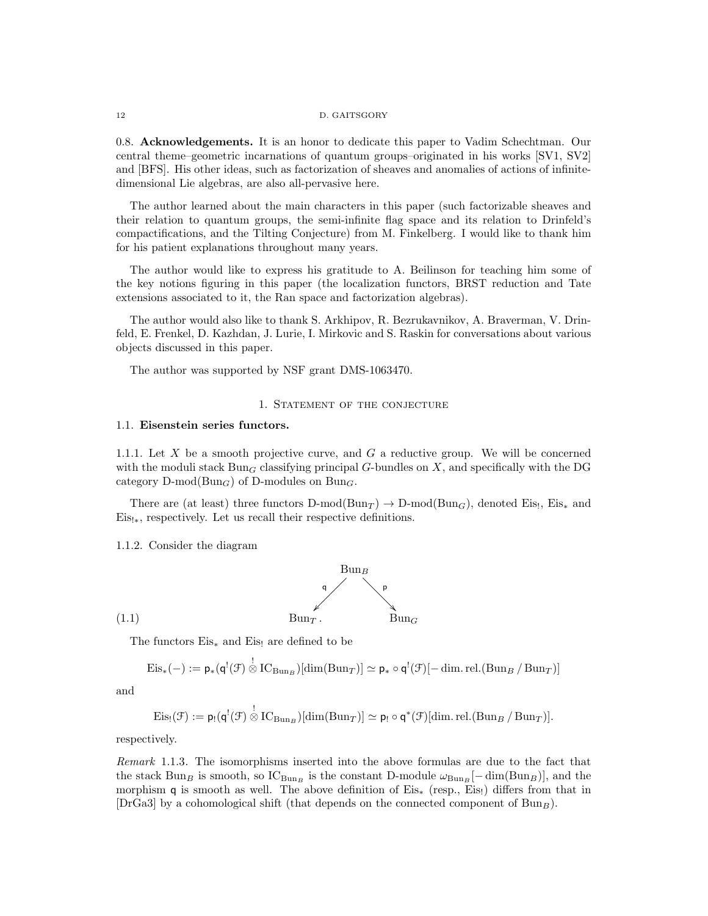0.8. **Acknowledgements.** It is an honor to dedicate this paper to Vadim Schechtman. Our central theme–geometric incarnations of quantum groups–originated in his works [SV1, SV2] and [BFS]. His other ideas, such as factorization of sheaves and anomalies of actions of infinite-dimensional Lie algebras, are also all-pervasive here.

The author learned about the main characters in this paper (such factorizable sheaves and their relation to quantum groups, the semi-infinite flag space and its relation to Drinfeld's compactifications, and the Tilting Conjecture) from M. Finkelberg. I would like to thank him for his patient explanations throughout many years.

The author would like to express his gratitude to A. Beilinson for teaching him some of the key notions figuring in this paper (the localization functors, BRST reduction and Tate extensions associated to it, the Ran space and factorization algebras).

The author would also like to thank S. Arkhipov, R. Bezrukavnikov, A. Braverman, V. Drinfeld, E. Frenkel, D. Kazhdan, J. Lurie, I. Mirkovic and S. Raskin for conversations about various objects discussed in this paper.

The author was supported by NSF grant DMS-1063470.

## 1. Statement of the conjecture

### 1.1. Eisenstein series functors.

1.1.1. Let $X$ be a smooth projective curve, and $G$ a reductive group. We will be concerned with the moduli stack $\operatorname{Bun}_G$ classifying principal $G$-bundles on $X$, and specifically with the DG category $\operatorname{D-mod}(\operatorname{Bun}_G)$ of D-modules on $\operatorname{Bun}_G$.

There are (at least) three functors $\operatorname{D-mod}(\operatorname{Bun}_T) \to \operatorname{D-mod}(\operatorname{Bun}_G)$, denoted $\operatorname{Eis}_!$, $\operatorname{Eis}_*$ and $\operatorname{Eis}_{!*}$, respectively. Let us recall their respective definitions.

1.1.2. Consider the diagram

$$\begin{array}{ccccc} & & \operatorname{Bun}_B & & \\ & \overset{\mathsf{q}}{\swarrow} & & \overset{\mathsf{p}}{\searrow} & \\ \operatorname{Bun}_T . & & & & \operatorname{Bun}_G \end{array} \tag{1.1}$$

The functors $\operatorname{Eis}_*$ and $\operatorname{Eis}_!$ are defined to be

$$\operatorname{Eis}_*(-) := \mathsf{p}_*(\mathsf{q}^!(\mathcal{F}) \overset{!}{\otimes} \operatorname{IC}_{\operatorname{Bun}_B})[\dim(\operatorname{Bun}_T)] \simeq \mathsf{p}_* \circ \mathsf{q}^!(\mathcal{F})[-\dim.\operatorname{rel.}(\operatorname{Bun}_B / \operatorname{Bun}_T)]$$

and

$$\operatorname{Eis}_!(\mathcal{F}) := \mathsf{p}_!(\mathsf{q}^!(\mathcal{F}) \overset{!}{\otimes} \operatorname{IC}_{\operatorname{Bun}_B})[\dim(\operatorname{Bun}_T)] \simeq \mathsf{p}_! \circ \mathsf{q}^*(\mathcal{F})[\dim.\operatorname{rel.}(\operatorname{Bun}_B / \operatorname{Bun}_T)].$$

respectively.

*Remark* 1.1.3. The isomorphisms inserted into the above formulas are due to the fact that the stack $\operatorname{Bun}_B$ is smooth, so $\operatorname{IC}_{\operatorname{Bun}_B}$ is the constant D-module $\omega_{\operatorname{Bun}_B}[-\dim(\operatorname{Bun}_B)]$, and the morphism $\mathsf{q}$ is smooth as well. The above definition of $\operatorname{Eis}_*$ (resp., $\operatorname{Eis}_!$) differs from that in [DrGa3] by a cohomological shift (that depends on the connected component of $\operatorname{Bun}_B$).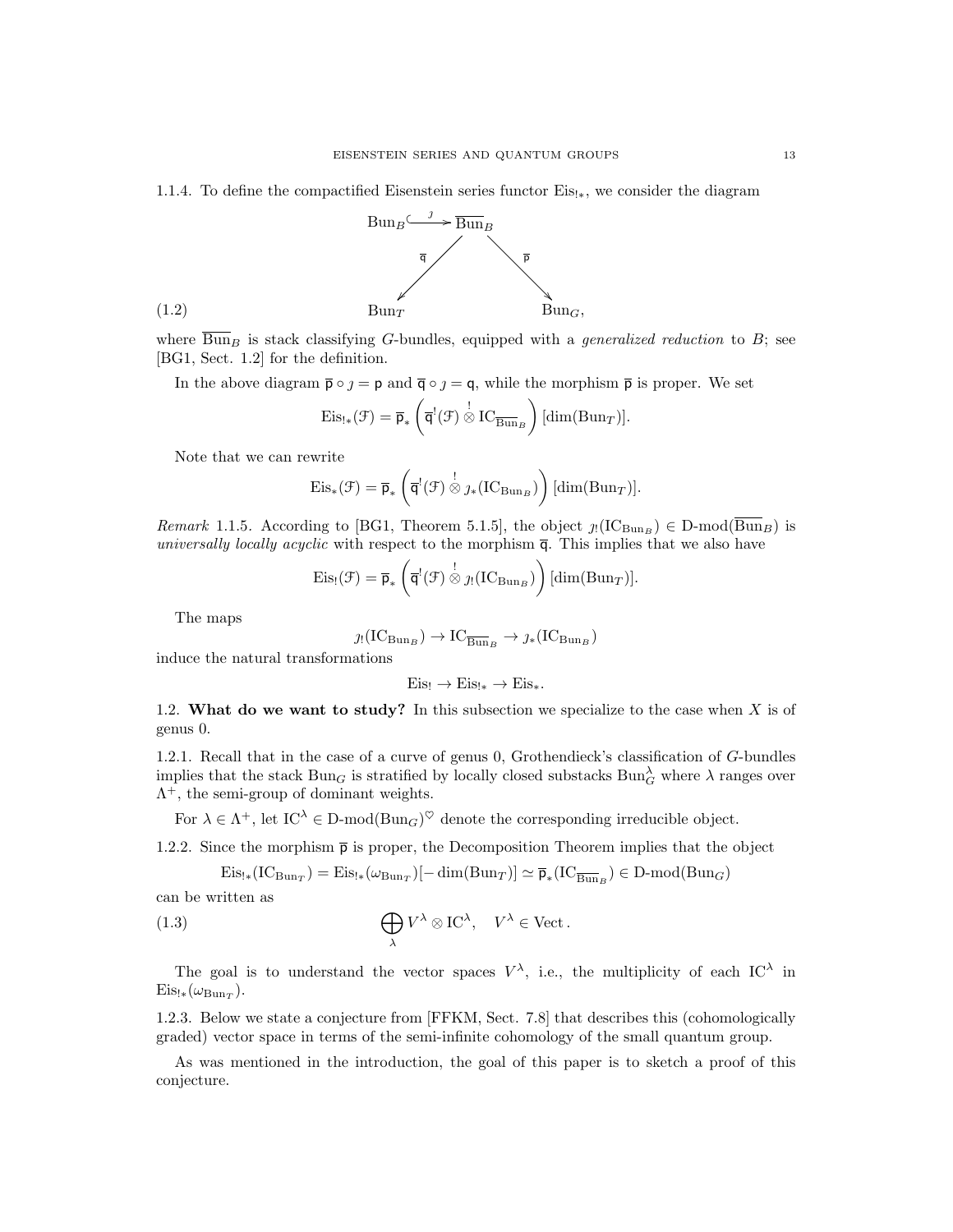1.1.4. To define the compactified Eisenstein series functor $\mathrm{Eis}_{!*}$, we consider the diagram

$$
\begin{array}{ccccc}
\mathrm{Bun}_B & \overset{\jmath}{\hookrightarrow} & \overline{\mathrm{Bun}}_B & & \\
& \overset{\overline{\mathsf{q}}}{\swarrow} & & \overset{\overline{\mathsf{p}}}{\searrow} & \\
\mathrm{Bun}_T & & & & \mathrm{Bun}_G,
\end{array}
\tag{1.2}
$$

where $\overline{\mathrm{Bun}}_B$ is stack classifying $G$-bundles, equipped with a *generalized reduction* to $B$; see [BG1, Sect. 1.2] for the definition.

In the above diagram $\overline{\mathsf{p}} \circ \jmath = \mathsf{p}$ and $\overline{\mathsf{q}} \circ \jmath = \mathsf{q}$, while the morphism $\overline{\mathsf{p}}$ is proper. We set

$$\mathrm{Eis}_{!*}(\mathcal{F}) = \overline{\mathsf{p}}_* \left( \overline{\mathsf{q}}^!(\mathcal{F}) \overset{!}{\otimes} \mathrm{IC}_{\overline{\mathrm{Bun}}_B} \right) [\dim(\mathrm{Bun}_T)].$$

Note that we can rewrite

$$\mathrm{Eis}_{*}(\mathcal{F}) = \overline{\mathsf{p}}_* \left( \overline{\mathsf{q}}^!(\mathcal{F}) \overset{!}{\otimes} \jmath_*(\mathrm{IC}_{\mathrm{Bun}_B}) \right) [\dim(\mathrm{Bun}_T)].$$

*Remark* 1.1.5. According to [BG1, Theorem 5.1.5], the object $\jmath_!(\mathrm{IC}_{\mathrm{Bun}_B}) \in \text{D-mod}(\overline{\mathrm{Bun}}_B)$ is *universally locally acyclic* with respect to the morphism $\overline{\mathsf{q}}$. This implies that we also have

$$\mathrm{Eis}_{!}(\mathcal{F}) = \overline{\mathsf{p}}_* \left( \overline{\mathsf{q}}^!(\mathcal{F}) \overset{!}{\otimes} \jmath_!(\mathrm{IC}_{\mathrm{Bun}_B}) \right) [\dim(\mathrm{Bun}_T)].$$

The maps

$$\jmath_!(\mathrm{IC}_{\mathrm{Bun}_B}) \to \mathrm{IC}_{\overline{\mathrm{Bun}}_B} \to \jmath_*(\mathrm{IC}_{\mathrm{Bun}_B})$$

induce the natural transformations

$$\mathrm{Eis}_! \to \mathrm{Eis}_{!*} \to \mathrm{Eis}_*.$$

## 1.2. What do we want to study?

In this subsection we specialize to the case when $X$ is of genus 0.

1.2.1. Recall that in the case of a curve of genus 0, Grothendieck's classification of $G$-bundles implies that the stack $\mathrm{Bun}_G$ is stratified by locally closed substacks $\mathrm{Bun}_G^\lambda$ where $\lambda$ ranges over $\Lambda^+$, the semi-group of dominant weights.

For $\lambda \in \Lambda^+$, let $\mathrm{IC}^\lambda \in \text{D-mod}(\mathrm{Bun}_G)^\heartsuit$ denote the corresponding irreducible object.

1.2.2. Since the morphism $\overline{\mathsf{p}}$ is proper, the Decomposition Theorem implies that the object

$$\mathrm{Eis}_{!*}(\mathrm{IC}_{\mathrm{Bun}_T}) = \mathrm{Eis}_{!*}(\omega_{\mathrm{Bun}_T})[-\dim(\mathrm{Bun}_T)] \simeq \overline{\mathsf{p}}_*(\mathrm{IC}_{\overline{\mathrm{Bun}}_B}) \in \text{D-mod}(\mathrm{Bun}_G)$$

can be written as

$$\bigoplus_{\lambda} V^\lambda \otimes \mathrm{IC}^\lambda, \quad V^\lambda \in \mathrm{Vect}\,. \tag{1.3}$$

The goal is to understand the vector spaces $V^\lambda$, i.e., the multiplicity of each $\mathrm{IC}^\lambda$ in $\mathrm{Eis}_{!*}(\omega_{\mathrm{Bun}_T})$.

1.2.3. Below we state a conjecture from [FFKM, Sect. 7.8] that describes this (cohomologically graded) vector space in terms of the semi-infinite cohomology of the small quantum group.

As was mentioned in the introduction, the goal of this paper is to sketch a proof of this conjecture.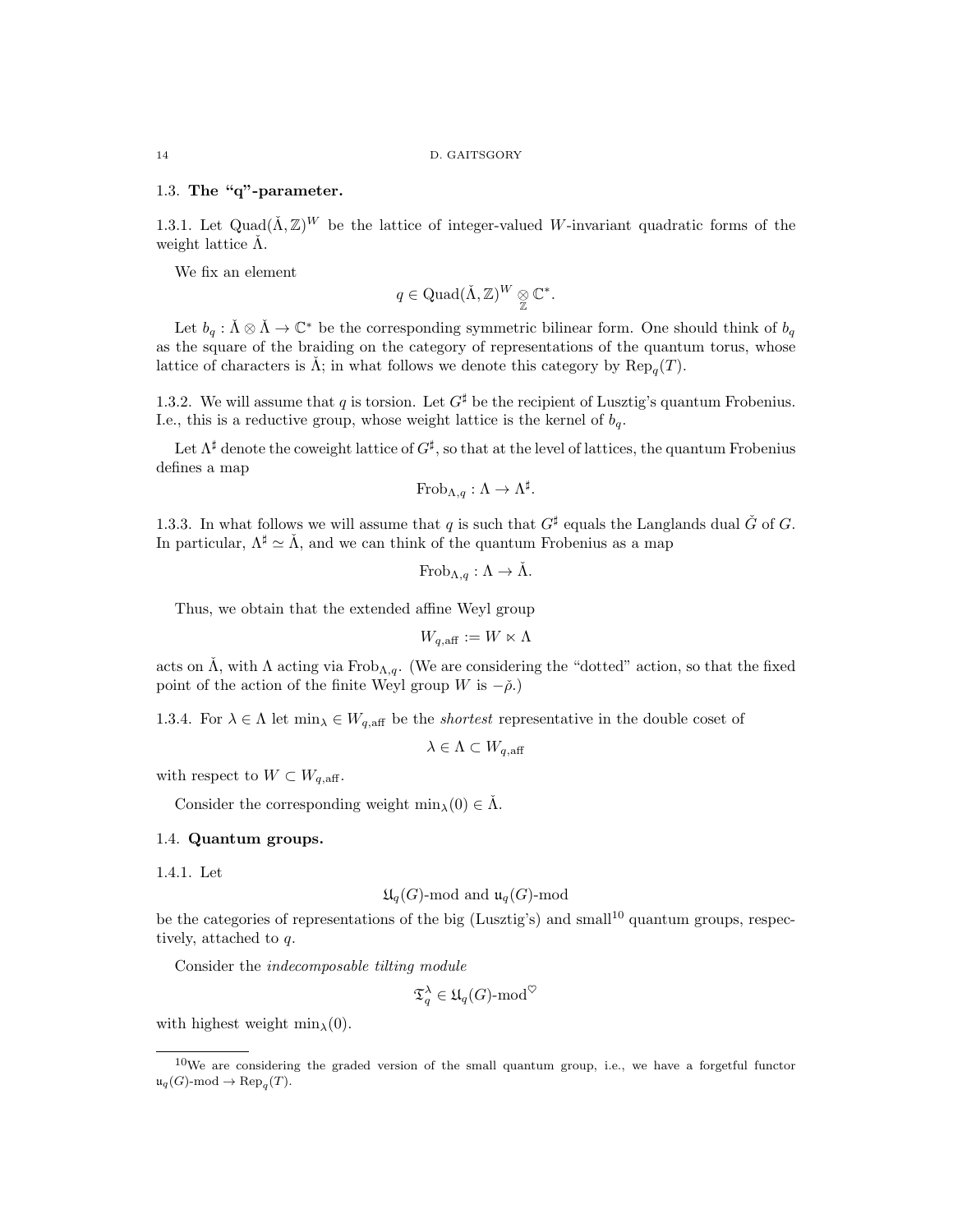## 1.3. The "q"-parameter.

1.3.1. Let $\mathrm{Quad}(\check{\Lambda}, \mathbb{Z})^W$ be the lattice of integer-valued $W$-invariant quadratic forms of the weight lattice $\check{\Lambda}$.

We fix an element

$$q \in \mathrm{Quad}(\check{\Lambda}, \mathbb{Z})^W \underset{\mathbb{Z}}{\otimes} \mathbb{C}^*.$$

Let $b_q : \check{\Lambda} \otimes \check{\Lambda} \to \mathbb{C}^*$ be the corresponding symmetric bilinear form. One should think of $b_q$ as the square of the braiding on the category of representations of the quantum torus, whose lattice of characters is $\check{\Lambda}$; in what follows we denote this category by $\mathrm{Rep}_q(T)$.

1.3.2. We will assume that $q$ is torsion. Let $G^\sharp$ be the recipient of Lusztig's quantum Frobenius. I.e., this is a reductive group, whose weight lattice is the kernel of $b_q$.

Let $\Lambda^\sharp$ denote the coweight lattice of $G^\sharp$, so that at the level of lattices, the quantum Frobenius defines a map

$$\mathrm{Frob}_{\Lambda,q} : \Lambda \to \Lambda^\sharp.$$

1.3.3. In what follows we will assume that $q$ is such that $G^\sharp$ equals the Langlands dual $\check{G}$ of $G$. In particular, $\Lambda^\sharp \simeq \check{\Lambda}$, and we can think of the quantum Frobenius as a map

$$\mathrm{Frob}_{\Lambda,q} : \Lambda \to \check{\Lambda}.$$

Thus, we obtain that the extended affine Weyl group

$$W_{q,\mathrm{aff}} := W \ltimes \Lambda$$

acts on $\check{\Lambda}$, with $\Lambda$ acting via $\mathrm{Frob}_{\Lambda,q}$. (We are considering the "dotted" action, so that the fixed point of the action of the finite Weyl group $W$ is $-\check{\rho}$.)

1.3.4. For $\lambda \in \Lambda$ let $\min_\lambda \in W_{q,\mathrm{aff}}$ be the *shortest* representative in the double coset of

$$\lambda \in \Lambda \subset W_{q,\mathrm{aff}}$$

with respect to $W \subset W_{q,\mathrm{aff}}$.

Consider the corresponding weight $\min_\lambda(0) \in \check{\Lambda}$.

## 1.4. Quantum groups.

1.4.1. Let

$$\mathfrak{U}_q(G)\text{-mod and } \mathfrak{u}_q(G)\text{-mod}$$

be the categories of representations of the big (Lusztig's) and small[10] quantum groups, respectively, attached to $q$.

Consider the *indecomposable tilting module*

$$\mathfrak{T}_q^\lambda \in \mathfrak{U}_q(G)\text{-mod}^\heartsuit$$

with highest weight $\min_\lambda(0)$.

[10] We are considering the graded version of the small quantum group, i.e., we have a forgetful functor $\mathfrak{u}_q(G)\text{-mod} \to \mathrm{Rep}_q(T)$.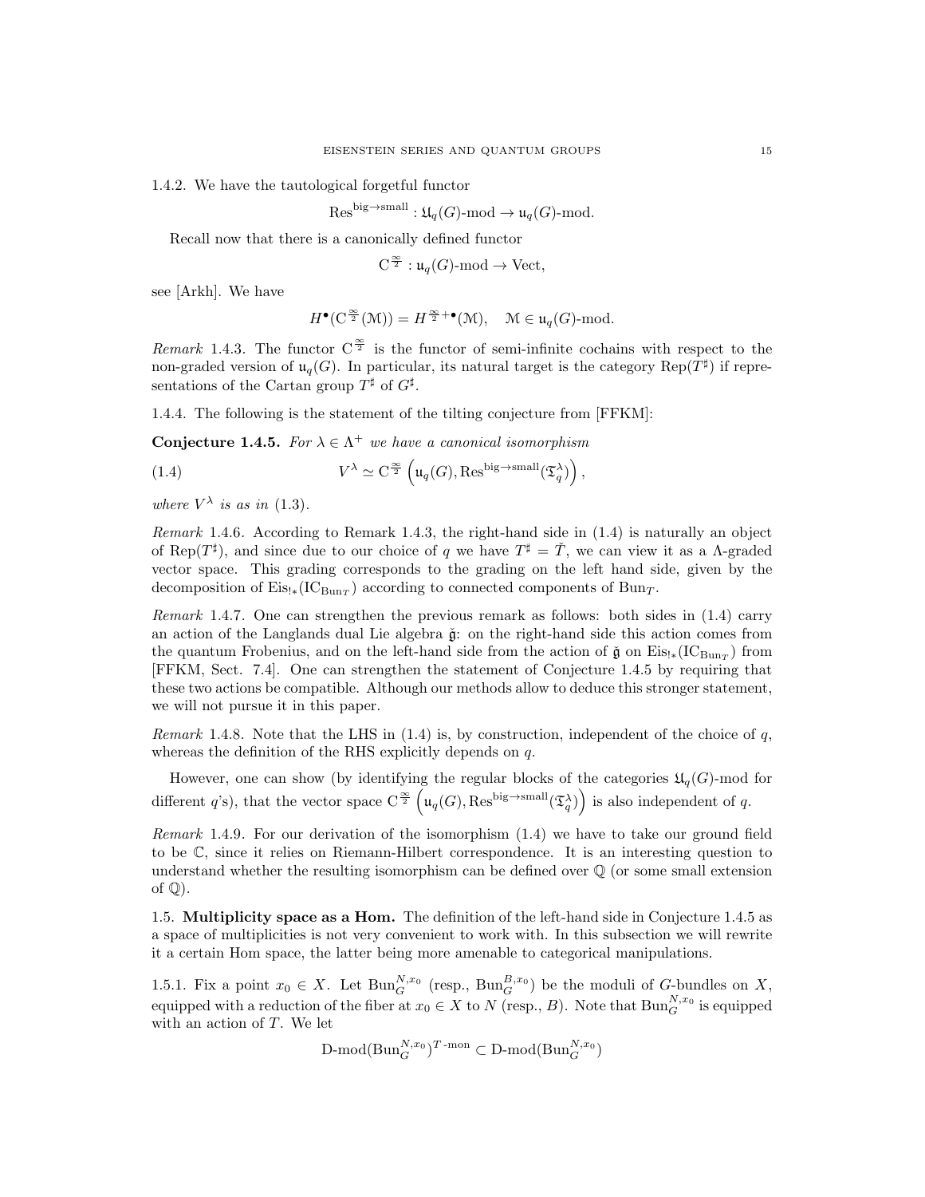1.4.2. We have the tautological forgetful functor

$$\mathrm{Res}^{\mathrm{big}\to\mathrm{small}} : \mathfrak{U}_q(G)\text{-mod} \to \mathfrak{u}_q(G)\text{-mod}.$$

Recall now that there is a canonically defined functor

$$\mathrm{C}^{\frac{\infty}{2}} : \mathfrak{u}_q(G)\text{-mod} \to \mathrm{Vect},$$

see [Arkh]. We have

$$H^\bullet(\mathrm{C}^{\frac{\infty}{2}}(\mathcal{M})) = H^{\frac{\infty}{2}+\bullet}(\mathcal{M}), \quad \mathcal{M} \in \mathfrak{u}_q(G)\text{-mod}.$$

*Remark* 1.4.3. The functor $\mathrm{C}^{\frac{\infty}{2}}$ is the functor of semi-infinite cochains with respect to the non-graded version of $\mathfrak{u}_q(G)$. In particular, its natural target is the category $\mathrm{Rep}(T^\sharp)$ if representations of the Cartan group $T^\sharp$ of $G^\sharp$.

1.4.4. The following is the statement of the tilting conjecture from [FFKM]:

**Conjecture 1.4.5.** *For $\lambda \in \Lambda^+$ we have a canonical isomorphism*

$$V^\lambda \simeq \mathrm{C}^{\frac{\infty}{2}}\left(\mathfrak{u}_q(G), \mathrm{Res}^{\mathrm{big}\to\mathrm{small}}(\mathfrak{T}_q^\lambda)\right), \tag{1.4}$$

*where $V^\lambda$ is as in* (1.3).

*Remark* 1.4.6. According to Remark 1.4.3, the right-hand side in (1.4) is naturally an object of $\mathrm{Rep}(T^\sharp)$, and since due to our choice of $q$ we have $T^\sharp = \check{T}$, we can view it as a $\Lambda$-graded vector space. This grading corresponds to the grading on the left hand side, given by the decomposition of $\mathrm{Eis}_{!*}(\mathrm{IC}_{\mathrm{Bun}_T})$ according to connected components of $\mathrm{Bun}_T$.

*Remark* 1.4.7. One can strengthen the previous remark as follows: both sides in (1.4) carry an action of the Langlands dual Lie algebra $\check{\mathfrak{g}}$: on the right-hand side this action comes from the quantum Frobenius, and on the left-hand side from the action of $\check{\mathfrak{g}}$ on $\mathrm{Eis}_{!*}(\mathrm{IC}_{\mathrm{Bun}_T})$ from [FFKM, Sect. 7.4]. One can strengthen the statement of Conjecture 1.4.5 by requiring that these two actions be compatible. Although our methods allow to deduce this stronger statement, we will not pursue it in this paper.

*Remark* 1.4.8. Note that the LHS in (1.4) is, by construction, independent of the choice of $q$, whereas the definition of the RHS explicitly depends on $q$.

However, one can show (by identifying the regular blocks of the categories $\mathfrak{U}_q(G)$-mod for different $q$'s), that the vector space $\mathrm{C}^{\frac{\infty}{2}}\left(\mathfrak{u}_q(G), \mathrm{Res}^{\mathrm{big}\to\mathrm{small}}(\mathfrak{T}_q^\lambda)\right)$ is also independent of $q$.

*Remark* 1.4.9. For our derivation of the isomorphism (1.4) we have to take our ground field to be $\mathbb{C}$, since it relies on Riemann-Hilbert correspondence. It is an interesting question to understand whether the resulting isomorphism can be defined over $\mathbb{Q}$ (or some small extension of $\mathbb{Q}$).

## 1.5. Multiplicity space as a Hom.

The definition of the left-hand side in Conjecture 1.4.5 as a space of multiplicities is not very convenient to work with. In this subsection we will rewrite it a certain Hom space, the latter being more amenable to categorical manipulations.

1.5.1. Fix a point $x_0 \in X$. Let $\mathrm{Bun}_G^{N,x_0}$ (resp., $\mathrm{Bun}_G^{B,x_0}$) be the moduli of $G$-bundles on $X$, equipped with a reduction of the fiber at $x_0 \in X$ to $N$ (resp., $B$). Note that $\mathrm{Bun}_G^{N,x_0}$ is equipped with an action of $T$. We let

$$\text{D-mod}(\mathrm{Bun}_G^{N,x_0})^{T\text{-mon}} \subset \text{D-mod}(\mathrm{Bun}_G^{N,x_0})$$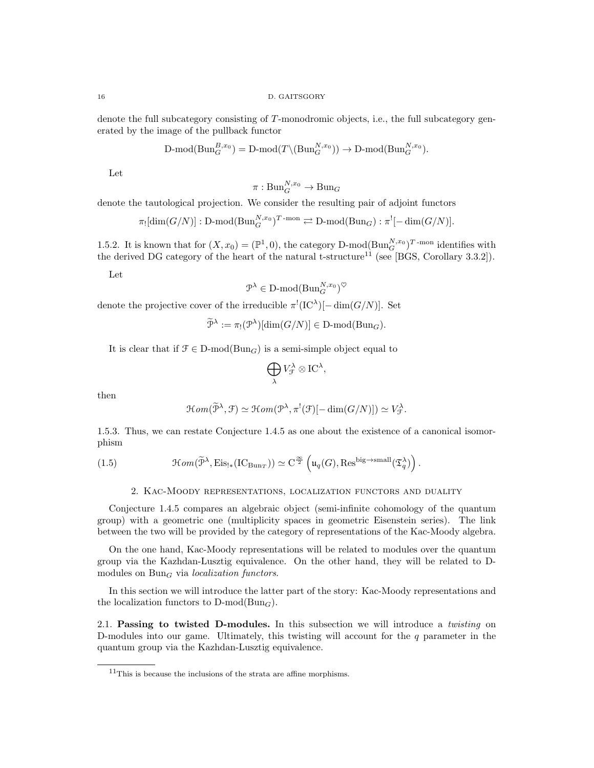denote the full subcategory consisting of $T$-monodromic objects, i.e., the full subcategory generated by the image of the pullback functor

$$\text{D-mod}(\text{Bun}_G^{B,x_0}) = \text{D-mod}(T\backslash(\text{Bun}_G^{N,x_0})) \to \text{D-mod}(\text{Bun}_G^{N,x_0}).$$

Let

$$\pi : \text{Bun}_G^{N,x_0} \to \text{Bun}_G$$

denote the tautological projection. We consider the resulting pair of adjoint functors

$$\pi_![\dim(G/N)] : \text{D-mod}(\text{Bun}_G^{N,x_0})^{T\text{-mon}} \rightleftarrows \text{D-mod}(\text{Bun}_G) : \pi^![-\dim(G/N)].$$

1.5.2. It is known that for $(X, x_0) = (\mathbb{P}^1, 0)$, the category $\text{D-mod}(\text{Bun}_G^{N,x_0})^{T\text{-mon}}$ identifies with the derived DG category of the heart of the natural t-structure[11] (see [BGS, Corollary 3.3.2]).

Let

$$\mathcal{P}^\lambda \in \text{D-mod}(\text{Bun}_G^{N,x_0})^\heartsuit$$

denote the projective cover of the irreducible $\pi^!(\text{IC}^\lambda)[-\dim(G/N)]$. Set

$$\widetilde{\mathcal{P}}^\lambda := \pi_!(\mathcal{P}^\lambda)[\dim(G/N)] \in \text{D-mod}(\text{Bun}_G).$$

It is clear that if $\mathcal{F} \in \text{D-mod}(\text{Bun}_G)$ is a semi-simple object equal to

$$\bigoplus_\lambda V_\mathcal{F}^\lambda \otimes \text{IC}^\lambda,$$

then

$$\mathcal{H}om(\widetilde{\mathcal{P}}^\lambda, \mathcal{F}) \simeq \mathcal{H}om(\mathcal{P}^\lambda, \pi^!(\mathcal{F})[-\dim(G/N)]) \simeq V_\mathcal{F}^\lambda.$$

1.5.3. Thus, we can restate Conjecture 1.4.5 as one about the existence of a canonical isomorphism

$$\mathcal{H}om(\widetilde{\mathcal{P}}^\lambda, \text{Eis}_{!*}(\text{IC}_{\text{Bun}_T})) \simeq \text{C}^{\frac{\infty}{2}}\left(\mathfrak{u}_q(G), \text{Res}^{\text{big}\to\text{small}}(\mathfrak{T}_q^\lambda)\right). \tag{1.5}$$

## 2. Kac-Moody representations, localization functors and duality

Conjecture 1.4.5 compares an algebraic object (semi-infinite cohomology of the quantum group) with a geometric one (multiplicity spaces in geometric Eisenstein series). The link between the two will be provided by the category of representations of the Kac-Moody algebra.

On the one hand, Kac-Moody representations will be related to modules over the quantum group via the Kazhdan-Lusztig equivalence. On the other hand, they will be related to D-modules on $\text{Bun}_G$ via *localization functors*.

In this section we will introduce the latter part of the story: Kac-Moody representations and the localization functors to $\text{D-mod}(\text{Bun}_G)$.

2.1. **Passing to twisted D-modules.** In this subsection we will introduce a *twisting* on D-modules into our game. Ultimately, this twisting will account for the $q$ parameter in the quantum group via the Kazhdan-Lusztig equivalence.

[11] This is because the inclusions of the strata are affine morphisms.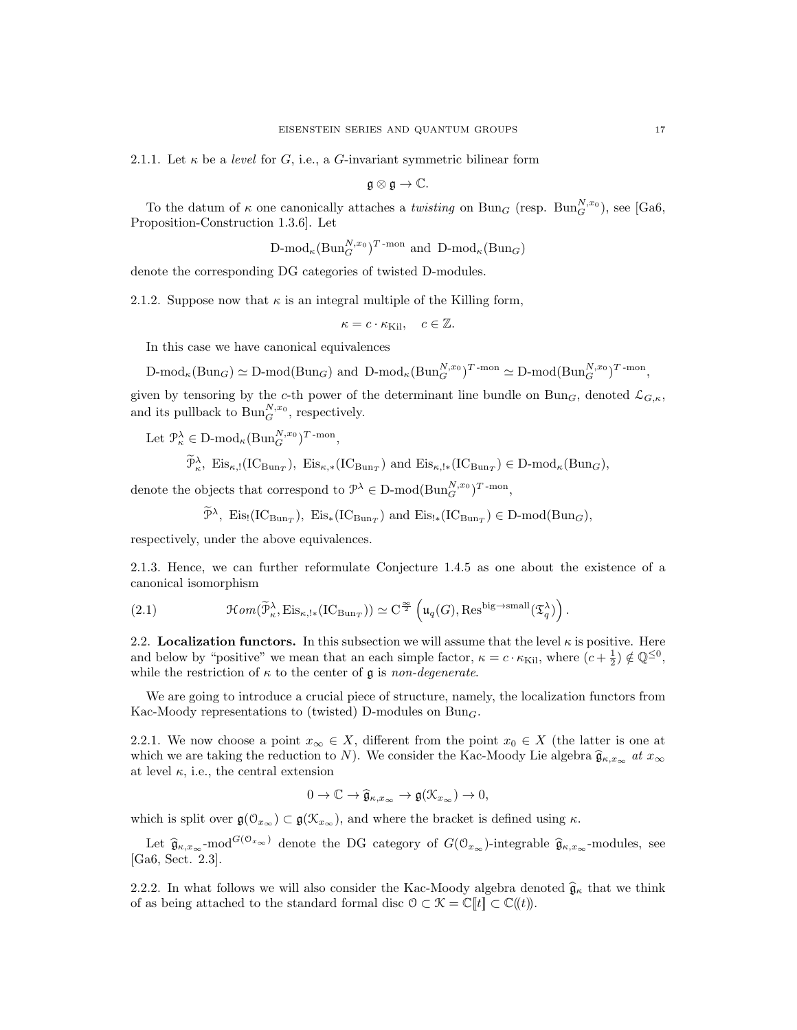2.1.1. Let $\kappa$ be a *level* for $G$, i.e., a $G$-invariant symmetric bilinear form

$$\mathfrak{g} \otimes \mathfrak{g} \to \mathbb{C}.$$

To the datum of $\kappa$ one canonically attaches a *twisting* on $\mathrm{Bun}_G$ (resp. $\mathrm{Bun}_G^{N,x_0}$), see [Ga6, Proposition-Construction 1.3.6]. Let

$$\text{D-mod}_\kappa(\mathrm{Bun}_G^{N,x_0})^{T\text{-mon}} \text{ and } \text{D-mod}_\kappa(\mathrm{Bun}_G)$$

denote the corresponding DG categories of twisted D-modules.

2.1.2. Suppose now that $\kappa$ is an integral multiple of the Killing form,

$$\kappa = c \cdot \kappa_{\mathrm{Kil}}, \quad c \in \mathbb{Z}.$$

In this case we have canonical equivalences

$$\text{D-mod}_\kappa(\mathrm{Bun}_G) \simeq \text{D-mod}(\mathrm{Bun}_G) \text{ and } \text{D-mod}_\kappa(\mathrm{Bun}_G^{N,x_0})^{T\text{-mon}} \simeq \text{D-mod}(\mathrm{Bun}_G^{N,x_0})^{T\text{-mon}},$$

given by tensoring by the $c$-th power of the determinant line bundle on $\mathrm{Bun}_G$, denoted $\mathcal{L}_{G,\kappa}$, and its pullback to $\mathrm{Bun}_G^{N,x_0}$, respectively.

Let $\mathcal{P}^\lambda_\kappa \in \text{D-mod}_\kappa(\mathrm{Bun}_G^{N,x_0})^{T\text{-mon}}$,

$$\widetilde{\mathcal{P}}^\lambda_\kappa,\ \mathrm{Eis}_{\kappa,!}(\mathrm{IC}_{\mathrm{Bun}_T}),\ \mathrm{Eis}_{\kappa,*}(\mathrm{IC}_{\mathrm{Bun}_T}) \text{ and } \mathrm{Eis}_{\kappa,!*}(\mathrm{IC}_{\mathrm{Bun}_T}) \in \text{D-mod}_\kappa(\mathrm{Bun}_G),$$

denote the objects that correspond to $\mathcal{P}^\lambda \in \text{D-mod}(\mathrm{Bun}_G^{N,x_0})^{T\text{-mon}}$,

$$\widetilde{\mathcal{P}}^\lambda,\ \mathrm{Eis}_!(\mathrm{IC}_{\mathrm{Bun}_T}),\ \mathrm{Eis}_*(\mathrm{IC}_{\mathrm{Bun}_T}) \text{ and } \mathrm{Eis}_{!*}(\mathrm{IC}_{\mathrm{Bun}_T}) \in \text{D-mod}(\mathrm{Bun}_G),$$

respectively, under the above equivalences.

2.1.3. Hence, we can further reformulate Conjecture 1.4.5 as one about the existence of a canonical isomorphism

$$\mathcal{H}om(\widetilde{\mathcal{P}}^\lambda_\kappa, \mathrm{Eis}_{\kappa,!*}(\mathrm{IC}_{\mathrm{Bun}_T})) \simeq \mathrm{C}^{\frac{\infty}{2}}\left(\mathfrak{u}_q(G), \mathrm{Res}^{\mathrm{big}\to\mathrm{small}}(\mathfrak{T}^\lambda_q)\right). \tag{2.1}$$

## 2.2. Localization functors.

In this subsection we will assume that the level $\kappa$ is positive. Here and below by "positive" we mean that an each simple factor, $\kappa = c \cdot \kappa_{\mathrm{Kil}}$, where $(c + \frac{1}{2}) \notin \mathbb{Q}^{\leq 0}$, while the restriction of $\kappa$ to the center of $\mathfrak{g}$ is *non-degenerate*.

We are going to introduce a crucial piece of structure, namely, the localization functors from Kac-Moody representations to (twisted) D-modules on $\mathrm{Bun}_G$.

2.2.1. We now choose a point $x_\infty \in X$, different from the point $x_0 \in X$ (the latter is one at which we are taking the reduction to $N$). We consider the Kac-Moody Lie algebra $\widehat{\mathfrak{g}}_{\kappa,x_\infty}$ *at* $x_\infty$ at level $\kappa$, i.e., the central extension

$$0 \to \mathbb{C} \to \widehat{\mathfrak{g}}_{\kappa,x_\infty} \to \mathfrak{g}(\mathcal{K}_{x_\infty}) \to 0,$$

which is split over $\mathfrak{g}(\mathcal{O}_{x_\infty}) \subset \mathfrak{g}(\mathcal{K}_{x_\infty})$, and where the bracket is defined using $\kappa$.

Let $\widehat{\mathfrak{g}}_{\kappa,x_\infty}\text{-mod}^{G(\mathcal{O}_{x_\infty})}$ denote the DG category of $G(\mathcal{O}_{x_\infty})$-integrable $\widehat{\mathfrak{g}}_{\kappa,x_\infty}$-modules, see [Ga6, Sect. 2.3].

2.2.2. In what follows we will also consider the Kac-Moody algebra denoted $\widehat{\mathfrak{g}}_\kappa$ that we think of as being attached to the standard formal disc $\mathcal{O} \subset \mathcal{K} = \mathbb{C}[\![t]\!] \subset \mathbb{C}(\!(t)\!)$.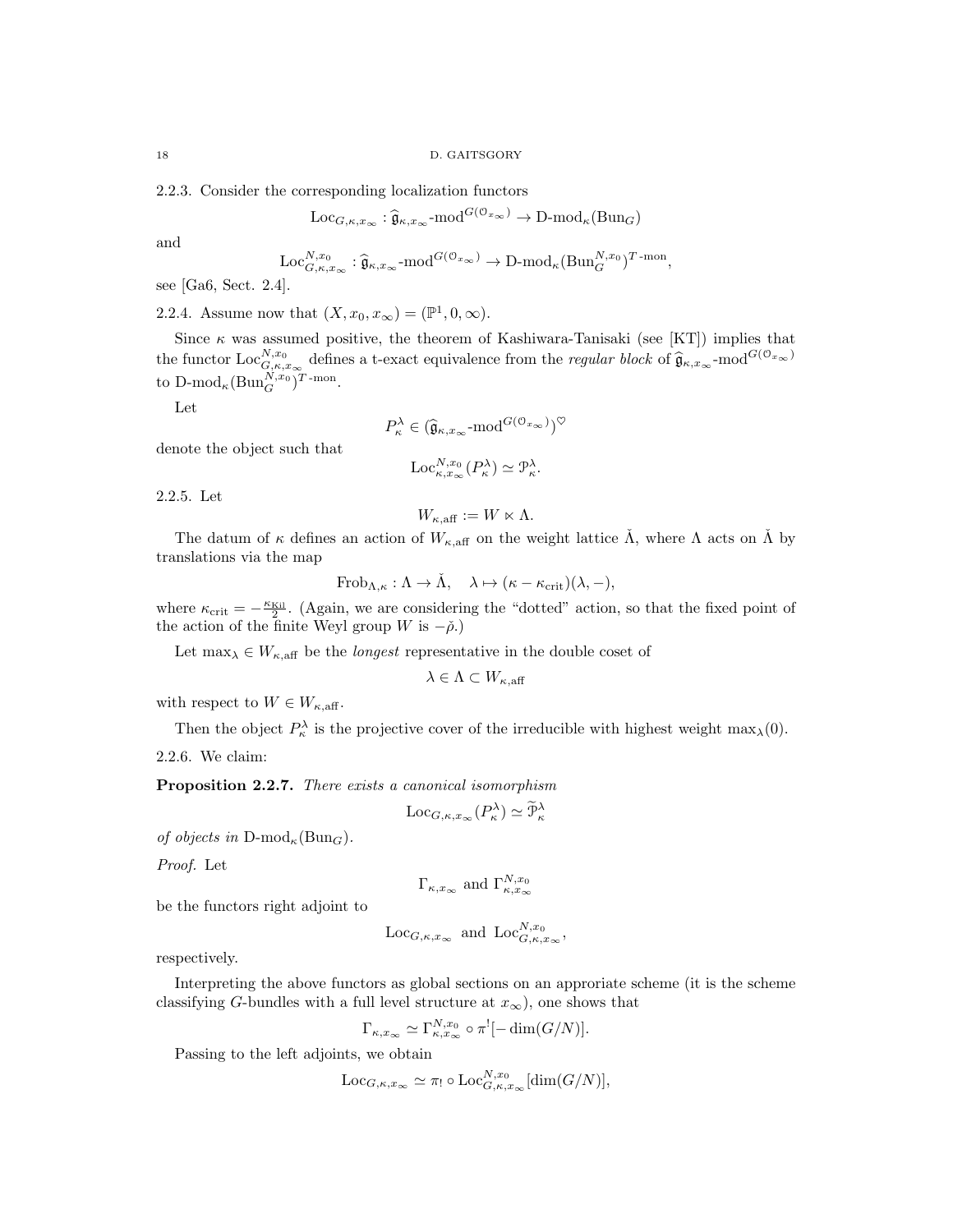2.2.3. Consider the corresponding localization functors

$$\mathrm{Loc}_{G,\kappa,x_\infty} : \widehat{\mathfrak{g}}_{\kappa,x_\infty}\text{-mod}^{G(\mathcal{O}_{x_\infty})} \to \text{D-mod}_\kappa(\mathrm{Bun}_G)$$

and

$$\mathrm{Loc}^{N,x_0}_{G,\kappa,x_\infty} : \widehat{\mathfrak{g}}_{\kappa,x_\infty}\text{-mod}^{G(\mathcal{O}_{x_\infty})} \to \text{D-mod}_\kappa(\mathrm{Bun}_G^{N,x_0})^{T\text{-mon}},$$

see [Ga6, Sect. 2.4].

2.2.4. Assume now that $(X, x_0, x_\infty) = (\mathbb{P}^1, 0, \infty)$.

Since $\kappa$ was assumed positive, the theorem of Kashiwara-Tanisaki (see [KT]) implies that the functor $\mathrm{Loc}^{N,x_0}_{G,\kappa,x_\infty}$ defines a t-exact equivalence from the *regular block* of $\widehat{\mathfrak{g}}_{\kappa,x_\infty}\text{-mod}^{G(\mathcal{O}_{x_\infty})}$ to $\text{D-mod}_\kappa(\mathrm{Bun}_G^{N,x_0})^{T\text{-mon}}$.

Let

$$P^\lambda_\kappa \in (\widehat{\mathfrak{g}}_{\kappa,x_\infty}\text{-mod}^{G(\mathcal{O}_{x_\infty})})^\heartsuit$$

denote the object such that

$$\mathrm{Loc}^{N,x_0}_{\kappa,x_\infty}(P^\lambda_\kappa) \simeq \mathcal{P}^\lambda_\kappa.$$

2.2.5. Let

$$W_{\kappa,\mathrm{aff}} := W \ltimes \Lambda.$$

The datum of $\kappa$ defines an action of $W_{\kappa,\mathrm{aff}}$ on the weight lattice $\check{\Lambda}$, where $\Lambda$ acts on $\check{\Lambda}$ by translations via the map

$$\mathrm{Frob}_{\Lambda,\kappa} : \Lambda \to \check{\Lambda}, \quad \lambda \mapsto (\kappa - \kappa_{\mathrm{crit}})(\lambda, -),$$

where $\kappa_{\mathrm{crit}} = -\frac{\kappa_{\mathrm{Kil}}}{2}$. (Again, we are considering the "dotted" action, so that the fixed point of the action of the finite Weyl group $W$ is $-\check{\rho}$.)

Let $\max_\lambda \in W_{\kappa,\mathrm{aff}}$ be the *longest* representative in the double coset of

$$\lambda \in \Lambda \subset W_{\kappa,\mathrm{aff}}$$

with respect to $W \in W_{\kappa,\mathrm{aff}}$.

Then the object $P^\lambda_\kappa$ is the projective cover of the irreducible with highest weight $\max_\lambda(0)$.

2.2.6. We claim:

**Proposition 2.2.7.** *There exists a canonical isomorphism*

$$\mathrm{Loc}_{G,\kappa,x_\infty}(P^\lambda_\kappa) \simeq \widetilde{\mathcal{P}}^\lambda_\kappa$$

*of objects in* $\text{D-mod}_\kappa(\mathrm{Bun}_G)$.

*Proof.* Let

$$\Gamma_{\kappa,x_\infty} \text{ and } \Gamma^{N,x_0}_{\kappa,x_\infty}$$

be the functors right adjoint to

$$\mathrm{Loc}_{G,\kappa,x_\infty} \text{ and } \mathrm{Loc}^{N,x_0}_{G,\kappa,x_\infty},$$

respectively.

Interpreting the above functors as global sections on an approriate scheme (it is the scheme classifying $G$-bundles with a full level structure at $x_\infty$), one shows that

$$\Gamma_{\kappa,x_\infty} \simeq \Gamma^{N,x_0}_{\kappa,x_\infty} \circ \pi^![-\dim(G/N)].$$

Passing to the left adjoints, we obtain

$$\mathrm{Loc}_{G,\kappa,x_\infty} \simeq \pi_! \circ \mathrm{Loc}^{N,x_0}_{G,\kappa,x_\infty}[\dim(G/N)],$$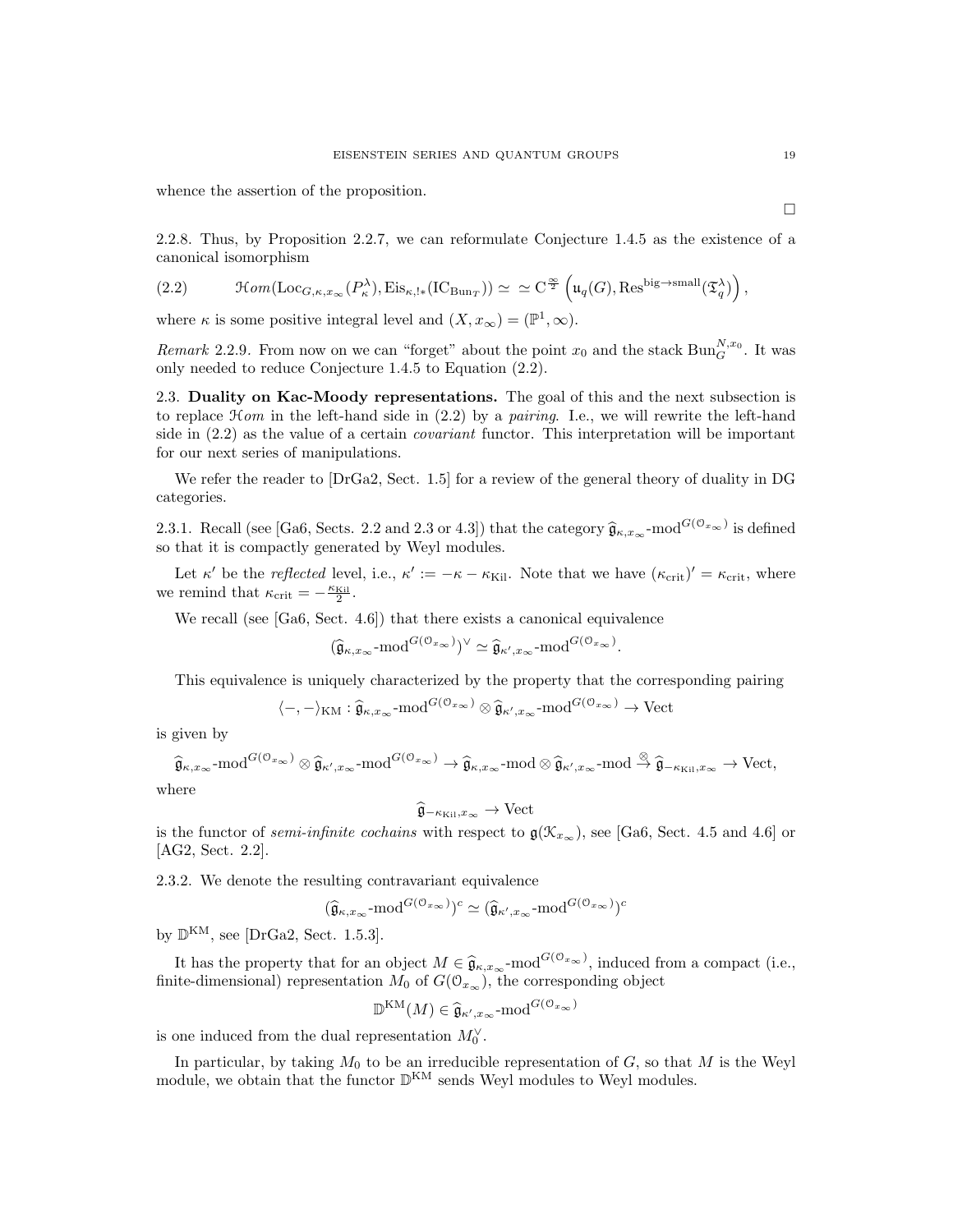whence the assertion of the proposition.

□

2.2.8. Thus, by Proposition 2.2.7, we can reformulate Conjecture 1.4.5 as the existence of a canonical isomorphism

$$\mathcal{H}om(\mathrm{Loc}_{G,\kappa,x_\infty}(P^\lambda_\kappa), \mathrm{Eis}_{\kappa,!*}(\mathrm{IC}_{\mathrm{Bun}_T})) \simeq \simeq \mathrm{C}^{\frac{\infty}{2}}\left(\mathfrak{u}_q(G), \mathrm{Res}^{\mathrm{big}\to\mathrm{small}}(\mathfrak{T}^\lambda_q)\right), \tag{2.2}$$

where $\kappa$ is some positive integral level and $(X, x_\infty) = (\mathbb{P}^1, \infty)$.

*Remark* 2.2.9. From now on we can "forget" about the point $x_0$ and the stack $\mathrm{Bun}_G^{N,x_0}$. It was only needed to reduce Conjecture 1.4.5 to Equation (2.2).

## 2.3. Duality on Kac-Moody representations.

The goal of this and the next subsection is to replace $\mathcal{H}om$ in the left-hand side in (2.2) by a *pairing*. I.e., we will rewrite the left-hand side in (2.2) as the value of a certain *covariant* functor. This interpretation will be important for our next series of manipulations.

We refer the reader to [DrGa2, Sect. 1.5] for a review of the general theory of duality in DG categories.

2.3.1. Recall (see [Ga6, Sects. 2.2 and 2.3 or 4.3]) that the category $\widehat{\mathfrak{g}}_{\kappa,x_\infty}\text{-mod}^{G(\mathcal{O}_{x_\infty})}$ is defined so that it is compactly generated by Weyl modules.

Let $\kappa'$ be the *reflected* level, i.e., $\kappa' := -\kappa - \kappa_{\mathrm{Kil}}$. Note that we have $(\kappa_{\mathrm{crit}})' = \kappa_{\mathrm{crit}}$, where we remind that $\kappa_{\mathrm{crit}} = -\frac{\kappa_{\mathrm{Kil}}}{2}$.

We recall (see [Ga6, Sect. 4.6]) that there exists a canonical equivalence

$$(\widehat{\mathfrak{g}}_{\kappa,x_\infty}\text{-mod}^{G(\mathcal{O}_{x_\infty})})^\vee \simeq \widehat{\mathfrak{g}}_{\kappa',x_\infty}\text{-mod}^{G(\mathcal{O}_{x_\infty})}.$$

This equivalence is uniquely characterized by the property that the corresponding pairing

$$\langle -,-\rangle_{\mathrm{KM}} : \widehat{\mathfrak{g}}_{\kappa,x_\infty}\text{-mod}^{G(\mathcal{O}_{x_\infty})} \otimes \widehat{\mathfrak{g}}_{\kappa',x_\infty}\text{-mod}^{G(\mathcal{O}_{x_\infty})} \to \mathrm{Vect}$$

is given by

$$\widehat{\mathfrak{g}}_{\kappa,x_\infty}\text{-mod}^{G(\mathcal{O}_{x_\infty})} \otimes \widehat{\mathfrak{g}}_{\kappa',x_\infty}\text{-mod}^{G(\mathcal{O}_{x_\infty})} \to \widehat{\mathfrak{g}}_{\kappa,x_\infty}\text{-mod} \otimes \widehat{\mathfrak{g}}_{\kappa',x_\infty}\text{-mod} \overset{\otimes}{\to} \widehat{\mathfrak{g}}_{-\kappa_{\mathrm{Kil}},x_\infty} \to \mathrm{Vect},$$

where

$$\widehat{\mathfrak{g}}_{-\kappa_{\mathrm{Kil}},x_\infty} \to \mathrm{Vect}$$

is the functor of *semi-infinite cochains* with respect to $\mathfrak{g}(\mathcal{K}_{x_\infty})$, see [Ga6, Sect. 4.5 and 4.6] or [AG2, Sect. 2.2].

2.3.2. We denote the resulting contravariant equivalence

$$(\widehat{\mathfrak{g}}_{\kappa,x_\infty}\text{-mod}^{G(\mathcal{O}_{x_\infty})})^c \simeq (\widehat{\mathfrak{g}}_{\kappa',x_\infty}\text{-mod}^{G(\mathcal{O}_{x_\infty})})^c$$

by $\mathbb{D}^{\mathrm{KM}}$, see [DrGa2, Sect. 1.5.3].

It has the property that for an object $M \in \widehat{\mathfrak{g}}_{\kappa,x_\infty}\text{-mod}^{G(\mathcal{O}_{x_\infty})}$, induced from a compact (i.e., finite-dimensional) representation $M_0$ of $G(\mathcal{O}_{x_\infty})$, the corresponding object

$$\mathbb{D}^{\mathrm{KM}}(M) \in \widehat{\mathfrak{g}}_{\kappa',x_\infty}\text{-mod}^{G(\mathcal{O}_{x_\infty})}$$

is one induced from the dual representation $M_0^\vee$.

In particular, by taking $M_0$ to be an irreducible representation of $G$, so that $M$ is the Weyl module, we obtain that the functor $\mathbb{D}^{\mathrm{KM}}$ sends Weyl modules to Weyl modules.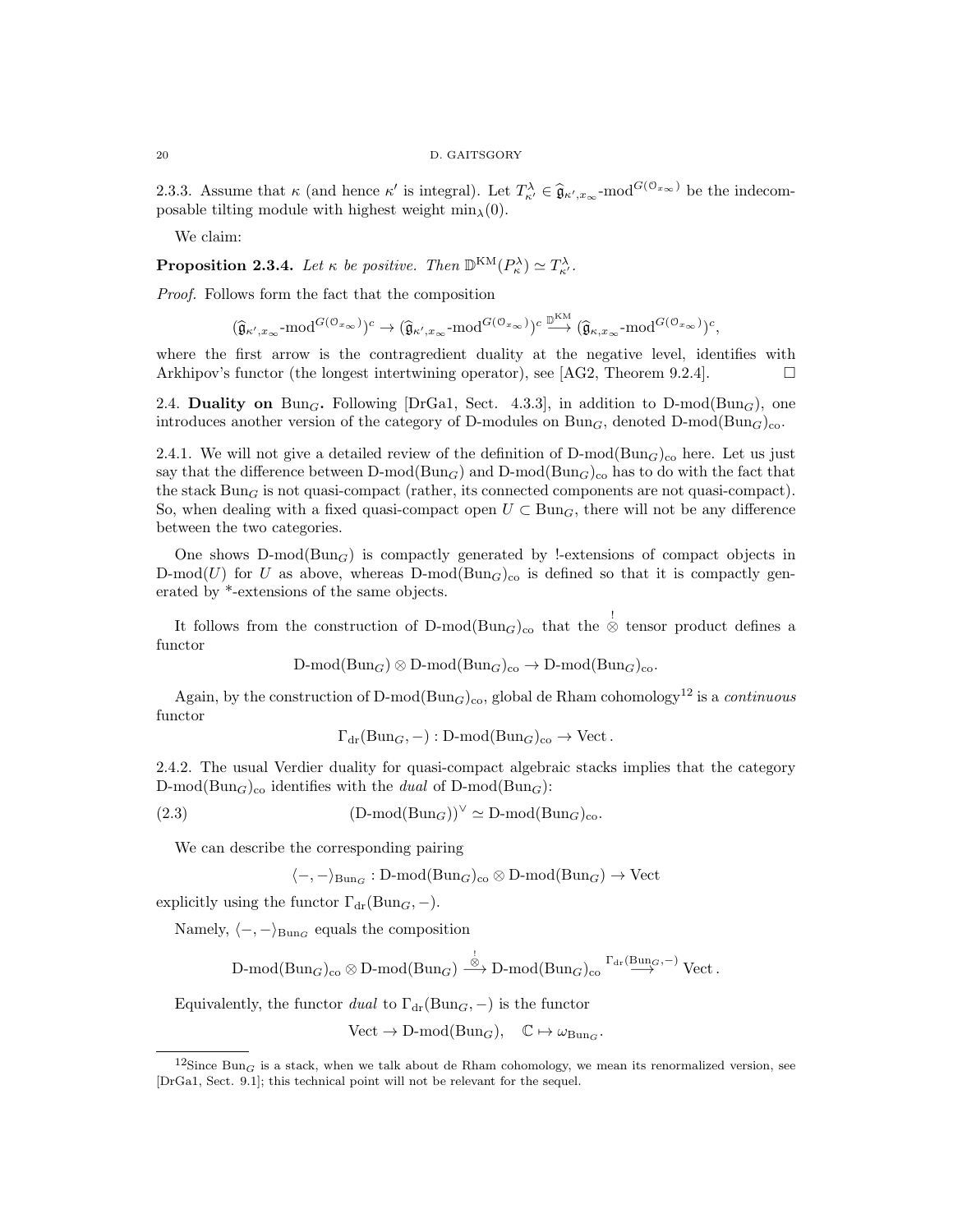2.3.3. Assume that $\kappa$ (and hence $\kappa'$ is integral). Let $T^\lambda_{\kappa'} \in \widehat{\mathfrak{g}}_{\kappa',x_\infty}\text{-mod}^{G(\mathcal{O}_{x_\infty})}$ be the indecomposable tilting module with highest weight $\min_\lambda(0)$.

We claim:

**Proposition 2.3.4.** *Let $\kappa$ be positive. Then $\mathbb{D}^{\mathrm{KM}}(P^\lambda_\kappa) \simeq T^\lambda_{\kappa'}$.*

*Proof.* Follows form the fact that the composition

$$(\widehat{\mathfrak{g}}_{\kappa',x_\infty}\text{-mod}^{G(\mathcal{O}_{x_\infty})})^c \to (\widehat{\mathfrak{g}}_{\kappa',x_\infty}\text{-mod}^{G(\mathcal{O}_{x_\infty})})^c \overset{\mathbb{D}^{\mathrm{KM}}}{\longrightarrow} (\widehat{\mathfrak{g}}_{\kappa,x_\infty}\text{-mod}^{G(\mathcal{O}_{x_\infty})})^c,$$

where the first arrow is the contragredient duality at the negative level, identifies with Arkhipov's functor (the longest intertwining operator), see [AG2, Theorem 9.2.4]. $\square$

2.4. **Duality on $\mathrm{Bun}_G$.** Following [DrGa1, Sect. 4.3.3], in addition to $\text{D-mod}(\mathrm{Bun}_G)$, one introduces another version of the category of D-modules on $\mathrm{Bun}_G$, denoted $\text{D-mod}(\mathrm{Bun}_G)_{\mathrm{co}}$.

2.4.1. We will not give a detailed review of the definition of $\text{D-mod}(\mathrm{Bun}_G)_{\mathrm{co}}$ here. Let us just say that the difference between $\text{D-mod}(\mathrm{Bun}_G)$ and $\text{D-mod}(\mathrm{Bun}_G)_{\mathrm{co}}$ has to do with the fact that the stack $\mathrm{Bun}_G$ is not quasi-compact (rather, its connected components are not quasi-compact). So, when dealing with a fixed quasi-compact open $U \subset \mathrm{Bun}_G$, there will not be any difference between the two categories.

One shows $\text{D-mod}(\mathrm{Bun}_G)$ is compactly generated by !-extensions of compact objects in $\text{D-mod}(U)$ for $U$ as above, whereas $\text{D-mod}(\mathrm{Bun}_G)_{\mathrm{co}}$ is defined so that it is compactly generated by \*-extensions of the same objects.

It follows from the construction of $\text{D-mod}(\mathrm{Bun}_G)_{\mathrm{co}}$ that the $\overset{!}{\otimes}$ tensor product defines a functor

$$\text{D-mod}(\mathrm{Bun}_G) \otimes \text{D-mod}(\mathrm{Bun}_G)_{\mathrm{co}} \to \text{D-mod}(\mathrm{Bun}_G)_{\mathrm{co}}.$$

Again, by the construction of $\text{D-mod}(\mathrm{Bun}_G)_{\mathrm{co}}$, global de Rham cohomology[12] is a *continuous* functor

$$\Gamma_{\mathrm{dr}}(\mathrm{Bun}_G, -) : \text{D-mod}(\mathrm{Bun}_G)_{\mathrm{co}} \to \mathrm{Vect}.$$

2.4.2. The usual Verdier duality for quasi-compact algebraic stacks implies that the category $\text{D-mod}(\mathrm{Bun}_G)_{\mathrm{co}}$ identifies with the *dual* of $\text{D-mod}(\mathrm{Bun}_G)$:

$$(\text{D-mod}(\mathrm{Bun}_G))^\vee \simeq \text{D-mod}(\mathrm{Bun}_G)_{\mathrm{co}}. \tag{2.3}$$

We can describe the corresponding pairing

$$\langle -,-\rangle_{\mathrm{Bun}_G} : \text{D-mod}(\mathrm{Bun}_G)_{\mathrm{co}} \otimes \text{D-mod}(\mathrm{Bun}_G) \to \mathrm{Vect}$$

explicitly using the functor $\Gamma_{\mathrm{dr}}(\mathrm{Bun}_G, -)$.

Namely, $\langle -,-\rangle_{\mathrm{Bun}_G}$ equals the composition

$$\text{D-mod}(\mathrm{Bun}_G)_{\mathrm{co}} \otimes \text{D-mod}(\mathrm{Bun}_G) \overset{\overset{!}{\otimes}}{\longrightarrow} \text{D-mod}(\mathrm{Bun}_G)_{\mathrm{co}} \overset{\Gamma_{\mathrm{dr}}(\mathrm{Bun}_G,-)}{\longrightarrow} \mathrm{Vect}.$$

Equivalently, the functor *dual* to $\Gamma_{\mathrm{dr}}(\mathrm{Bun}_G, -)$ is the functor

$$\mathrm{Vect} \to \text{D-mod}(\mathrm{Bun}_G), \quad \mathbb{C} \mapsto \omega_{\mathrm{Bun}_G}.$$

[12]Since $\mathrm{Bun}_G$ is a stack, when we talk about de Rham cohomology, we mean its renormalized version, see [DrGa1, Sect. 9.1]; this technical point will not be relevant for the sequel.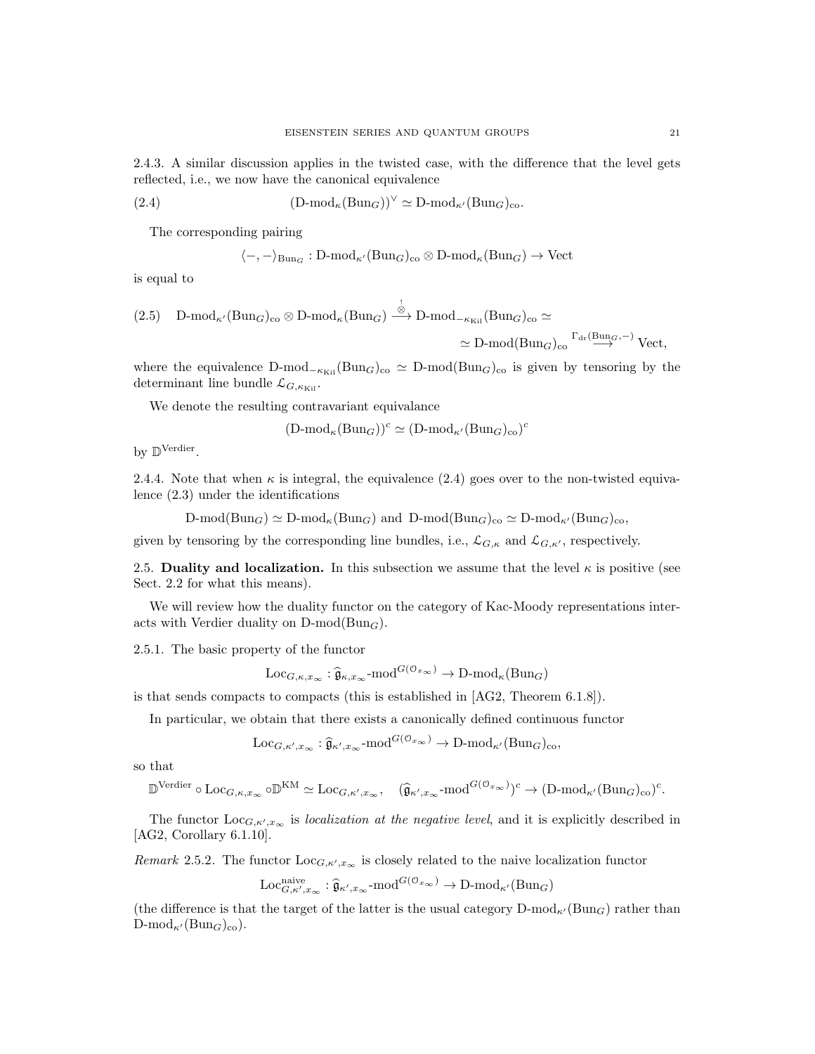2.4.3. A similar discussion applies in the twisted case, with the difference that the level gets reflected, i.e., we now have the canonical equivalence

$$(\text{D-mod}_\kappa(\text{Bun}_G))^\vee \simeq \text{D-mod}_{\kappa'}(\text{Bun}_G)_{\text{co}}. \tag{2.4}$$

The corresponding pairing

$$\langle -, - \rangle_{\text{Bun}_G} : \text{D-mod}_{\kappa'}(\text{Bun}_G)_{\text{co}} \otimes \text{D-mod}_\kappa(\text{Bun}_G) \to \text{Vect}$$

is equal to

$$\text{D-mod}_{\kappa'}(\text{Bun}_G)_{\text{co}} \otimes \text{D-mod}_\kappa(\text{Bun}_G) \overset{\overset{!}{\otimes}}{\longrightarrow} \text{D-mod}_{-\kappa_{\text{Kil}}}(\text{Bun}_G)_{\text{co}} \simeq \\ \simeq \text{D-mod}(\text{Bun}_G)_{\text{co}} \overset{\Gamma_{\text{dr}}(\text{Bun}_G, -)}{\longrightarrow} \text{Vect}, \tag{2.5}$$

where the equivalence $\text{D-mod}_{-\kappa_{\text{Kil}}}(\text{Bun}_G)_{\text{co}} \simeq \text{D-mod}(\text{Bun}_G)_{\text{co}}$ is given by tensoring by the determinant line bundle $\mathcal{L}_{G,\kappa_{\text{Kil}}}$.

We denote the resulting contravariant equivalance

$$(\text{D-mod}_\kappa(\text{Bun}_G))^c \simeq (\text{D-mod}_{\kappa'}(\text{Bun}_G)_{\text{co}})^c$$

by $\mathbb{D}^{\text{Verdier}}$.

2.4.4. Note that when $\kappa$ is integral, the equivalence (2.4) goes over to the non-twisted equivalence (2.3) under the identifications

$$\text{D-mod}(\text{Bun}_G) \simeq \text{D-mod}_\kappa(\text{Bun}_G) \text{ and } \text{D-mod}(\text{Bun}_G)_{\text{co}} \simeq \text{D-mod}_{\kappa'}(\text{Bun}_G)_{\text{co}},$$

given by tensoring by the corresponding line bundles, i.e., $\mathcal{L}_{G,\kappa}$ and $\mathcal{L}_{G,\kappa'}$, respectively.

## 2.5. Duality and localization.

In this subsection we assume that the level $\kappa$ is positive (see Sect. 2.2 for what this means).

We will review how the duality functor on the category of Kac-Moody representations interacts with Verdier duality on $\text{D-mod}(\text{Bun}_G)$.

2.5.1. The basic property of the functor

$$\text{Loc}_{G,\kappa,x_\infty} : \widehat{\mathfrak{g}}_{\kappa,x_\infty}\text{-mod}^{G(\mathcal{O}_{x_\infty})} \to \text{D-mod}_\kappa(\text{Bun}_G)$$

is that sends compacts to compacts (this is established in [AG2, Theorem 6.1.8]).

In particular, we obtain that there exists a canonically defined continuous functor

$$\text{Loc}_{G,\kappa',x_\infty} : \widehat{\mathfrak{g}}_{\kappa',x_\infty}\text{-mod}^{G(\mathcal{O}_{x_\infty})} \to \text{D-mod}_{\kappa'}(\text{Bun}_G)_{\text{co}},$$

so that

$$\mathbb{D}^{\text{Verdier}} \circ \text{Loc}_{G,\kappa,x_\infty} \circ \mathbb{D}^{\text{KM}} \simeq \text{Loc}_{G,\kappa',x_\infty}, \quad (\widehat{\mathfrak{g}}_{\kappa',x_\infty}\text{-mod}^{G(\mathcal{O}_{x_\infty})})^c \to (\text{D-mod}_{\kappa'}(\text{Bun}_G)_{\text{co}})^c.$$

The functor $\text{Loc}_{G,\kappa',x_\infty}$ is *localization at the negative level*, and it is explicitly described in [AG2, Corollary 6.1.10].

*Remark* 2.5.2. The functor $\text{Loc}_{G,\kappa',x_\infty}$ is closely related to the naive localization functor

$$\text{Loc}^{\text{naive}}_{G,\kappa',x_\infty} : \widehat{\mathfrak{g}}_{\kappa',x_\infty}\text{-mod}^{G(\mathcal{O}_{x_\infty})} \to \text{D-mod}_{\kappa'}(\text{Bun}_G)$$

(the difference is that the target of the latter is the usual category $\text{D-mod}_{\kappa'}(\text{Bun}_G)$ rather than $\text{D-mod}_{\kappa'}(\text{Bun}_G)_{\text{co}}$).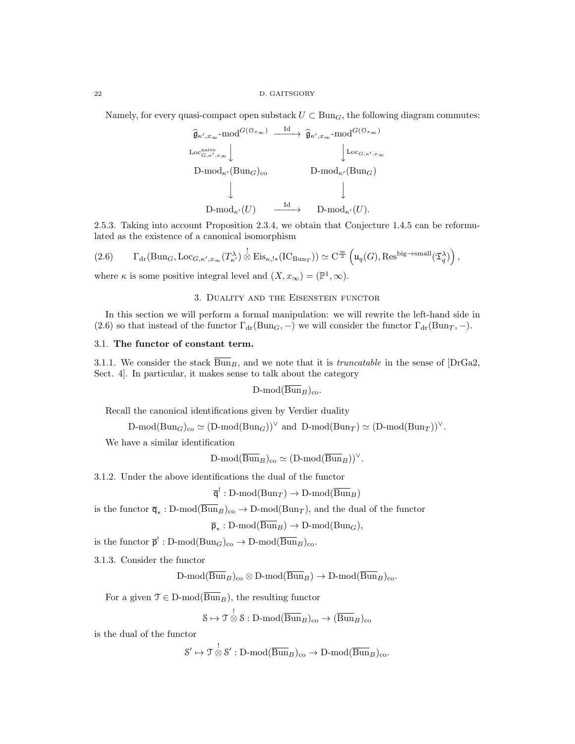Namely, for every quasi-compact open substack $U \subset \mathrm{Bun}_G$, the following diagram commutes:

$$
\begin{array}{ccc}
\widehat{\mathfrak{g}}_{\kappa',x_\infty}\text{-mod}^{G(\mathcal{O}_{x_\infty})} & \xrightarrow{\mathrm{Id}} & \widehat{\mathfrak{g}}_{\kappa',x_\infty}\text{-mod}^{G(\mathcal{O}_{x_\infty})} \\
{\scriptstyle \mathrm{Loc}^{\mathrm{naive}}_{G,\kappa',x_\infty}} \big\downarrow & & \big\downarrow {\scriptstyle \mathrm{Loc}_{G,\kappa',x_\infty}} \\
\text{D-mod}_{\kappa'}(\mathrm{Bun}_G)_{\mathrm{co}} & & \text{D-mod}_{\kappa'}(\mathrm{Bun}_G) \\
\big\downarrow & & \big\downarrow \\
\text{D-mod}_{\kappa'}(U) & \xrightarrow{\mathrm{Id}} & \text{D-mod}_{\kappa'}(U).
\end{array}
$$

2.5.3. Taking into account Proposition 2.3.4, we obtain that Conjecture 1.4.5 can be reformulated as the existence of a canonical isomorphism

$$
\Gamma_{\mathrm{dr}}(\mathrm{Bun}_G, \mathrm{Loc}_{G,\kappa',x_\infty}(T^\lambda_{\kappa'}) \overset{!}{\otimes} \mathrm{Eis}_{\kappa,!*}(\mathrm{IC}_{\mathrm{Bun}_T})) \simeq \mathrm{C}^{\frac{\infty}{2}}\left(\mathfrak{u}_q(G), \mathrm{Res}^{\mathrm{big}\to\mathrm{small}}(\mathfrak{T}^\lambda_q)\right), \tag{2.6}
$$

where $\kappa$ is some positive integral level and $(X, x_\infty) = (\mathbb{P}^1, \infty)$.

## 3. Duality and the Eisenstein functor

In this section we will perform a formal manipulation: we will rewrite the left-hand side in (2.6) so that instead of the functor $\Gamma_{\mathrm{dr}}(\mathrm{Bun}_G, -)$ we will consider the functor $\Gamma_{\mathrm{dr}}(\mathrm{Bun}_T, -)$.

### 3.1. **The functor of constant term.**

3.1.1. We consider the stack $\overline{\mathrm{Bun}}_B$, and we note that it is *truncatable* in the sense of [DrGa2, Sect. 4]. In particular, it makes sense to talk about the category

$$\text{D-mod}(\overline{\mathrm{Bun}}_B)_{\mathrm{co}}.$$

Recall the canonical identifications given by Verdier duality

$$\text{D-mod}(\mathrm{Bun}_G)_{\mathrm{co}} \simeq (\text{D-mod}(\mathrm{Bun}_G))^\vee \text{ and } \text{D-mod}(\mathrm{Bun}_T) \simeq (\text{D-mod}(\mathrm{Bun}_T))^\vee.$$

We have a similar identification

$$\text{D-mod}(\overline{\mathrm{Bun}}_B)_{\mathrm{co}} \simeq (\text{D-mod}(\overline{\mathrm{Bun}}_B))^\vee.$$

3.1.2. Under the above identifications the dual of the functor

$$\overline{\mathsf{q}}^! : \text{D-mod}(\mathrm{Bun}_T) \to \text{D-mod}(\overline{\mathrm{Bun}}_B)$$

is the functor $\overline{\mathsf{q}}_* : \text{D-mod}(\overline{\mathrm{Bun}}_B)_{\mathrm{co}} \to \text{D-mod}(\mathrm{Bun}_T)$, and the dual of the functor

$$\overline{\mathsf{p}}_* : \text{D-mod}(\overline{\mathrm{Bun}}_B) \to \text{D-mod}(\mathrm{Bun}_G),$$

is the functor $\overline{\mathsf{p}}^! : \text{D-mod}(\mathrm{Bun}_G)_{\mathrm{co}} \to \text{D-mod}(\overline{\mathrm{Bun}}_B)_{\mathrm{co}}$.

3.1.3. Consider the functor

$$\text{D-mod}(\overline{\mathrm{Bun}}_B)_{\mathrm{co}} \otimes \text{D-mod}(\overline{\mathrm{Bun}}_B) \to \text{D-mod}(\overline{\mathrm{Bun}}_B)_{\mathrm{co}}.$$

For a given $\mathcal{T} \in \text{D-mod}(\overline{\mathrm{Bun}}_B)$, the resulting functor

$$\mathcal{S} \mapsto \mathcal{T} \overset{!}{\otimes} \mathcal{S} : \text{D-mod}(\overline{\mathrm{Bun}}_B)_{\mathrm{co}} \to (\overline{\mathrm{Bun}}_B)_{\mathrm{co}}$$

is the dual of the functor

$$\mathcal{S}' \mapsto \mathcal{T} \overset{!}{\otimes} \mathcal{S}' : \text{D-mod}(\overline{\mathrm{Bun}}_B)_{\mathrm{co}} \to \text{D-mod}(\overline{\mathrm{Bun}}_B)_{\mathrm{co}}.$$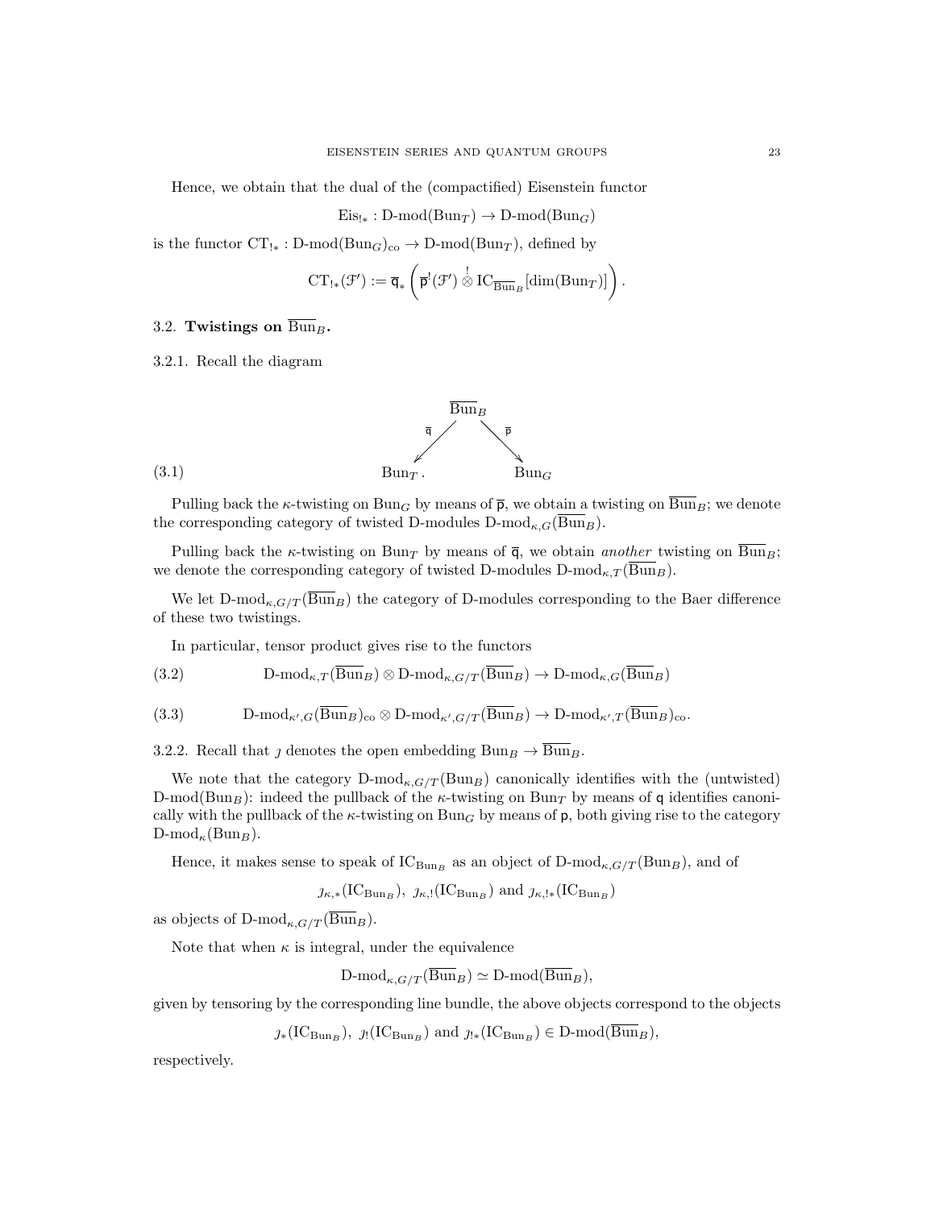Hence, we obtain that the dual of the (compactified) Eisenstein functor

$$\mathrm{Eis}_{!*} : \text{D-mod}(\mathrm{Bun}_T) \to \text{D-mod}(\mathrm{Bun}_G)$$

is the functor $\mathrm{CT}_{!*} : \text{D-mod}(\mathrm{Bun}_G)_{\mathrm{co}} \to \text{D-mod}(\mathrm{Bun}_T)$, defined by

$$\mathrm{CT}_{!*}(\mathcal{F}') := \overline{\mathsf{q}}_* \left( \overline{\mathsf{p}}^!(\mathcal{F}') \overset{!}{\otimes} \mathrm{IC}_{\overline{\mathrm{Bun}}_B}[\dim(\mathrm{Bun}_T)] \right).$$

### 3.2. Twistings on $\overline{\mathrm{Bun}}_B$.

3.2.1. Recall the diagram

$$\begin{array}{ccccc} & & \overline{\mathrm{Bun}}_B & & \\ & \overset{\overline{\mathsf{q}}}{\swarrow} & & \overset{\overline{\mathsf{p}}}{\searrow} & \\ \mathrm{Bun}_T . & & & & \mathrm{Bun}_G \end{array} \tag{3.1}$$

Pulling back the $\kappa$-twisting on $\mathrm{Bun}_G$ by means of $\overline{\mathsf{p}}$, we obtain a twisting on $\overline{\mathrm{Bun}}_B$; we denote the corresponding category of twisted D-modules $\text{D-mod}_{\kappa,G}(\overline{\mathrm{Bun}}_B)$.

Pulling back the $\kappa$-twisting on $\mathrm{Bun}_T$ by means of $\overline{\mathsf{q}}$, we obtain *another* twisting on $\overline{\mathrm{Bun}}_B$; we denote the corresponding category of twisted D-modules $\text{D-mod}_{\kappa,T}(\overline{\mathrm{Bun}}_B)$.

We let $\text{D-mod}_{\kappa,G/T}(\overline{\mathrm{Bun}}_B)$ the category of D-modules corresponding to the Baer difference of these two twistings.

In particular, tensor product gives rise to the functors

$$\text{D-mod}_{\kappa,T}(\overline{\mathrm{Bun}}_B) \otimes \text{D-mod}_{\kappa,G/T}(\overline{\mathrm{Bun}}_B) \to \text{D-mod}_{\kappa,G}(\overline{\mathrm{Bun}}_B) \tag{3.2}$$

$$\text{D-mod}_{\kappa',G}(\overline{\mathrm{Bun}}_B)_{\mathrm{co}} \otimes \text{D-mod}_{\kappa',G/T}(\overline{\mathrm{Bun}}_B) \to \text{D-mod}_{\kappa',T}(\overline{\mathrm{Bun}}_B)_{\mathrm{co}}. \tag{3.3}$$

3.2.2. Recall that $\jmath$ denotes the open embedding $\mathrm{Bun}_B \to \overline{\mathrm{Bun}}_B$.

We note that the category $\text{D-mod}_{\kappa,G/T}(\mathrm{Bun}_B)$ canonically identifies with the (untwisted) $\text{D-mod}(\mathrm{Bun}_B)$: indeed the pullback of the $\kappa$-twisting on $\mathrm{Bun}_T$ by means of $\mathsf{q}$ identifies canonically with the pullback of the $\kappa$-twisting on $\mathrm{Bun}_G$ by means of $\mathsf{p}$, both giving rise to the category $\text{D-mod}_\kappa(\mathrm{Bun}_B)$.

Hence, it makes sense to speak of $\mathrm{IC}_{\mathrm{Bun}_B}$ as an object of $\text{D-mod}_{\kappa,G/T}(\mathrm{Bun}_B)$, and of

$$\jmath_{\kappa,*}(\mathrm{IC}_{\mathrm{Bun}_B}),\ \jmath_{\kappa,!}(\mathrm{IC}_{\mathrm{Bun}_B}) \text{ and } \jmath_{\kappa,!*}(\mathrm{IC}_{\mathrm{Bun}_B})$$

as objects of $\text{D-mod}_{\kappa,G/T}(\overline{\mathrm{Bun}}_B)$.

Note that when $\kappa$ is integral, under the equivalence

$$\text{D-mod}_{\kappa,G/T}(\overline{\mathrm{Bun}}_B) \simeq \text{D-mod}(\overline{\mathrm{Bun}}_B),$$

given by tensoring by the corresponding line bundle, the above objects correspond to the objects

$$\jmath_*(\mathrm{IC}_{\mathrm{Bun}_B}),\ \jmath_!(\mathrm{IC}_{\mathrm{Bun}_B}) \text{ and } \jmath_{!*}(\mathrm{IC}_{\mathrm{Bun}_B}) \in \text{D-mod}(\overline{\mathrm{Bun}}_B),$$

respectively.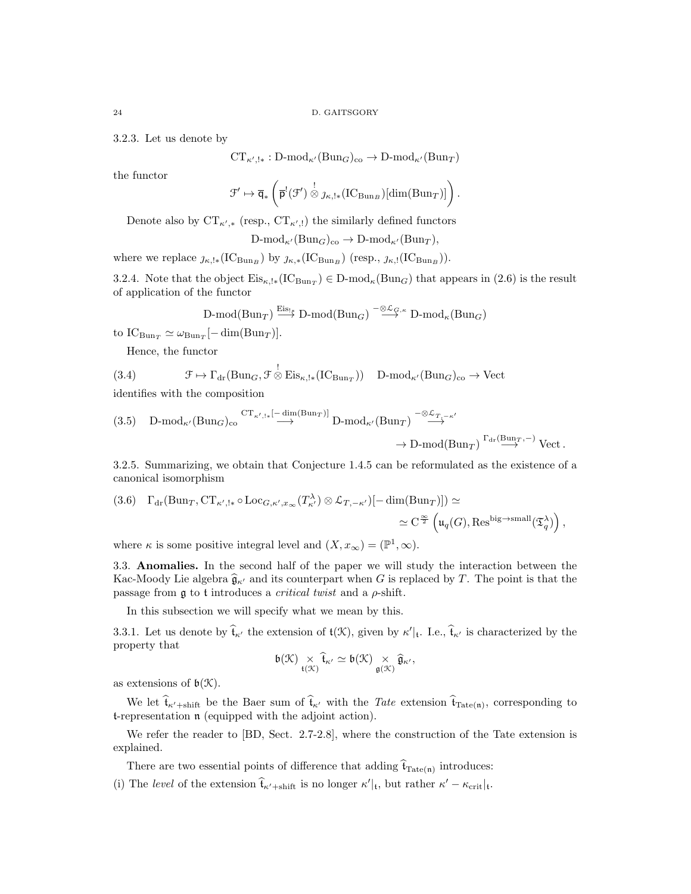3.2.3. Let us denote by

$$\mathrm{CT}_{\kappa',!*} : \text{D-mod}_{\kappa'}(\mathrm{Bun}_G)_{\mathrm{co}} \to \text{D-mod}_{\kappa'}(\mathrm{Bun}_T)$$

the functor

$$\mathcal{F}' \mapsto \overline{\mathsf{q}}_* \left( \overline{\mathsf{p}}^!(\mathcal{F}') \overset{!}{\otimes} \jmath_{\kappa,!*}(\mathrm{IC}_{\mathrm{Bun}_B})[\dim(\mathrm{Bun}_T)] \right).$$

Denote also by $\mathrm{CT}_{\kappa',*}$ (resp., $\mathrm{CT}_{\kappa',!}$) the similarly defined functors

$$\text{D-mod}_{\kappa'}(\mathrm{Bun}_G)_{\mathrm{co}} \to \text{D-mod}_{\kappa'}(\mathrm{Bun}_T),$$

where we replace $\jmath_{\kappa,!*}(\mathrm{IC}_{\mathrm{Bun}_B})$ by $\jmath_{\kappa,*}(\mathrm{IC}_{\mathrm{Bun}_B})$ (resp., $\jmath_{\kappa,!}(\mathrm{IC}_{\mathrm{Bun}_B})$).

3.2.4. Note that the object $\mathrm{Eis}_{\kappa,!*}(\mathrm{IC}_{\mathrm{Bun}_T}) \in \text{D-mod}_\kappa(\mathrm{Bun}_G)$ that appears in (2.6) is the result of application of the functor

$$\text{D-mod}(\mathrm{Bun}_T) \overset{\mathrm{Eis}_{!*}}{\longrightarrow} \text{D-mod}(\mathrm{Bun}_G) \overset{-\otimes \mathcal{L}_{G,\kappa}}{\longrightarrow} \text{D-mod}_\kappa(\mathrm{Bun}_G)$$

to $\mathrm{IC}_{\mathrm{Bun}_T} \simeq \omega_{\mathrm{Bun}_T}[-\dim(\mathrm{Bun}_T)]$.

Hence, the functor

$$\mathcal{F} \mapsto \Gamma_{\mathrm{dr}}(\mathrm{Bun}_G, \mathcal{F} \overset{!}{\otimes} \mathrm{Eis}_{\kappa,!*}(\mathrm{IC}_{\mathrm{Bun}_T})) \quad \text{D-mod}_{\kappa'}(\mathrm{Bun}_G)_{\mathrm{co}} \to \mathrm{Vect} \tag{3.4}$$

identifies with the composition

$$\text{D-mod}_{\kappa'}(\mathrm{Bun}_G)_{\mathrm{co}} \overset{\mathrm{CT}_{\kappa',!*}[-\dim(\mathrm{Bun}_T)]}{\longrightarrow} \text{D-mod}_{\kappa'}(\mathrm{Bun}_T) \overset{-\otimes \mathcal{L}_{T,-\kappa'}}{\longrightarrow} \to \text{D-mod}(\mathrm{Bun}_T) \overset{\Gamma_{\mathrm{dr}}(\mathrm{Bun}_T,-)}{\longrightarrow} \mathrm{Vect}. \tag{3.5}$$

3.2.5. Summarizing, we obtain that Conjecture 1.4.5 can be reformulated as the existence of a canonical isomorphism

$$\Gamma_{\mathrm{dr}}(\mathrm{Bun}_T, \mathrm{CT}_{\kappa',!*} \circ \mathrm{Loc}_{G,\kappa',x_\infty}(T^\lambda_{\kappa'}) \otimes \mathcal{L}_{T,-\kappa'})[-\dim(\mathrm{Bun}_T)]) \simeq \simeq \mathrm{C}^{\frac{\infty}{2}}\left(\mathfrak{u}_q(G), \mathrm{Res}^{\mathrm{big}\to\mathrm{small}}(\mathfrak{T}^\lambda_q)\right), \tag{3.6}$$

where $\kappa$ is some positive integral level and $(X, x_\infty) = (\mathbb{P}^1, \infty)$.

## 3.3. Anomalies.

In the second half of the paper we will study the interaction between the Kac-Moody Lie algebra $\widehat{\mathfrak{g}}_{\kappa'}$ and its counterpart when $G$ is replaced by $T$. The point is that the passage from $\mathfrak{g}$ to $\mathfrak{t}$ introduces a *critical twist* and a $\rho$-shift.

In this subsection we will specify what we mean by this.

3.3.1. Let us denote by $\widehat{\mathfrak{t}}_{\kappa'}$ the extension of $\mathfrak{t}(\mathcal{K})$, given by $\kappa'|_{\mathfrak{t}}$. I.e., $\widehat{\mathfrak{t}}_{\kappa'}$ is characterized by the property that

$$\mathfrak{b}(\mathcal{K}) \underset{\mathfrak{t}(\mathcal{K})}{\times} \widehat{\mathfrak{t}}_{\kappa'} \simeq \mathfrak{b}(\mathcal{K}) \underset{\mathfrak{g}(\mathcal{K})}{\times} \widehat{\mathfrak{g}}_{\kappa'},$$

as extensions of $\mathfrak{b}(\mathcal{K})$.

We let $\widehat{\mathfrak{t}}_{\kappa'+\mathrm{shift}}$ be the Baer sum of $\widehat{\mathfrak{t}}_{\kappa'}$ with the *Tate* extension $\widehat{\mathfrak{t}}_{\mathrm{Tate}(\mathfrak{n})}$, corresponding to $\mathfrak{t}$-representation $\mathfrak{n}$ (equipped with the adjoint action).

We refer the reader to [BD, Sect. 2.7-2.8], where the construction of the Tate extension is explained.

There are two essential points of difference that adding $\widehat{\mathfrak{t}}_{\mathrm{Tate}(\mathfrak{n})}$ introduces:

(i) The *level* of the extension $\widehat{\mathfrak{t}}_{\kappa'+\mathrm{shift}}$ is no longer $\kappa'|_{\mathfrak{t}}$, but rather $\kappa' - \kappa_{\mathrm{crit}}|_{\mathfrak{t}}$.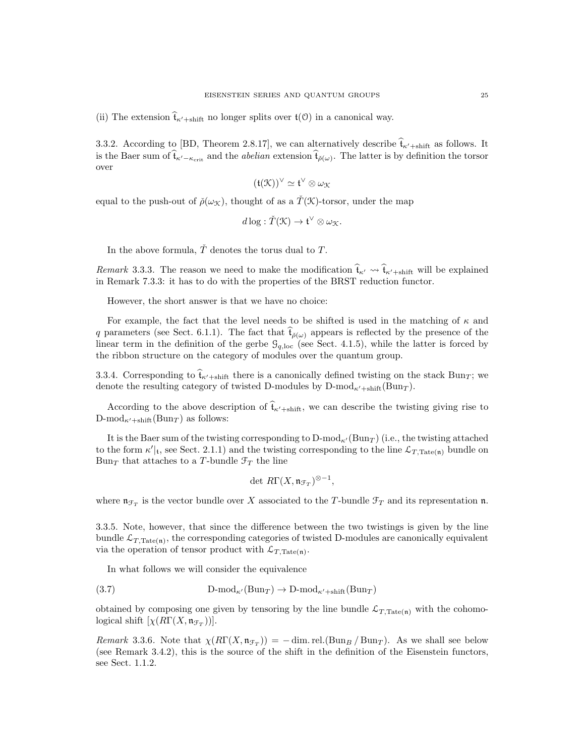(ii) The extension $\widehat{\mathfrak{t}}_{\kappa'+\text{shift}}$ no longer splits over $\mathfrak{t}(\mathcal{O})$ in a canonical way.

3.3.2. According to [BD, Theorem 2.8.17], we can alternatively describe $\widehat{\mathfrak{t}}_{\kappa'+\text{shift}}$ as follows. It is the Baer sum of $\widehat{\mathfrak{t}}_{\kappa'-\kappa_{\text{crit}}}$ and the *abelian* extension $\widehat{\mathfrak{t}}_{\check{\rho}(\omega)}$. The latter is by definition the torsor over

$$(\mathfrak{t}(\mathcal{K}))^\vee \simeq \mathfrak{t}^\vee \otimes \omega_{\mathcal{K}}$$

equal to the push-out of $\check{\rho}(\omega_{\mathcal{K}})$, thought of as a $\check{T}(\mathcal{K})$-torsor, under the map

$$d\log : \check{T}(\mathcal{K}) \to \mathfrak{t}^\vee \otimes \omega_{\mathcal{K}}.$$

In the above formula, $\check{T}$ denotes the torus dual to $T$.

*Remark* 3.3.3. The reason we need to make the modification $\widehat{\mathfrak{t}}_{\kappa'} \rightsquigarrow \widehat{\mathfrak{t}}_{\kappa'+\text{shift}}$ will be explained in Remark 7.3.3: it has to do with the properties of the BRST reduction functor.

However, the short answer is that we have no choice:

For example, the fact that the level needs to be shifted is used in the matching of $\kappa$ and $q$ parameters (see Sect. 6.1.1). The fact that $\widehat{\mathfrak{t}}_{\check{\rho}(\omega)}$ appears is reflected by the presence of the linear term in the definition of the gerbe $\mathcal{G}_{q,\text{loc}}$ (see Sect. 4.1.5), while the latter is forced by the ribbon structure on the category of modules over the quantum group.

3.3.4. Corresponding to $\widehat{\mathfrak{t}}_{\kappa'+\text{shift}}$ there is a canonically defined twisting on the stack $\text{Bun}_T$; we denote the resulting category of twisted D-modules by $\text{D-mod}_{\kappa'+\text{shift}}(\text{Bun}_T)$.

According to the above description of $\widehat{\mathfrak{t}}_{\kappa'+\text{shift}}$, we can describe the twisting giving rise to $\text{D-mod}_{\kappa'+\text{shift}}(\text{Bun}_T)$ as follows:

It is the Baer sum of the twisting corresponding to $\text{D-mod}_{\kappa'}(\text{Bun}_T)$ (i.e., the twisting attached to the form $\kappa'|_{\mathfrak{t}}$, see Sect. 2.1.1) and the twisting corresponding to the line $\mathcal{L}_{T,\text{Tate}(\mathfrak{n})}$ bundle on $\text{Bun}_T$ that attaches to a $T$-bundle $\mathcal{F}_T$ the line

$$\det\, R\Gamma(X, \mathfrak{n}_{\mathcal{F}_T})^{\otimes -1},$$

where $\mathfrak{n}_{\mathcal{F}_T}$ is the vector bundle over $X$ associated to the $T$-bundle $\mathcal{F}_T$ and its representation $\mathfrak{n}$.

3.3.5. Note, however, that since the difference between the two twistings is given by the line bundle $\mathcal{L}_{T,\text{Tate}(\mathfrak{n})}$, the corresponding categories of twisted D-modules are canonically equivalent via the operation of tensor product with $\mathcal{L}_{T,\text{Tate}(\mathfrak{n})}$.

In what follows we will consider the equivalence

$$\text{D-mod}_{\kappa'}(\text{Bun}_T) \to \text{D-mod}_{\kappa'+\text{shift}}(\text{Bun}_T) \tag{3.7}$$

obtained by composing one given by tensoring by the line bundle $\mathcal{L}_{T,\text{Tate}(\mathfrak{n})}$ with the cohomological shift $[\chi(R\Gamma(X, \mathfrak{n}_{\mathcal{F}_T}))]$.

*Remark* 3.3.6. Note that $\chi(R\Gamma(X, \mathfrak{n}_{\mathcal{F}_T})) = -\dim.\text{rel.}(\text{Bun}_B / \text{Bun}_T)$. As we shall see below (see Remark 3.4.2), this is the source of the shift in the definition of the Eisenstein functors, see Sect. 1.1.2.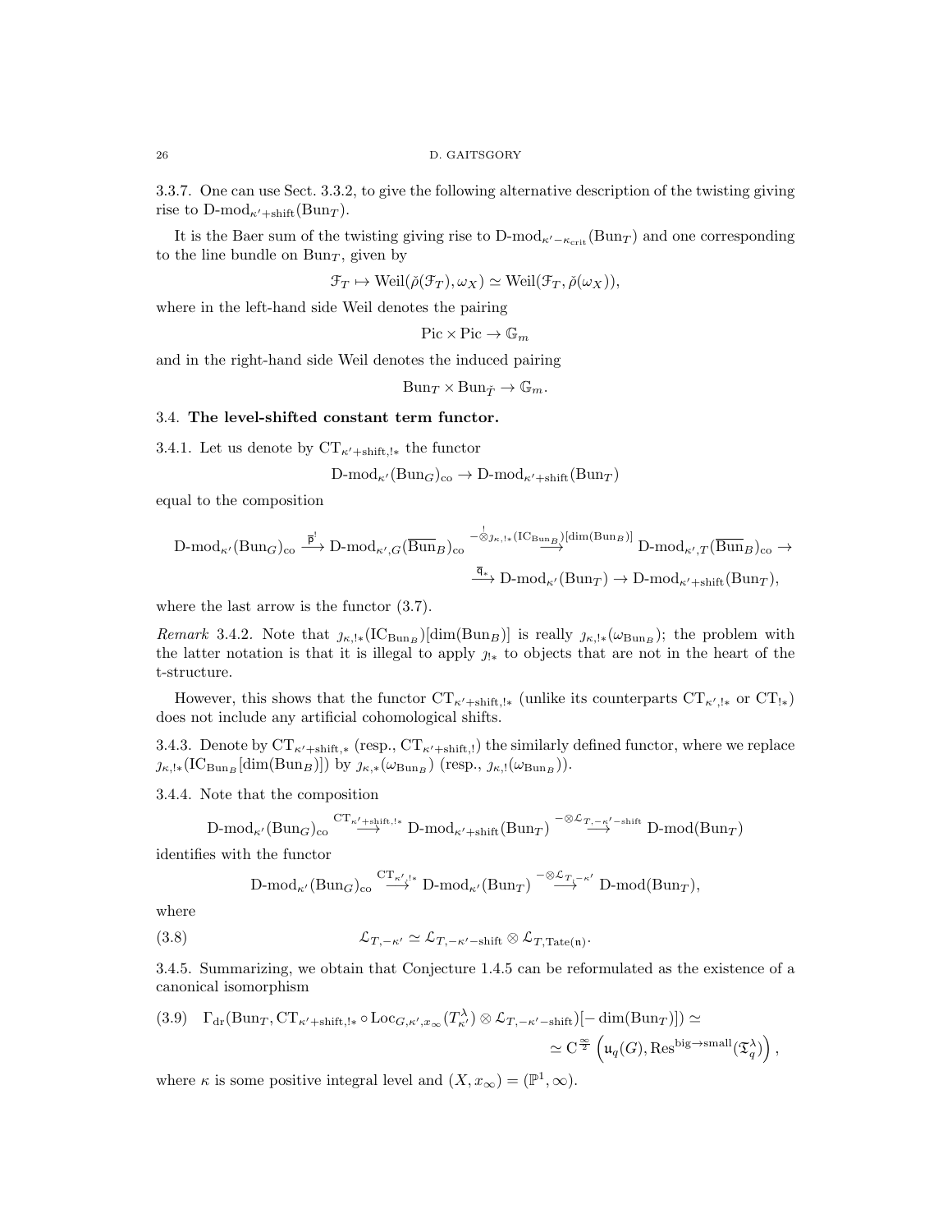3.3.7. One can use Sect. 3.3.2, to give the following alternative description of the twisting giving rise to $\text{D-mod}_{\kappa'+\text{shift}}(\text{Bun}_T)$.

It is the Baer sum of the twisting giving rise to $\text{D-mod}_{\kappa'-\kappa_{\text{crit}}}(\text{Bun}_T)$ and one corresponding to the line bundle on $\text{Bun}_T$, given by

$$\mathcal{F}_T \mapsto \text{Weil}(\check{\rho}(\mathcal{F}_T), \omega_X) \simeq \text{Weil}(\mathcal{F}_T, \check{\rho}(\omega_X)),$$

where in the left-hand side Weil denotes the pairing

$$\text{Pic} \times \text{Pic} \to \mathbb{G}_m$$

and in the right-hand side Weil denotes the induced pairing

$$\text{Bun}_T \times \text{Bun}_{\check{T}} \to \mathbb{G}_m.$$

## 3.4. **The level-shifted constant term functor.**

3.4.1. Let us denote by $\text{CT}_{\kappa'+\text{shift},!*}$ the functor

$$\text{D-mod}_{\kappa'}(\text{Bun}_G)_{\text{co}} \to \text{D-mod}_{\kappa'+\text{shift}}(\text{Bun}_T)$$

equal to the composition

$$\text{D-mod}_{\kappa'}(\text{Bun}_G)_{\text{co}} \xrightarrow{\overline{\mathsf{p}}^!} \text{D-mod}_{\kappa',G}(\overline{\text{Bun}}_B)_{\text{co}} \xrightarrow{-\overset{!}{\otimes} \jmath_{\kappa,!*}(\text{IC}_{\text{Bun}_B})[\dim(\text{Bun}_B)]} \text{D-mod}_{\kappa',T}(\overline{\text{Bun}}_B)_{\text{co}} \to$$
$$\xrightarrow{\overline{\mathsf{q}}_*} \text{D-mod}_{\kappa'}(\text{Bun}_T) \to \text{D-mod}_{\kappa'+\text{shift}}(\text{Bun}_T),$$

where the last arrow is the functor (3.7).

*Remark* 3.4.2. Note that $\jmath_{\kappa,!*}(\text{IC}_{\text{Bun}_B})[\dim(\text{Bun}_B)]$ is really $\jmath_{\kappa,!*}(\omega_{\text{Bun}_B})$; the problem with the latter notation is that it is illegal to apply $\jmath_{!*}$ to objects that are not in the heart of the t-structure.

However, this shows that the functor $\text{CT}_{\kappa'+\text{shift},!*}$ (unlike its counterparts $\text{CT}_{\kappa',!*}$ or $\text{CT}_{!*}$) does not include any artificial cohomological shifts.

3.4.3. Denote by $\text{CT}_{\kappa'+\text{shift},*}$ (resp., $\text{CT}_{\kappa'+\text{shift},!}$) the similarly defined functor, where we replace $\jmath_{\kappa,!*}(\text{IC}_{\text{Bun}_B}[\dim(\text{Bun}_B)])$ by $\jmath_{\kappa,*}(\omega_{\text{Bun}_B})$ (resp., $\jmath_{\kappa,!}(\omega_{\text{Bun}_B})$).

3.4.4. Note that the composition

$$\text{D-mod}_{\kappa'}(\text{Bun}_G)_{\text{co}} \xrightarrow{\text{CT}_{\kappa'+\text{shift},!*}} \text{D-mod}_{\kappa'+\text{shift}}(\text{Bun}_T) \xrightarrow{-\otimes \mathcal{L}_{T,-\kappa'-\text{shift}}} \text{D-mod}(\text{Bun}_T)$$

identifies with the functor

$$\text{D-mod}_{\kappa'}(\text{Bun}_G)_{\text{co}} \xrightarrow{\text{CT}_{\kappa',!*}} \text{D-mod}_{\kappa'}(\text{Bun}_T) \xrightarrow{-\otimes \mathcal{L}_{T,-\kappa'}} \text{D-mod}(\text{Bun}_T),$$

where

$$\mathcal{L}_{T,-\kappa'} \simeq \mathcal{L}_{T,-\kappa'-\text{shift}} \otimes \mathcal{L}_{T,\text{Tate}(\mathfrak{n})}. \tag{3.8}$$

3.4.5. Summarizing, we obtain that Conjecture 1.4.5 can be reformulated as the existence of a canonical isomorphism

$$\Gamma_{\text{dr}}(\text{Bun}_T, \text{CT}_{\kappa'+\text{shift},!*} \circ \text{Loc}_{G,\kappa',x_\infty}(T^\lambda_{\kappa'}) \otimes \mathcal{L}_{T,-\kappa'-\text{shift}})[-\dim(\text{Bun}_T)]) \simeq$$
$$\simeq \text{C}^{\frac{\infty}{2}}\left(\mathfrak{u}_q(G), \text{Res}^{\text{big}\to\text{small}}(\mathfrak{T}^\lambda_q)\right), \tag{3.9}$$

where $\kappa$ is some positive integral level and $(X, x_\infty) = (\mathbb{P}^1, \infty)$.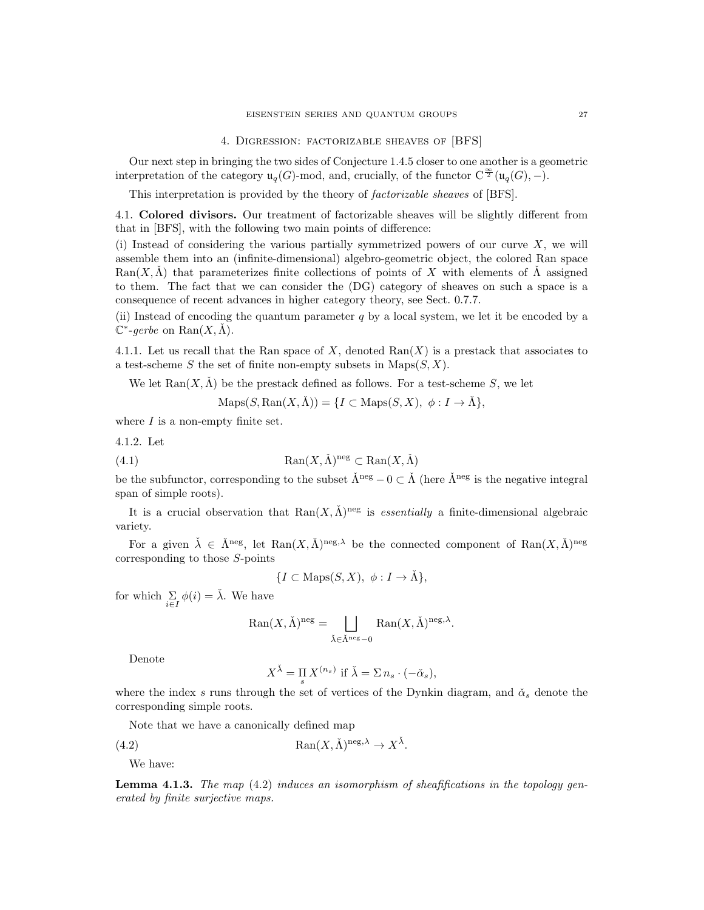## 4. Digression: factorizable sheaves of [BFS]

Our next step in bringing the two sides of Conjecture 1.4.5 closer to one another is a geometric interpretation of the category $\mathfrak{u}_q(G)$-mod, and, crucially, of the functor $\mathrm{C}^{\frac{\infty}{2}}(\mathfrak{u}_q(G), -)$.

This interpretation is provided by the theory of *factorizable sheaves* of [BFS].

4.1. **Colored divisors.** Our treatment of factorizable sheaves will be slightly different from that in [BFS], with the following two main points of difference:

(i) Instead of considering the various partially symmetrized powers of our curve $X$, we will assemble them into an (infinite-dimensional) algebro-geometric object, the colored Ran space $\mathrm{Ran}(X, \check{\Lambda})$ that parameterizes finite collections of points of $X$ with elements of $\check{\Lambda}$ assigned to them. The fact that we can consider the (DG) category of sheaves on such a space is a consequence of recent advances in higher category theory, see Sect. 0.7.7.

(ii) Instead of encoding the quantum parameter $q$ by a local system, we let it be encoded by a $\mathbb{C}^*$-*gerbe* on $\mathrm{Ran}(X, \check{\Lambda})$.

4.1.1. Let us recall that the Ran space of $X$, denoted $\mathrm{Ran}(X)$ is a prestack that associates to a test-scheme $S$ the set of finite non-empty subsets in $\mathrm{Maps}(S, X)$.

We let $\mathrm{Ran}(X, \check{\Lambda})$ be the prestack defined as follows. For a test-scheme $S$, we let

$$\mathrm{Maps}(S, \mathrm{Ran}(X, \check{\Lambda})) = \{I \subset \mathrm{Maps}(S, X),\ \phi : I \to \check{\Lambda}\},$$

where $I$ is a non-empty finite set.

4.1.2. Let

$$\mathrm{Ran}(X, \check{\Lambda})^{\mathrm{neg}} \subset \mathrm{Ran}(X, \check{\Lambda}) \tag{4.1}$$

be the subfunctor, corresponding to the subset $\check{\Lambda}^{\mathrm{neg}} - 0 \subset \check{\Lambda}$ (here $\check{\Lambda}^{\mathrm{neg}}$ is the negative integral span of simple roots).

It is a crucial observation that $\mathrm{Ran}(X, \check{\Lambda})^{\mathrm{neg}}$ is *essentially* a finite-dimensional algebraic variety.

For a given $\check{\lambda} \in \check{\Lambda}^{\mathrm{neg}}$, let $\mathrm{Ran}(X, \check{\Lambda})^{\mathrm{neg}, \lambda}$ be the connected component of $\mathrm{Ran}(X, \check{\Lambda})^{\mathrm{neg}}$ corresponding to those $S$-points

$$\{I \subset \mathrm{Maps}(S, X),\ \phi : I \to \check{\Lambda}\},$$

for which $\underset{i \in I}{\Sigma}\, \phi(i) = \check{\lambda}$. We have

$$\mathrm{Ran}(X, \check{\Lambda})^{\mathrm{neg}} = \bigsqcup_{\check{\lambda} \in \check{\Lambda}^{\mathrm{neg}} - 0} \mathrm{Ran}(X, \check{\Lambda})^{\mathrm{neg}, \lambda}.$$

Denote

$$X^{\check{\lambda}} = \prod_s X^{(n_s)} \text{ if } \check{\lambda} = \Sigma\, n_s \cdot (-\check{\alpha}_s),$$

where the index $s$ runs through the set of vertices of the Dynkin diagram, and $\check{\alpha}_s$ denote the corresponding simple roots.

Note that we have a canonically defined map

$$\mathrm{Ran}(X, \check{\Lambda})^{\mathrm{neg}, \lambda} \to X^{\check{\lambda}}. \tag{4.2}$$

We have:

**Lemma 4.1.3.** *The map* (4.2) *induces an isomorphism of sheafifications in the topology generated by finite surjective maps.*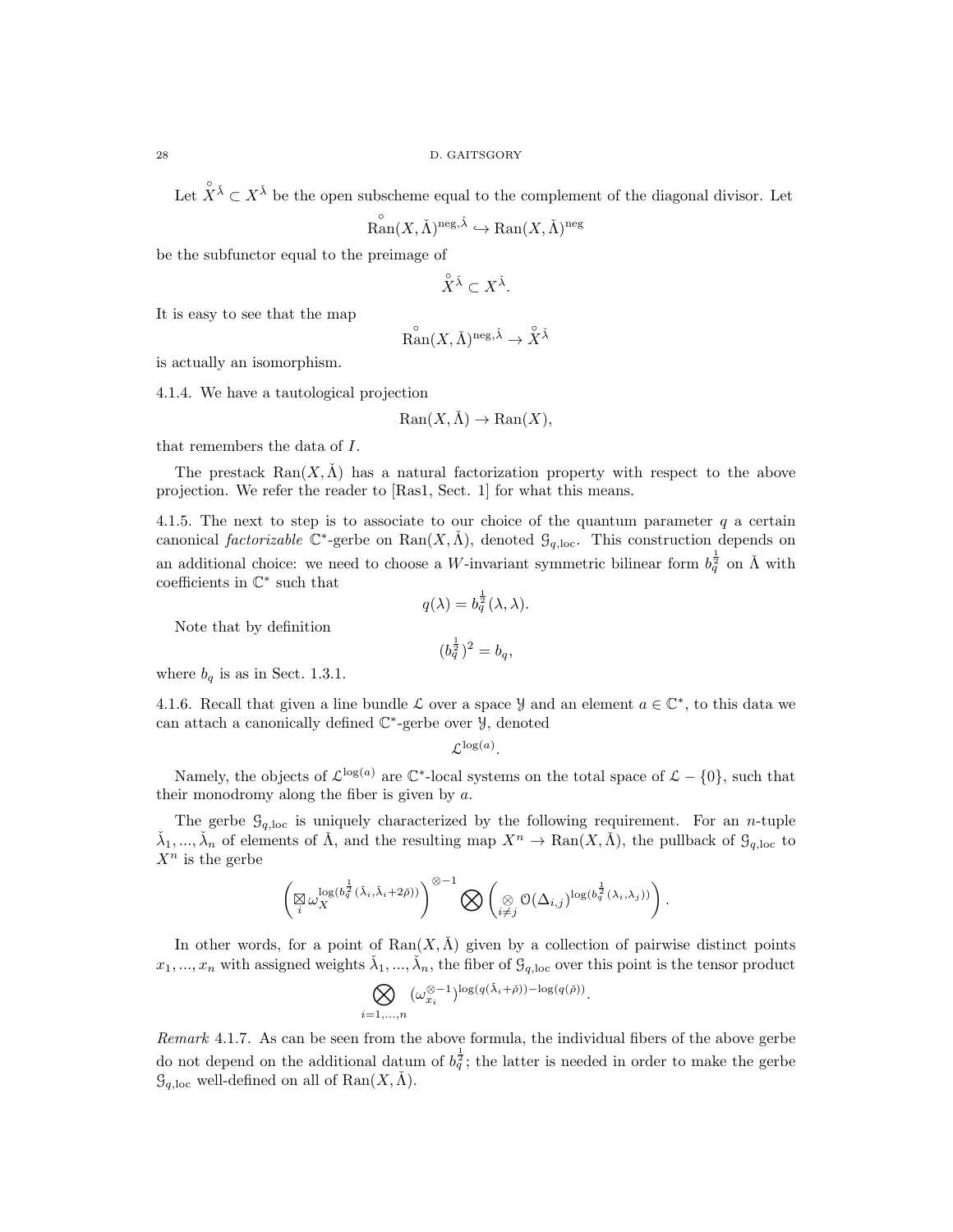Let $\overset{\circ}{X}{}^{\check{\lambda}} \subset X^{\check{\lambda}}$ be the open subscheme equal to the complement of the diagonal divisor. Let

$$\overset{\circ}{\operatorname{Ran}}(X, \check{\Lambda})^{\text{neg},\check{\lambda}} \hookrightarrow \operatorname{Ran}(X, \check{\Lambda})^{\text{neg}}$$

be the subfunctor equal to the preimage of

$$\overset{\circ}{X}{}^{\check{\lambda}} \subset X^{\check{\lambda}}.$$

It is easy to see that the map

$$\overset{\circ}{\operatorname{Ran}}(X, \check{\Lambda})^{\text{neg},\check{\lambda}} \to \overset{\circ}{X}{}^{\check{\lambda}}$$

is actually an isomorphism.

4.1.4. We have a tautological projection

$$\operatorname{Ran}(X, \check{\Lambda}) \to \operatorname{Ran}(X),$$

that remembers the data of $I$.

The prestack $\operatorname{Ran}(X, \check{\Lambda})$ has a natural factorization property with respect to the above projection. We refer the reader to [Ras1, Sect. 1] for what this means.

4.1.5. The next to step is to associate to our choice of the quantum parameter $q$ a certain canonical *factorizable* $\mathbb{C}^*$-gerbe on $\operatorname{Ran}(X, \check{\Lambda})$, denoted $\mathcal{G}_{q,\text{loc}}$. This construction depends on an additional choice: we need to choose a $W$-invariant symmetric bilinear form $b_q^{\frac{1}{2}}$ on $\check{\Lambda}$ with coefficients in $\mathbb{C}^*$ such that

$$q(\lambda) = b_q^{\frac{1}{2}}(\lambda, \lambda).$$

Note that by definition

$$(b_q^{\frac{1}{2}})^2 = b_q,$$

where $b_q$ is as in Sect. 1.3.1.

4.1.6. Recall that given a line bundle $\mathcal{L}$ over a space $\mathcal{Y}$ and an element $a \in \mathbb{C}^*$, to this data we can attach a canonically defined $\mathbb{C}^*$-gerbe over $\mathcal{Y}$, denoted

$$\mathcal{L}^{\log(a)}.$$

Namely, the objects of $\mathcal{L}^{\log(a)}$ are $\mathbb{C}^*$-local systems on the total space of $\mathcal{L} - \{0\}$, such that their monodromy along the fiber is given by $a$.

The gerbe $\mathcal{G}_{q,\text{loc}}$ is uniquely characterized by the following requirement. For an $n$-tuple $\check{\lambda}_1, ..., \check{\lambda}_n$ of elements of $\check{\Lambda}$, and the resulting map $X^n \to \operatorname{Ran}(X, \check{\Lambda})$, the pullback of $\mathcal{G}_{q,\text{loc}}$ to $X^n$ is the gerbe

$$\left( \underset{i}{\boxtimes} \omega_X^{\log(b_q^{\frac{1}{2}}(\check{\lambda}_i, \check{\lambda}_i + 2\check{\rho}))} \right)^{\otimes -1} \bigotimes \left( \underset{i \neq j}{\otimes} \mathcal{O}(\Delta_{i,j})^{\log(b_q^{\frac{1}{2}}(\lambda_i, \lambda_j))} \right).$$

In other words, for a point of $\operatorname{Ran}(X, \check{\Lambda})$ given by a collection of pairwise distinct points $x_1, ..., x_n$ with assigned weights $\check{\lambda}_1, ..., \check{\lambda}_n$, the fiber of $\mathcal{G}_{q,\text{loc}}$ over this point is the tensor product

$$\bigotimes_{i=1,...,n} (\omega_{x_i}^{\otimes -1})^{\log(q(\check{\lambda}_i + \check{\rho})) - \log(q(\check{\rho}))}.$$

*Remark* 4.1.7. As can be seen from the above formula, the individual fibers of the above gerbe do not depend on the additional datum of $b_q^{\frac{1}{2}}$; the latter is needed in order to make the gerbe $\mathcal{G}_{q,\text{loc}}$ well-defined on all of $\operatorname{Ran}(X, \check{\Lambda})$.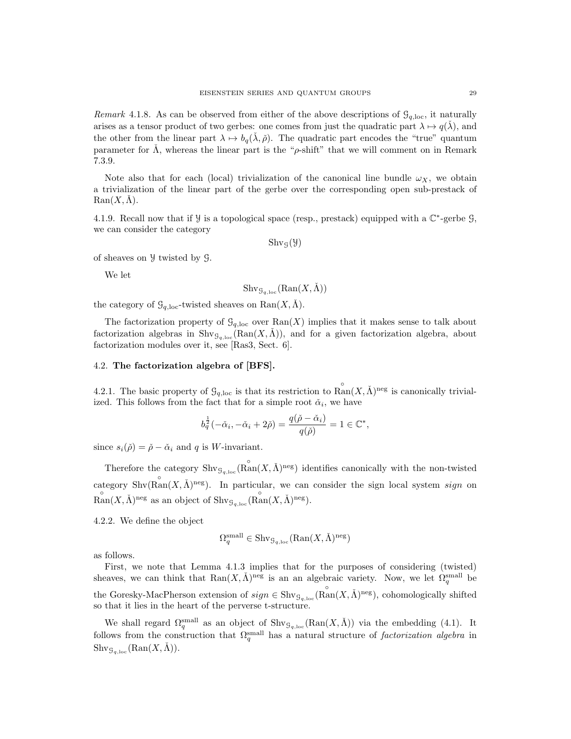*Remark* 4.1.8. As can be observed from either of the above descriptions of $\mathcal{G}_{q,\mathrm{loc}}$, it naturally arises as a tensor product of two gerbes: one comes from just the quadratic part $\lambda \mapsto q(\check{\lambda})$, and the other from the linear part $\lambda \mapsto b_q(\check{\lambda}, \check{\rho})$. The quadratic part encodes the "true" quantum parameter for $\check{\Lambda}$, whereas the linear part is the "$\rho$-shift" that we will comment on in Remark 7.3.9.

Note also that for each (local) trivialization of the canonical line bundle $\omega_X$, we obtain a trivialization of the linear part of the gerbe over the corresponding open sub-prestack of $\mathrm{Ran}(X, \check{\Lambda})$.

4.1.9. Recall now that if $\mathcal{Y}$ is a topological space (resp., prestack) equipped with a $\mathbb{C}^*$-gerbe $\mathcal{G}$, we can consider the category

$$\mathrm{Shv}_{\mathcal{G}}(\mathcal{Y})$$

of sheaves on $\mathcal{Y}$ twisted by $\mathcal{G}$.

We let

$$\mathrm{Shv}_{\mathcal{G}_{q,\mathrm{loc}}}(\mathrm{Ran}(X, \check{\Lambda}))$$

the category of $\mathcal{G}_{q,\mathrm{loc}}$-twisted sheaves on $\mathrm{Ran}(X, \check{\Lambda})$.

The factorization property of $\mathcal{G}_{q,\mathrm{loc}}$ over $\mathrm{Ran}(X)$ implies that it makes sense to talk about factorization algebras in $\mathrm{Shv}_{\mathcal{G}_{q,\mathrm{loc}}}(\mathrm{Ran}(X, \check{\Lambda}))$, and for a given factorization algebra, about factorization modules over it, see [Ras3, Sect. 6].

## 4.2. The factorization algebra of [BFS].

4.2.1. The basic property of $\mathcal{G}_{q,\mathrm{loc}}$ is that its restriction to $\overset{\circ}{\mathrm{Ran}}(X, \check{\Lambda})^{\mathrm{neg}}$ is canonically trivialized. This follows from the fact that for a simple root $\check{\alpha}_i$, we have

$$b_q^{\frac{1}{2}}(-\check{\alpha}_i, -\check{\alpha}_i + 2\check{\rho}) = \frac{q(\check{\rho} - \check{\alpha}_i)}{q(\check{\rho})} = 1 \in \mathbb{C}^*,$$

since $s_i(\check{\rho}) = \check{\rho} - \check{\alpha}_i$ and $q$ is $W$-invariant.

Therefore the category $\mathrm{Shv}_{\mathcal{G}_{q,\mathrm{loc}}}(\overset{\circ}{\mathrm{Ran}}(X, \check{\Lambda})^{\mathrm{neg}})$ identifies canonically with the non-twisted category $\mathrm{Shv}(\overset{\circ}{\mathrm{Ran}}(X, \check{\Lambda})^{\mathrm{neg}})$. In particular, we can consider the sign local system *sign* on $\overset{\circ}{\mathrm{Ran}}(X, \check{\Lambda})^{\mathrm{neg}}$ as an object of $\mathrm{Shv}_{\mathcal{G}_{q,\mathrm{loc}}}(\overset{\circ}{\mathrm{Ran}}(X, \check{\Lambda})^{\mathrm{neg}})$.

4.2.2. We define the object

$$\Omega_q^{\mathrm{small}} \in \mathrm{Shv}_{\mathcal{G}_{q,\mathrm{loc}}}(\mathrm{Ran}(X, \check{\Lambda})^{\mathrm{neg}})$$

as follows.

First, we note that Lemma 4.1.3 implies that for the purposes of considering (twisted) sheaves, we can think that $\mathrm{Ran}(X, \check{\Lambda})^{\mathrm{neg}}$ is an an algebraic variety. Now, we let $\Omega_q^{\mathrm{small}}$ be the Goresky-MacPherson extension of $sign \in \mathrm{Shv}_{\mathcal{G}_{q,\mathrm{loc}}}(\overset{\circ}{\mathrm{Ran}}(X, \check{\Lambda})^{\mathrm{neg}})$, cohomologically shifted so that it lies in the heart of the perverse t-structure.

We shall regard $\Omega_q^{\mathrm{small}}$ as an object of $\mathrm{Shv}_{\mathcal{G}_{q,\mathrm{loc}}}(\mathrm{Ran}(X, \check{\Lambda}))$ via the embedding (4.1). It follows from the construction that $\Omega_q^{\mathrm{small}}$ has a natural structure of *factorization algebra* in $\mathrm{Shv}_{\mathcal{G}_{q,\mathrm{loc}}}(\mathrm{Ran}(X, \check{\Lambda}))$.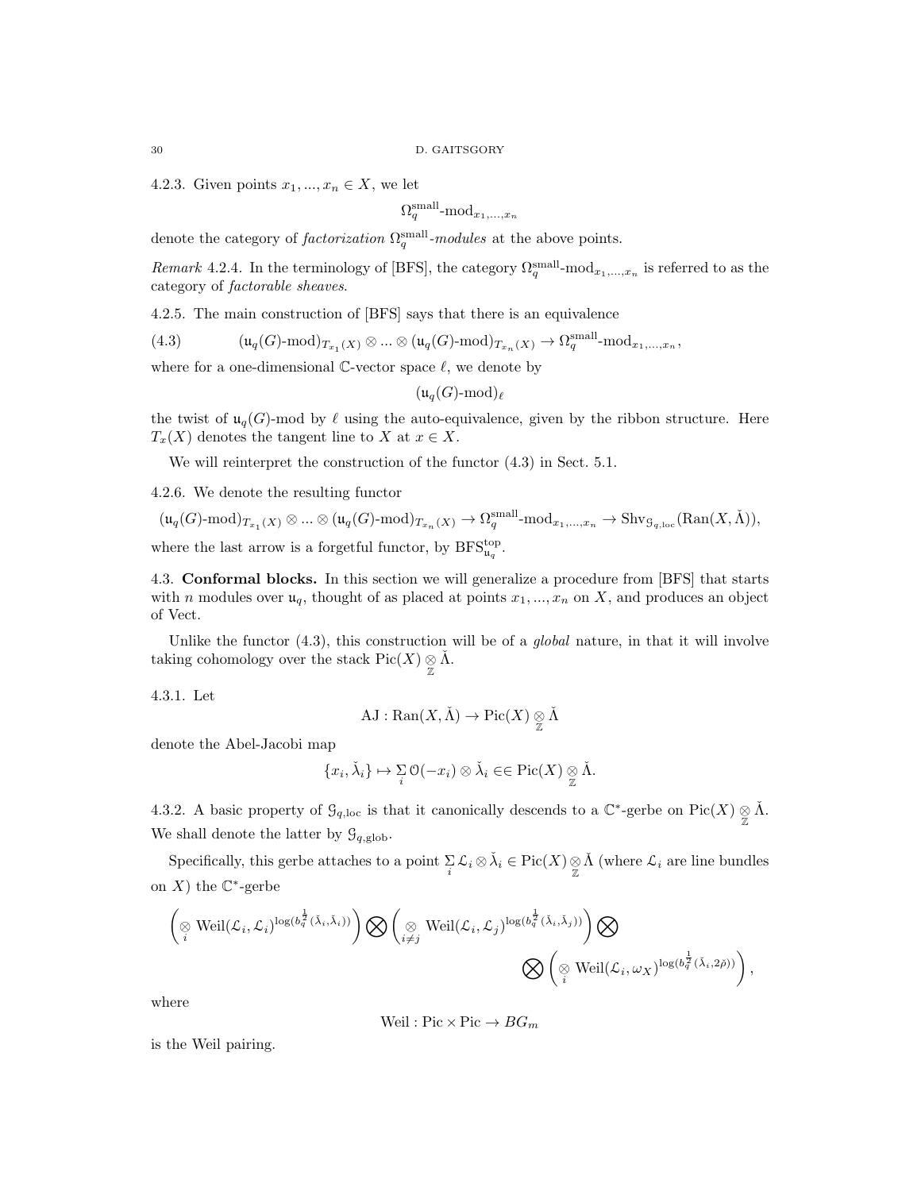4.2.3. Given points $x_1, ..., x_n \in X$, we let

$$\Omega_q^{\text{small}}\text{-mod}_{x_1,...,x_n}$$

denote the category of *factorization* $\Omega_q^{\text{small}}$*-modules* at the above points.

*Remark* 4.2.4. In the terminology of [BFS], the category $\Omega_q^{\text{small}}\text{-mod}_{x_1,...,x_n}$ is referred to as the category of *factorable sheaves*.

4.2.5. The main construction of [BFS] says that there is an equivalence

$$(\mathfrak{u}_q(G)\text{-mod})_{T_{x_1}(X)} \otimes ... \otimes (\mathfrak{u}_q(G)\text{-mod})_{T_{x_n}(X)} \to \Omega_q^{\text{small}}\text{-mod}_{x_1,...,x_n}, \tag{4.3}$$

where for a one-dimensional $\mathbb{C}$-vector space $\ell$, we denote by

$$(\mathfrak{u}_q(G)\text{-mod})_\ell$$

the twist of $\mathfrak{u}_q(G)$-mod by $\ell$ using the auto-equivalence, given by the ribbon structure. Here $T_x(X)$ denotes the tangent line to $X$ at $x \in X$.

We will reinterpret the construction of the functor (4.3) in Sect. 5.1.

4.2.6. We denote the resulting functor

$$(\mathfrak{u}_q(G)\text{-mod})_{T_{x_1}(X)} \otimes ... \otimes (\mathfrak{u}_q(G)\text{-mod})_{T_{x_n}(X)} \to \Omega_q^{\text{small}}\text{-mod}_{x_1,...,x_n} \to \text{Shv}_{\mathcal{G}_{q,\text{loc}}}(\text{Ran}(X, \check{\Lambda})),$$

where the last arrow is a forgetful functor, by $\text{BFS}^{\text{top}}_{\mathfrak{u}_q}$.

4.3. **Conformal blocks.** In this section we will generalize a procedure from [BFS] that starts with $n$ modules over $\mathfrak{u}_q$, thought of as placed at points $x_1, ..., x_n$ on $X$, and produces an object of Vect.

Unlike the functor (4.3), this construction will be of a *global* nature, in that it will involve taking cohomology over the stack $\text{Pic}(X) \underset{\mathbb{Z}}{\otimes} \check{\Lambda}$.

4.3.1. Let

$$\text{AJ} : \text{Ran}(X, \check{\Lambda}) \to \text{Pic}(X) \underset{\mathbb{Z}}{\otimes} \check{\Lambda}$$

denote the Abel-Jacobi map

$$\{x_i, \check{\lambda}_i\} \mapsto \sum_i \mathcal{O}(-x_i) \otimes \check{\lambda}_i \in\in \text{Pic}(X) \underset{\mathbb{Z}}{\otimes} \check{\Lambda}.$$

4.3.2. A basic property of $\mathcal{G}_{q,\text{loc}}$ is that it canonically descends to a $\mathbb{C}^*$-gerbe on $\text{Pic}(X) \underset{\mathbb{Z}}{\otimes} \check{\Lambda}$. We shall denote the latter by $\mathcal{G}_{q,\text{glob}}$.

Specifically, this gerbe attaches to a point $\sum_i \mathcal{L}_i \otimes \check{\lambda}_i \in \text{Pic}(X) \underset{\mathbb{Z}}{\otimes} \check{\Lambda}$ (where $\mathcal{L}_i$ are line bundles on $X$) the $\mathbb{C}^*$-gerbe

$$\left(\underset{i}{\otimes} \text{Weil}(\mathcal{L}_i, \mathcal{L}_i)^{\log(b_q^{\frac{1}{2}}(\check{\lambda}_i, \check{\lambda}_i))}\right) \bigotimes \left(\underset{i \neq j}{\otimes} \text{Weil}(\mathcal{L}_i, \mathcal{L}_j)^{\log(b_q^{\frac{1}{2}}(\check{\lambda}_i, \check{\lambda}_j))}\right) \bigotimes$$
$$\bigotimes \left(\underset{i}{\otimes} \text{Weil}(\mathcal{L}_i, \omega_X)^{\log(b_q^{\frac{1}{2}}(\check{\lambda}_i, 2\check{\rho}))}\right),$$

where

$$\text{Weil} : \text{Pic} \times \text{Pic} \to BG_m$$

is the Weil pairing.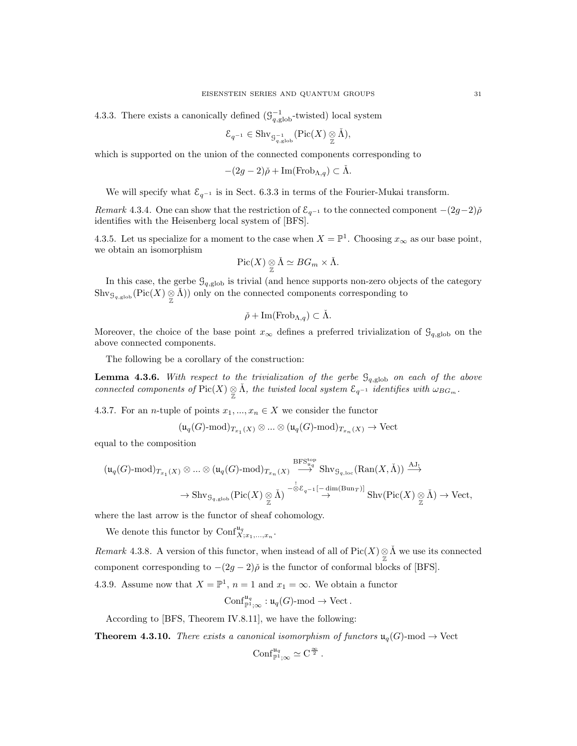4.3.3. There exists a canonically defined ($\mathcal{G}_{q,\mathrm{glob}}^{-1}$-twisted) local system

$$\mathcal{E}_{q^{-1}} \in \mathrm{Shv}_{\mathcal{G}_{q,\mathrm{glob}}^{-1}}(\mathrm{Pic}(X) \underset{\mathbb{Z}}{\otimes} \check{\Lambda}),$$

which is supported on the union of the connected components corresponding to

$$-(2g-2)\check{\rho} + \mathrm{Im}(\mathrm{Frob}_{\Lambda,q}) \subset \check{\Lambda}.$$

We will specify what $\mathcal{E}_{q^{-1}}$ is in Sect. 6.3.3 in terms of the Fourier-Mukai transform.

*Remark* 4.3.4. One can show that the restriction of $\mathcal{E}_{q^{-1}}$ to the connected component $-(2g-2)\check{\rho}$ identifies with the Heisenberg local system of [BFS].

4.3.5. Let us specialize for a moment to the case when $X = \mathbb{P}^1$. Choosing $x_\infty$ as our base point, we obtain an isomorphism

$$\mathrm{Pic}(X) \underset{\mathbb{Z}}{\otimes} \check{\Lambda} \simeq BG_m \times \check{\Lambda}.$$

In this case, the gerbe $\mathcal{G}_{q,\mathrm{glob}}$ is trivial (and hence supports non-zero objects of the category $\mathrm{Shv}_{\mathcal{G}_{q,\mathrm{glob}}}(\mathrm{Pic}(X) \underset{\mathbb{Z}}{\otimes} \check{\Lambda})$) only on the connected components corresponding to

$$\check{\rho} + \mathrm{Im}(\mathrm{Frob}_{\Lambda,q}) \subset \check{\Lambda}.$$

Moreover, the choice of the base point $x_\infty$ defines a preferred trivialization of $\mathcal{G}_{q,\mathrm{glob}}$ on the above connected components.

The following be a corollary of the construction:

**Lemma 4.3.6.** *With respect to the trivialization of the gerbe $\mathcal{G}_{q,\mathrm{glob}}$ on each of the above connected components of $\mathrm{Pic}(X) \underset{\mathbb{Z}}{\otimes} \check{\Lambda}$, the twisted local system $\mathcal{E}_{q^{-1}}$ identifies with $\omega_{BG_m}$.*

4.3.7. For an $n$-tuple of points $x_1, ..., x_n \in X$ we consider the functor

$$(\mathfrak{u}_q(G)\text{-mod})_{T_{x_1}(X)} \otimes ... \otimes (\mathfrak{u}_q(G)\text{-mod})_{T_{x_n}(X)} \to \mathrm{Vect}$$

equal to the composition

$$(\mathfrak{u}_q(G)\text{-mod})_{T_{x_1}(X)} \otimes ... \otimes (\mathfrak{u}_q(G)\text{-mod})_{T_{x_n}(X)} \overset{\mathrm{BFS}^{\mathrm{top}}_{\mathfrak{u}_q}}{\longrightarrow} \mathrm{Shv}_{\mathcal{G}_{q,\mathrm{loc}}}(\mathrm{Ran}(X, \check{\Lambda})) \overset{\mathrm{AJ}_!}{\longrightarrow}$$

$$\to \mathrm{Shv}_{\mathcal{G}_{q,\mathrm{glob}}}(\mathrm{Pic}(X) \underset{\mathbb{Z}}{\otimes} \check{\Lambda}) \overset{-\overset{!}{\otimes}\mathcal{E}_{q^{-1}}[-\dim(\mathrm{Bun}_T)]}{\to} \mathrm{Shv}(\mathrm{Pic}(X) \underset{\mathbb{Z}}{\otimes} \check{\Lambda}) \to \mathrm{Vect},$$

where the last arrow is the functor of sheaf cohomology.

We denote this functor by $\mathrm{Conf}^{\mathfrak{u}_q}_{X;x_1,...,x_n}$.

*Remark* 4.3.8. A version of this functor, when instead of all of $\mathrm{Pic}(X) \underset{\mathbb{Z}}{\otimes} \check{\Lambda}$ we use its connected component corresponding to $-(2g-2)\check{\rho}$ is the functor of conformal blocks of [BFS].

4.3.9. Assume now that $X = \mathbb{P}^1$, $n = 1$ and $x_1 = \infty$. We obtain a functor

$$\mathrm{Conf}^{\mathfrak{u}_q}_{\mathbb{P}^1;\infty} : \mathfrak{u}_q(G)\text{-mod} \to \mathrm{Vect}.$$

According to [BFS, Theorem IV.8.11], we have the following:

**Theorem 4.3.10.** *There exists a canonical isomorphism of functors $\mathfrak{u}_q(G)\text{-mod} \to \mathrm{Vect}$*

$$\mathrm{Conf}^{\mathfrak{u}_q}_{\mathbb{P}^1;\infty} \simeq \mathrm{C}^{\frac{\infty}{2}}.$$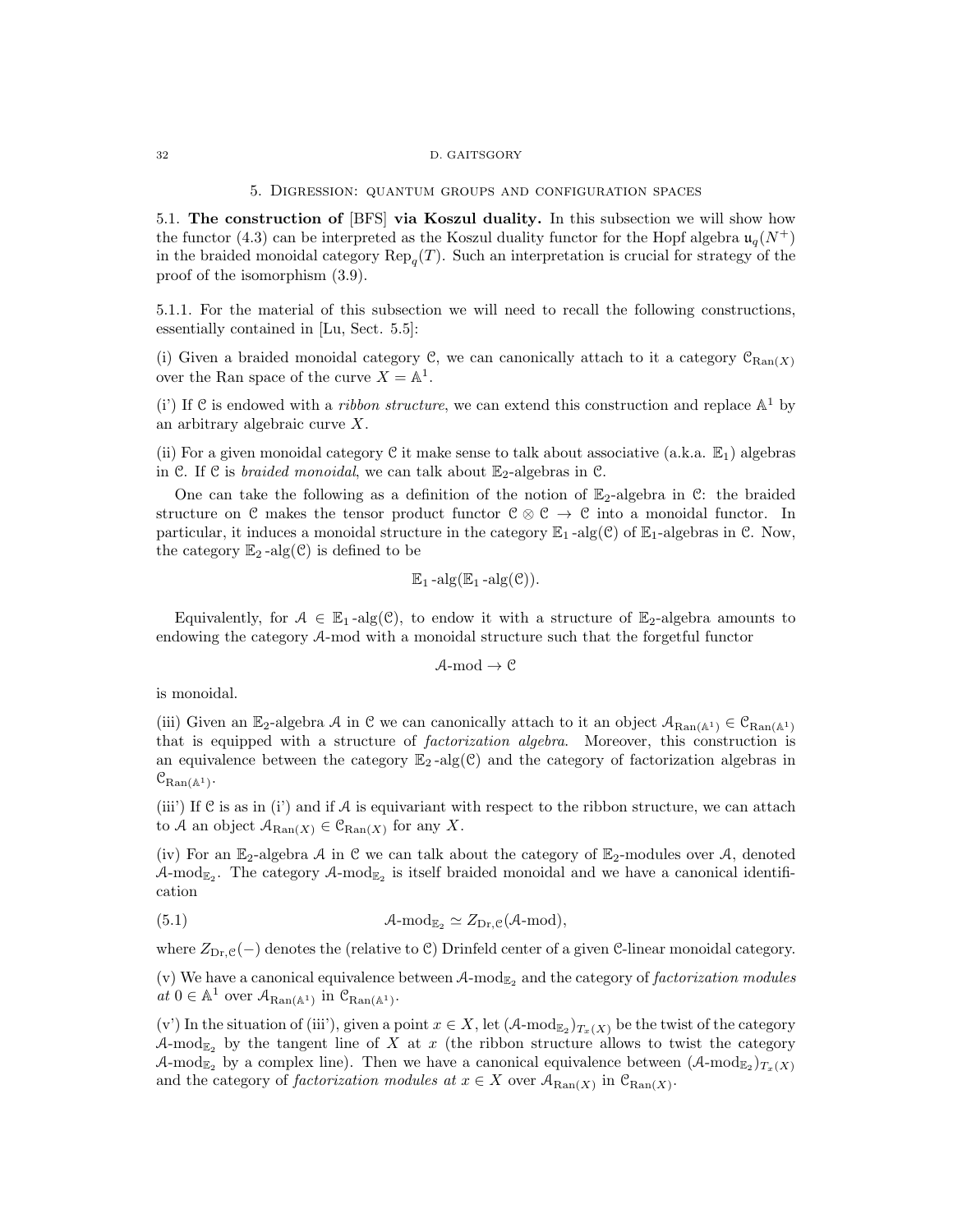## 5. Digression: quantum groups and configuration spaces

5.1. **The construction of** [BFS] **via Koszul duality.** In this subsection we will show how the functor (4.3) can be interpreted as the Koszul duality functor for the Hopf algebra $\mathfrak{u}_q(N^+)$ in the braided monoidal category $\operatorname{Rep}_q(T)$. Such an interpretation is crucial for strategy of the proof of the isomorphism (3.9).

5.1.1. For the material of this subsection we will need to recall the following constructions, essentially contained in [Lu, Sect. 5.5]:

(i) Given a braided monoidal category $\mathcal{C}$, we can canonically attach to it a category $\mathcal{C}_{\operatorname{Ran}(X)}$ over the Ran space of the curve $X = \mathbb{A}^1$.

(i') If $\mathcal{C}$ is endowed with a *ribbon structure*, we can extend this construction and replace $\mathbb{A}^1$ by an arbitrary algebraic curve $X$.

(ii) For a given monoidal category $\mathcal{C}$ it make sense to talk about associative (a.k.a. $\mathbb{E}_1$) algebras in $\mathcal{C}$. If $\mathcal{C}$ is *braided monoidal*, we can talk about $\mathbb{E}_2$-algebras in $\mathcal{C}$.

One can take the following as a definition of the notion of $\mathbb{E}_2$-algebra in $\mathcal{C}$: the braided structure on $\mathcal{C}$ makes the tensor product functor $\mathcal{C} \otimes \mathcal{C} \to \mathcal{C}$ into a monoidal functor. In particular, it induces a monoidal structure in the category $\mathbb{E}_1\text{-alg}(\mathcal{C})$ of $\mathbb{E}_1$-algebras in $\mathcal{C}$. Now, the category $\mathbb{E}_2\text{-alg}(\mathcal{C})$ is defined to be

$$\mathbb{E}_1\text{-alg}(\mathbb{E}_1\text{-alg}(\mathcal{C})).$$

Equivalently, for $\mathcal{A} \in \mathbb{E}_1\text{-alg}(\mathcal{C})$, to endow it with a structure of $\mathbb{E}_2$-algebra amounts to endowing the category $\mathcal{A}$-mod with a monoidal structure such that the forgetful functor

$$\mathcal{A}\text{-mod} \to \mathcal{C}$$

is monoidal.

(iii) Given an $\mathbb{E}_2$-algebra $\mathcal{A}$ in $\mathcal{C}$ we can canonically attach to it an object $\mathcal{A}_{\operatorname{Ran}(\mathbb{A}^1)} \in \mathcal{C}_{\operatorname{Ran}(\mathbb{A}^1)}$ that is equipped with a structure of *factorization algebra*. Moreover, this construction is an equivalence between the category $\mathbb{E}_2\text{-alg}(\mathcal{C})$ and the category of factorization algebras in $\mathcal{C}_{\operatorname{Ran}(\mathbb{A}^1)}$.

(iii') If $\mathcal{C}$ is as in (i') and if $\mathcal{A}$ is equivariant with respect to the ribbon structure, we can attach to $\mathcal{A}$ an object $\mathcal{A}_{\operatorname{Ran}(X)} \in \mathcal{C}_{\operatorname{Ran}(X)}$ for any $X$.

(iv) For an $\mathbb{E}_2$-algebra $\mathcal{A}$ in $\mathcal{C}$ we can talk about the category of $\mathbb{E}_2$-modules over $\mathcal{A}$, denoted $\mathcal{A}\text{-mod}_{\mathbb{E}_2}$. The category $\mathcal{A}\text{-mod}_{\mathbb{E}_2}$ is itself braided monoidal and we have a canonical identification

$$\mathcal{A}\text{-mod}_{\mathbb{E}_2} \simeq Z_{\operatorname{Dr},\mathcal{C}}(\mathcal{A}\text{-mod}), \tag{5.1}$$

where $Z_{\operatorname{Dr},\mathcal{C}}(-)$ denotes the (relative to $\mathcal{C}$) Drinfeld center of a given $\mathcal{C}$-linear monoidal category.

(v) We have a canonical equivalence between $\mathcal{A}\text{-mod}_{\mathbb{E}_2}$ and the category of *factorization modules at* $0 \in \mathbb{A}^1$ over $\mathcal{A}_{\operatorname{Ran}(\mathbb{A}^1)}$ in $\mathcal{C}_{\operatorname{Ran}(\mathbb{A}^1)}$.

(v') In the situation of (iii'), given a point $x \in X$, let $(\mathcal{A}\text{-mod}_{\mathbb{E}_2})_{T_x(X)}$ be the twist of the category $\mathcal{A}\text{-mod}_{\mathbb{E}_2}$ by the tangent line of $X$ at $x$ (the ribbon structure allows to twist the category $\mathcal{A}\text{-mod}_{\mathbb{E}_2}$ by a complex line). Then we have a canonical equivalence between $(\mathcal{A}\text{-mod}_{\mathbb{E}_2})_{T_x(X)}$ and the category of *factorization modules at* $x \in X$ over $\mathcal{A}_{\operatorname{Ran}(X)}$ in $\mathcal{C}_{\operatorname{Ran}(X)}$.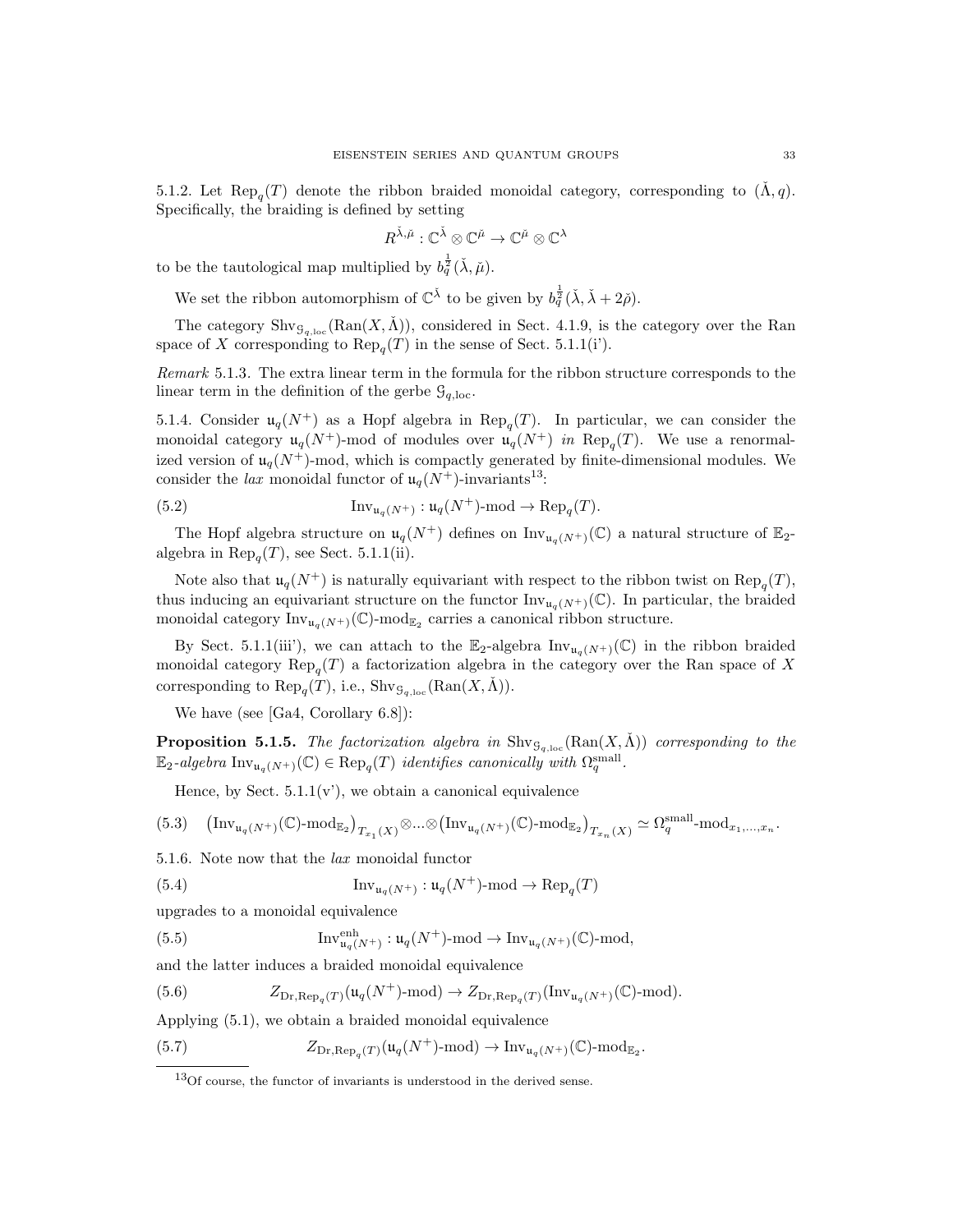5.1.2. Let $\mathrm{Rep}_q(T)$ denote the ribbon braided monoidal category, corresponding to $(\check{\Lambda}, q)$. Specifically, the braiding is defined by setting

$$R^{\check{\lambda},\check{\mu}} : \mathbb{C}^{\check{\lambda}} \otimes \mathbb{C}^{\check{\mu}} \to \mathbb{C}^{\check{\mu}} \otimes \mathbb{C}^{\lambda}$$

to be the tautological map multiplied by $b_q^{\frac{1}{2}}(\check{\lambda}, \check{\mu})$.

We set the ribbon automorphism of $\mathbb{C}^{\check{\lambda}}$ to be given by $b_q^{\frac{1}{2}}(\check{\lambda}, \check{\lambda} + 2\check{\rho})$.

The category $\mathrm{Shv}_{\mathcal{G}_{q,\mathrm{loc}}}(\mathrm{Ran}(X, \check{\Lambda}))$, considered in Sect. 4.1.9, is the category over the Ran space of $X$ corresponding to $\mathrm{Rep}_q(T)$ in the sense of Sect. 5.1.1(i').

*Remark* 5.1.3. The extra linear term in the formula for the ribbon structure corresponds to the linear term in the definition of the gerbe $\mathcal{G}_{q,\mathrm{loc}}$.

5.1.4. Consider $\mathfrak{u}_q(N^+)$ as a Hopf algebra in $\mathrm{Rep}_q(T)$. In particular, we can consider the monoidal category $\mathfrak{u}_q(N^+)$-mod of modules over $\mathfrak{u}_q(N^+)$ *in* $\mathrm{Rep}_q(T)$. We use a renormalized version of $\mathfrak{u}_q(N^+)$-mod, which is compactly generated by finite-dimensional modules. We consider the *lax* monoidal functor of $\mathfrak{u}_q(N^+)$-invariants[13]:

$$\mathrm{Inv}_{\mathfrak{u}_q(N^+)} : \mathfrak{u}_q(N^+)\text{-mod} \to \mathrm{Rep}_q(T). \tag{5.2}$$

The Hopf algebra structure on $\mathfrak{u}_q(N^+)$ defines on $\mathrm{Inv}_{\mathfrak{u}_q(N^+)}(\mathbb{C})$ a natural structure of $\mathbb{E}_2$-algebra in $\mathrm{Rep}_q(T)$, see Sect. 5.1.1(ii).

Note also that $\mathfrak{u}_q(N^+)$ is naturally equivariant with respect to the ribbon twist on $\mathrm{Rep}_q(T)$, thus inducing an equivariant structure on the functor $\mathrm{Inv}_{\mathfrak{u}_q(N^+)}(\mathbb{C})$. In particular, the braided monoidal category $\mathrm{Inv}_{\mathfrak{u}_q(N^+)}(\mathbb{C})\text{-mod}_{\mathbb{E}_2}$ carries a canonical ribbon structure.

By Sect. 5.1.1(iii'), we can attach to the $\mathbb{E}_2$-algebra $\mathrm{Inv}_{\mathfrak{u}_q(N^+)}(\mathbb{C})$ in the ribbon braided monoidal category $\mathrm{Rep}_q(T)$ a factorization algebra in the category over the Ran space of $X$ corresponding to $\mathrm{Rep}_q(T)$, i.e., $\mathrm{Shv}_{\mathcal{G}_{q,\mathrm{loc}}}(\mathrm{Ran}(X, \check{\Lambda}))$.

We have (see [Ga4, Corollary 6.8]):

**Proposition 5.1.5.** *The factorization algebra in* $\mathrm{Shv}_{\mathcal{G}_{q,\mathrm{loc}}}(\mathrm{Ran}(X, \check{\Lambda}))$ *corresponding to the* $\mathbb{E}_2$*-algebra* $\mathrm{Inv}_{\mathfrak{u}_q(N^+)}(\mathbb{C}) \in \mathrm{Rep}_q(T)$ *identifies canonically with* $\Omega_q^{\mathrm{small}}$.

Hence, by Sect. 5.1.1(v'), we obtain a canonical equivalence

$$\left(\mathrm{Inv}_{\mathfrak{u}_q(N^+)}(\mathbb{C})\text{-mod}_{\mathbb{E}_2}\right)_{T_{x_1}(X)} \otimes \ldots \otimes \left(\mathrm{Inv}_{\mathfrak{u}_q(N^+)}(\mathbb{C})\text{-mod}_{\mathbb{E}_2}\right)_{T_{x_n}(X)} \simeq \Omega_q^{\mathrm{small}}\text{-mod}_{x_1,\ldots,x_n}. \tag{5.3}$$

5.1.6. Note now that the *lax* monoidal functor

$$\mathrm{Inv}_{\mathfrak{u}_q(N^+)} : \mathfrak{u}_q(N^+)\text{-mod} \to \mathrm{Rep}_q(T) \tag{5.4}$$

upgrades to a monoidal equivalence

$$\mathrm{Inv}^{\mathrm{enh}}_{\mathfrak{u}_q(N^+)} : \mathfrak{u}_q(N^+)\text{-mod} \to \mathrm{Inv}_{\mathfrak{u}_q(N^+)}(\mathbb{C})\text{-mod}, \tag{5.5}$$

and the latter induces a braided monoidal equivalence

$$Z_{\mathrm{Dr},\mathrm{Rep}_q(T)}(\mathfrak{u}_q(N^+)\text{-mod}) \to Z_{\mathrm{Dr},\mathrm{Rep}_q(T)}(\mathrm{Inv}_{\mathfrak{u}_q(N^+)}(\mathbb{C})\text{-mod}). \tag{5.6}$$

Applying (5.1), we obtain a braided monoidal equivalence

$$Z_{\mathrm{Dr},\mathrm{Rep}_q(T)}(\mathfrak{u}_q(N^+)\text{-mod}) \to \mathrm{Inv}_{\mathfrak{u}_q(N^+)}(\mathbb{C})\text{-mod}_{\mathbb{E}_2}. \tag{5.7}$$

---

[13] Of course, the functor of invariants is understood in the derived sense.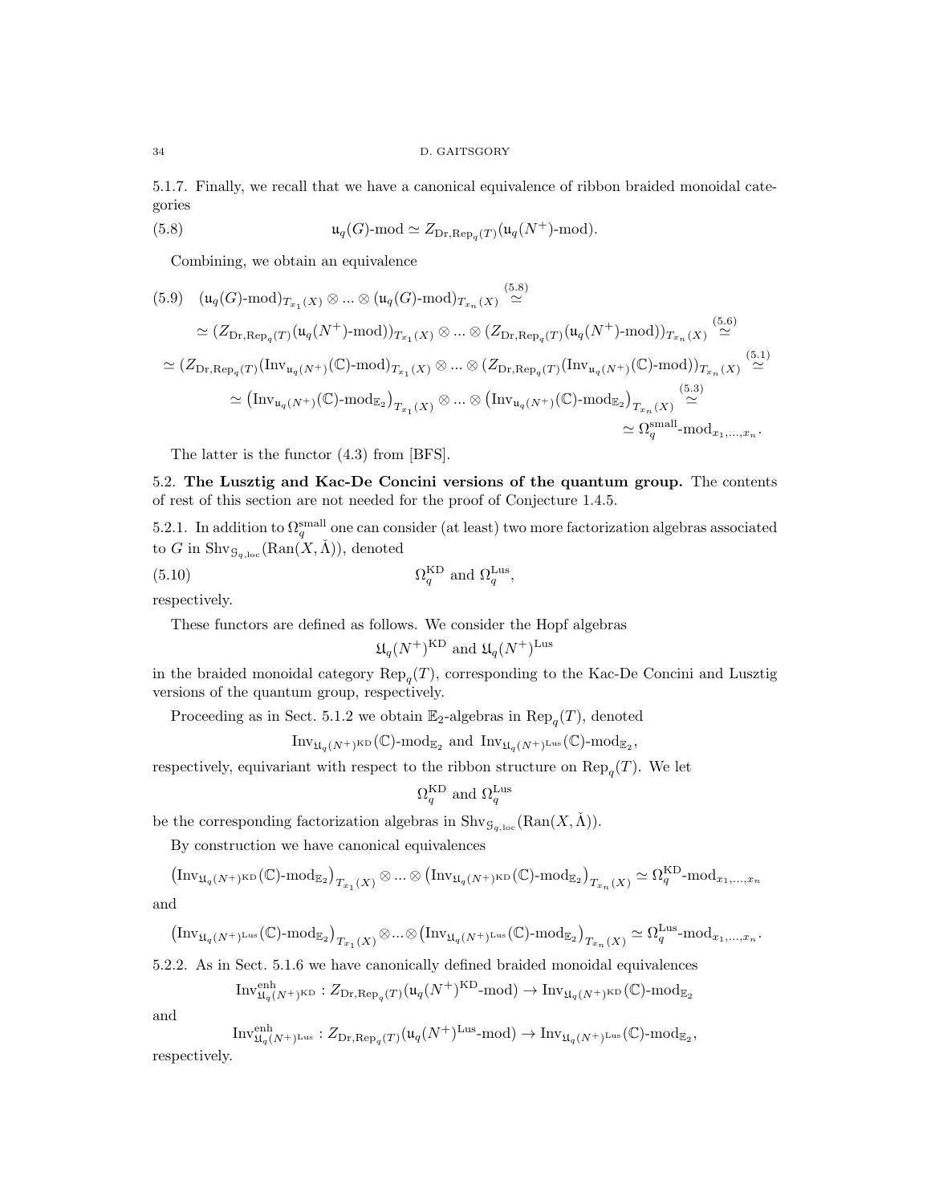5.1.7. Finally, we recall that we have a canonical equivalence of ribbon braided monoidal categories

$$\mathfrak{u}_q(G)\text{-mod} \simeq Z_{\mathrm{Dr},\mathrm{Rep}_q(T)}(\mathfrak{u}_q(N^+)\text{-mod}). \tag{5.8}$$

Combining, we obtain an equivalence

$$\begin{aligned}
(5.9)\quad & (\mathfrak{u}_q(G)\text{-mod})_{T_{x_1}(X)} \otimes ... \otimes (\mathfrak{u}_q(G)\text{-mod})_{T_{x_n}(X)} \overset{(5.8)}{\simeq} \\
& \simeq (Z_{\mathrm{Dr},\mathrm{Rep}_q(T)}(\mathfrak{u}_q(N^+)\text{-mod}))_{T_{x_1}(X)} \otimes ... \otimes (Z_{\mathrm{Dr},\mathrm{Rep}_q(T)}(\mathfrak{u}_q(N^+)\text{-mod}))_{T_{x_n}(X)} \overset{(5.6)}{\simeq} \\
& \simeq (Z_{\mathrm{Dr},\mathrm{Rep}_q(T)}(\mathrm{Inv}_{\mathfrak{u}_q(N^+)}(\mathbb{C})\text{-mod})_{T_{x_1}(X)} \otimes ... \otimes (Z_{\mathrm{Dr},\mathrm{Rep}_q(T)}(\mathrm{Inv}_{\mathfrak{u}_q(N^+)}(\mathbb{C})\text{-mod}))_{T_{x_n}(X)} \overset{(5.1)}{\simeq} \\
& \simeq \left(\mathrm{Inv}_{\mathfrak{u}_q(N^+)}(\mathbb{C})\text{-mod}_{\mathbb{E}_2}\right)_{T_{x_1}(X)} \otimes ... \otimes \left(\mathrm{Inv}_{\mathfrak{u}_q(N^+)}(\mathbb{C})\text{-mod}_{\mathbb{E}_2}\right)_{T_{x_n}(X)} \overset{(5.3)}{\simeq} \\
& \simeq \Omega_q^{\mathrm{small}}\text{-mod}_{x_1,...,x_n}.
\end{aligned}$$

The latter is the functor (4.3) from [BFS].

## 5.2. The Lusztig and Kac-De Concini versions of the quantum group.

The contents of rest of this section are not needed for the proof of Conjecture 1.4.5.

5.2.1. In addition to $\Omega_q^{\mathrm{small}}$ one can consider (at least) two more factorization algebras associated to $G$ in $\mathrm{Shv}_{\mathcal{G}_{q,\mathrm{loc}}}(\mathrm{Ran}(X, \check{\Lambda}))$, denoted

$$\Omega_q^{\mathrm{KD}} \text{ and } \Omega_q^{\mathrm{Lus}}, \tag{5.10}$$

respectively.

These functors are defined as follows. We consider the Hopf algebras

$$\mathfrak{U}_q(N^+)^{\mathrm{KD}} \text{ and } \mathfrak{U}_q(N^+)^{\mathrm{Lus}}$$

in the braided monoidal category $\mathrm{Rep}_q(T)$, corresponding to the Kac-De Concini and Lusztig versions of the quantum group, respectively.

Proceeding as in Sect. 5.1.2 we obtain $\mathbb{E}_2$-algebras in $\mathrm{Rep}_q(T)$, denoted

$$\mathrm{Inv}_{\mathfrak{U}_q(N^+)^{\mathrm{KD}}}(\mathbb{C})\text{-mod}_{\mathbb{E}_2} \text{ and } \mathrm{Inv}_{\mathfrak{U}_q(N^+)^{\mathrm{Lus}}}(\mathbb{C})\text{-mod}_{\mathbb{E}_2},$$

respectively, equivariant with respect to the ribbon structure on $\mathrm{Rep}_q(T)$. We let

$$\Omega_q^{\mathrm{KD}} \text{ and } \Omega_q^{\mathrm{Lus}}$$

be the corresponding factorization algebras in $\mathrm{Shv}_{\mathcal{G}_{q,\mathrm{loc}}}(\mathrm{Ran}(X, \check{\Lambda}))$.

By construction we have canonical equivalences

$$\left(\mathrm{Inv}_{\mathfrak{U}_q(N^+)^{\mathrm{KD}}}(\mathbb{C})\text{-mod}_{\mathbb{E}_2}\right)_{T_{x_1}(X)} \otimes ... \otimes \left(\mathrm{Inv}_{\mathfrak{U}_q(N^+)^{\mathrm{KD}}}(\mathbb{C})\text{-mod}_{\mathbb{E}_2}\right)_{T_{x_n}(X)} \simeq \Omega_q^{\mathrm{KD}}\text{-mod}_{x_1,...,x_n}$$

and

$$\left(\mathrm{Inv}_{\mathfrak{U}_q(N^+)^{\mathrm{Lus}}}(\mathbb{C})\text{-mod}_{\mathbb{E}_2}\right)_{T_{x_1}(X)} \otimes ... \otimes \left(\mathrm{Inv}_{\mathfrak{U}_q(N^+)^{\mathrm{Lus}}}(\mathbb{C})\text{-mod}_{\mathbb{E}_2}\right)_{T_{x_n}(X)} \simeq \Omega_q^{\mathrm{Lus}}\text{-mod}_{x_1,...,x_n}.$$

5.2.2. As in Sect. 5.1.6 we have canonically defined braided monoidal equivalences

$$\mathrm{Inv}^{\mathrm{enh}}_{\mathfrak{U}_q(N^+)^{\mathrm{KD}}} : Z_{\mathrm{Dr},\mathrm{Rep}_q(T)}(\mathfrak{u}_q(N^+)^{\mathrm{KD}}\text{-mod}) \to \mathrm{Inv}_{\mathfrak{U}_q(N^+)^{\mathrm{KD}}}(\mathbb{C})\text{-mod}_{\mathbb{E}_2}$$

and

$$\mathrm{Inv}^{\mathrm{enh}}_{\mathfrak{U}_q(N^+)^{\mathrm{Lus}}} : Z_{\mathrm{Dr},\mathrm{Rep}_q(T)}(\mathfrak{u}_q(N^+)^{\mathrm{Lus}}\text{-mod}) \to \mathrm{Inv}_{\mathfrak{U}_q(N^+)^{\mathrm{Lus}}}(\mathbb{C})\text{-mod}_{\mathbb{E}_2},$$

respectively.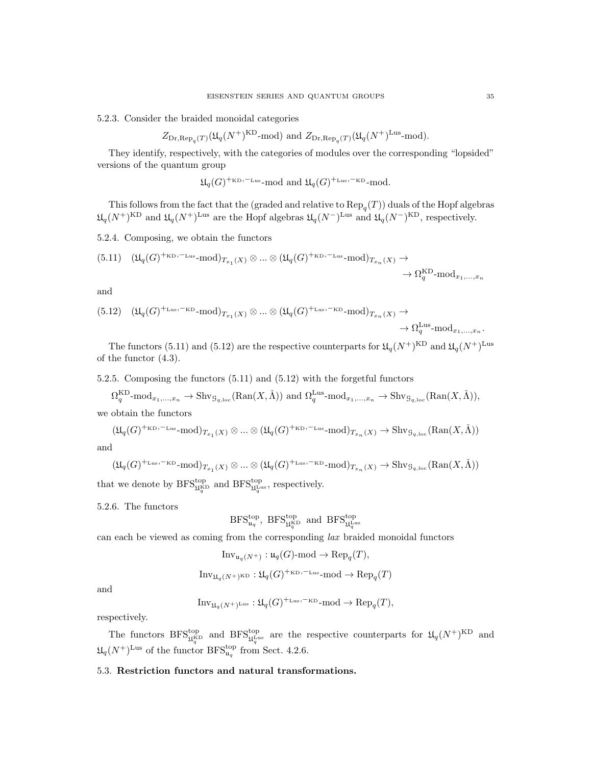5.2.3. Consider the braided monoidal categories

$$Z_{\mathrm{Dr},\mathrm{Rep}_q(T)}(\mathfrak{U}_q(N^+)^{\mathrm{KD}}\text{-mod}) \text{ and } Z_{\mathrm{Dr},\mathrm{Rep}_q(T)}(\mathfrak{U}_q(N^+)^{\mathrm{Lus}}\text{-mod}).$$

They identify, respectively, with the categories of modules over the corresponding "lopsided" versions of the quantum group

$$\mathfrak{U}_q(G)^{+_{\mathrm{KD}},-_{\mathrm{Lus}}}\text{-mod and } \mathfrak{U}_q(G)^{+_{\mathrm{Lus}},-_{\mathrm{KD}}}\text{-mod}.$$

This follows from the fact that the (graded and relative to $\mathrm{Rep}_q(T)$) duals of the Hopf algebras $\mathfrak{U}_q(N^+)^{\mathrm{KD}}$ and $\mathfrak{U}_q(N^+)^{\mathrm{Lus}}$ are the Hopf algebras $\mathfrak{U}_q(N^-)^{\mathrm{Lus}}$ and $\mathfrak{U}_q(N^-)^{\mathrm{KD}}$, respectively.

5.2.4. Composing, we obtain the functors

$$(5.11) \quad (\mathfrak{U}_q(G)^{+_{\mathrm{KD}},-_{\mathrm{Lus}}}\text{-mod})_{T_{x_1}(X)} \otimes ... \otimes (\mathfrak{U}_q(G)^{+_{\mathrm{KD}},-_{\mathrm{Lus}}}\text{-mod})_{T_{x_n}(X)} \to \\ \to \Omega_q^{\mathrm{KD}}\text{-mod}_{x_1,...,x_n}$$

and

$$(5.12) \quad (\mathfrak{U}_q(G)^{+_{\mathrm{Lus}},-_{\mathrm{KD}}}\text{-mod})_{T_{x_1}(X)} \otimes ... \otimes (\mathfrak{U}_q(G)^{+_{\mathrm{Lus}},-_{\mathrm{KD}}}\text{-mod})_{T_{x_n}(X)} \to \\ \to \Omega_q^{\mathrm{Lus}}\text{-mod}_{x_1,...,x_n}.$$

The functors (5.11) and (5.12) are the respective counterparts for $\mathfrak{U}_q(N^+)^{\mathrm{KD}}$ and $\mathfrak{U}_q(N^+)^{\mathrm{Lus}}$ of the functor (4.3).

5.2.5. Composing the functors (5.11) and (5.12) with the forgetful functors

$$\Omega_q^{\mathrm{KD}}\text{-mod}_{x_1,...,x_n} \to \mathrm{Shv}_{\mathcal{G}_{q,\mathrm{loc}}}(\mathrm{Ran}(X,\check{\Lambda})) \text{ and } \Omega_q^{\mathrm{Lus}}\text{-mod}_{x_1,...,x_n} \to \mathrm{Shv}_{\mathcal{G}_{q,\mathrm{loc}}}(\mathrm{Ran}(X,\check{\Lambda})),$$

we obtain the functors

$$(\mathfrak{U}_q(G)^{+_{\mathrm{KD}},-_{\mathrm{Lus}}}\text{-mod})_{T_{x_1}(X)} \otimes ... \otimes (\mathfrak{U}_q(G)^{+_{\mathrm{KD}},-_{\mathrm{Lus}}}\text{-mod})_{T_{x_n}(X)} \to \mathrm{Shv}_{\mathcal{G}_{q,\mathrm{loc}}}(\mathrm{Ran}(X,\check{\Lambda}))$$

and

$$(\mathfrak{U}_q(G)^{+_{\mathrm{Lus}},-_{\mathrm{KD}}}\text{-mod})_{T_{x_1}(X)} \otimes ... \otimes (\mathfrak{U}_q(G)^{+_{\mathrm{Lus}},-_{\mathrm{KD}}}\text{-mod})_{T_{x_n}(X)} \to \mathrm{Shv}_{\mathcal{G}_{q,\mathrm{loc}}}(\mathrm{Ran}(X,\check{\Lambda}))$$

that we denote by $\mathrm{BFS}^{\mathrm{top}}_{\mathfrak{U}_q^{\mathrm{KD}}}$ and $\mathrm{BFS}^{\mathrm{top}}_{\mathfrak{U}_q^{\mathrm{Lus}}}$, respectively.

5.2.6. The functors

$$\mathrm{BFS}^{\mathrm{top}}_{\mathfrak{u}_q}, \ \mathrm{BFS}^{\mathrm{top}}_{\mathfrak{U}_q^{\mathrm{KD}}} \text{ and } \mathrm{BFS}^{\mathrm{top}}_{\mathfrak{U}_q^{\mathrm{Lus}}}$$

can each be viewed as coming from the corresponding *lax* braided monoidal functors

$$\mathrm{Inv}_{\mathfrak{u}_q(N^+)} : \mathfrak{u}_q(G)\text{-mod} \to \mathrm{Rep}_q(T),$$

$$\mathrm{Inv}_{\mathfrak{U}_q(N^+)^{\mathrm{KD}}} : \mathfrak{U}_q(G)^{+_{\mathrm{KD}},-_{\mathrm{Lus}}}\text{-mod} \to \mathrm{Rep}_q(T)$$

and

$$\mathrm{Inv}_{\mathfrak{U}_q(N^+)^{\mathrm{Lus}}} : \mathfrak{U}_q(G)^{+_{\mathrm{Lus}},-_{\mathrm{KD}}}\text{-mod} \to \mathrm{Rep}_q(T),$$

respectively.

The functors $\mathrm{BFS}^{\mathrm{top}}_{\mathfrak{U}_q^{\mathrm{KD}}}$ and $\mathrm{BFS}^{\mathrm{top}}_{\mathfrak{U}_q^{\mathrm{Lus}}}$ are the respective counterparts for $\mathfrak{U}_q(N^+)^{\mathrm{KD}}$ and $\mathfrak{U}_q(N^+)^{\mathrm{Lus}}$ of the functor $\mathrm{BFS}^{\mathrm{top}}_{\mathfrak{u}_q}$ from Sect. 4.2.6.

### 5.3. **Restriction functors and natural transformations.**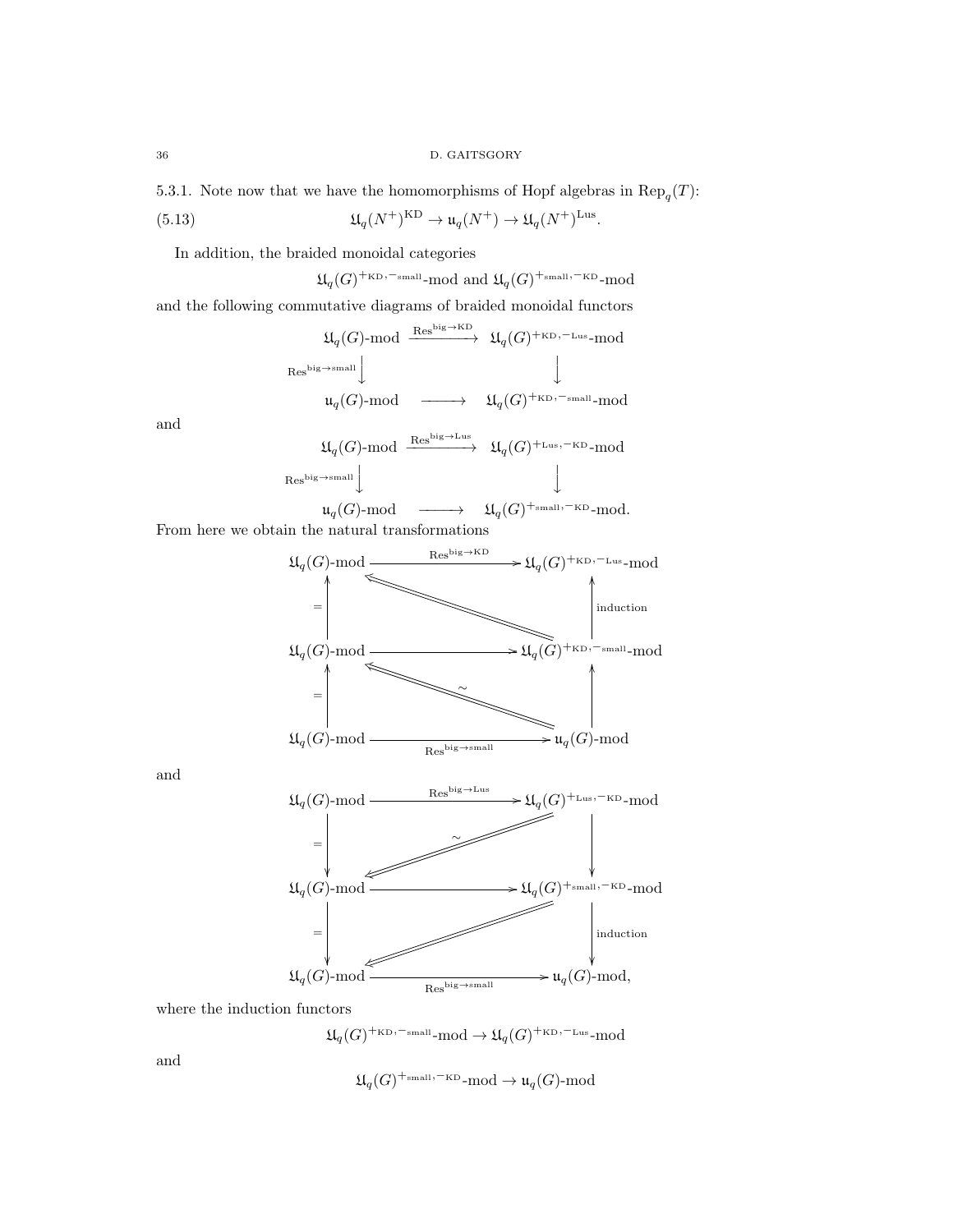5.3.1. Note now that we have the homomorphisms of Hopf algebras in $\operatorname{Rep}_q(T)$:

$$\mathfrak{U}_q(N^+)^{\mathrm{KD}} \to \mathfrak{u}_q(N^+) \to \mathfrak{U}_q(N^+)^{\mathrm{Lus}}. \tag{5.13}$$

In addition, the braided monoidal categories

$$\mathfrak{U}_q(G)^{+_{\mathrm{KD}},-_{\mathrm{small}}}\text{-mod and } \mathfrak{U}_q(G)^{+_{\mathrm{small}},-_{\mathrm{KD}}}\text{-mod}$$

and the following commutative diagrams of braided monoidal functors

$$\begin{array}{ccc}
\mathfrak{U}_q(G)\text{-mod} & \xrightarrow{\mathrm{Res}^{\mathrm{big}\to\mathrm{KD}}} & \mathfrak{U}_q(G)^{+_{\mathrm{KD}},-_{\mathrm{Lus}}}\text{-mod} \\
{\scriptstyle \mathrm{Res}^{\mathrm{big}\to\mathrm{small}}}\downarrow & & \downarrow \\
\mathfrak{u}_q(G)\text{-mod} & \longrightarrow & \mathfrak{U}_q(G)^{+_{\mathrm{KD}},-_{\mathrm{small}}}\text{-mod}
\end{array}$$

and

$$\begin{array}{ccc}
\mathfrak{U}_q(G)\text{-mod} & \xrightarrow{\mathrm{Res}^{\mathrm{big}\to\mathrm{Lus}}} & \mathfrak{U}_q(G)^{+_{\mathrm{Lus}},-_{\mathrm{KD}}}\text{-mod} \\
{\scriptstyle \mathrm{Res}^{\mathrm{big}\to\mathrm{small}}}\downarrow & & \downarrow \\
\mathfrak{u}_q(G)\text{-mod} & \longrightarrow & \mathfrak{U}_q(G)^{+_{\mathrm{small}},-_{\mathrm{KD}}}\text{-mod}.
\end{array}$$

From here we obtain the natural transformations

$$\begin{array}{ccc}
\mathfrak{U}_q(G)\text{-mod} & \xrightarrow{\mathrm{Res}^{\mathrm{big}\to\mathrm{KD}}} & \mathfrak{U}_q(G)^{+_{\mathrm{KD}},-_{\mathrm{Lus}}}\text{-mod} \\
= \uparrow & \Leftarrow & \uparrow {\scriptstyle \mathrm{induction}} \\
\mathfrak{U}_q(G)\text{-mod} & \longrightarrow & \mathfrak{U}_q(G)^{+_{\mathrm{KD}},-_{\mathrm{small}}}\text{-mod} \\
= \uparrow & \overset{\sim}{\Leftarrow} & \uparrow \\
\mathfrak{U}_q(G)\text{-mod} & \xrightarrow[\mathrm{Res}^{\mathrm{big}\to\mathrm{small}}]{} & \mathfrak{u}_q(G)\text{-mod}
\end{array}$$

and

$$\begin{array}{ccc}
\mathfrak{U}_q(G)\text{-mod} & \xrightarrow{\mathrm{Res}^{\mathrm{big}\to\mathrm{Lus}}} & \mathfrak{U}_q(G)^{+_{\mathrm{Lus}},-_{\mathrm{KD}}}\text{-mod} \\
= \downarrow & \overset{\sim}{\Leftarrow} & \downarrow \\
\mathfrak{U}_q(G)\text{-mod} & \longrightarrow & \mathfrak{U}_q(G)^{+_{\mathrm{small}},-_{\mathrm{KD}}}\text{-mod} \\
= \downarrow & \Leftarrow & \downarrow {\scriptstyle \mathrm{induction}} \\
\mathfrak{U}_q(G)\text{-mod} & \xrightarrow[\mathrm{Res}^{\mathrm{big}\to\mathrm{small}}]{} & \mathfrak{u}_q(G)\text{-mod},
\end{array}$$

where the induction functors

$$\mathfrak{U}_q(G)^{+_{\mathrm{KD}},-_{\mathrm{small}}}\text{-mod} \to \mathfrak{U}_q(G)^{+_{\mathrm{KD}},-_{\mathrm{Lus}}}\text{-mod}$$

and

$$\mathfrak{U}_q(G)^{+_{\mathrm{small}},-_{\mathrm{KD}}}\text{-mod} \to \mathfrak{u}_q(G)\text{-mod}$$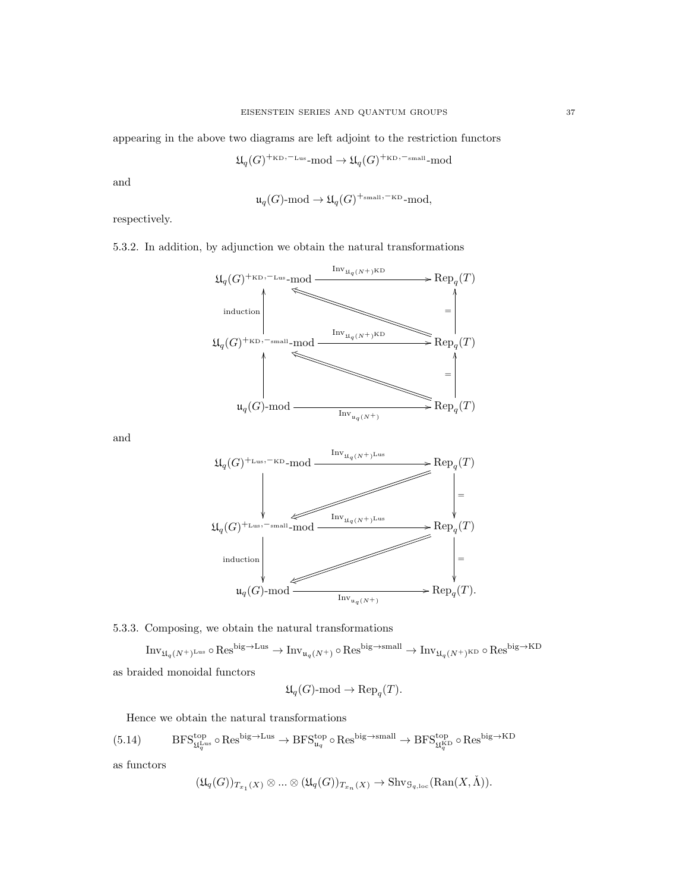appearing in the above two diagrams are left adjoint to the restriction functors

$$\mathfrak{U}_q(G)^{+_{\mathrm{KD}},-_{\mathrm{Lus}}}\text{-mod} \to \mathfrak{U}_q(G)^{+_{\mathrm{KD}},-_{\mathrm{small}}}\text{-mod}$$

and

$$\mathfrak{u}_q(G)\text{-mod} \to \mathfrak{U}_q(G)^{+_{\mathrm{small}},-_{\mathrm{KD}}}\text{-mod},$$

respectively.

5.3.2. In addition, by adjunction we obtain the natural transformations

$$\begin{array}{ccc}
\mathfrak{U}_q(G)^{+_{\mathrm{KD}},-_{\mathrm{Lus}}}\text{-mod} & \xrightarrow{\mathrm{Inv}_{\mathfrak{U}_q(N^+)^{\mathrm{KD}}}} & \mathrm{Rep}_q(T) \\
\uparrow{\scriptstyle \text{induction}} & \Nwarrow & \uparrow{\scriptstyle =} \\
\mathfrak{U}_q(G)^{+_{\mathrm{KD}},-_{\mathrm{small}}}\text{-mod} & \xrightarrow{\mathrm{Inv}_{\mathfrak{U}_q(N^+)^{\mathrm{KD}}}} & \mathrm{Rep}_q(T) \\
\uparrow & \Nwarrow & \uparrow{\scriptstyle =} \\
\mathfrak{u}_q(G)\text{-mod} & \xrightarrow[\mathrm{Inv}_{\mathfrak{u}_q(N^+)}]{} & \mathrm{Rep}_q(T)
\end{array}$$

and

$$\begin{array}{ccc}
\mathfrak{U}_q(G)^{+_{\mathrm{Lus}},-_{\mathrm{KD}}}\text{-mod} & \xrightarrow{\mathrm{Inv}_{\mathfrak{U}_q(N^+)^{\mathrm{Lus}}}} & \mathrm{Rep}_q(T) \\
\downarrow & \Swarrow & \downarrow{\scriptstyle =} \\
\mathfrak{U}_q(G)^{+_{\mathrm{Lus}},-_{\mathrm{small}}}\text{-mod} & \xrightarrow{\mathrm{Inv}_{\mathfrak{U}_q(N^+)^{\mathrm{Lus}}}} & \mathrm{Rep}_q(T) \\
\downarrow{\scriptstyle \text{induction}} & \Swarrow & \downarrow{\scriptstyle =} \\
\mathfrak{u}_q(G)\text{-mod} & \xrightarrow[\mathrm{Inv}_{\mathfrak{u}_q(N^+)}]{} & \mathrm{Rep}_q(T).
\end{array}$$

5.3.3. Composing, we obtain the natural transformations

$$\mathrm{Inv}_{\mathfrak{U}_q(N^+)^{\mathrm{Lus}}} \circ \mathrm{Res}^{\mathrm{big}\to\mathrm{Lus}} \to \mathrm{Inv}_{\mathfrak{u}_q(N^+)} \circ \mathrm{Res}^{\mathrm{big}\to\mathrm{small}} \to \mathrm{Inv}_{\mathfrak{U}_q(N^+)^{\mathrm{KD}}} \circ \mathrm{Res}^{\mathrm{big}\to\mathrm{KD}}$$

as braided monoidal functors

$$\mathfrak{U}_q(G)\text{-mod} \to \mathrm{Rep}_q(T).$$

Hence we obtain the natural transformations

$$\mathrm{BFS}^{\mathrm{top}}_{\mathfrak{U}_q^{\mathrm{Lus}}} \circ \mathrm{Res}^{\mathrm{big}\to\mathrm{Lus}} \to \mathrm{BFS}^{\mathrm{top}}_{\mathfrak{u}_q} \circ \mathrm{Res}^{\mathrm{big}\to\mathrm{small}} \to \mathrm{BFS}^{\mathrm{top}}_{\mathfrak{U}_q^{\mathrm{KD}}} \circ \mathrm{Res}^{\mathrm{big}\to\mathrm{KD}} \tag{5.14}$$

as functors

$$(\mathfrak{U}_q(G))_{T_{x_1}(X)} \otimes ... \otimes (\mathfrak{U}_q(G))_{T_{x_n}(X)} \to \mathrm{Shv}_{\mathcal{G}_{q,\mathrm{loc}}}(\mathrm{Ran}(X,\check{\Lambda})).$$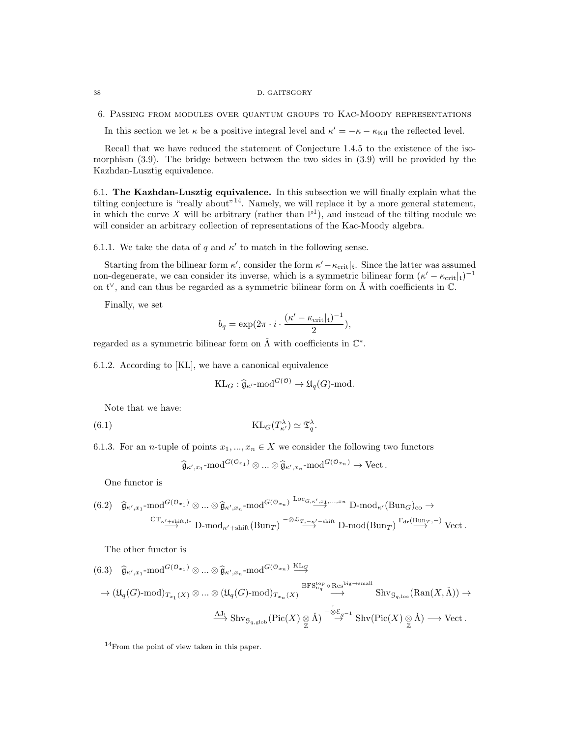## 6. Passing from modules over quantum groups to Kac-Moody representations

In this section we let $\kappa$ be a positive integral level and $\kappa' = -\kappa - \kappa_{\text{Kil}}$ the reflected level.

Recall that we have reduced the statement of Conjecture 1.4.5 to the existence of the isomorphism (3.9). The bridge between between the two sides in (3.9) will be provided by the Kazhdan-Lusztig equivalence.

### 6.1. The Kazhdan-Lusztig equivalence.

**6.1. The Kazhdan-Lusztig equivalence.** In this subsection we will finally explain what the tilting conjecture is "really about"[14]. Namely, we will replace it by a more general statement, in which the curve $X$ will be arbitrary (rather than $\mathbb{P}^1$), and instead of the tilting module we will consider an arbitrary collection of representations of the Kac-Moody algebra.

6.1.1. We take the data of $q$ and $\kappa'$ to match in the following sense.

Starting from the bilinear form $\kappa'$, consider the form $\kappa' - \kappa_{\text{crit}}|_{\mathfrak{t}}$. Since the latter was assumed non-degenerate, we can consider its inverse, which is a symmetric bilinear form $(\kappa' - \kappa_{\text{crit}}|_{\mathfrak{t}})^{-1}$ on $\mathfrak{t}^\vee$, and can thus be regarded as a symmetric bilinear form on $\check{\Lambda}$ with coefficients in $\mathbb{C}$.

Finally, we set

$$b_q = \exp(2\pi \cdot i \cdot \frac{(\kappa' - \kappa_{\text{crit}}|_{\mathfrak{t}})^{-1}}{2}),$$

regarded as a symmetric bilinear form on $\check{\Lambda}$ with coefficients in $\mathbb{C}^*$.

6.1.2. According to [KL], we have a canonical equivalence

$$\text{KL}_G : \widehat{\mathfrak{g}}_{\kappa'}\text{-mod}^{G(\mathcal{O})} \to \mathfrak{U}_q(G)\text{-mod}.$$

Note that we have:

$$\text{KL}_G(T^\lambda_{\kappa'}) \simeq \mathfrak{T}^\lambda_q. \tag{6.1}$$

6.1.3. For an $n$-tuple of points $x_1, ..., x_n \in X$ we consider the following two functors

$$\widehat{\mathfrak{g}}_{\kappa',x_1}\text{-mod}^{G(\mathcal{O}_{x_1})} \otimes ... \otimes \widehat{\mathfrak{g}}_{\kappa',x_n}\text{-mod}^{G(\mathcal{O}_{x_n})} \to \text{Vect}.$$

One functor is

$$\widehat{\mathfrak{g}}_{\kappa',x_1}\text{-mod}^{G(\mathcal{O}_{x_1})} \otimes ... \otimes \widehat{\mathfrak{g}}_{\kappa',x_n}\text{-mod}^{G(\mathcal{O}_{x_n})} \overset{\text{Loc}_{G,\kappa',x_1,...,x_n}}{\longrightarrow} \text{D-mod}_{\kappa'}(\text{Bun}_G)_{\text{co}} \to \tag{6.2}$$
$$\overset{\text{CT}_{\kappa'+\text{shift},!*}}{\longrightarrow} \text{D-mod}_{\kappa'+\text{shift}}(\text{Bun}_T) \overset{-\otimes \mathcal{L}_{T,-\kappa'-\text{shift}}}{\longrightarrow} \text{D-mod}(\text{Bun}_T) \overset{\Gamma_{\text{dr}}(\text{Bun}_T,-)}{\longrightarrow} \text{Vect}.$$

The other functor is

$$\widehat{\mathfrak{g}}_{\kappa',x_1}\text{-mod}^{G(\mathcal{O}_{x_1})} \otimes ... \otimes \widehat{\mathfrak{g}}_{\kappa',x_n}\text{-mod}^{G(\mathcal{O}_{x_n})} \overset{\text{KL}_G}{\longrightarrow} \tag{6.3}$$
$$\to (\mathfrak{U}_q(G)\text{-mod})_{T_{x_1}(X)} \otimes ... \otimes (\mathfrak{U}_q(G)\text{-mod})_{T_{x_n}(X)} \overset{\text{BFS}^{\text{top}}_{\mathfrak{u}_q} \circ \text{Res}^{\text{big}\to\text{small}}}{\longrightarrow} \text{Shv}_{\mathcal{G}_{q,\text{loc}}}(\text{Ran}(X, \check{\Lambda})) \to$$
$$\overset{\text{AJ}_!}{\longrightarrow} \text{Shv}_{\mathcal{G}_{q,\text{glob}}}(\text{Pic}(X) \underset{\mathbb{Z}}{\otimes} \check{\Lambda}) \overset{-\overset{!}{\otimes}\mathcal{E}_{q^{-1}}}{\to} \text{Shv}(\text{Pic}(X) \underset{\mathbb{Z}}{\otimes} \check{\Lambda}) \longrightarrow \text{Vect}.$$

[14] From the point of view taken in this paper.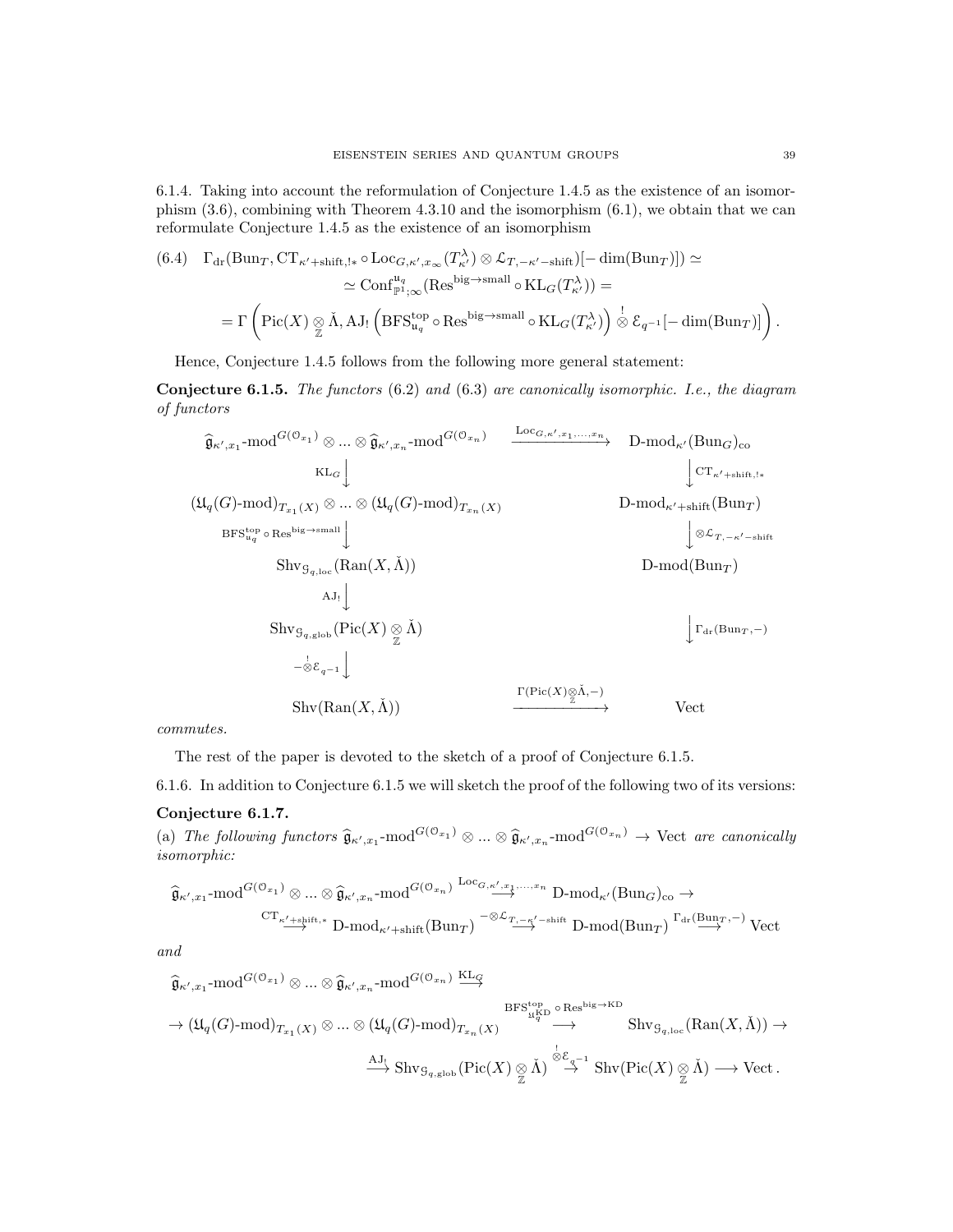6.1.4. Taking into account the reformulation of Conjecture 1.4.5 as the existence of an isomorphism (3.6), combining with Theorem 4.3.10 and the isomorphism (6.1), we obtain that we can reformulate Conjecture 1.4.5 as the existence of an isomorphism

$$
\begin{aligned}
(6.4)\quad & \Gamma_{\mathrm{dr}}(\mathrm{Bun}_T, \mathrm{CT}_{\kappa'+\mathrm{shift},!*} \circ \mathrm{Loc}_{G,\kappa',x_\infty}(T^\lambda_{\kappa'}) \otimes \mathcal{L}_{T,-\kappa'-\mathrm{shift}})[-\dim(\mathrm{Bun}_T)]) \simeq \\
& \simeq \mathrm{Conf}^{\mathfrak{u}_q}_{\mathbb{P}^1;\infty}(\mathrm{Res}^{\mathrm{big}\to\mathrm{small}} \circ \mathrm{KL}_G(T^\lambda_{\kappa'})) = \\
& = \Gamma\left(\mathrm{Pic}(X) \underset{\mathbb{Z}}{\otimes} \check{\Lambda}, \mathrm{AJ}_!\left(\mathrm{BFS}^{\mathrm{top}}_{\mathfrak{u}_q} \circ \mathrm{Res}^{\mathrm{big}\to\mathrm{small}} \circ \mathrm{KL}_G(T^\lambda_{\kappa'})\right) \overset{!}{\otimes} \mathcal{E}_{q^{-1}}[-\dim(\mathrm{Bun}_T)]\right).
\end{aligned}
$$

Hence, Conjecture 1.4.5 follows from the following more general statement:

**Conjecture 6.1.5.** *The functors* (6.2) *and* (6.3) *are canonically isomorphic. I.e., the diagram of functors*

$$
\begin{array}{ccc}
\widehat{\mathfrak{g}}_{\kappa',x_1}\text{-mod}^{G(\mathcal{O}_{x_1})} \otimes ... \otimes \widehat{\mathfrak{g}}_{\kappa',x_n}\text{-mod}^{G(\mathcal{O}_{x_n})} & \xrightarrow{\mathrm{Loc}_{G,\kappa',x_1,...,x_n}} & \text{D-mod}_{\kappa'}(\mathrm{Bun}_G)_{\mathrm{co}} \\
\Big\downarrow{\scriptstyle \mathrm{KL}_G} & & \Big\downarrow{\scriptstyle \mathrm{CT}_{\kappa'+\mathrm{shift},!*}} \\
(\mathfrak{U}_q(G)\text{-mod})_{T_{x_1}(X)} \otimes ... \otimes (\mathfrak{U}_q(G)\text{-mod})_{T_{x_n}(X)} & & \text{D-mod}_{\kappa'+\mathrm{shift}}(\mathrm{Bun}_T) \\
\Big\downarrow{\scriptstyle \mathrm{BFS}^{\mathrm{top}}_{\mathfrak{u}_q} \circ \mathrm{Res}^{\mathrm{big}\to\mathrm{small}}} & & \Big\downarrow{\scriptstyle \otimes \mathcal{L}_{T,-\kappa'-\mathrm{shift}}} \\
\mathrm{Shv}_{\mathcal{G}_{q,\mathrm{loc}}}(\mathrm{Ran}(X,\check{\Lambda})) & & \text{D-mod}(\mathrm{Bun}_T) \\
\Big\downarrow{\scriptstyle \mathrm{AJ}_!} & & \\
\mathrm{Shv}_{\mathcal{G}_{q,\mathrm{glob}}}(\mathrm{Pic}(X) \underset{\mathbb{Z}}{\otimes} \check{\Lambda}) & & \Big\downarrow{\scriptstyle \Gamma_{\mathrm{dr}}(\mathrm{Bun}_T,-)} \\
\Big\downarrow{\scriptstyle -\overset{!}{\otimes}\mathcal{E}_{q^{-1}}} & & \\
\mathrm{Shv}(\mathrm{Ran}(X,\check{\Lambda})) & \xrightarrow{\Gamma(\mathrm{Pic}(X)\underset{\mathbb{Z}}{\otimes}\check{\Lambda},-)} & \mathrm{Vect}
\end{array}
$$

*commutes.*

The rest of the paper is devoted to the sketch of a proof of Conjecture 6.1.5.

6.1.6. In addition to Conjecture 6.1.5 we will sketch the proof of the following two of its versions:

**Conjecture 6.1.7.**

(a) *The following functors* $\widehat{\mathfrak{g}}_{\kappa',x_1}\text{-mod}^{G(\mathcal{O}_{x_1})} \otimes ... \otimes \widehat{\mathfrak{g}}_{\kappa',x_n}\text{-mod}^{G(\mathcal{O}_{x_n})} \to \mathrm{Vect}$ *are canonically isomorphic:*

$$
\begin{aligned}
& \widehat{\mathfrak{g}}_{\kappa',x_1}\text{-mod}^{G(\mathcal{O}_{x_1})} \otimes ... \otimes \widehat{\mathfrak{g}}_{\kappa',x_n}\text{-mod}^{G(\mathcal{O}_{x_n})} \overset{\mathrm{Loc}_{G,\kappa',x_1,...,x_n}}{\longrightarrow} \text{D-mod}_{\kappa'}(\mathrm{Bun}_G)_{\mathrm{co}} \to \\
& \overset{\mathrm{CT}_{\kappa'+\mathrm{shift},*}}{\longrightarrow} \text{D-mod}_{\kappa'+\mathrm{shift}}(\mathrm{Bun}_T) \overset{-\otimes\mathcal{L}_{T,-\kappa'-\mathrm{shift}}}{\longrightarrow} \text{D-mod}(\mathrm{Bun}_T) \overset{\Gamma_{\mathrm{dr}}(\mathrm{Bun}_T,-)}{\longrightarrow} \mathrm{Vect}
\end{aligned}
$$

*and*

$$
\begin{aligned}
& \widehat{\mathfrak{g}}_{\kappa',x_1}\text{-mod}^{G(\mathcal{O}_{x_1})} \otimes ... \otimes \widehat{\mathfrak{g}}_{\kappa',x_n}\text{-mod}^{G(\mathcal{O}_{x_n})} \overset{\mathrm{KL}_G}{\longrightarrow} \\
& \to (\mathfrak{U}_q(G)\text{-mod})_{T_{x_1}(X)} \otimes ... \otimes (\mathfrak{U}_q(G)\text{-mod})_{T_{x_n}(X)} \overset{\mathrm{BFS}^{\mathrm{top}}_{\mathfrak{u}^{\mathrm{KD}}_q} \circ \mathrm{Res}^{\mathrm{big}\to\mathrm{KD}}}{\longrightarrow} \mathrm{Shv}_{\mathcal{G}_{q,\mathrm{loc}}}(\mathrm{Ran}(X,\check{\Lambda})) \to \\
& \overset{\mathrm{AJ}_!}{\longrightarrow} \mathrm{Shv}_{\mathcal{G}_{q,\mathrm{glob}}}(\mathrm{Pic}(X) \underset{\mathbb{Z}}{\otimes} \check{\Lambda}) \overset{\overset{!}{\otimes}\mathcal{E}_{q^{-1}}}{\to} \mathrm{Shv}(\mathrm{Pic}(X) \underset{\mathbb{Z}}{\otimes} \check{\Lambda}) \longrightarrow \mathrm{Vect}\,.
\end{aligned}
$$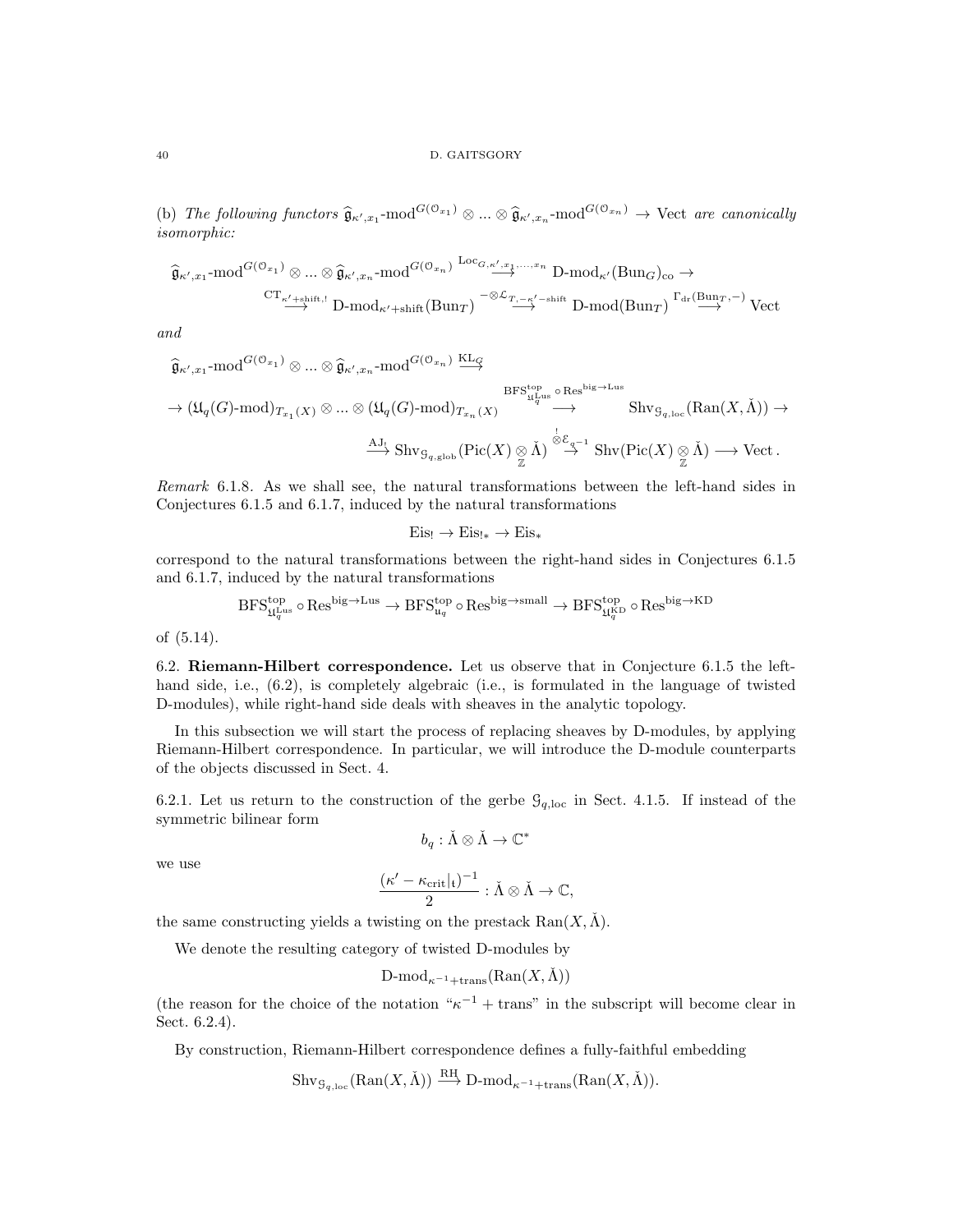(b) *The following functors* $\widehat{\mathfrak{g}}_{\kappa',x_1}\text{-mod}^{G(\mathcal{O}_{x_1})} \otimes ... \otimes \widehat{\mathfrak{g}}_{\kappa',x_n}\text{-mod}^{G(\mathcal{O}_{x_n})} \to \text{Vect}$ *are canonically isomorphic:*

$$\widehat{\mathfrak{g}}_{\kappa',x_1}\text{-mod}^{G(\mathcal{O}_{x_1})} \otimes ... \otimes \widehat{\mathfrak{g}}_{\kappa',x_n}\text{-mod}^{G(\mathcal{O}_{x_n})} \overset{\text{Loc}_{G,\kappa',x_1,...,x_n}}{\longrightarrow} \text{D-mod}_{\kappa'}(\text{Bun}_G)_{\text{co}} \to$$
$$\overset{\text{CT}_{\kappa'+\text{shift},!}}{\longrightarrow} \text{D-mod}_{\kappa'+\text{shift}}(\text{Bun}_T) \overset{-\otimes\mathcal{L}_{T,-\kappa'-\text{shift}}}{\longrightarrow} \text{D-mod}(\text{Bun}_T) \overset{\Gamma_{\text{dr}}(\text{Bun}_T,-)}{\longrightarrow} \text{Vect}$$

*and*

$$\widehat{\mathfrak{g}}_{\kappa',x_1}\text{-mod}^{G(\mathcal{O}_{x_1})} \otimes ... \otimes \widehat{\mathfrak{g}}_{\kappa',x_n}\text{-mod}^{G(\mathcal{O}_{x_n})} \overset{\text{KL}_G}{\longrightarrow}$$
$$\to (\mathfrak{U}_q(G)\text{-mod})_{T_{x_1}(X)} \otimes ... \otimes (\mathfrak{U}_q(G)\text{-mod})_{T_{x_n}(X)} \overset{\text{BFS}^{\text{top}}_{\mathfrak{U}_q^{\text{Lus}}} \circ \text{Res}^{\text{big}\to\text{Lus}}}{\longrightarrow} \text{Shv}_{\mathcal{G}_{q,\text{loc}}}(\text{Ran}(X,\check{\Lambda})) \to$$
$$\overset{\text{AJ}_!}{\longrightarrow} \text{Shv}_{\mathcal{G}_{q,\text{glob}}}(\text{Pic}(X) \underset{\mathbb{Z}}{\otimes} \check{\Lambda}) \overset{\overset{!}{\otimes}\mathcal{E}_{q^{-1}}}{\to} \text{Shv}(\text{Pic}(X) \underset{\mathbb{Z}}{\otimes} \check{\Lambda}) \longrightarrow \text{Vect}.$$

*Remark* 6.1.8. As we shall see, the natural transformations between the left-hand sides in Conjectures 6.1.5 and 6.1.7, induced by the natural transformations

$$\text{Eis}_! \to \text{Eis}_{!*} \to \text{Eis}_*$$

correspond to the natural transformations between the right-hand sides in Conjectures 6.1.5 and 6.1.7, induced by the natural transformations

$$\text{BFS}^{\text{top}}_{\mathfrak{U}_q^{\text{Lus}}} \circ \text{Res}^{\text{big}\to\text{Lus}} \to \text{BFS}^{\text{top}}_{\mathfrak{u}_q} \circ \text{Res}^{\text{big}\to\text{small}} \to \text{BFS}^{\text{top}}_{\mathfrak{U}_q^{\text{KD}}} \circ \text{Res}^{\text{big}\to\text{KD}}$$

of (5.14).

## 6.2. Riemann-Hilbert correspondence.

Let us observe that in Conjecture 6.1.5 the left-hand side, i.e., (6.2), is completely algebraic (i.e., is formulated in the language of twisted D-modules), while right-hand side deals with sheaves in the analytic topology.

In this subsection we will start the process of replacing sheaves by D-modules, by applying Riemann-Hilbert correspondence. In particular, we will introduce the D-module counterparts of the objects discussed in Sect. 4.

6.2.1. Let us return to the construction of the gerbe $\mathcal{G}_{q,\text{loc}}$ in Sect. 4.1.5. If instead of the symmetric bilinear form

$$b_q : \check{\Lambda} \otimes \check{\Lambda} \to \mathbb{C}^*$$

we use

$$\frac{(\kappa' - \kappa_{\text{crit}}|_{\mathfrak{t}})^{-1}}{2} : \check{\Lambda} \otimes \check{\Lambda} \to \mathbb{C},$$

the same constructing yields a twisting on the prestack $\text{Ran}(X, \check{\Lambda})$.

We denote the resulting category of twisted D-modules by

$$\text{D-mod}_{\kappa^{-1}+\text{trans}}(\text{Ran}(X, \check{\Lambda}))$$

(the reason for the choice of the notation "$\kappa^{-1} + \text{trans}$" in the subscript will become clear in Sect. 6.2.4).

By construction, Riemann-Hilbert correspondence defines a fully-faithful embedding

$$\text{Shv}_{\mathcal{G}_{q,\text{loc}}}(\text{Ran}(X, \check{\Lambda})) \overset{\text{RH}}{\longrightarrow} \text{D-mod}_{\kappa^{-1}+\text{trans}}(\text{Ran}(X, \check{\Lambda})).$$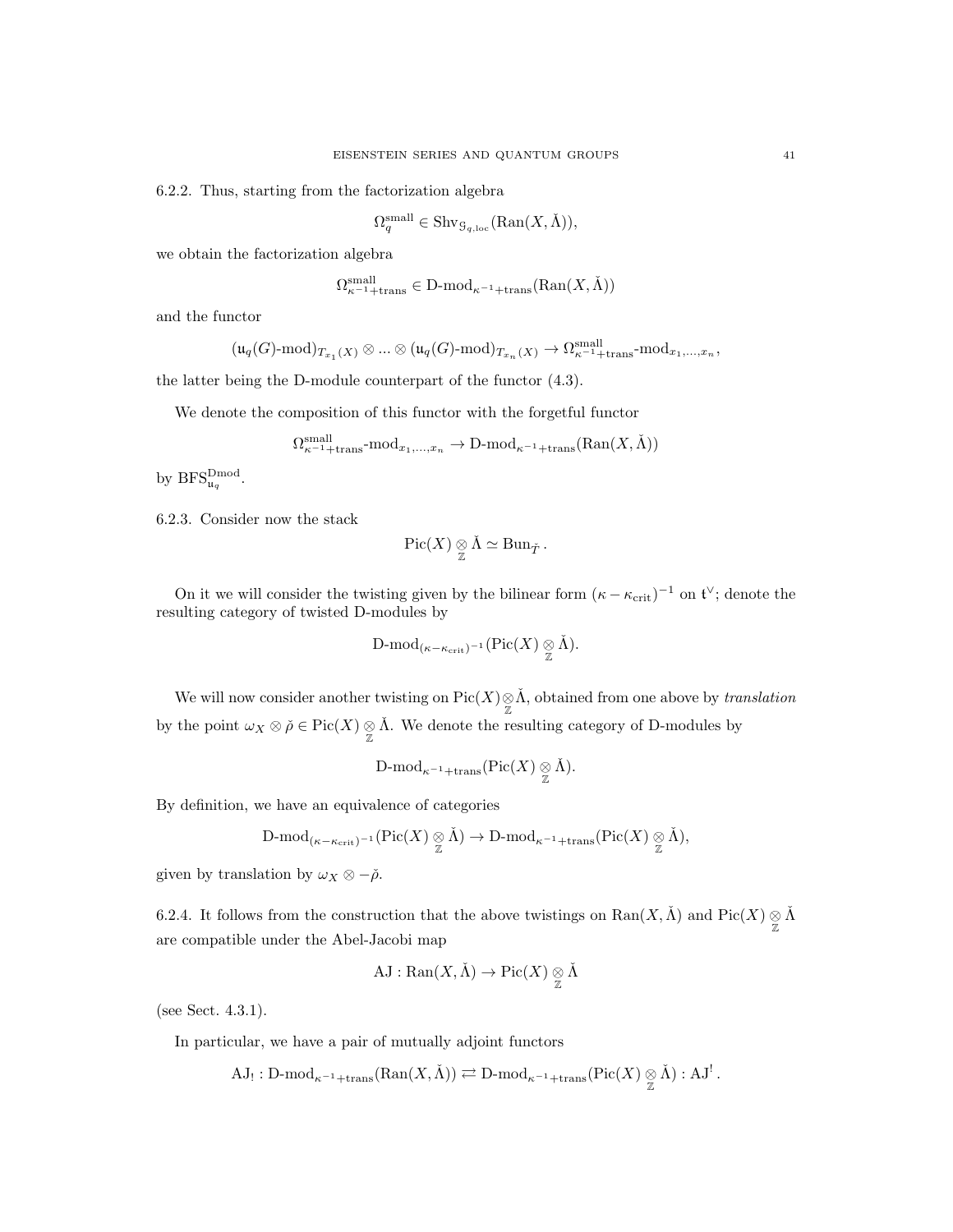6.2.2. Thus, starting from the factorization algebra

$$\Omega_q^{\text{small}} \in \text{Shv}_{\mathcal{G}_{q,\text{loc}}}(\text{Ran}(X, \check{\Lambda})),$$

we obtain the factorization algebra

$$\Omega^{\text{small}}_{\kappa^{-1}+\text{trans}} \in \text{D-mod}_{\kappa^{-1}+\text{trans}}(\text{Ran}(X, \check{\Lambda}))$$

and the functor

$$(\mathfrak{u}_q(G)\text{-mod})_{T_{x_1}(X)} \otimes ... \otimes (\mathfrak{u}_q(G)\text{-mod})_{T_{x_n}(X)} \to \Omega^{\text{small}}_{\kappa^{-1}+\text{trans}}\text{-mod}_{x_1,...,x_n},$$

the latter being the D-module counterpart of the functor (4.3).

We denote the composition of this functor with the forgetful functor

$$\Omega^{\text{small}}_{\kappa^{-1}+\text{trans}}\text{-mod}_{x_1,...,x_n} \to \text{D-mod}_{\kappa^{-1}+\text{trans}}(\text{Ran}(X, \check{\Lambda}))$$

by $\text{BFS}^{\text{Dmod}}_{\mathfrak{u}_q}$.

6.2.3. Consider now the stack

$$\text{Pic}(X) \underset{\mathbb{Z}}{\otimes} \check{\Lambda} \simeq \text{Bun}_{\check{T}}.$$

On it we will consider the twisting given by the bilinear form $(\kappa - \kappa_{\text{crit}})^{-1}$ on $\mathfrak{t}^\vee$; denote the resulting category of twisted D-modules by

$$\text{D-mod}_{(\kappa-\kappa_{\text{crit}})^{-1}}(\text{Pic}(X) \underset{\mathbb{Z}}{\otimes} \check{\Lambda}).$$

We will now consider another twisting on $\text{Pic}(X) \underset{\mathbb{Z}}{\otimes} \check{\Lambda}$, obtained from one above by *translation* by the point $\omega_X \otimes \check{\rho} \in \text{Pic}(X) \underset{\mathbb{Z}}{\otimes} \check{\Lambda}$. We denote the resulting category of D-modules by

$$\text{D-mod}_{\kappa^{-1}+\text{trans}}(\text{Pic}(X) \underset{\mathbb{Z}}{\otimes} \check{\Lambda}).$$

By definition, we have an equivalence of categories

$$\text{D-mod}_{(\kappa-\kappa_{\text{crit}})^{-1}}(\text{Pic}(X) \underset{\mathbb{Z}}{\otimes} \check{\Lambda}) \to \text{D-mod}_{\kappa^{-1}+\text{trans}}(\text{Pic}(X) \underset{\mathbb{Z}}{\otimes} \check{\Lambda}),$$

given by translation by $\omega_X \otimes -\check{\rho}$.

6.2.4. It follows from the construction that the above twistings on $\text{Ran}(X, \check{\Lambda})$ and $\text{Pic}(X) \underset{\mathbb{Z}}{\otimes} \check{\Lambda}$ are compatible under the Abel-Jacobi map

$$\text{AJ} : \text{Ran}(X, \check{\Lambda}) \to \text{Pic}(X) \underset{\mathbb{Z}}{\otimes} \check{\Lambda}$$

(see Sect. 4.3.1).

In particular, we have a pair of mutually adjoint functors

$$\text{AJ}_! : \text{D-mod}_{\kappa^{-1}+\text{trans}}(\text{Ran}(X, \check{\Lambda})) \rightleftarrows \text{D-mod}_{\kappa^{-1}+\text{trans}}(\text{Pic}(X) \underset{\mathbb{Z}}{\otimes} \check{\Lambda}) : \text{AJ}^!.$$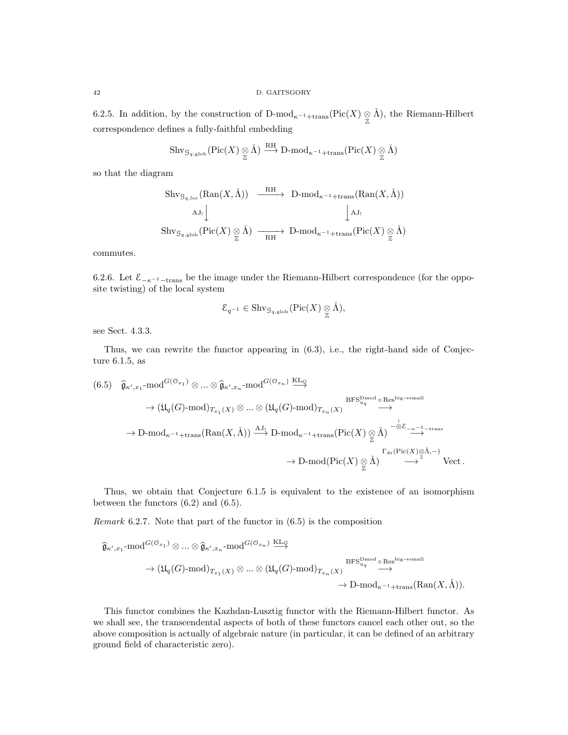6.2.5. In addition, by the construction of $\text{D-mod}_{\kappa^{-1}+\text{trans}}(\text{Pic}(X) \underset{\mathbb{Z}}{\otimes} \check{\Lambda})$, the Riemann-Hilbert correspondence defines a fully-faithful embedding

$$\text{Shv}_{\mathcal{G}_{q,\text{glob}}}(\text{Pic}(X) \underset{\mathbb{Z}}{\otimes} \check{\Lambda}) \overset{\text{RH}}{\longrightarrow} \text{D-mod}_{\kappa^{-1}+\text{trans}}(\text{Pic}(X) \underset{\mathbb{Z}}{\otimes} \check{\Lambda})$$

so that the diagram

$$\begin{array}{ccc}
\text{Shv}_{\mathcal{G}_{q,\text{loc}}}(\text{Ran}(X, \check{\Lambda})) & \xrightarrow{\text{RH}} & \text{D-mod}_{\kappa^{-1}+\text{trans}}(\text{Ran}(X, \check{\Lambda})) \\
{\scriptstyle \text{AJ}_!}\Big\downarrow & & \Big\downarrow{\scriptstyle \text{AJ}_!} \\
\text{Shv}_{\mathcal{G}_{q,\text{glob}}}(\text{Pic}(X) \underset{\mathbb{Z}}{\otimes} \check{\Lambda}) & \xrightarrow[\text{RH}]{} & \text{D-mod}_{\kappa^{-1}+\text{trans}}(\text{Pic}(X) \underset{\mathbb{Z}}{\otimes} \check{\Lambda})
\end{array}$$

commutes.

6.2.6. Let $\mathcal{E}_{-\kappa^{-1}-\text{trans}}$ be the image under the Riemann-Hilbert correspondence (for the opposite twisting) of the local system

$$\mathcal{E}_{q^{-1}} \in \text{Shv}_{\mathcal{G}_{q,\text{glob}}}(\text{Pic}(X) \underset{\mathbb{Z}}{\otimes} \check{\Lambda}),$$

see Sect. 4.3.3.

Thus, we can rewrite the functor appearing in (6.3), i.e., the right-hand side of Conjecture 6.1.5, as

$$\begin{aligned}
(6.5) \quad & \widehat{\mathfrak{g}}_{\kappa',x_1}\text{-mod}^{G(\mathcal{O}_{x_1})} \otimes ... \otimes \widehat{\mathfrak{g}}_{\kappa',x_n}\text{-mod}^{G(\mathcal{O}_{x_n})} \overset{\text{KL}_G}{\longrightarrow} \\
& \to (\mathfrak{U}_q(G)\text{-mod})_{T_{x_1}(X)} \otimes ... \otimes (\mathfrak{U}_q(G)\text{-mod})_{T_{x_n}(X)} \overset{\text{BFS}^{\text{Dmod}}_{\mathfrak{u}_q} \circ \text{Res}^{\text{big}\to\text{small}}}{\longrightarrow} \\
& \to \text{D-mod}_{\kappa^{-1}+\text{trans}}(\text{Ran}(X, \check{\Lambda})) \overset{\text{AJ}_!}{\longrightarrow} \text{D-mod}_{\kappa^{-1}+\text{trans}}(\text{Pic}(X) \underset{\mathbb{Z}}{\otimes} \check{\Lambda}) \overset{-\overset{!}{\otimes}\mathcal{E}_{-\kappa^{-1}-\text{trans}}}{\longrightarrow} \\
& \to \text{D-mod}(\text{Pic}(X) \underset{\mathbb{Z}}{\otimes} \check{\Lambda}) \overset{\Gamma_{\text{dr}}(\text{Pic}(X) \underset{\mathbb{Z}}{\otimes} \check{\Lambda}, -)}{\longrightarrow} \text{Vect}.
\end{aligned}$$

Thus, we obtain that Conjecture 6.1.5 is equivalent to the existence of an isomorphism between the functors (6.2) and (6.5).

*Remark* 6.2.7. Note that part of the functor in (6.5) is the composition

$$\begin{aligned}
& \widehat{\mathfrak{g}}_{\kappa',x_1}\text{-mod}^{G(\mathcal{O}_{x_1})} \otimes ... \otimes \widehat{\mathfrak{g}}_{\kappa',x_n}\text{-mod}^{G(\mathcal{O}_{x_n})} \overset{\text{KL}_G}{\longrightarrow} \\
& \to (\mathfrak{U}_q(G)\text{-mod})_{T_{x_1}(X)} \otimes ... \otimes (\mathfrak{U}_q(G)\text{-mod})_{T_{x_n}(X)} \overset{\text{BFS}^{\text{Dmod}}_{\mathfrak{u}_q} \circ \text{Res}^{\text{big}\to\text{small}}}{\longrightarrow} \\
& \to \text{D-mod}_{\kappa^{-1}+\text{trans}}(\text{Ran}(X, \check{\Lambda})).
\end{aligned}$$

This functor combines the Kazhdan-Lusztig functor with the Riemann-Hilbert functor. As we shall see, the transcendental aspects of both of these functors cancel each other out, so the above composition is actually of algebraic nature (in particular, it can be defined of an arbitrary ground field of characteristic zero).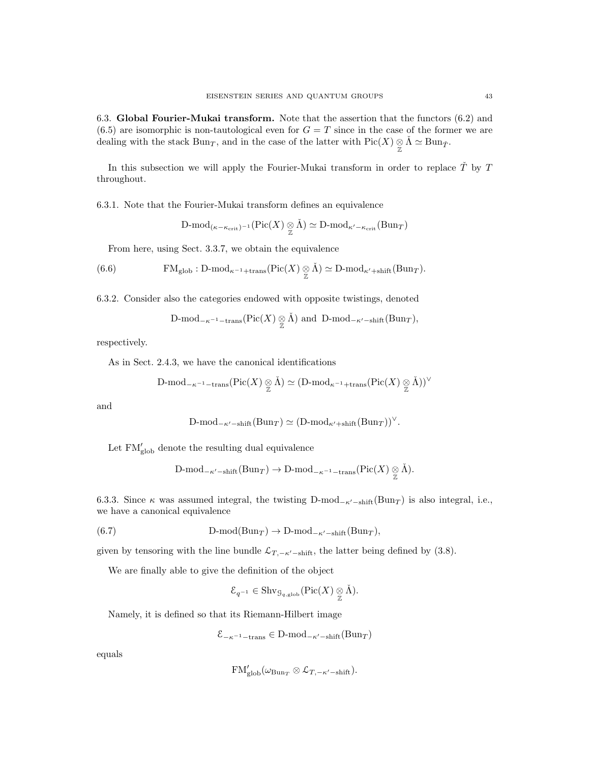6.3. **Global Fourier-Mukai transform.** Note that the assertion that the functors (6.2) and (6.5) are isomorphic is non-tautological even for $G = T$ since in the case of the former we are dealing with the stack $\mathrm{Bun}_T$, and in the case of the latter with $\mathrm{Pic}(X) \underset{\mathbb{Z}}{\otimes} \check{\Lambda} \simeq \mathrm{Bun}_{\check{T}}$.

In this subsection we will apply the Fourier-Mukai transform in order to replace $\check{T}$ by $T$ throughout.

6.3.1. Note that the Fourier-Mukai transform defines an equivalence

$$\text{D-mod}_{(\kappa-\kappa_{\mathrm{crit}})^{-1}}(\mathrm{Pic}(X) \underset{\mathbb{Z}}{\otimes} \check{\Lambda}) \simeq \text{D-mod}_{\kappa'-\kappa_{\mathrm{crit}}}(\mathrm{Bun}_T)$$

From here, using Sect. 3.3.7, we obtain the equivalence

$$\mathrm{FM}_{\mathrm{glob}} : \text{D-mod}_{\kappa^{-1}+\mathrm{trans}}(\mathrm{Pic}(X) \underset{\mathbb{Z}}{\otimes} \check{\Lambda}) \simeq \text{D-mod}_{\kappa'+\mathrm{shift}}(\mathrm{Bun}_T). \tag{6.6}$$

6.3.2. Consider also the categories endowed with opposite twistings, denoted

$$\text{D-mod}_{-\kappa^{-1}-\mathrm{trans}}(\mathrm{Pic}(X) \underset{\mathbb{Z}}{\otimes} \check{\Lambda}) \text{ and } \text{D-mod}_{-\kappa'-\mathrm{shift}}(\mathrm{Bun}_T),$$

respectively.

As in Sect. 2.4.3, we have the canonical identifications

$$\text{D-mod}_{-\kappa^{-1}-\mathrm{trans}}(\mathrm{Pic}(X) \underset{\mathbb{Z}}{\otimes} \check{\Lambda}) \simeq (\text{D-mod}_{\kappa^{-1}+\mathrm{trans}}(\mathrm{Pic}(X) \underset{\mathbb{Z}}{\otimes} \check{\Lambda}))^\vee$$

and

$$\text{D-mod}_{-\kappa'-\mathrm{shift}}(\mathrm{Bun}_T) \simeq (\text{D-mod}_{\kappa'+\mathrm{shift}}(\mathrm{Bun}_T))^\vee.$$

Let $\mathrm{FM}'_{\mathrm{glob}}$ denote the resulting dual equivalence

$$\text{D-mod}_{-\kappa'-\mathrm{shift}}(\mathrm{Bun}_T) \to \text{D-mod}_{-\kappa^{-1}-\mathrm{trans}}(\mathrm{Pic}(X) \underset{\mathbb{Z}}{\otimes} \check{\Lambda}).$$

6.3.3. Since $\kappa$ was assumed integral, the twisting $\text{D-mod}_{-\kappa'-\mathrm{shift}}(\mathrm{Bun}_T)$ is also integral, i.e., we have a canonical equivalence

$$\text{D-mod}(\mathrm{Bun}_T) \to \text{D-mod}_{-\kappa'-\mathrm{shift}}(\mathrm{Bun}_T), \tag{6.7}$$

given by tensoring with the line bundle $\mathcal{L}_{T,-\kappa'-\mathrm{shift}}$, the latter being defined by (3.8).

We are finally able to give the definition of the object

$$\mathcal{E}_{q^{-1}} \in \mathrm{Shv}_{\mathcal{G}_{q,\mathrm{glob}}}(\mathrm{Pic}(X) \underset{\mathbb{Z}}{\otimes} \check{\Lambda}).$$

Namely, it is defined so that its Riemann-Hilbert image

$$\mathcal{E}_{-\kappa^{-1}-\mathrm{trans}} \in \text{D-mod}_{-\kappa'-\mathrm{shift}}(\mathrm{Bun}_T)$$

equals

$$\mathrm{FM}'_{\mathrm{glob}}(\omega_{\mathrm{Bun}_T} \otimes \mathcal{L}_{T,-\kappa'-\mathrm{shift}}).$$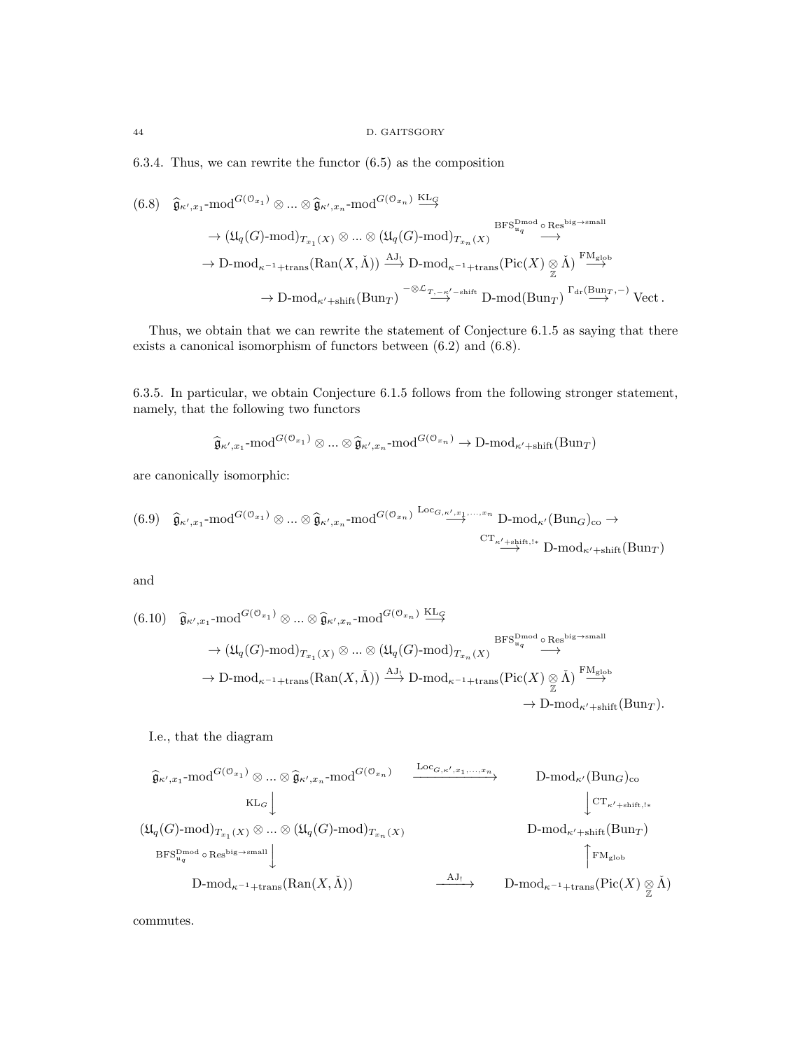6.3.4. Thus, we can rewrite the functor (6.5) as the composition

$$
\begin{aligned}
(6.8)\quad & \widehat{\mathfrak{g}}_{\kappa',x_1}\text{-mod}^{G(\mathcal{O}_{x_1})} \otimes ... \otimes \widehat{\mathfrak{g}}_{\kappa',x_n}\text{-mod}^{G(\mathcal{O}_{x_n})} \overset{\mathrm{KL}_G}{\longrightarrow} \\
& \to (\mathfrak{U}_q(G)\text{-mod})_{T_{x_1}(X)} \otimes ... \otimes (\mathfrak{U}_q(G)\text{-mod})_{T_{x_n}(X)} \overset{\mathrm{BFS}^{\mathrm{Dmod}}_{\mathfrak{u}_q} \circ \mathrm{Res}^{\mathrm{big}\to\mathrm{small}}}{\longrightarrow} \\
& \to \text{D-mod}_{\kappa^{-1}+\mathrm{trans}}(\mathrm{Ran}(X,\check{\Lambda})) \overset{\mathrm{AJ}_!}{\longrightarrow} \text{D-mod}_{\kappa^{-1}+\mathrm{trans}}(\mathrm{Pic}(X) \underset{\mathbb{Z}}{\otimes} \check{\Lambda}) \overset{\mathrm{FM}_{\mathrm{glob}}}{\longrightarrow} \\
& \to \text{D-mod}_{\kappa'+\mathrm{shift}}(\mathrm{Bun}_T) \overset{-\otimes \mathcal{L}_{T,-\kappa'-\mathrm{shift}}}{\longrightarrow} \text{D-mod}(\mathrm{Bun}_T) \overset{\Gamma_{\mathrm{dr}}(\mathrm{Bun}_T,-)}{\longrightarrow} \mathrm{Vect}\,.
\end{aligned}
$$

Thus, we obtain that we can rewrite the statement of Conjecture 6.1.5 as saying that there exists a canonical isomorphism of functors between (6.2) and (6.8).

6.3.5. In particular, we obtain Conjecture 6.1.5 follows from the following stronger statement, namely, that the following two functors

$$
\widehat{\mathfrak{g}}_{\kappa',x_1}\text{-mod}^{G(\mathcal{O}_{x_1})} \otimes ... \otimes \widehat{\mathfrak{g}}_{\kappa',x_n}\text{-mod}^{G(\mathcal{O}_{x_n})} \to \text{D-mod}_{\kappa'+\mathrm{shift}}(\mathrm{Bun}_T)
$$

are canonically isomorphic:

$$
\begin{aligned}
(6.9)\quad & \widehat{\mathfrak{g}}_{\kappa',x_1}\text{-mod}^{G(\mathcal{O}_{x_1})} \otimes ... \otimes \widehat{\mathfrak{g}}_{\kappa',x_n}\text{-mod}^{G(\mathcal{O}_{x_n})} \overset{\mathrm{Loc}_{G,\kappa',x_1,...,x_n}}{\longrightarrow} \text{D-mod}_{\kappa'}(\mathrm{Bun}_G)_{\mathrm{co}} \to \\
& \overset{\mathrm{CT}_{\kappa'+\mathrm{shift},!*}}{\longrightarrow} \text{D-mod}_{\kappa'+\mathrm{shift}}(\mathrm{Bun}_T)
\end{aligned}
$$

and

$$
\begin{aligned}
(6.10)\quad & \widehat{\mathfrak{g}}_{\kappa',x_1}\text{-mod}^{G(\mathcal{O}_{x_1})} \otimes ... \otimes \widehat{\mathfrak{g}}_{\kappa',x_n}\text{-mod}^{G(\mathcal{O}_{x_n})} \overset{\mathrm{KL}_G}{\longrightarrow} \\
& \to (\mathfrak{U}_q(G)\text{-mod})_{T_{x_1}(X)} \otimes ... \otimes (\mathfrak{U}_q(G)\text{-mod})_{T_{x_n}(X)} \overset{\mathrm{BFS}^{\mathrm{Dmod}}_{\mathfrak{u}_q} \circ \mathrm{Res}^{\mathrm{big}\to\mathrm{small}}}{\longrightarrow} \\
& \to \text{D-mod}_{\kappa^{-1}+\mathrm{trans}}(\mathrm{Ran}(X,\check{\Lambda})) \overset{\mathrm{AJ}_!}{\longrightarrow} \text{D-mod}_{\kappa^{-1}+\mathrm{trans}}(\mathrm{Pic}(X) \underset{\mathbb{Z}}{\otimes} \check{\Lambda}) \overset{\mathrm{FM}_{\mathrm{glob}}}{\longrightarrow} \\
& \to \text{D-mod}_{\kappa'+\mathrm{shift}}(\mathrm{Bun}_T).
\end{aligned}
$$

I.e., that the diagram

$$
\begin{array}{ccc}
\widehat{\mathfrak{g}}_{\kappa',x_1}\text{-mod}^{G(\mathcal{O}_{x_1})} \otimes ... \otimes \widehat{\mathfrak{g}}_{\kappa',x_n}\text{-mod}^{G(\mathcal{O}_{x_n})} & \xrightarrow{\mathrm{Loc}_{G,\kappa',x_1,...,x_n}} & \text{D-mod}_{\kappa'}(\mathrm{Bun}_G)_{\mathrm{co}} \\
\Big\downarrow{\scriptstyle \mathrm{KL}_G} & & \Big\downarrow{\scriptstyle \mathrm{CT}_{\kappa'+\mathrm{shift},!*}} \\
(\mathfrak{U}_q(G)\text{-mod})_{T_{x_1}(X)} \otimes ... \otimes (\mathfrak{U}_q(G)\text{-mod})_{T_{x_n}(X)} & & \text{D-mod}_{\kappa'+\mathrm{shift}}(\mathrm{Bun}_T) \\
\Big\downarrow{\scriptstyle \mathrm{BFS}^{\mathrm{Dmod}}_{\mathfrak{u}_q} \circ \mathrm{Res}^{\mathrm{big}\to\mathrm{small}}} & & \Big\uparrow{\scriptstyle \mathrm{FM}_{\mathrm{glob}}} \\
\text{D-mod}_{\kappa^{-1}+\mathrm{trans}}(\mathrm{Ran}(X,\check{\Lambda})) & \xrightarrow{\mathrm{AJ}_!} & \text{D-mod}_{\kappa^{-1}+\mathrm{trans}}(\mathrm{Pic}(X) \underset{\mathbb{Z}}{\otimes} \check{\Lambda})
\end{array}
$$

commutes.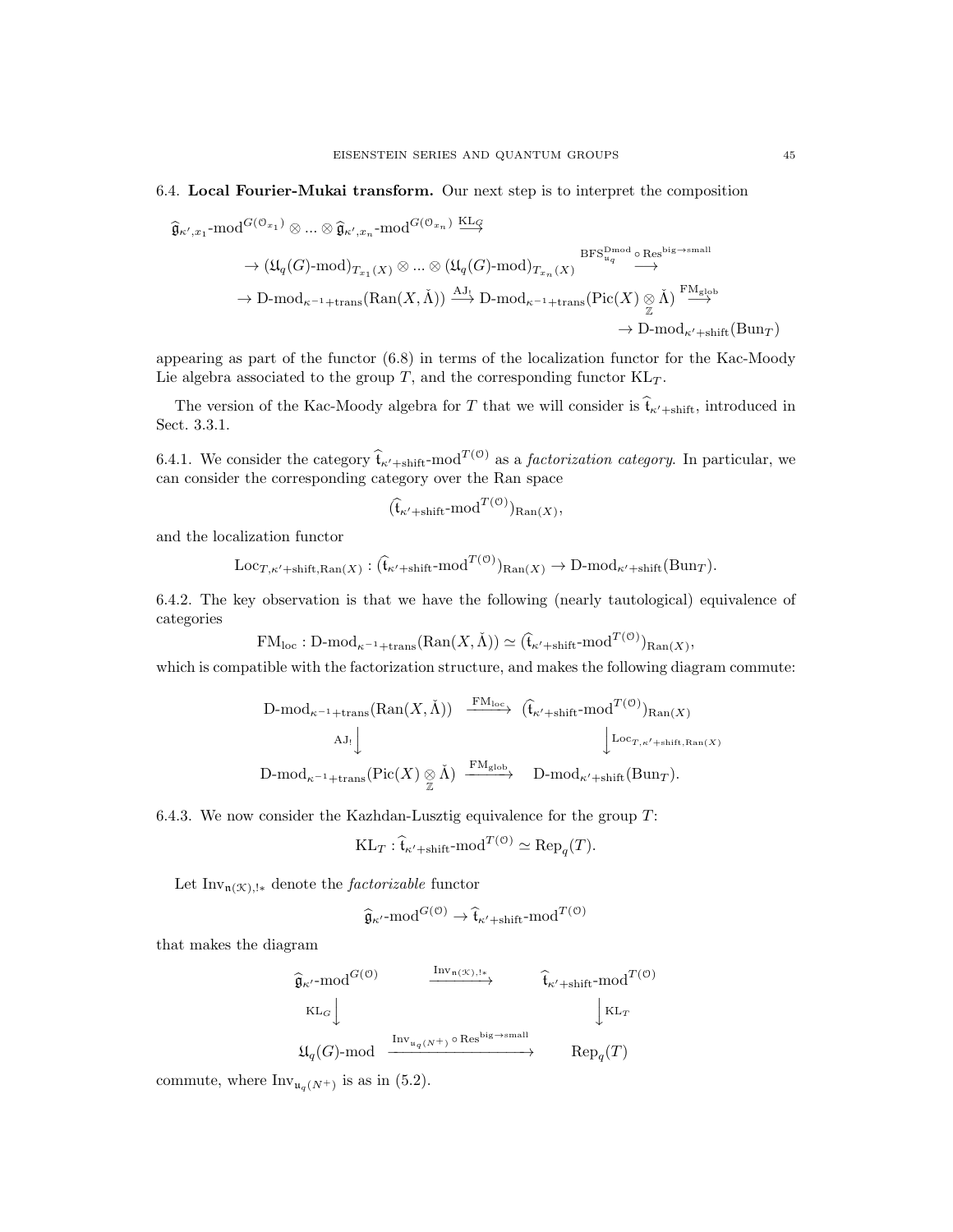6.4. **Local Fourier-Mukai transform.** Our next step is to interpret the composition

$$
\begin{aligned}
&\widehat{\mathfrak{g}}_{\kappa',x_1}\text{-mod}^{G(\mathcal{O}_{x_1})} \otimes ... \otimes \widehat{\mathfrak{g}}_{\kappa',x_n}\text{-mod}^{G(\mathcal{O}_{x_n})} \overset{\mathrm{KL}_G}{\longrightarrow} \\
&\quad \to (\mathfrak{U}_q(G)\text{-mod})_{T_{x_1}(X)} \otimes ... \otimes (\mathfrak{U}_q(G)\text{-mod})_{T_{x_n}(X)} \overset{\mathrm{BFS}^{\mathrm{Dmod}}_{\mathfrak{u}_q} \circ \mathrm{Res}^{\mathrm{big}\to\mathrm{small}}}{\longrightarrow} \\
&\quad \to \text{D-mod}_{\kappa^{-1}+\mathrm{trans}}(\mathrm{Ran}(X,\check{\Lambda})) \overset{\mathrm{AJ}_!}{\longrightarrow} \text{D-mod}_{\kappa^{-1}+\mathrm{trans}}(\mathrm{Pic}(X) \underset{\mathbb{Z}}{\otimes} \check{\Lambda}) \overset{\mathrm{FM}_{\mathrm{glob}}}{\longrightarrow} \\
&\qquad\qquad\qquad\qquad\qquad\qquad\qquad\qquad \to \text{D-mod}_{\kappa'+\mathrm{shift}}(\mathrm{Bun}_T)
\end{aligned}
$$

appearing as part of the functor (6.8) in terms of the localization functor for the Kac-Moody Lie algebra associated to the group $T$, and the corresponding functor $\mathrm{KL}_T$.

The version of the Kac-Moody algebra for $T$ that we will consider is $\widehat{\mathfrak{t}}_{\kappa'+\mathrm{shift}}$, introduced in Sect. 3.3.1.

6.4.1. We consider the category $\widehat{\mathfrak{t}}_{\kappa'+\mathrm{shift}}\text{-mod}^{T(\mathcal{O})}$ as a *factorization category*. In particular, we can consider the corresponding category over the Ran space

$$
(\widehat{\mathfrak{t}}_{\kappa'+\mathrm{shift}}\text{-mod}^{T(\mathcal{O})})_{\mathrm{Ran}(X)},
$$

and the localization functor

$$
\mathrm{Loc}_{T,\kappa'+\mathrm{shift},\mathrm{Ran}(X)} : (\widehat{\mathfrak{t}}_{\kappa'+\mathrm{shift}}\text{-mod}^{T(\mathcal{O})})_{\mathrm{Ran}(X)} \to \text{D-mod}_{\kappa'+\mathrm{shift}}(\mathrm{Bun}_T).
$$

6.4.2. The key observation is that we have the following (nearly tautological) equivalence of categories

$$
\mathrm{FM}_{\mathrm{loc}} : \text{D-mod}_{\kappa^{-1}+\mathrm{trans}}(\mathrm{Ran}(X,\check{\Lambda})) \simeq (\widehat{\mathfrak{t}}_{\kappa'+\mathrm{shift}}\text{-mod}^{T(\mathcal{O})})_{\mathrm{Ran}(X)},
$$

which is compatible with the factorization structure, and makes the following diagram commute:

$$
\begin{array}{ccc}
\text{D-mod}_{\kappa^{-1}+\mathrm{trans}}(\mathrm{Ran}(X,\check{\Lambda})) & \xrightarrow{\mathrm{FM}_{\mathrm{loc}}} & (\widehat{\mathfrak{t}}_{\kappa'+\mathrm{shift}}\text{-mod}^{T(\mathcal{O})})_{\mathrm{Ran}(X)} \\
{\scriptstyle \mathrm{AJ}_!}\big\downarrow & & \big\downarrow{\scriptstyle \mathrm{Loc}_{T,\kappa'+\mathrm{shift},\mathrm{Ran}(X)}} \\
\text{D-mod}_{\kappa^{-1}+\mathrm{trans}}(\mathrm{Pic}(X) \underset{\mathbb{Z}}{\otimes} \check{\Lambda}) & \xrightarrow{\mathrm{FM}_{\mathrm{glob}}} & \text{D-mod}_{\kappa'+\mathrm{shift}}(\mathrm{Bun}_T).
\end{array}
$$

6.4.3. We now consider the Kazhdan-Lusztig equivalence for the group $T$:

$$
\mathrm{KL}_T : \widehat{\mathfrak{t}}_{\kappa'+\mathrm{shift}}\text{-mod}^{T(\mathcal{O})} \simeq \mathrm{Rep}_q(T).
$$

Let $\mathrm{Inv}_{\mathfrak{n}(\mathcal{K}),!*}$ denote the *factorizable* functor

$$
\widehat{\mathfrak{g}}_{\kappa'}\text{-mod}^{G(\mathcal{O})} \to \widehat{\mathfrak{t}}_{\kappa'+\mathrm{shift}}\text{-mod}^{T(\mathcal{O})}
$$

that makes the diagram

$$
\begin{array}{ccc}
\widehat{\mathfrak{g}}_{\kappa'}\text{-mod}^{G(\mathcal{O})} & \xrightarrow{\mathrm{Inv}_{\mathfrak{n}(\mathcal{K}),!*}} & \widehat{\mathfrak{t}}_{\kappa'+\mathrm{shift}}\text{-mod}^{T(\mathcal{O})} \\
{\scriptstyle \mathrm{KL}_G}\big\downarrow & & \big\downarrow{\scriptstyle \mathrm{KL}_T} \\
\mathfrak{U}_q(G)\text{-mod} & \xrightarrow{\mathrm{Inv}_{\mathfrak{u}_q(N^+)} \circ \mathrm{Res}^{\mathrm{big}\to\mathrm{small}}} & \mathrm{Rep}_q(T)
\end{array}
$$

commute, where $\mathrm{Inv}_{\mathfrak{u}_q(N^+)}$ is as in (5.2).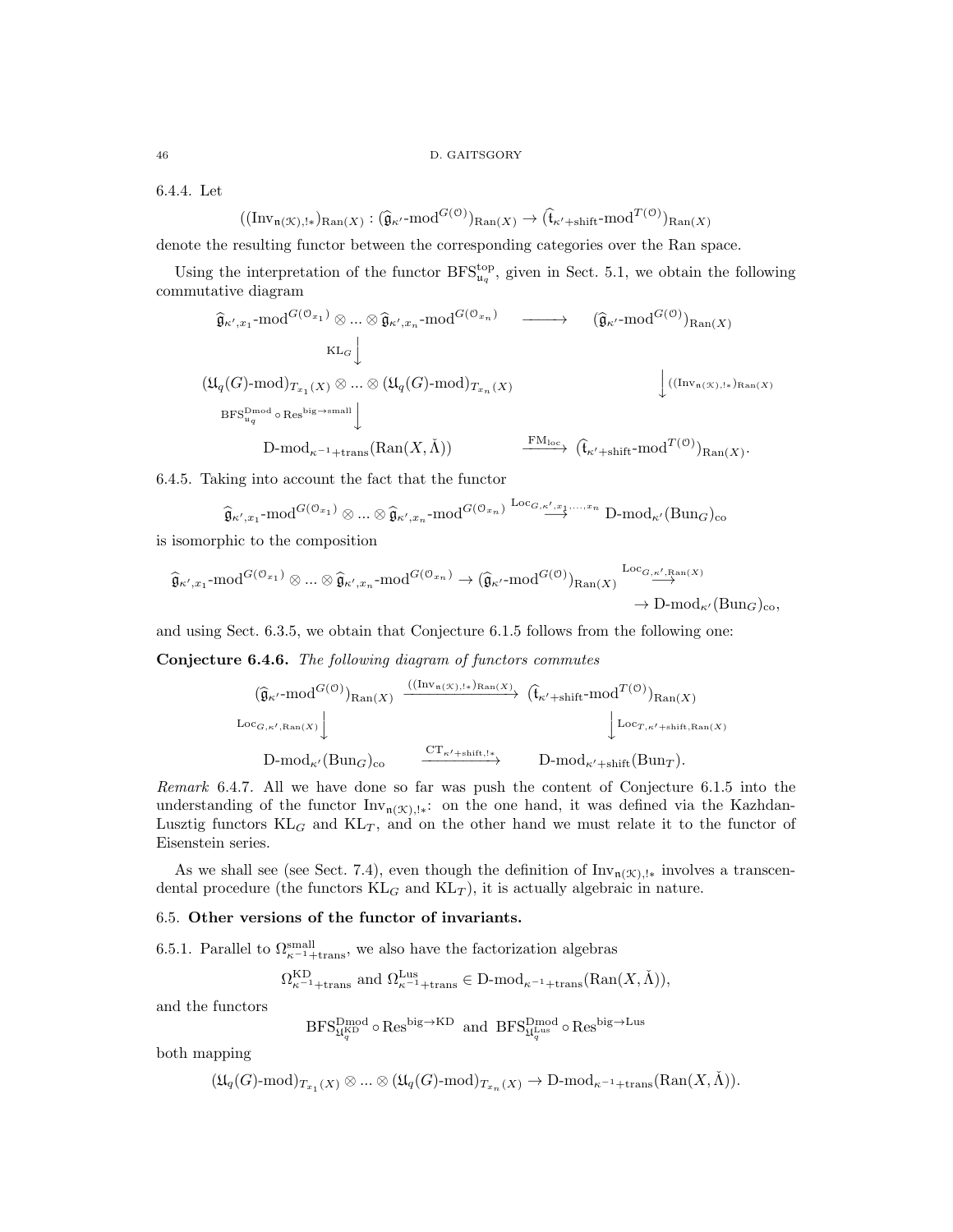6.4.4. Let

$$((\mathrm{Inv}_{\mathfrak{n}(\mathcal{K}),!*})_{\mathrm{Ran}(X)} : (\widehat{\mathfrak{g}}_{\kappa'}\text{-mod}^{G(\mathcal{O})})_{\mathrm{Ran}(X)} \to (\widehat{\mathfrak{t}}_{\kappa'+\mathrm{shift}}\text{-mod}^{T(\mathcal{O})})_{\mathrm{Ran}(X)}$$

denote the resulting functor between the corresponding categories over the Ran space.

Using the interpretation of the functor $\mathrm{BFS}^{\mathrm{top}}_{\mathfrak{u}_q}$, given in Sect. 5.1, we obtain the following commutative diagram

$$\begin{array}{ccc}
\widehat{\mathfrak{g}}_{\kappa',x_1}\text{-mod}^{G(\mathcal{O}_{x_1})} \otimes ... \otimes \widehat{\mathfrak{g}}_{\kappa',x_n}\text{-mod}^{G(\mathcal{O}_{x_n})} & \longrightarrow & (\widehat{\mathfrak{g}}_{\kappa'}\text{-mod}^{G(\mathcal{O})})_{\mathrm{Ran}(X)} \\
{\scriptstyle \mathrm{KL}_G}\big\downarrow & & \\
(\mathfrak{U}_q(G)\text{-mod})_{T_{x_1}(X)} \otimes ... \otimes (\mathfrak{U}_q(G)\text{-mod})_{T_{x_n}(X)} & & \big\downarrow{\scriptstyle ((\mathrm{Inv}_{\mathfrak{n}(\mathcal{K}),!*})_{\mathrm{Ran}(X)}} \\
{\scriptstyle \mathrm{BFS}^{\mathrm{Dmod}}_{\mathfrak{u}_q} \circ \mathrm{Res}^{\mathrm{big}\to\mathrm{small}}}\big\downarrow & & \\
\mathrm{D}\text{-mod}_{\kappa^{-1}+\mathrm{trans}}(\mathrm{Ran}(X,\check{\Lambda})) & \xrightarrow{\mathrm{FM}_{\mathrm{loc}}} & (\widehat{\mathfrak{t}}_{\kappa'+\mathrm{shift}}\text{-mod}^{T(\mathcal{O})})_{\mathrm{Ran}(X)}.
\end{array}$$

6.4.5. Taking into account the fact that the functor

$$\widehat{\mathfrak{g}}_{\kappa',x_1}\text{-mod}^{G(\mathcal{O}_{x_1})} \otimes ... \otimes \widehat{\mathfrak{g}}_{\kappa',x_n}\text{-mod}^{G(\mathcal{O}_{x_n})} \overset{\mathrm{Loc}_{G,\kappa',x_1,...,x_n}}{\longrightarrow} \mathrm{D}\text{-mod}_{\kappa'}(\mathrm{Bun}_G)_{\mathrm{co}}$$

is isomorphic to the composition

$$\widehat{\mathfrak{g}}_{\kappa',x_1}\text{-mod}^{G(\mathcal{O}_{x_1})} \otimes ... \otimes \widehat{\mathfrak{g}}_{\kappa',x_n}\text{-mod}^{G(\mathcal{O}_{x_n})} \to (\widehat{\mathfrak{g}}_{\kappa'}\text{-mod}^{G(\mathcal{O})})_{\mathrm{Ran}(X)} \overset{\mathrm{Loc}_{G,\kappa',\mathrm{Ran}(X)}}{\longrightarrow} \mathrm{D}\text{-mod}_{\kappa'}(\mathrm{Bun}_G)_{\mathrm{co}},$$

and using Sect. 6.3.5, we obtain that Conjecture 6.1.5 follows from the following one:

**Conjecture 6.4.6.** *The following diagram of functors commutes*

$$\begin{array}{ccc}
(\widehat{\mathfrak{g}}_{\kappa'}\text{-mod}^{G(\mathcal{O})})_{\mathrm{Ran}(X)} & \xrightarrow{((\mathrm{Inv}_{\mathfrak{n}(\mathcal{K}),!*})_{\mathrm{Ran}(X)}} & (\widehat{\mathfrak{t}}_{\kappa'+\mathrm{shift}}\text{-mod}^{T(\mathcal{O})})_{\mathrm{Ran}(X)} \\
{\scriptstyle \mathrm{Loc}_{G,\kappa',\mathrm{Ran}(X)}}\big\downarrow & & \big\downarrow{\scriptstyle \mathrm{Loc}_{T,\kappa'+\mathrm{shift},\mathrm{Ran}(X)}} \\
\mathrm{D}\text{-mod}_{\kappa'}(\mathrm{Bun}_G)_{\mathrm{co}} & \xrightarrow{\mathrm{CT}_{\kappa'+\mathrm{shift},!*}} & \mathrm{D}\text{-mod}_{\kappa'+\mathrm{shift}}(\mathrm{Bun}_T).
\end{array}$$

*Remark* 6.4.7. All we have done so far was push the content of Conjecture 6.1.5 into the understanding of the functor $\mathrm{Inv}_{\mathfrak{n}(\mathcal{K}),!*}$: on the one hand, it was defined via the Kazhdan-Lusztig functors $\mathrm{KL}_G$ and $\mathrm{KL}_T$, and on the other hand we must relate it to the functor of Eisenstein series.

As we shall see (see Sect. 7.4), even though the definition of $\mathrm{Inv}_{\mathfrak{n}(\mathcal{K}),!*}$ involves a transcendental procedure (the functors $\mathrm{KL}_G$ and $\mathrm{KL}_T$), it is actually algebraic in nature.

### 6.5. Other versions of the functor of invariants.

6.5.1. Parallel to $\Omega^{\mathrm{small}}_{\kappa^{-1}+\mathrm{trans}}$, we also have the factorization algebras

$$\Omega^{\mathrm{KD}}_{\kappa^{-1}+\mathrm{trans}} \text{ and } \Omega^{\mathrm{Lus}}_{\kappa^{-1}+\mathrm{trans}} \in \mathrm{D}\text{-mod}_{\kappa^{-1}+\mathrm{trans}}(\mathrm{Ran}(X,\check{\Lambda})),$$

and the functors

$$\mathrm{BFS}^{\mathrm{Dmod}}_{\mathfrak{U}^{\mathrm{KD}}_q} \circ \mathrm{Res}^{\mathrm{big}\to\mathrm{KD}} \text{ and } \mathrm{BFS}^{\mathrm{Dmod}}_{\mathfrak{U}^{\mathrm{Lus}}_q} \circ \mathrm{Res}^{\mathrm{big}\to\mathrm{Lus}}$$

both mapping

$$(\mathfrak{U}_q(G)\text{-mod})_{T_{x_1}(X)} \otimes ... \otimes (\mathfrak{U}_q(G)\text{-mod})_{T_{x_n}(X)} \to \mathrm{D}\text{-mod}_{\kappa^{-1}+\mathrm{trans}}(\mathrm{Ran}(X,\check{\Lambda})).$$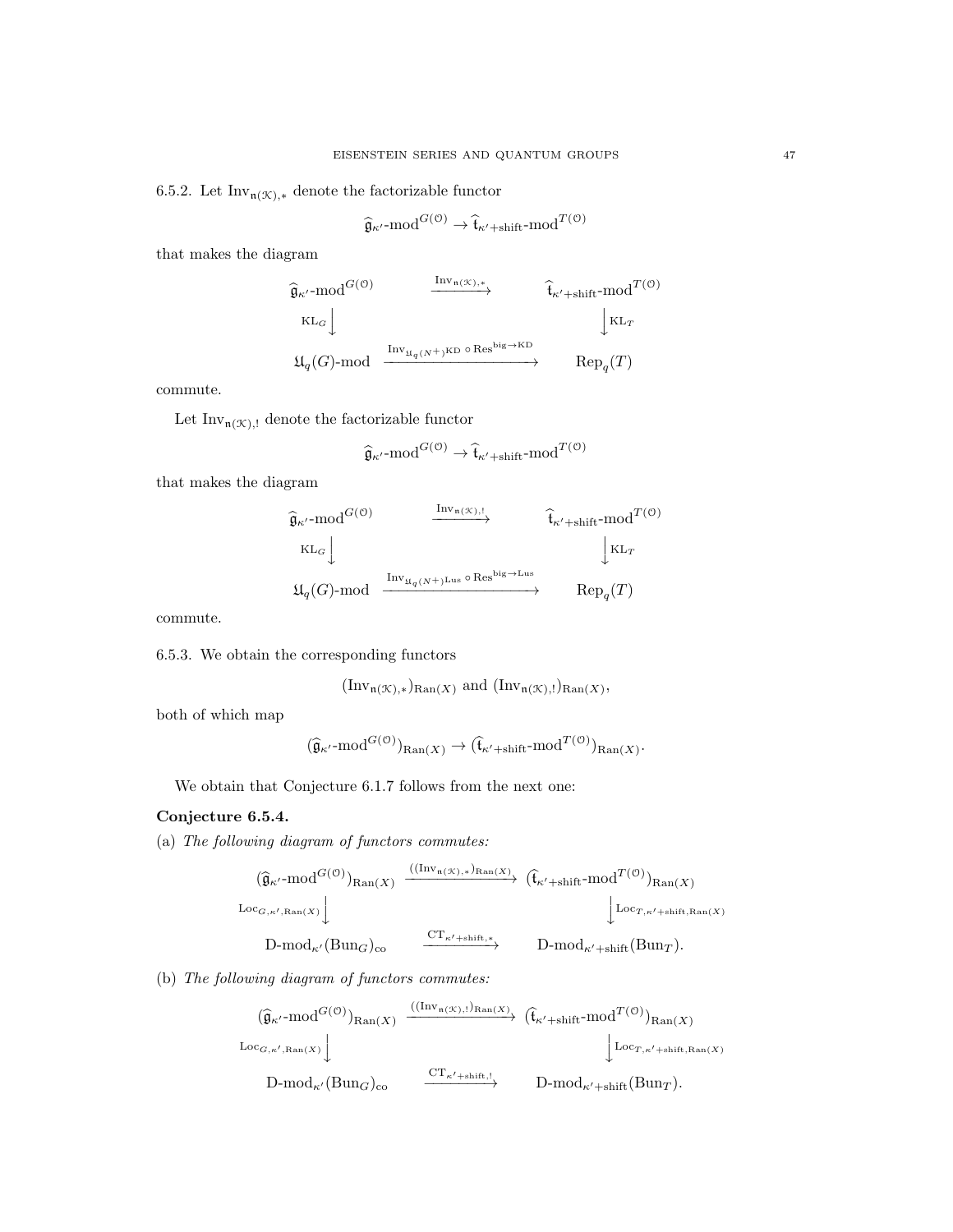6.5.2. Let $\mathrm{Inv}_{\mathfrak{n}(\mathcal{K}),*}$ denote the factorizable functor

$$\widehat{\mathfrak{g}}_{\kappa'}\text{-mod}^{G(\mathcal{O})} \to \widehat{\mathfrak{t}}_{\kappa'+\text{shift}}\text{-mod}^{T(\mathcal{O})}$$

that makes the diagram

$$\begin{array}{ccc}
\widehat{\mathfrak{g}}_{\kappa'}\text{-mod}^{G(\mathcal{O})} & \xrightarrow{\mathrm{Inv}_{\mathfrak{n}(\mathcal{K}),*}} & \widehat{\mathfrak{t}}_{\kappa'+\text{shift}}\text{-mod}^{T(\mathcal{O})} \\
\Big\downarrow {\scriptstyle \mathrm{KL}_G} & & \Big\downarrow {\scriptstyle \mathrm{KL}_T} \\
\mathfrak{U}_q(G)\text{-mod} & \xrightarrow{\mathrm{Inv}_{\mathfrak{U}_q(N^+)^{\mathrm{KD}}} \circ \mathrm{Res}^{\mathrm{big}\to\mathrm{KD}}} & \mathrm{Rep}_q(T)
\end{array}$$

commute.

Let $\mathrm{Inv}_{\mathfrak{n}(\mathcal{K}),!}$ denote the factorizable functor

$$\widehat{\mathfrak{g}}_{\kappa'}\text{-mod}^{G(\mathcal{O})} \to \widehat{\mathfrak{t}}_{\kappa'+\text{shift}}\text{-mod}^{T(\mathcal{O})}$$

that makes the diagram

$$\begin{array}{ccc}
\widehat{\mathfrak{g}}_{\kappa'}\text{-mod}^{G(\mathcal{O})} & \xrightarrow{\mathrm{Inv}_{\mathfrak{n}(\mathcal{K}),!}} & \widehat{\mathfrak{t}}_{\kappa'+\text{shift}}\text{-mod}^{T(\mathcal{O})} \\
\Big\downarrow {\scriptstyle \mathrm{KL}_G} & & \Big\downarrow {\scriptstyle \mathrm{KL}_T} \\
\mathfrak{U}_q(G)\text{-mod} & \xrightarrow{\mathrm{Inv}_{\mathfrak{U}_q(N^+)^{\mathrm{Lus}}} \circ \mathrm{Res}^{\mathrm{big}\to\mathrm{Lus}}} & \mathrm{Rep}_q(T)
\end{array}$$

commute.

6.5.3. We obtain the corresponding functors

$$(\mathrm{Inv}_{\mathfrak{n}(\mathcal{K}),*})_{\mathrm{Ran}(X)} \text{ and } (\mathrm{Inv}_{\mathfrak{n}(\mathcal{K}),!})_{\mathrm{Ran}(X)},$$

both of which map

$$(\widehat{\mathfrak{g}}_{\kappa'}\text{-mod}^{G(\mathcal{O})})_{\mathrm{Ran}(X)} \to (\widehat{\mathfrak{t}}_{\kappa'+\text{shift}}\text{-mod}^{T(\mathcal{O})})_{\mathrm{Ran}(X)}.$$

We obtain that Conjecture 6.1.7 follows from the next one:

**Conjecture 6.5.4.**

(a) *The following diagram of functors commutes:*

$$\begin{array}{ccc}
(\widehat{\mathfrak{g}}_{\kappa'}\text{-mod}^{G(\mathcal{O})})_{\mathrm{Ran}(X)} & \xrightarrow{((\mathrm{Inv}_{\mathfrak{n}(\mathcal{K}),*})_{\mathrm{Ran}(X)}} & (\widehat{\mathfrak{t}}_{\kappa'+\text{shift}}\text{-mod}^{T(\mathcal{O})})_{\mathrm{Ran}(X)} \\
\Big\downarrow {\scriptstyle \mathrm{Loc}_{G,\kappa',\mathrm{Ran}(X)}} & & \Big\downarrow {\scriptstyle \mathrm{Loc}_{T,\kappa'+\text{shift},\mathrm{Ran}(X)}} \\
\text{D-mod}_{\kappa'}(\mathrm{Bun}_G)_{\mathrm{co}} & \xrightarrow{\mathrm{CT}_{\kappa'+\text{shift},*}} & \text{D-mod}_{\kappa'+\text{shift}}(\mathrm{Bun}_T).
\end{array}$$

(b) *The following diagram of functors commutes:*

$$\begin{array}{ccc}
(\widehat{\mathfrak{g}}_{\kappa'}\text{-mod}^{G(\mathcal{O})})_{\mathrm{Ran}(X)} & \xrightarrow{((\mathrm{Inv}_{\mathfrak{n}(\mathcal{K}),!})_{\mathrm{Ran}(X)}} & (\widehat{\mathfrak{t}}_{\kappa'+\text{shift}}\text{-mod}^{T(\mathcal{O})})_{\mathrm{Ran}(X)} \\
\Big\downarrow {\scriptstyle \mathrm{Loc}_{G,\kappa',\mathrm{Ran}(X)}} & & \Big\downarrow {\scriptstyle \mathrm{Loc}_{T,\kappa'+\text{shift},\mathrm{Ran}(X)}} \\
\text{D-mod}_{\kappa'}(\mathrm{Bun}_G)_{\mathrm{co}} & \xrightarrow{\mathrm{CT}_{\kappa'+\text{shift},!}} & \text{D-mod}_{\kappa'+\text{shift}}(\mathrm{Bun}_T).
\end{array}$$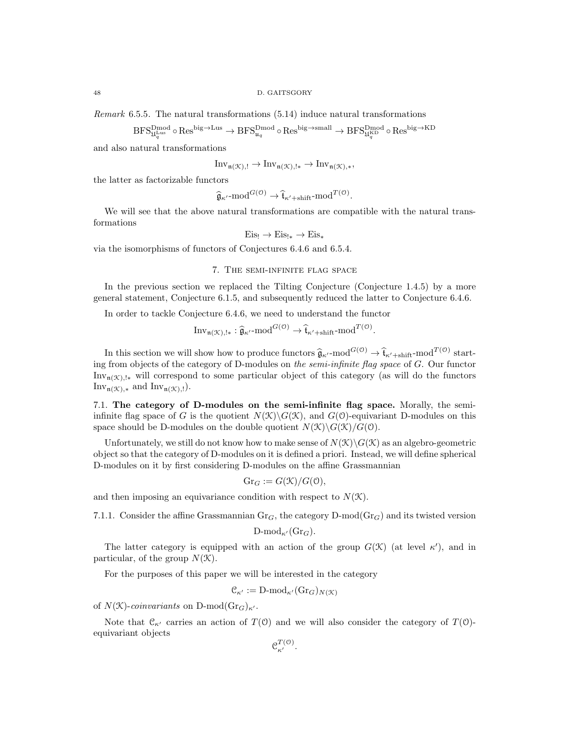*Remark* 6.5.5. The natural transformations (5.14) induce natural transformations

$$\mathrm{BFS}^{\mathrm{Dmod}}_{\mathfrak{U}_q^{\mathrm{Lus}}} \circ \mathrm{Res}^{\mathrm{big}\to\mathrm{Lus}} \to \mathrm{BFS}^{\mathrm{Dmod}}_{\mathfrak{u}_q} \circ \mathrm{Res}^{\mathrm{big}\to\mathrm{small}} \to \mathrm{BFS}^{\mathrm{Dmod}}_{\mathfrak{U}_q^{\mathrm{KD}}} \circ \mathrm{Res}^{\mathrm{big}\to\mathrm{KD}}$$

and also natural transformations

$$\mathrm{Inv}_{\mathfrak{n}(\mathcal{K}),!} \to \mathrm{Inv}_{\mathfrak{n}(\mathcal{K}),!*} \to \mathrm{Inv}_{\mathfrak{n}(\mathcal{K}),*},$$

the latter as factorizable functors

$$\widehat{\mathfrak{g}}_{\kappa'}\text{-mod}^{G(\mathcal{O})} \to \widehat{\mathfrak{t}}_{\kappa'+\mathrm{shift}}\text{-mod}^{T(\mathcal{O})}.$$

We will see that the above natural transformations are compatible with the natural transformations

$$\mathrm{Eis}_! \to \mathrm{Eis}_{!*} \to \mathrm{Eis}_*$$

via the isomorphisms of functors of Conjectures 6.4.6 and 6.5.4.

## 7. The semi-infinite flag space

In the previous section we replaced the Tilting Conjecture (Conjecture 1.4.5) by a more general statement, Conjecture 6.1.5, and subsequently reduced the latter to Conjecture 6.4.6.

In order to tackle Conjecture 6.4.6, we need to understand the functor

$$\mathrm{Inv}_{\mathfrak{n}(\mathcal{K}),!*} : \widehat{\mathfrak{g}}_{\kappa'}\text{-mod}^{G(\mathcal{O})} \to \widehat{\mathfrak{t}}_{\kappa'+\mathrm{shift}}\text{-mod}^{T(\mathcal{O})}.$$

In this section we will show how to produce functors $\widehat{\mathfrak{g}}_{\kappa'}\text{-mod}^{G(\mathcal{O})} \to \widehat{\mathfrak{t}}_{\kappa'+\mathrm{shift}}\text{-mod}^{T(\mathcal{O})}$ starting from objects of the category of D-modules on *the semi-infinite flag space* of $G$. Our functor $\mathrm{Inv}_{\mathfrak{n}(\mathcal{K}),!*}$ will correspond to some particular object of this category (as will do the functors $\mathrm{Inv}_{\mathfrak{n}(\mathcal{K}),*}$ and $\mathrm{Inv}_{\mathfrak{n}(\mathcal{K}),!}$).

7.1. **The category of D-modules on the semi-infinite flag space.** Morally, the semi-infinite flag space of $G$ is the quotient $N(\mathcal{K})\backslash G(\mathcal{K})$, and $G(\mathcal{O})$-equivariant D-modules on this space should be D-modules on the double quotient $N(\mathcal{K})\backslash G(\mathcal{K})/G(\mathcal{O})$.

Unfortunately, we still do not know how to make sense of $N(\mathcal{K})\backslash G(\mathcal{K})$ as an algebro-geometric object so that the category of D-modules on it is defined a priori. Instead, we will define spherical D-modules on it by first considering D-modules on the affine Grassmannian

$$\mathrm{Gr}_G := G(\mathcal{K})/G(\mathcal{O}),$$

and then imposing an equivariance condition with respect to $N(\mathcal{K})$.

7.1.1. Consider the affine Grassmannian $\mathrm{Gr}_G$, the category $\text{D-mod}(\mathrm{Gr}_G)$ and its twisted version

$$\text{D-mod}_{\kappa'}(\mathrm{Gr}_G).$$

The latter category is equipped with an action of the group $G(\mathcal{K})$ (at level $\kappa'$), and in particular, of the group $N(\mathcal{K})$.

For the purposes of this paper we will be interested in the category

$$\mathcal{C}_{\kappa'} := \text{D-mod}_{\kappa'}(\mathrm{Gr}_G)_{N(\mathcal{K})}$$

of $N(\mathcal{K})$-*coinvariants* on $\text{D-mod}(\mathrm{Gr}_G)_{\kappa'}$.

Note that $\mathcal{C}_{\kappa'}$ carries an action of $T(\mathcal{O})$ and we will also consider the category of $T(\mathcal{O})$-equivariant objects

$$\mathcal{C}_{\kappa'}^{T(\mathcal{O})}.$$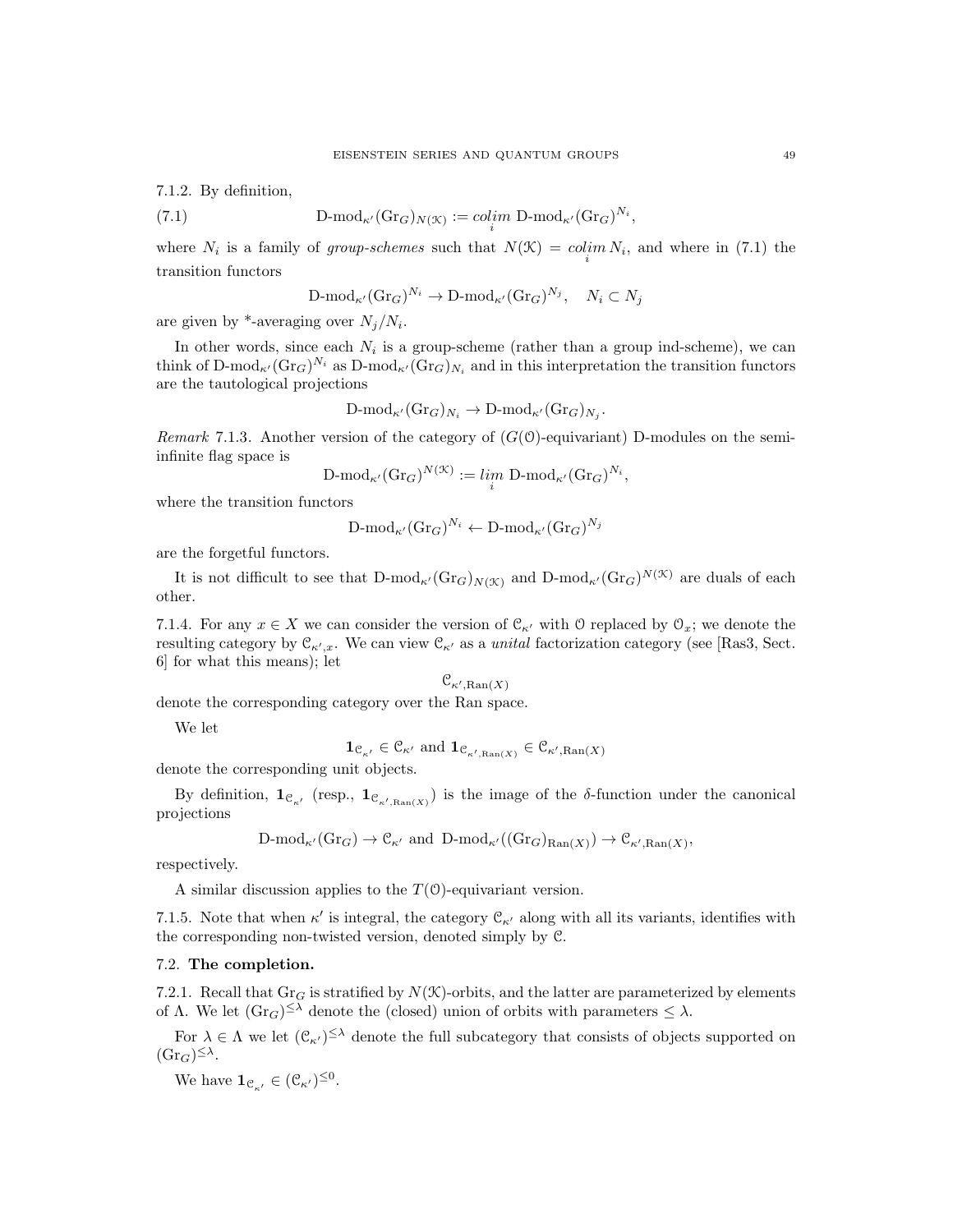7.1.2. By definition,

$$\text{D-mod}_{\kappa'}(\text{Gr}_G)_{N(\mathcal{K})} := \underset{i}{colim}\ \text{D-mod}_{\kappa'}(\text{Gr}_G)^{N_i}, \tag{7.1}$$

where $N_i$ is a family of *group-schemes* such that $N(\mathcal{K}) = \underset{i}{colim}\, N_i$, and where in (7.1) the transition functors

$$\text{D-mod}_{\kappa'}(\text{Gr}_G)^{N_i} \to \text{D-mod}_{\kappa'}(\text{Gr}_G)^{N_j}, \quad N_i \subset N_j$$

are given by *-averaging over $N_j/N_i$.

In other words, since each $N_i$ is a group-scheme (rather than a group ind-scheme), we can think of $\text{D-mod}_{\kappa'}(\text{Gr}_G)^{N_i}$ as $\text{D-mod}_{\kappa'}(\text{Gr}_G)_{N_i}$ and in this interpretation the transition functors are the tautological projections

$$\text{D-mod}_{\kappa'}(\text{Gr}_G)_{N_i} \to \text{D-mod}_{\kappa'}(\text{Gr}_G)_{N_j}.$$

*Remark* 7.1.3. Another version of the category of ($G(\mathcal{O})$-equivariant) D-modules on the semi-infinite flag space is

$$\text{D-mod}_{\kappa'}(\text{Gr}_G)^{N(\mathcal{K})} := \underset{i}{lim}\ \text{D-mod}_{\kappa'}(\text{Gr}_G)^{N_i},$$

where the transition functors

$$\text{D-mod}_{\kappa'}(\text{Gr}_G)^{N_i} \leftarrow \text{D-mod}_{\kappa'}(\text{Gr}_G)^{N_j}$$

are the forgetful functors.

It is not difficult to see that $\text{D-mod}_{\kappa'}(\text{Gr}_G)_{N(\mathcal{K})}$ and $\text{D-mod}_{\kappa'}(\text{Gr}_G)^{N(\mathcal{K})}$ are duals of each other.

7.1.4. For any $x \in X$ we can consider the version of $\mathcal{C}_{\kappa'}$ with $\mathcal{O}$ replaced by $\mathcal{O}_x$; we denote the resulting category by $\mathcal{C}_{\kappa',x}$. We can view $\mathcal{C}_{\kappa'}$ as a *unital* factorization category (see [Ras3, Sect. 6] for what this means); let

$$\mathcal{C}_{\kappa',\text{Ran}(X)}$$

denote the corresponding category over the Ran space.

We let

$$\mathbf{1}_{\mathcal{C}_{\kappa'}} \in \mathcal{C}_{\kappa'} \text{ and } \mathbf{1}_{\mathcal{C}_{\kappa',\text{Ran}(X)}} \in \mathcal{C}_{\kappa',\text{Ran}(X)}$$

denote the corresponding unit objects.

By definition, $\mathbf{1}_{\mathcal{C}_{\kappa'}}$ (resp., $\mathbf{1}_{\mathcal{C}_{\kappa',\text{Ran}(X)}}$) is the image of the $\delta$-function under the canonical projections

$$\text{D-mod}_{\kappa'}(\text{Gr}_G) \to \mathcal{C}_{\kappa'} \text{ and } \text{D-mod}_{\kappa'}((\text{Gr}_G)_{\text{Ran}(X)}) \to \mathcal{C}_{\kappa',\text{Ran}(X)},$$

respectively.

A similar discussion applies to the $T(\mathcal{O})$-equivariant version.

7.1.5. Note that when $\kappa'$ is integral, the category $\mathcal{C}_{\kappa'}$ along with all its variants, identifies with the corresponding non-twisted version, denoted simply by $\mathcal{C}$.

## 7.2. The completion.

7.2.1. Recall that $\text{Gr}_G$ is stratified by $N(\mathcal{K})$-orbits, and the latter are parameterized by elements of $\Lambda$. We let $(\text{Gr}_G)^{\leq\lambda}$ denote the (closed) union of orbits with parameters $\leq \lambda$.

For $\lambda \in \Lambda$ we let $(\mathcal{C}_{\kappa'})^{\leq\lambda}$ denote the full subcategory that consists of objects supported on $(\text{Gr}_G)^{\leq\lambda}$.

We have $\mathbf{1}_{\mathcal{C}_{\kappa'}} \in (\mathcal{C}_{\kappa'})^{\leq 0}$.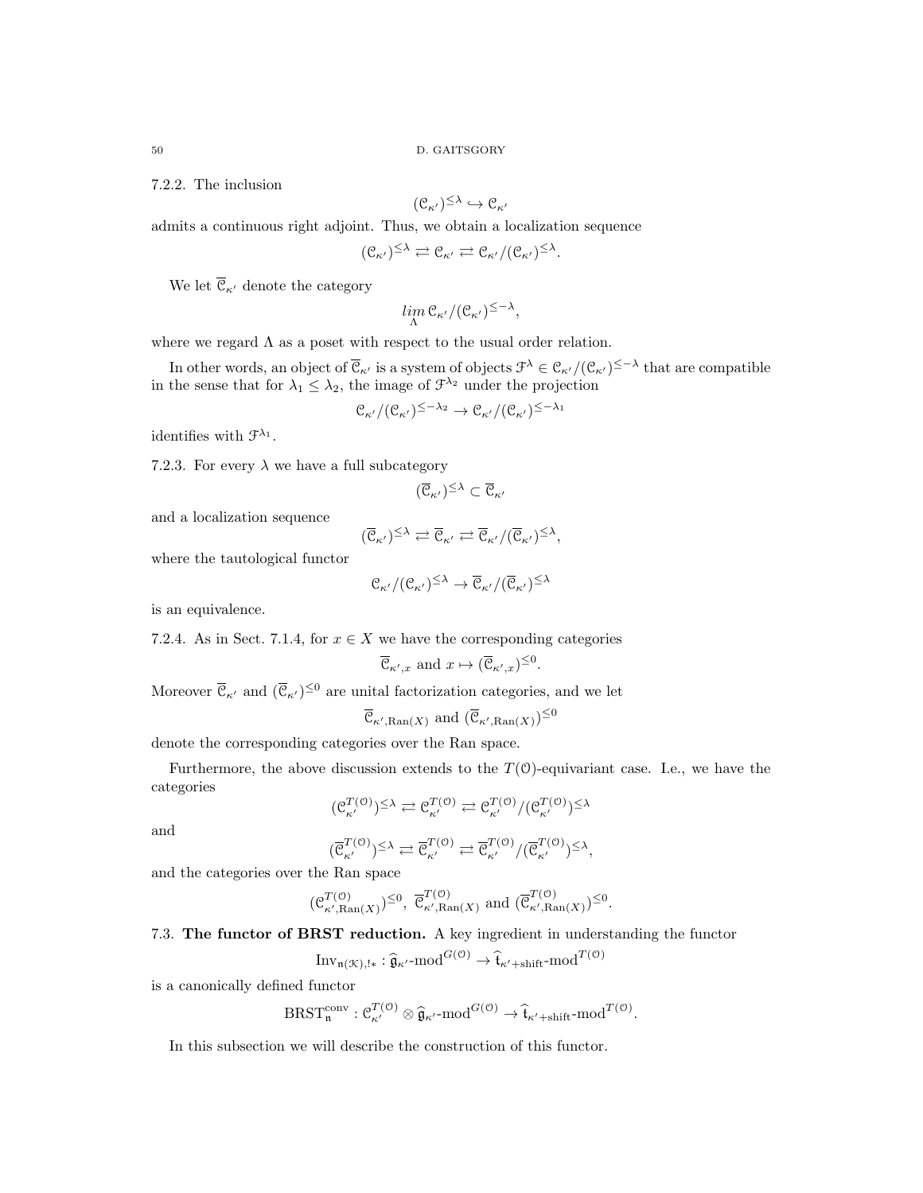7.2.2. The inclusion

$$(\mathcal{C}_{\kappa'})^{\leq\lambda} \hookrightarrow \mathcal{C}_{\kappa'}$$

admits a continuous right adjoint. Thus, we obtain a localization sequence

$$(\mathcal{C}_{\kappa'})^{\leq\lambda} \rightleftarrows \mathcal{C}_{\kappa'} \rightleftarrows \mathcal{C}_{\kappa'}/(\mathcal{C}_{\kappa'})^{\leq\lambda}.$$

We let $\overline{\mathcal{C}}_{\kappa'}$ denote the category

$$\underset{\Lambda}{\lim}\, \mathcal{C}_{\kappa'}/(\mathcal{C}_{\kappa'})^{\leq -\lambda},$$

where we regard $\Lambda$ as a poset with respect to the usual order relation.

In other words, an object of $\overline{\mathcal{C}}_{\kappa'}$ is a system of objects $\mathcal{F}^\lambda \in \mathcal{C}_{\kappa'}/(\mathcal{C}_{\kappa'})^{\leq -\lambda}$ that are compatible in the sense that for $\lambda_1 \leq \lambda_2$, the image of $\mathcal{F}^{\lambda_2}$ under the projection

$$\mathcal{C}_{\kappa'}/(\mathcal{C}_{\kappa'})^{\leq -\lambda_2} \to \mathcal{C}_{\kappa'}/(\mathcal{C}_{\kappa'})^{\leq -\lambda_1}$$

identifies with $\mathcal{F}^{\lambda_1}$.

7.2.3. For every $\lambda$ we have a full subcategory

$$(\overline{\mathcal{C}}_{\kappa'})^{\leq\lambda} \subset \overline{\mathcal{C}}_{\kappa'}$$

and a localization sequence

$$(\overline{\mathcal{C}}_{\kappa'})^{\leq\lambda} \rightleftarrows \overline{\mathcal{C}}_{\kappa'} \rightleftarrows \overline{\mathcal{C}}_{\kappa'}/(\overline{\mathcal{C}}_{\kappa'})^{\leq\lambda},$$

where the tautological functor

$$\mathcal{C}_{\kappa'}/(\mathcal{C}_{\kappa'})^{\leq\lambda} \to \overline{\mathcal{C}}_{\kappa'}/(\overline{\mathcal{C}}_{\kappa'})^{\leq\lambda}$$

is an equivalence.

7.2.4. As in Sect. 7.1.4, for $x \in X$ we have the corresponding categories

$$\overline{\mathcal{C}}_{\kappa',x} \text{ and } x \mapsto (\overline{\mathcal{C}}_{\kappa',x})^{\leq 0}.$$

Moreover $\overline{\mathcal{C}}_{\kappa'}$ and $(\overline{\mathcal{C}}_{\kappa'})^{\leq 0}$ are unital factorization categories, and we let

$$\overline{\mathcal{C}}_{\kappa',\mathrm{Ran}(X)} \text{ and } (\overline{\mathcal{C}}_{\kappa',\mathrm{Ran}(X)})^{\leq 0}$$

denote the corresponding categories over the Ran space.

Furthermore, the above discussion extends to the $T(\mathcal{O})$-equivariant case. I.e., we have the categories

$$(\mathcal{C}^{T(\mathcal{O})}_{\kappa'})^{\leq\lambda} \rightleftarrows \mathcal{C}^{T(\mathcal{O})}_{\kappa'} \rightleftarrows \mathcal{C}^{T(\mathcal{O})}_{\kappa'}/(\mathcal{C}^{T(\mathcal{O})}_{\kappa'})^{\leq\lambda}$$

and

$$(\overline{\mathcal{C}}^{T(\mathcal{O})}_{\kappa'})^{\leq\lambda} \rightleftarrows \overline{\mathcal{C}}^{T(\mathcal{O})}_{\kappa'} \rightleftarrows \overline{\mathcal{C}}^{T(\mathcal{O})}_{\kappa'}/(\overline{\mathcal{C}}^{T(\mathcal{O})}_{\kappa'})^{\leq\lambda},$$

and the categories over the Ran space

$$(\mathcal{C}^{T(\mathcal{O})}_{\kappa',\mathrm{Ran}(X)})^{\leq 0},\ \overline{\mathcal{C}}^{T(\mathcal{O})}_{\kappa',\mathrm{Ran}(X)} \text{ and } (\overline{\mathcal{C}}^{T(\mathcal{O})}_{\kappa',\mathrm{Ran}(X)})^{\leq 0}.$$

7.3. **The functor of BRST reduction.** A key ingredient in understanding the functor

$$\mathrm{Inv}_{\mathfrak{n}(\mathcal{K}),!*} : \widehat{\mathfrak{g}}_{\kappa'}\text{-mod}^{G(\mathcal{O})} \to \widehat{\mathfrak{t}}_{\kappa'+\mathrm{shift}}\text{-mod}^{T(\mathcal{O})}$$

is a canonically defined functor

$$\mathrm{BRST}^{\mathrm{conv}}_{\mathfrak{n}} : \mathcal{C}^{T(\mathcal{O})}_{\kappa'} \otimes \widehat{\mathfrak{g}}_{\kappa'}\text{-mod}^{G(\mathcal{O})} \to \widehat{\mathfrak{t}}_{\kappa'+\mathrm{shift}}\text{-mod}^{T(\mathcal{O})}.$$

In this subsection we will describe the construction of this functor.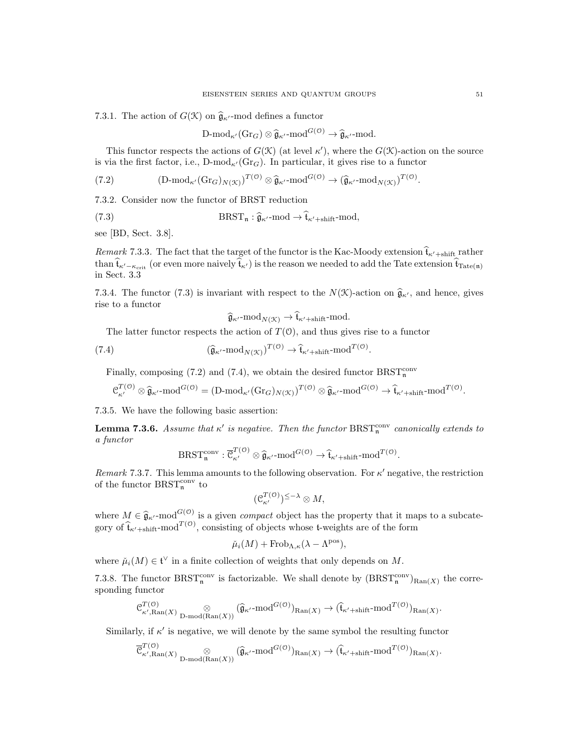7.3.1. The action of $G(\mathcal{K})$ on $\widehat{\mathfrak{g}}_{\kappa'}$-mod defines a functor

$$\text{D-mod}_{\kappa'}(\text{Gr}_G) \otimes \widehat{\mathfrak{g}}_{\kappa'}\text{-mod}^{G(\mathcal{O})} \to \widehat{\mathfrak{g}}_{\kappa'}\text{-mod}.$$

This functor respects the actions of $G(\mathcal{K})$ (at level $\kappa'$), where the $G(\mathcal{K})$-action on the source is via the first factor, i.e., $\text{D-mod}_{\kappa'}(\text{Gr}_G)$. In particular, it gives rise to a functor

$$(\text{D-mod}_{\kappa'}(\text{Gr}_G)_{N(\mathcal{K})})^{T(\mathcal{O})} \otimes \widehat{\mathfrak{g}}_{\kappa'}\text{-mod}^{G(\mathcal{O})} \to (\widehat{\mathfrak{g}}_{\kappa'}\text{-mod}_{N(\mathcal{K})})^{T(\mathcal{O})}. \tag{7.2}$$

7.3.2. Consider now the functor of BRST reduction

$$\text{BRST}_{\mathfrak{n}} : \widehat{\mathfrak{g}}_{\kappa'}\text{-mod} \to \widehat{\mathfrak{t}}_{\kappa'+\text{shift}}\text{-mod}, \tag{7.3}$$

see [BD, Sect. 3.8].

*Remark* 7.3.3. The fact that the target of the functor is the Kac-Moody extension $\widehat{\mathfrak{t}}_{\kappa'+\text{shift}}$ rather than $\widehat{\mathfrak{t}}_{\kappa'-\kappa_{\text{crit}}}$ (or even more naively $\widehat{\mathfrak{t}}_{\kappa'}$) is the reason we needed to add the Tate extension $\widehat{\mathfrak{t}}_{\text{Tate}(\mathfrak{n})}$ in Sect. 3.3

7.3.4. The functor (7.3) is invariant with respect to the $N(\mathcal{K})$-action on $\widehat{\mathfrak{g}}_{\kappa'}$, and hence, gives rise to a functor

$$\widehat{\mathfrak{g}}_{\kappa'}\text{-mod}_{N(\mathcal{K})} \to \widehat{\mathfrak{t}}_{\kappa'+\text{shift}}\text{-mod}.$$

The latter functor respects the action of $T(\mathcal{O})$, and thus gives rise to a functor

$$(\widehat{\mathfrak{g}}_{\kappa'}\text{-mod}_{N(\mathcal{K})})^{T(\mathcal{O})} \to \widehat{\mathfrak{t}}_{\kappa'+\text{shift}}\text{-mod}^{T(\mathcal{O})}. \tag{7.4}$$

Finally, composing (7.2) and (7.4), we obtain the desired functor $\text{BRST}_{\mathfrak{n}}^{\text{conv}}$

$$\mathcal{C}_{\kappa'}^{T(\mathcal{O})} \otimes \widehat{\mathfrak{g}}_{\kappa'}\text{-mod}^{G(\mathcal{O})} = (\text{D-mod}_{\kappa'}(\text{Gr}_G)_{N(\mathcal{K})})^{T(\mathcal{O})} \otimes \widehat{\mathfrak{g}}_{\kappa'}\text{-mod}^{G(\mathcal{O})} \to \widehat{\mathfrak{t}}_{\kappa'+\text{shift}}\text{-mod}^{T(\mathcal{O})}.$$

7.3.5. We have the following basic assertion:

**Lemma 7.3.6.** *Assume that $\kappa'$ is negative. Then the functor $\text{BRST}_{\mathfrak{n}}^{\text{conv}}$ canonically extends to a functor*

$$\text{BRST}_{\mathfrak{n}}^{\text{conv}} : \overline{\mathcal{C}}_{\kappa'}^{T(\mathcal{O})} \otimes \widehat{\mathfrak{g}}_{\kappa'}\text{-mod}^{G(\mathcal{O})} \to \widehat{\mathfrak{t}}_{\kappa'+\text{shift}}\text{-mod}^{T(\mathcal{O})}.$$

*Remark* 7.3.7. This lemma amounts to the following observation. For $\kappa'$ negative, the restriction of the functor $\text{BRST}_{\mathfrak{n}}^{\text{conv}}$ to

$$(\mathcal{C}_{\kappa'}^{T(\mathcal{O})})^{\leq -\lambda} \otimes M,$$

where $M \in \widehat{\mathfrak{g}}_{\kappa'}\text{-mod}^{G(\mathcal{O})}$ is a given *compact* object has the property that it maps to a subcategory of $\widehat{\mathfrak{t}}_{\kappa'+\text{shift}}\text{-mod}^{T(\mathcal{O})}$, consisting of objects whose $\mathfrak{t}$-weights are of the form

$$\check{\mu}_i(M) + \text{Frob}_{\Lambda,\kappa}(\lambda - \Lambda^{\text{pos}}),$$

where $\check{\mu}_i(M) \in \mathfrak{t}^\vee$ in a finite collection of weights that only depends on $M$.

7.3.8. The functor $\text{BRST}_{\mathfrak{n}}^{\text{conv}}$ is factorizable. We shall denote by $(\text{BRST}_{\mathfrak{n}}^{\text{conv}})_{\text{Ran}(X)}$ the corresponding functor

$$\mathcal{C}_{\kappa',\text{Ran}(X)}^{T(\mathcal{O})} \underset{\text{D-mod}(\text{Ran}(X))}{\otimes} (\widehat{\mathfrak{g}}_{\kappa'}\text{-mod}^{G(\mathcal{O})})_{\text{Ran}(X)} \to (\widehat{\mathfrak{t}}_{\kappa'+\text{shift}}\text{-mod}^{T(\mathcal{O})})_{\text{Ran}(X)}.$$

Similarly, if $\kappa'$ is negative, we will denote by the same symbol the resulting functor

$$\overline{\mathcal{C}}_{\kappa',\text{Ran}(X)}^{T(\mathcal{O})} \underset{\text{D-mod}(\text{Ran}(X))}{\otimes} (\widehat{\mathfrak{g}}_{\kappa'}\text{-mod}^{G(\mathcal{O})})_{\text{Ran}(X)} \to (\widehat{\mathfrak{t}}_{\kappa'+\text{shift}}\text{-mod}^{T(\mathcal{O})})_{\text{Ran}(X)}.$$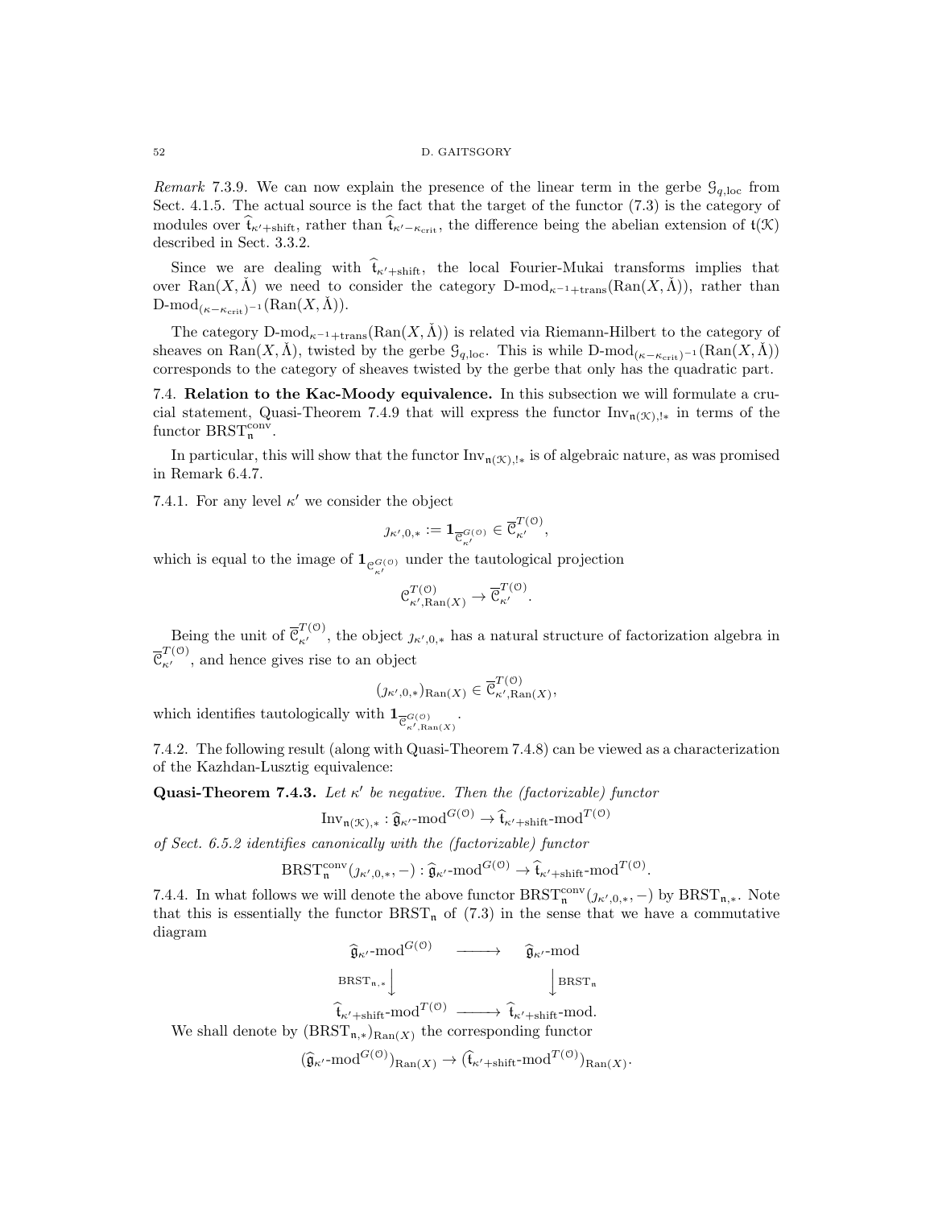*Remark* 7.3.9. We can now explain the presence of the linear term in the gerbe $\mathcal{G}_{q,\text{loc}}$ from Sect. 4.1.5. The actual source is the fact that the target of the functor (7.3) is the category of modules over $\widehat{\mathfrak{t}}_{\kappa'+\text{shift}}$, rather than $\widehat{\mathfrak{t}}_{\kappa'-\kappa_{\text{crit}}}$, the difference being the abelian extension of $\mathfrak{t}(\mathcal{K})$ described in Sect. 3.3.2.

Since we are dealing with $\widehat{\mathfrak{t}}_{\kappa'+\text{shift}}$, the local Fourier-Mukai transforms implies that over $\text{Ran}(X, \check{\Lambda})$ we need to consider the category $\text{D-mod}_{\kappa^{-1}+\text{trans}}(\text{Ran}(X, \check{\Lambda}))$, rather than $\text{D-mod}_{(\kappa-\kappa_{\text{crit}})^{-1}}(\text{Ran}(X, \check{\Lambda}))$.

The category $\text{D-mod}_{\kappa^{-1}+\text{trans}}(\text{Ran}(X, \check{\Lambda}))$ is related via Riemann-Hilbert to the category of sheaves on $\text{Ran}(X, \check{\Lambda})$, twisted by the gerbe $\mathcal{G}_{q,\text{loc}}$. This is while $\text{D-mod}_{(\kappa-\kappa_{\text{crit}})^{-1}}(\text{Ran}(X, \check{\Lambda}))$ corresponds to the category of sheaves twisted by the gerbe that only has the quadratic part.

7.4. **Relation to the Kac-Moody equivalence.** In this subsection we will formulate a crucial statement, Quasi-Theorem 7.4.9 that will express the functor $\text{Inv}_{\mathfrak{n}(\mathcal{K}),!*}$ in terms of the functor $\text{BRST}^{\text{conv}}_{\mathfrak{n}}$.

In particular, this will show that the functor $\text{Inv}_{\mathfrak{n}(\mathcal{K}),!*}$ is of algebraic nature, as was promised in Remark 6.4.7.

7.4.1. For any level $\kappa'$ we consider the object

$$\jmath_{\kappa',0,*} := \mathbf{1}_{\overline{\mathcal{C}}^{G(\mathcal{O})}_{\kappa'}} \in \overline{\mathcal{C}}^{T(\mathcal{O})}_{\kappa'},$$

which is equal to the image of $\mathbf{1}_{\mathcal{C}^{G(\mathcal{O})}_{\kappa'}}$ under the tautological projection

$$\mathcal{C}^{T(\mathcal{O})}_{\kappa',\text{Ran}(X)} \to \overline{\mathcal{C}}^{T(\mathcal{O})}_{\kappa'}.$$

Being the unit of $\overline{\mathcal{C}}^{T(\mathcal{O})}_{\kappa'}$, the object $\jmath_{\kappa',0,*}$ has a natural structure of factorization algebra in $\overline{\mathcal{C}}^{T(\mathcal{O})}_{\kappa'}$, and hence gives rise to an object

$$(\jmath_{\kappa',0,*})_{\text{Ran}(X)} \in \overline{\mathcal{C}}^{T(\mathcal{O})}_{\kappa',\text{Ran}(X)},$$

which identifies tautologically with $\mathbf{1}_{\overline{\mathcal{C}}^{G(\mathcal{O})}_{\kappa',\text{Ran}(X)}}$.

7.4.2. The following result (along with Quasi-Theorem 7.4.8) can be viewed as a characterization of the Kazhdan-Lusztig equivalence:

**Quasi-Theorem 7.4.3.** *Let $\kappa'$ be negative. Then the (factorizable) functor*

$$\text{Inv}_{\mathfrak{n}(\mathcal{K}),*} : \widehat{\mathfrak{g}}_{\kappa'}\text{-mod}^{G(\mathcal{O})} \to \widehat{\mathfrak{t}}_{\kappa'+\text{shift}}\text{-mod}^{T(\mathcal{O})}$$

*of Sect. 6.5.2 identifies canonically with the (factorizable) functor*

$$\text{BRST}^{\text{conv}}_{\mathfrak{n}}(\jmath_{\kappa',0,*}, -) : \widehat{\mathfrak{g}}_{\kappa'}\text{-mod}^{G(\mathcal{O})} \to \widehat{\mathfrak{t}}_{\kappa'+\text{shift}}\text{-mod}^{T(\mathcal{O})}.$$

7.4.4. In what follows we will denote the above functor $\text{BRST}^{\text{conv}}_{\mathfrak{n}}(\jmath_{\kappa',0,*}, -)$ by $\text{BRST}_{\mathfrak{n},*}$. Note that this is essentially the functor $\text{BRST}_{\mathfrak{n}}$ of (7.3) in the sense that we have a commutative diagram

$$\begin{array}{ccc}
\widehat{\mathfrak{g}}_{\kappa'}\text{-mod}^{G(\mathcal{O})} & \longrightarrow & \widehat{\mathfrak{g}}_{\kappa'}\text{-mod} \\
{\scriptstyle \text{BRST}_{\mathfrak{n},*}}\big\downarrow & & \big\downarrow{\scriptstyle \text{BRST}_{\mathfrak{n}}} \\
\widehat{\mathfrak{t}}_{\kappa'+\text{shift}}\text{-mod}^{T(\mathcal{O})} & \longrightarrow & \widehat{\mathfrak{t}}_{\kappa'+\text{shift}}\text{-mod}.
\end{array}$$

We shall denote by $(\text{BRST}_{\mathfrak{n},*})_{\text{Ran}(X)}$ the corresponding functor

$$(\widehat{\mathfrak{g}}_{\kappa'}\text{-mod}^{G(\mathcal{O})})_{\text{Ran}(X)} \to (\widehat{\mathfrak{t}}_{\kappa'+\text{shift}}\text{-mod}^{T(\mathcal{O})})_{\text{Ran}(X)}.$$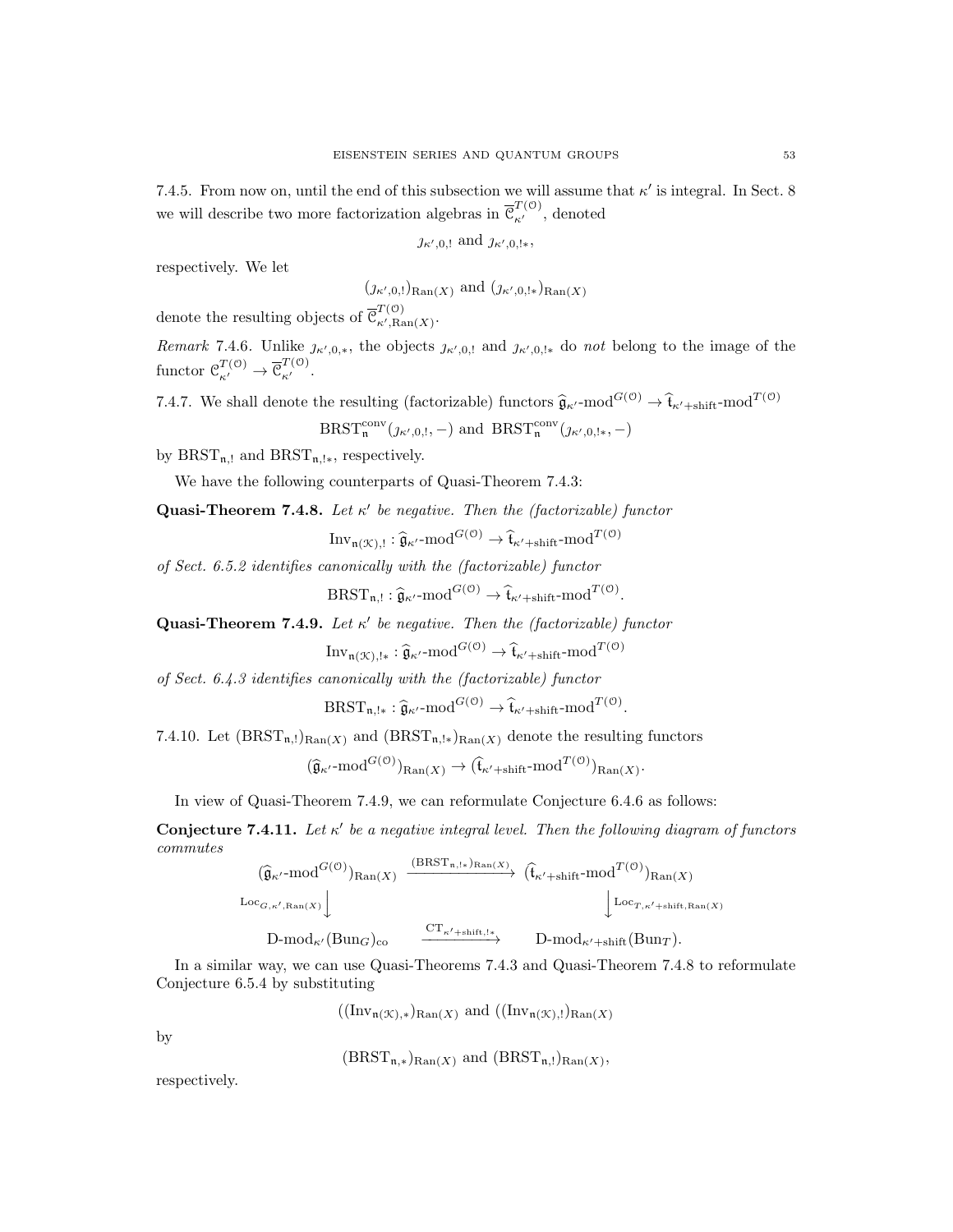7.4.5. From now on, until the end of this subsection we will assume that $\kappa'$ is integral. In Sect. 8 we will describe two more factorization algebras in $\overline{\mathcal{C}}^{T(\mathcal{O})}_{\kappa'}$, denoted

$$\jmath_{\kappa',0,!} \text{ and } \jmath_{\kappa',0,!*},$$

respectively. We let

$$(\jmath_{\kappa',0,!})_{\mathrm{Ran}(X)} \text{ and } (\jmath_{\kappa',0,!*})_{\mathrm{Ran}(X)}$$

denote the resulting objects of $\overline{\mathcal{C}}^{T(\mathcal{O})}_{\kappa',\mathrm{Ran}(X)}$.

*Remark* 7.4.6. Unlike $\jmath_{\kappa',0,*}$, the objects $\jmath_{\kappa',0,!}$ and $\jmath_{\kappa',0,!*}$ do *not* belong to the image of the functor $\mathcal{C}^{T(\mathcal{O})}_{\kappa'} \to \overline{\mathcal{C}}^{T(\mathcal{O})}_{\kappa'}$.

7.4.7. We shall denote the resulting (factorizable) functors $\widehat{\mathfrak{g}}_{\kappa'}\text{-mod}^{G(\mathcal{O})} \to \widehat{\mathfrak{t}}_{\kappa'+\mathrm{shift}}\text{-mod}^{T(\mathcal{O})}$

$$\mathrm{BRST}^{\mathrm{conv}}_{\mathfrak{n}}(\jmath_{\kappa',0,!},-) \text{ and } \mathrm{BRST}^{\mathrm{conv}}_{\mathfrak{n}}(\jmath_{\kappa',0,!*},-)$$

by $\mathrm{BRST}_{\mathfrak{n},!}$ and $\mathrm{BRST}_{\mathfrak{n},!*}$, respectively.

We have the following counterparts of Quasi-Theorem 7.4.3:

**Quasi-Theorem 7.4.8.** *Let $\kappa'$ be negative. Then the (factorizable) functor*

$$\mathrm{Inv}_{\mathfrak{n}(\mathcal{K}),!} : \widehat{\mathfrak{g}}_{\kappa'}\text{-mod}^{G(\mathcal{O})} \to \widehat{\mathfrak{t}}_{\kappa'+\mathrm{shift}}\text{-mod}^{T(\mathcal{O})}$$

*of Sect. 6.5.2 identifies canonically with the (factorizable) functor*

$$\mathrm{BRST}_{\mathfrak{n},!} : \widehat{\mathfrak{g}}_{\kappa'}\text{-mod}^{G(\mathcal{O})} \to \widehat{\mathfrak{t}}_{\kappa'+\mathrm{shift}}\text{-mod}^{T(\mathcal{O})}.$$

**Quasi-Theorem 7.4.9.** *Let $\kappa'$ be negative. Then the (factorizable) functor*

$$\mathrm{Inv}_{\mathfrak{n}(\mathcal{K}),!*} : \widehat{\mathfrak{g}}_{\kappa'}\text{-mod}^{G(\mathcal{O})} \to \widehat{\mathfrak{t}}_{\kappa'+\mathrm{shift}}\text{-mod}^{T(\mathcal{O})}$$

*of Sect. 6.4.3 identifies canonically with the (factorizable) functor*

$$\mathrm{BRST}_{\mathfrak{n},!*} : \widehat{\mathfrak{g}}_{\kappa'}\text{-mod}^{G(\mathcal{O})} \to \widehat{\mathfrak{t}}_{\kappa'+\mathrm{shift}}\text{-mod}^{T(\mathcal{O})}.$$

7.4.10. Let $(\mathrm{BRST}_{\mathfrak{n},!})_{\mathrm{Ran}(X)}$ and $(\mathrm{BRST}_{\mathfrak{n},!*})_{\mathrm{Ran}(X)}$ denote the resulting functors

$$(\widehat{\mathfrak{g}}_{\kappa'}\text{-mod}^{G(\mathcal{O})})_{\mathrm{Ran}(X)} \to (\widehat{\mathfrak{t}}_{\kappa'+\mathrm{shift}}\text{-mod}^{T(\mathcal{O})})_{\mathrm{Ran}(X)}.$$

In view of Quasi-Theorem 7.4.9, we can reformulate Conjecture 6.4.6 as follows:

**Conjecture 7.4.11.** *Let $\kappa'$ be a negative integral level. Then the following diagram of functors commutes*

$$\begin{array}{ccc}
(\widehat{\mathfrak{g}}_{\kappa'}\text{-mod}^{G(\mathcal{O})})_{\mathrm{Ran}(X)} & \xrightarrow{(\mathrm{BRST}_{\mathfrak{n},!*})_{\mathrm{Ran}(X)}} & (\widehat{\mathfrak{t}}_{\kappa'+\mathrm{shift}}\text{-mod}^{T(\mathcal{O})})_{\mathrm{Ran}(X)} \\
{\scriptstyle \mathrm{Loc}_{G,\kappa',\mathrm{Ran}(X)}}\downarrow & & \downarrow{\scriptstyle \mathrm{Loc}_{T,\kappa'+\mathrm{shift},\mathrm{Ran}(X)}} \\
\text{D-mod}_{\kappa'}(\mathrm{Bun}_G)_{\mathrm{co}} & \xrightarrow{\mathrm{CT}_{\kappa'+\mathrm{shift},!*}} & \text{D-mod}_{\kappa'+\mathrm{shift}}(\mathrm{Bun}_T).
\end{array}$$

In a similar way, we can use Quasi-Theorems 7.4.3 and Quasi-Theorem 7.4.8 to reformulate Conjecture 6.5.4 by substituting

$$((\mathrm{Inv}_{\mathfrak{n}(\mathcal{K}),*})_{\mathrm{Ran}(X)} \text{ and } ((\mathrm{Inv}_{\mathfrak{n}(\mathcal{K}),!})_{\mathrm{Ran}(X)}$$

by

$$(\mathrm{BRST}_{\mathfrak{n},*})_{\mathrm{Ran}(X)} \text{ and } (\mathrm{BRST}_{\mathfrak{n},!})_{\mathrm{Ran}(X)},$$

respectively.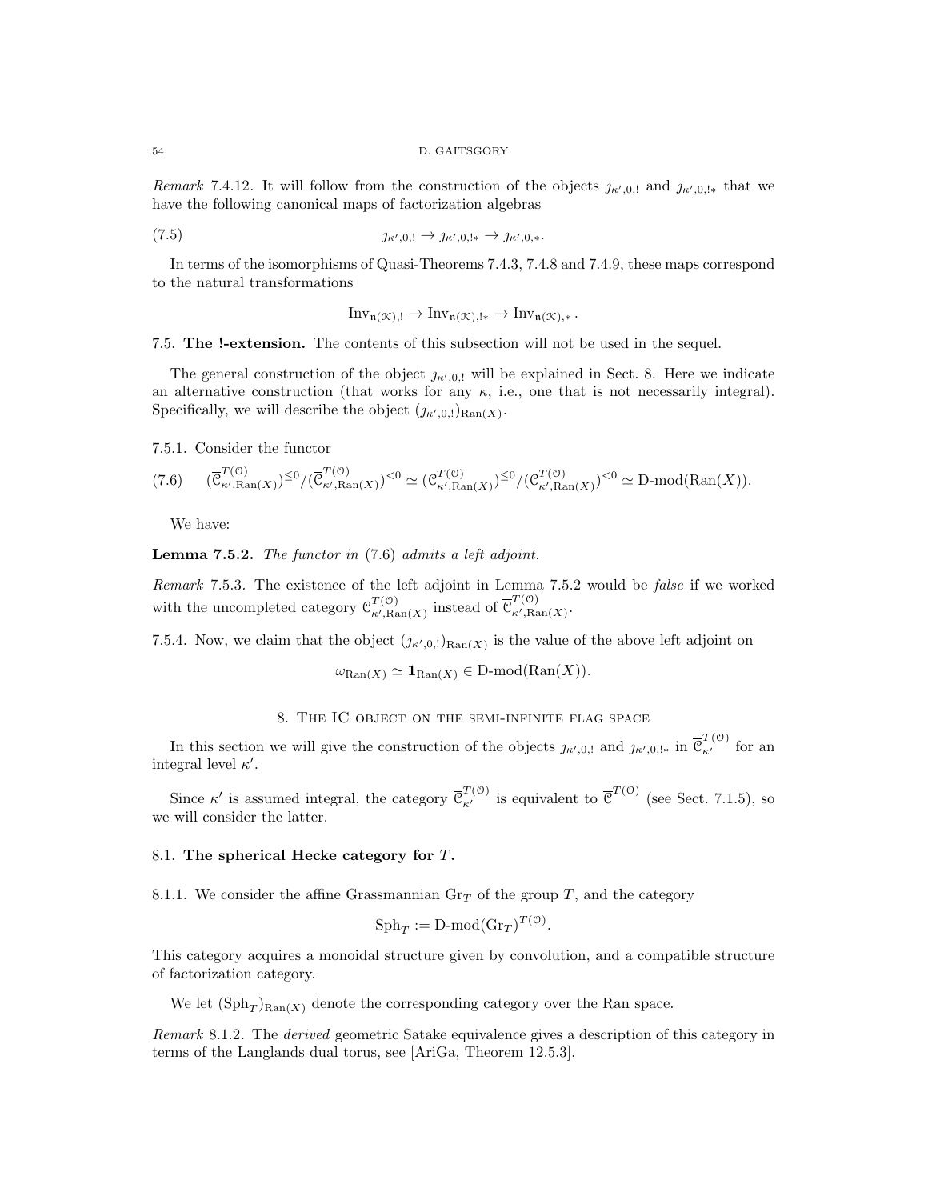*Remark* 7.4.12. It will follow from the construction of the objects $\jmath_{\kappa',0,!}$ and $\jmath_{\kappa',0,!*}$ that we have the following canonical maps of factorization algebras

$$\jmath_{\kappa',0,!} \to \jmath_{\kappa',0,!*} \to \jmath_{\kappa',0,*}. \tag{7.5}$$

In terms of the isomorphisms of Quasi-Theorems 7.4.3, 7.4.8 and 7.4.9, these maps correspond to the natural transformations

$$\mathrm{Inv}_{\mathfrak{n}(\mathcal{K}),!} \to \mathrm{Inv}_{\mathfrak{n}(\mathcal{K}),!*} \to \mathrm{Inv}_{\mathfrak{n}(\mathcal{K}),*}.$$

7.5. **The !-extension.** The contents of this subsection will not be used in the sequel.

The general construction of the object $\jmath_{\kappa',0,!}$ will be explained in Sect. 8. Here we indicate an alternative construction (that works for any $\kappa$, i.e., one that is not necessarily integral). Specifically, we will describe the object $(\jmath_{\kappa',0,!})_{\mathrm{Ran}(X)}$.

7.5.1. Consider the functor

$$(\overline{\mathcal{C}}^{T(\mathcal{O})}_{\kappa',\mathrm{Ran}(X)})^{\leq 0}/(\overline{\mathcal{C}}^{T(\mathcal{O})}_{\kappa',\mathrm{Ran}(X)})^{<0} \simeq (\mathcal{C}^{T(\mathcal{O})}_{\kappa',\mathrm{Ran}(X)})^{\leq 0}/(\mathcal{C}^{T(\mathcal{O})}_{\kappa',\mathrm{Ran}(X)})^{<0} \simeq \text{D-mod}(\mathrm{Ran}(X)). \tag{7.6}$$

We have:

**Lemma 7.5.2.** *The functor in* (7.6) *admits a left adjoint.*

*Remark* 7.5.3. The existence of the left adjoint in Lemma 7.5.2 would be *false* if we worked with the uncompleted category $\mathcal{C}^{T(\mathcal{O})}_{\kappa',\mathrm{Ran}(X)}$ instead of $\overline{\mathcal{C}}^{T(\mathcal{O})}_{\kappa',\mathrm{Ran}(X)}$.

7.5.4. Now, we claim that the object $(\jmath_{\kappa',0,!})_{\mathrm{Ran}(X)}$ is the value of the above left adjoint on

$$\omega_{\mathrm{Ran}(X)} \simeq \mathbf{1}_{\mathrm{Ran}(X)} \in \text{D-mod}(\mathrm{Ran}(X)).$$

## 8. The IC object on the semi-infinite flag space

In this section we will give the construction of the objects $\jmath_{\kappa',0,!}$ and $\jmath_{\kappa',0,!*}$ in $\overline{\mathcal{C}}^{T(\mathcal{O})}_{\kappa'}$ for an integral level $\kappa'$.

Since $\kappa'$ is assumed integral, the category $\overline{\mathcal{C}}^{T(\mathcal{O})}_{\kappa'}$ is equivalent to $\overline{\mathcal{C}}^{T(\mathcal{O})}$ (see Sect. 7.1.5), so we will consider the latter.

### 8.1. The spherical Hecke category for $T$.

8.1.1. We consider the affine Grassmannian $\mathrm{Gr}_T$ of the group $T$, and the category

$$\mathrm{Sph}_T := \text{D-mod}(\mathrm{Gr}_T)^{T(\mathcal{O})}.$$

This category acquires a monoidal structure given by convolution, and a compatible structure of factorization category.

We let $(\mathrm{Sph}_T)_{\mathrm{Ran}(X)}$ denote the corresponding category over the Ran space.

*Remark* 8.1.2. The *derived* geometric Satake equivalence gives a description of this category in terms of the Langlands dual torus, see [AriGa, Theorem 12.5.3].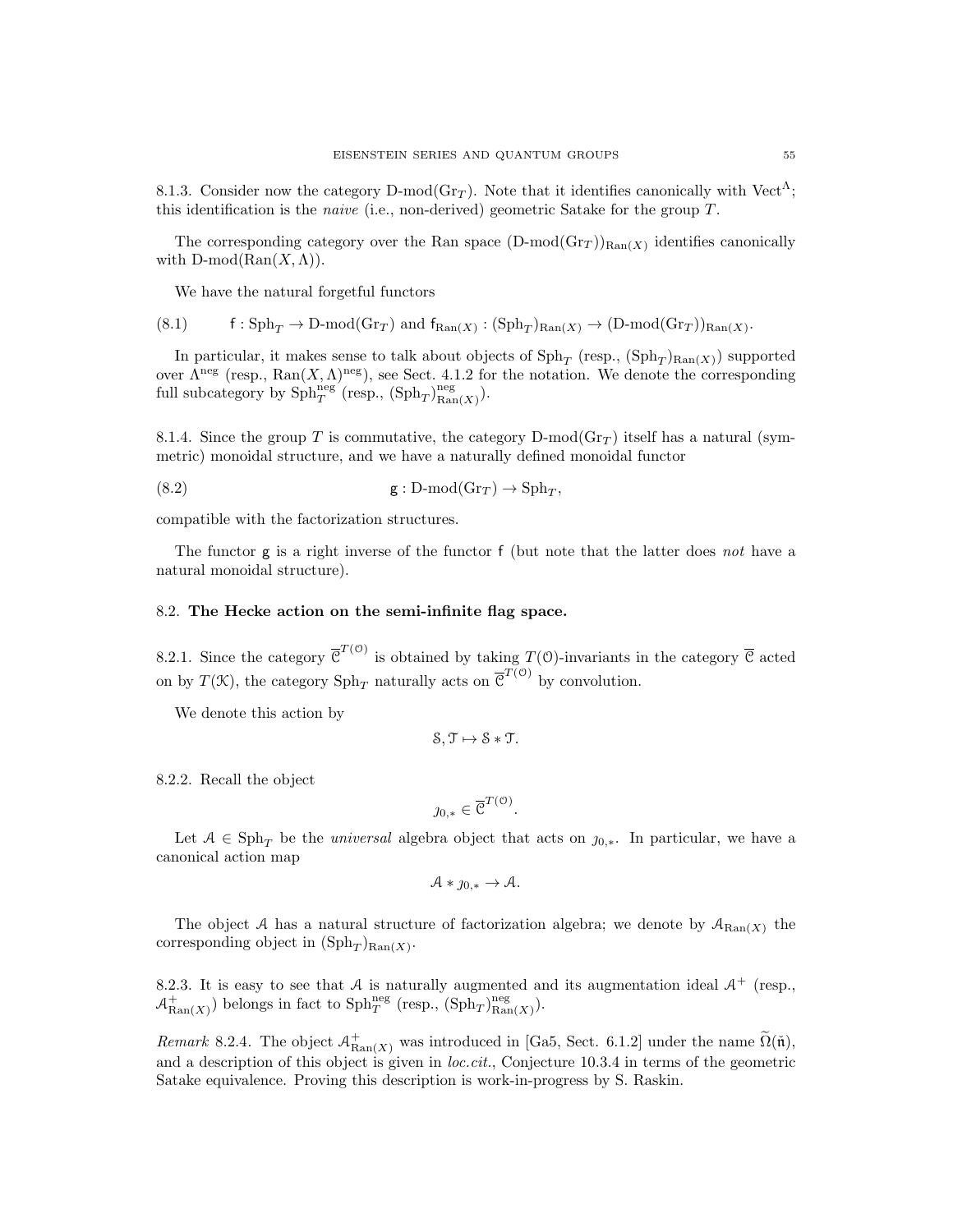8.1.3. Consider now the category $\text{D-mod}(\text{Gr}_T)$. Note that it identifies canonically with $\text{Vect}^\Lambda$; this identification is the *naive* (i.e., non-derived) geometric Satake for the group $T$.

The corresponding category over the Ran space $(\text{D-mod}(\text{Gr}_T))_{\text{Ran}(X)}$ identifies canonically with $\text{D-mod}(\text{Ran}(X,\Lambda))$.

We have the natural forgetful functors

$$\mathsf{f} : \text{Sph}_T \to \text{D-mod}(\text{Gr}_T) \text{ and } \mathsf{f}_{\text{Ran}(X)} : (\text{Sph}_T)_{\text{Ran}(X)} \to (\text{D-mod}(\text{Gr}_T))_{\text{Ran}(X)}. \tag{8.1}$$

In particular, it makes sense to talk about objects of $\text{Sph}_T$ (resp., $(\text{Sph}_T)_{\text{Ran}(X)}$) supported over $\Lambda^{\text{neg}}$ (resp., $\text{Ran}(X,\Lambda)^{\text{neg}}$), see Sect. 4.1.2 for the notation. We denote the corresponding full subcategory by $\text{Sph}_T^{\text{neg}}$ (resp., $(\text{Sph}_T)^{\text{neg}}_{\text{Ran}(X)}$).

8.1.4. Since the group $T$ is commutative, the category $\text{D-mod}(\text{Gr}_T)$ itself has a natural (symmetric) monoidal structure, and we have a naturally defined monoidal functor

$$\mathsf{g} : \text{D-mod}(\text{Gr}_T) \to \text{Sph}_T, \tag{8.2}$$

compatible with the factorization structures.

The functor $\mathsf{g}$ is a right inverse of the functor $\mathsf{f}$ (but note that the latter does *not* have a natural monoidal structure).

## 8.2. **The Hecke action on the semi-infinite flag space.**

8.2.1. Since the category $\overline{\mathcal{C}}^{T(\mathcal{O})}$ is obtained by taking $T(\mathcal{O})$-invariants in the category $\overline{\mathcal{C}}$ acted on by $T(\mathcal{K})$, the category $\text{Sph}_T$ naturally acts on $\overline{\mathcal{C}}^{T(\mathcal{O})}$ by convolution.

We denote this action by

$$\mathcal{S}, \mathcal{T} \mapsto \mathcal{S} * \mathcal{T}.$$

8.2.2. Recall the object

$$\jmath_{0,*} \in \overline{\mathcal{C}}^{T(\mathcal{O})}.$$

Let $\mathcal{A} \in \text{Sph}_T$ be the *universal* algebra object that acts on $\jmath_{0,*}$. In particular, we have a canonical action map

$$\mathcal{A} * \jmath_{0,*} \to \mathcal{A}.$$

The object $\mathcal{A}$ has a natural structure of factorization algebra; we denote by $\mathcal{A}_{\text{Ran}(X)}$ the corresponding object in $(\text{Sph}_T)_{\text{Ran}(X)}$.

8.2.3. It is easy to see that $\mathcal{A}$ is naturally augmented and its augmentation ideal $\mathcal{A}^+$ (resp., $\mathcal{A}^+_{\text{Ran}(X)}$) belongs in fact to $\text{Sph}_T^{\text{neg}}$ (resp., $(\text{Sph}_T)^{\text{neg}}_{\text{Ran}(X)}$).

*Remark* 8.2.4. The object $\mathcal{A}^+_{\text{Ran}(X)}$ was introduced in [Ga5, Sect. 6.1.2] under the name $\widetilde{\Omega}(\check{\mathfrak{n}})$, and a description of this object is given in *loc.cit.*, Conjecture 10.3.4 in terms of the geometric Satake equivalence. Proving this description is work-in-progress by S. Raskin.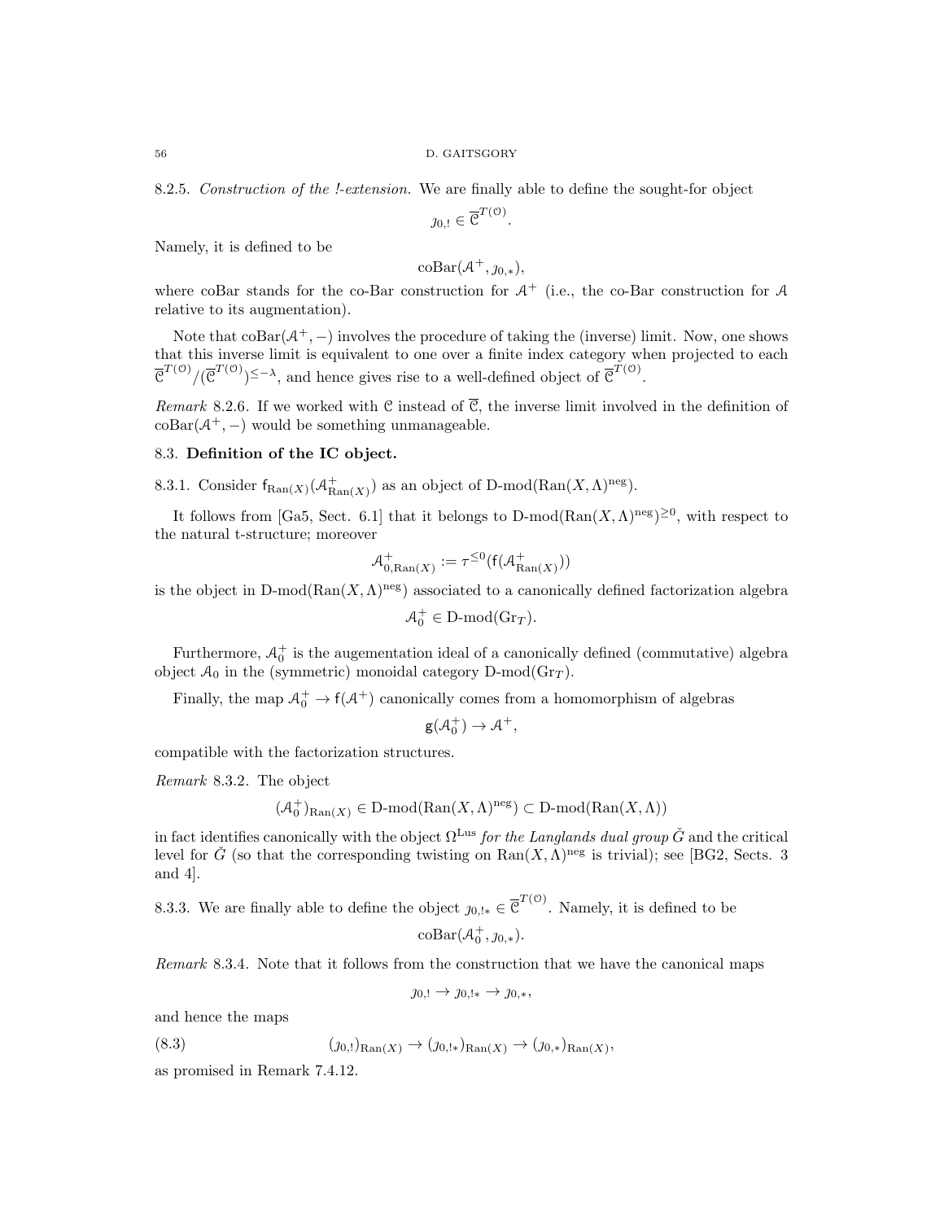8.2.5. *Construction of the !-extension.* We are finally able to define the sought-for object

$$\jmath_{0,!} \in \overline{\mathcal{C}}^{T(\mathcal{O})}.$$

Namely, it is defined to be

$$\text{coBar}(\mathcal{A}^+, \jmath_{0,*}),$$

where coBar stands for the co-Bar construction for $\mathcal{A}^+$ (i.e., the co-Bar construction for $\mathcal{A}$ relative to its augmentation).

Note that $\text{coBar}(\mathcal{A}^+, -)$ involves the procedure of taking the (inverse) limit. Now, one shows that this inverse limit is equivalent to one over a finite index category when projected to each $\overline{\mathcal{C}}^{T(\mathcal{O})}/(\overline{\mathcal{C}}^{T(\mathcal{O})})^{\leq -\lambda}$, and hence gives rise to a well-defined object of $\overline{\mathcal{C}}^{T(\mathcal{O})}$.

*Remark* 8.2.6. If we worked with $\mathcal{C}$ instead of $\overline{\mathcal{C}}$, the inverse limit involved in the definition of $\text{coBar}(\mathcal{A}^+, -)$ would be something unmanageable.

### 8.3. Definition of the IC object.

8.3.1. Consider $\mathsf{f}_{\text{Ran}(X)}(\mathcal{A}^+_{\text{Ran}(X)})$ as an object of $\text{D-mod}(\text{Ran}(X, \Lambda)^{\text{neg}})$.

It follows from [Ga5, Sect. 6.1] that it belongs to $\text{D-mod}(\text{Ran}(X, \Lambda)^{\text{neg}})^{\geq 0}$, with respect to the natural t-structure; moreover

$$\mathcal{A}^+_{0,\text{Ran}(X)} := \tau^{\leq 0}(\mathsf{f}(\mathcal{A}^+_{\text{Ran}(X)}))$$

is the object in $\text{D-mod}(\text{Ran}(X, \Lambda)^{\text{neg}})$ associated to a canonically defined factorization algebra

$$\mathcal{A}^+_0 \in \text{D-mod}(\text{Gr}_T).$$

Furthermore, $\mathcal{A}^+_0$ is the augementation ideal of a canonically defined (commutative) algebra object $\mathcal{A}_0$ in the (symmetric) monoidal category $\text{D-mod}(\text{Gr}_T)$.

Finally, the map $\mathcal{A}^+_0 \to \mathsf{f}(\mathcal{A}^+)$ canonically comes from a homomorphism of algebras

$$\mathsf{g}(\mathcal{A}^+_0) \to \mathcal{A}^+,$$

compatible with the factorization structures.

*Remark* 8.3.2. The object

$$(\mathcal{A}^+_0)_{\text{Ran}(X)} \in \text{D-mod}(\text{Ran}(X, \Lambda)^{\text{neg}}) \subset \text{D-mod}(\text{Ran}(X, \Lambda))$$

in fact identifies canonically with the object $\Omega^{\text{Lus}}$ *for the Langlands dual group* $\check{G}$ and the critical level for $\check{G}$ (so that the corresponding twisting on $\text{Ran}(X, \Lambda)^{\text{neg}}$ is trivial); see [BG2, Sects. 3 and 4].

8.3.3. We are finally able to define the object $\jmath_{0,!*} \in \overline{\mathcal{C}}^{T(\mathcal{O})}$. Namely, it is defined to be

$$\text{coBar}(\mathcal{A}^+_0, \jmath_{0,*}).$$

*Remark* 8.3.4. Note that it follows from the construction that we have the canonical maps

$$\jmath_{0,!} \to \jmath_{0,!*} \to \jmath_{0,*},$$

and hence the maps

$$(\jmath_{0,!})_{\text{Ran}(X)} \to (\jmath_{0,!*})_{\text{Ran}(X)} \to (\jmath_{0,*})_{\text{Ran}(X)}, \tag{8.3}$$

as promised in Remark 7.4.12.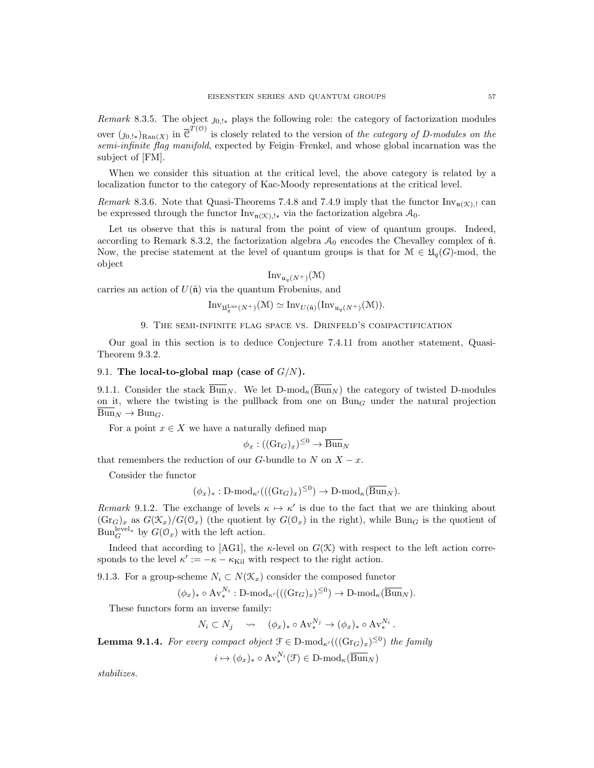*Remark* 8.3.5. The object $j_{0,!*}$ plays the following role: the category of factorization modules over $(j_{0,!*})_{\mathrm{Ran}(X)}$ in $\overline{\mathcal{C}}^{T(\mathcal{O})}$ is closely related to the version of *the category of D-modules on the semi-infinite flag manifold*, expected by Feigin–Frenkel, and whose global incarnation was the subject of [FM].

When we consider this situation at the critical level, the above category is related by a localization functor to the category of Kac-Moody representations at the critical level.

*Remark* 8.3.6. Note that Quasi-Theorems 7.4.8 and 7.4.9 imply that the functor $\mathrm{Inv}_{\mathfrak{n}(\mathcal{K}),!}$ can be expressed through the functor $\mathrm{Inv}_{\mathfrak{n}(\mathcal{K}),!*}$ via the factorization algebra $\mathcal{A}_0$.

Let us observe that this is natural from the point of view of quantum groups. Indeed, according to Remark 8.3.2, the factorization algebra $\mathcal{A}_0$ encodes the Chevalley complex of $\check{\mathfrak{n}}$. Now, the precise statement at the level of quantum groups is that for $\mathcal{M} \in \mathfrak{U}_q(G)$-mod, the object

$$\mathrm{Inv}_{\mathfrak{u}_q(N^+)}(\mathcal{M})$$

carries an action of $U(\check{\mathfrak{n}})$ via the quantum Frobenius, and

$$\mathrm{Inv}_{\mathfrak{U}_q^{\mathrm{Lus}}(N^+)}(\mathcal{M}) \simeq \mathrm{Inv}_{U(\check{\mathfrak{n}})}(\mathrm{Inv}_{\mathfrak{u}_q(N^+)}(\mathcal{M})).$$

## 9. The semi-infinite flag space vs. Drinfeld's compactification

Our goal in this section is to deduce Conjecture 7.4.11 from another statement, Quasi-Theorem 9.3.2.

### 9.1. The local-to-global map (case of $G/N$).

9.1.1. Consider the stack $\overline{\mathrm{Bun}}_N$. We let $\mathrm{D\text{-}mod}_\kappa(\overline{\mathrm{Bun}}_N)$ the category of twisted D-modules on it, where the twisting is the pullback from one on $\mathrm{Bun}_G$ under the natural projection $\overline{\mathrm{Bun}}_N \to \mathrm{Bun}_G$.

For a point $x \in X$ we have a naturally defined map

$$\phi_x : ((\mathrm{Gr}_G)_x)^{\leq 0} \to \overline{\mathrm{Bun}}_N$$

that remembers the reduction of our $G$-bundle to $N$ on $X - x$.

Consider the functor

$$(\phi_x)_* : \mathrm{D\text{-}mod}_{\kappa'}(((\mathrm{Gr}_G)_x)^{\leq 0}) \to \mathrm{D\text{-}mod}_\kappa(\overline{\mathrm{Bun}}_N).$$

*Remark* 9.1.2. The exchange of levels $\kappa \mapsto \kappa'$ is due to the fact that we are thinking about $(\mathrm{Gr}_G)_x$ as $G(\mathcal{K}_x)/G(\mathcal{O}_x)$ (the quotient by $G(\mathcal{O}_x)$ in the right), while $\mathrm{Bun}_G$ is the quotient of $\mathrm{Bun}_G^{\mathrm{level}_x}$ by $G(\mathcal{O}_x)$ with the left action.

Indeed that according to [AG1], the $\kappa$-level on $G(\mathcal{K})$ with respect to the left action corresponds to the level $\kappa' := -\kappa - \kappa_{\mathrm{Kil}}$ with respect to the right action.

9.1.3. For a group-scheme $N_i \subset N(\mathcal{K}_x)$ consider the composed functor

$$(\phi_x)_* \circ \mathrm{Av}_*^{N_i} : \mathrm{D\text{-}mod}_{\kappa'}(((\mathrm{Gr}_G)_x)^{\leq 0}) \to \mathrm{D\text{-}mod}_\kappa(\overline{\mathrm{Bun}}_N).$$

These functors form an inverse family:

$$N_i \subset N_j \quad \rightsquigarrow \quad (\phi_x)_* \circ \mathrm{Av}_*^{N_j} \to (\phi_x)_* \circ \mathrm{Av}_*^{N_i}.$$

**Lemma 9.1.4.** *For every compact object $\mathcal{F} \in \mathrm{D\text{-}mod}_{\kappa'}(((\mathrm{Gr}_G)_x)^{\leq 0})$ the family*

$$i \mapsto (\phi_x)_* \circ \mathrm{Av}_*^{N_i}(\mathcal{F}) \in \mathrm{D\text{-}mod}_\kappa(\overline{\mathrm{Bun}}_N)$$

*stabilizes.*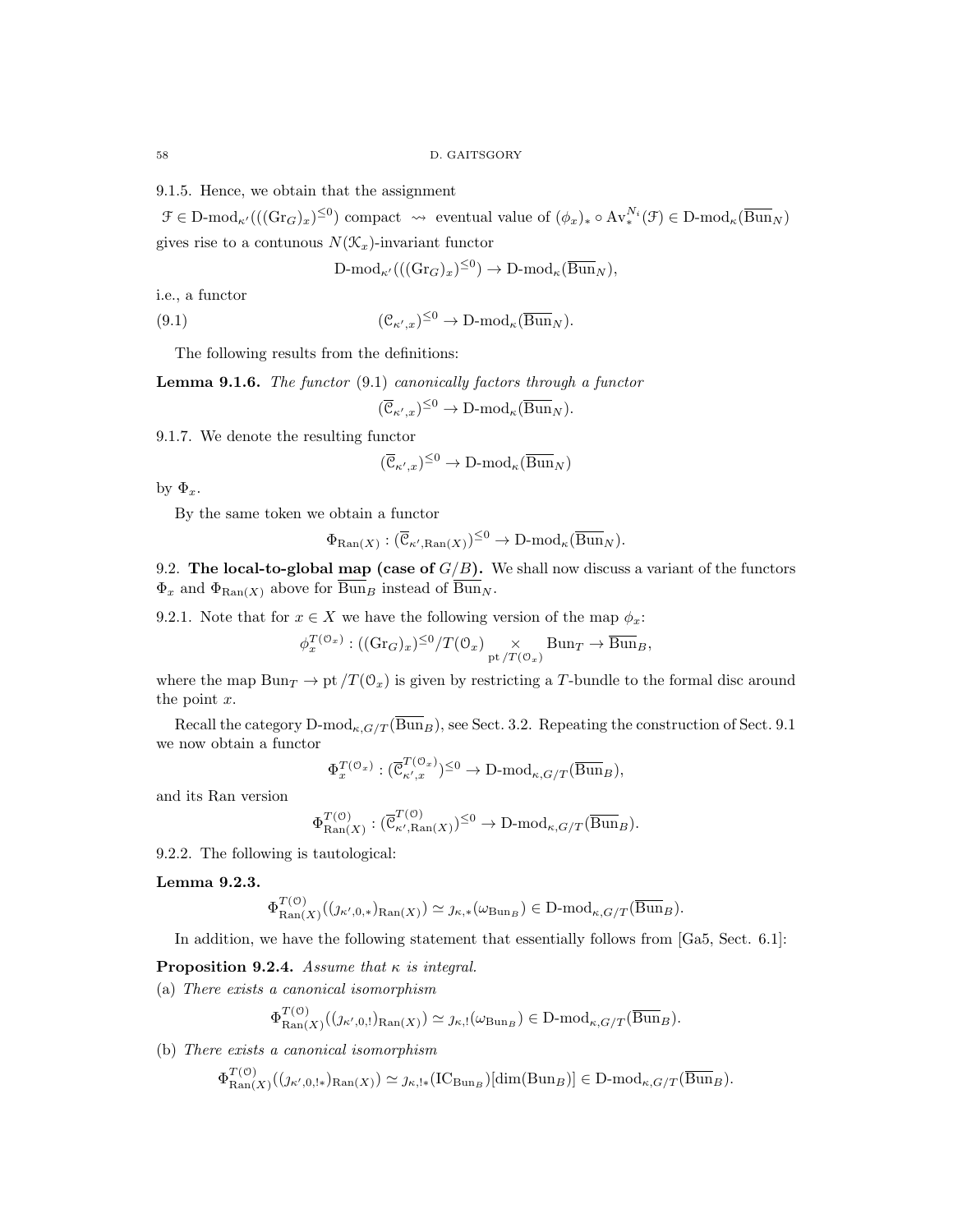9.1.5. Hence, we obtain that the assignment

$\mathcal{F} \in \text{D-mod}_{\kappa'}(((\text{Gr}_G)_x)^{\leq 0})$ compact $\rightsquigarrow$ eventual value of $(\phi_x)_* \circ \text{Av}_*^{N_i}(\mathcal{F}) \in \text{D-mod}_\kappa(\overline{\text{Bun}}_N)$

gives rise to a contunous $N(\mathcal{K}_x)$-invariant functor

$$\text{D-mod}_{\kappa'}(((\text{Gr}_G)_x)^{\leq 0}) \to \text{D-mod}_\kappa(\overline{\text{Bun}}_N),$$

i.e., a functor

$$(\mathcal{C}_{\kappa',x})^{\leq 0} \to \text{D-mod}_\kappa(\overline{\text{Bun}}_N). \tag{9.1}$$

The following results from the definitions:

**Lemma 9.1.6.** *The functor* (9.1) *canonically factors through a functor*

$$(\overline{\mathcal{C}}_{\kappa',x})^{\leq 0} \to \text{D-mod}_\kappa(\overline{\text{Bun}}_N).$$

9.1.7. We denote the resulting functor

$$(\overline{\mathcal{C}}_{\kappa',x})^{\leq 0} \to \text{D-mod}_\kappa(\overline{\text{Bun}}_N)$$

by $\Phi_x$.

By the same token we obtain a functor

$$\Phi_{\text{Ran}(X)} : (\overline{\mathcal{C}}_{\kappa',\text{Ran}(X)})^{\leq 0} \to \text{D-mod}_\kappa(\overline{\text{Bun}}_N).$$

9.2. **The local-to-global map (case of $G/B$).** We shall now discuss a variant of the functors $\Phi_x$ and $\Phi_{\text{Ran}(X)}$ above for $\overline{\text{Bun}}_B$ instead of $\overline{\text{Bun}}_N$.

9.2.1. Note that for $x \in X$ we have the following version of the map $\phi_x$:

$$\phi_x^{T(\mathcal{O}_x)} : ((\text{Gr}_G)_x)^{\leq 0}/T(\mathcal{O}_x) \underset{\text{pt}/T(\mathcal{O}_x)}{\times} \text{Bun}_T \to \overline{\text{Bun}}_B,$$

where the map $\text{Bun}_T \to \text{pt}/T(\mathcal{O}_x)$ is given by restricting a $T$-bundle to the formal disc around the point $x$.

Recall the category $\text{D-mod}_{\kappa,G/T}(\overline{\text{Bun}}_B)$, see Sect. 3.2. Repeating the construction of Sect. 9.1 we now obtain a functor

$$\Phi_x^{T(\mathcal{O}_x)} : (\overline{\mathcal{C}}_{\kappa',x}^{T(\mathcal{O}_x)})^{\leq 0} \to \text{D-mod}_{\kappa,G/T}(\overline{\text{Bun}}_B),$$

and its Ran version

$$\Phi_{\text{Ran}(X)}^{T(\mathcal{O})} : (\overline{\mathcal{C}}_{\kappa',\text{Ran}(X)}^{T(\mathcal{O})})^{\leq 0} \to \text{D-mod}_{\kappa,G/T}(\overline{\text{Bun}}_B).$$

9.2.2. The following is tautological:

**Lemma 9.2.3.**

$$\Phi_{\text{Ran}(X)}^{T(\mathcal{O})}((\jmath_{\kappa',0,*})_{\text{Ran}(X)}) \simeq \jmath_{\kappa,*}(\omega_{\text{Bun}_B}) \in \text{D-mod}_{\kappa,G/T}(\overline{\text{Bun}}_B).$$

In addition, we have the following statement that essentially follows from [Ga5, Sect. 6.1]:

**Proposition 9.2.4.** *Assume that $\kappa$ is integral.*

(a) *There exists a canonical isomorphism*

$$\Phi_{\text{Ran}(X)}^{T(\mathcal{O})}((\jmath_{\kappa',0,!})_{\text{Ran}(X)}) \simeq \jmath_{\kappa,!}(\omega_{\text{Bun}_B}) \in \text{D-mod}_{\kappa,G/T}(\overline{\text{Bun}}_B).$$

(b) *There exists a canonical isomorphism*

$$\Phi_{\text{Ran}(X)}^{T(\mathcal{O})}((\jmath_{\kappa',0,!*})_{\text{Ran}(X)}) \simeq \jmath_{\kappa,!*}(\text{IC}_{\text{Bun}_B})[\dim(\text{Bun}_B)] \in \text{D-mod}_{\kappa,G/T}(\overline{\text{Bun}}_B).$$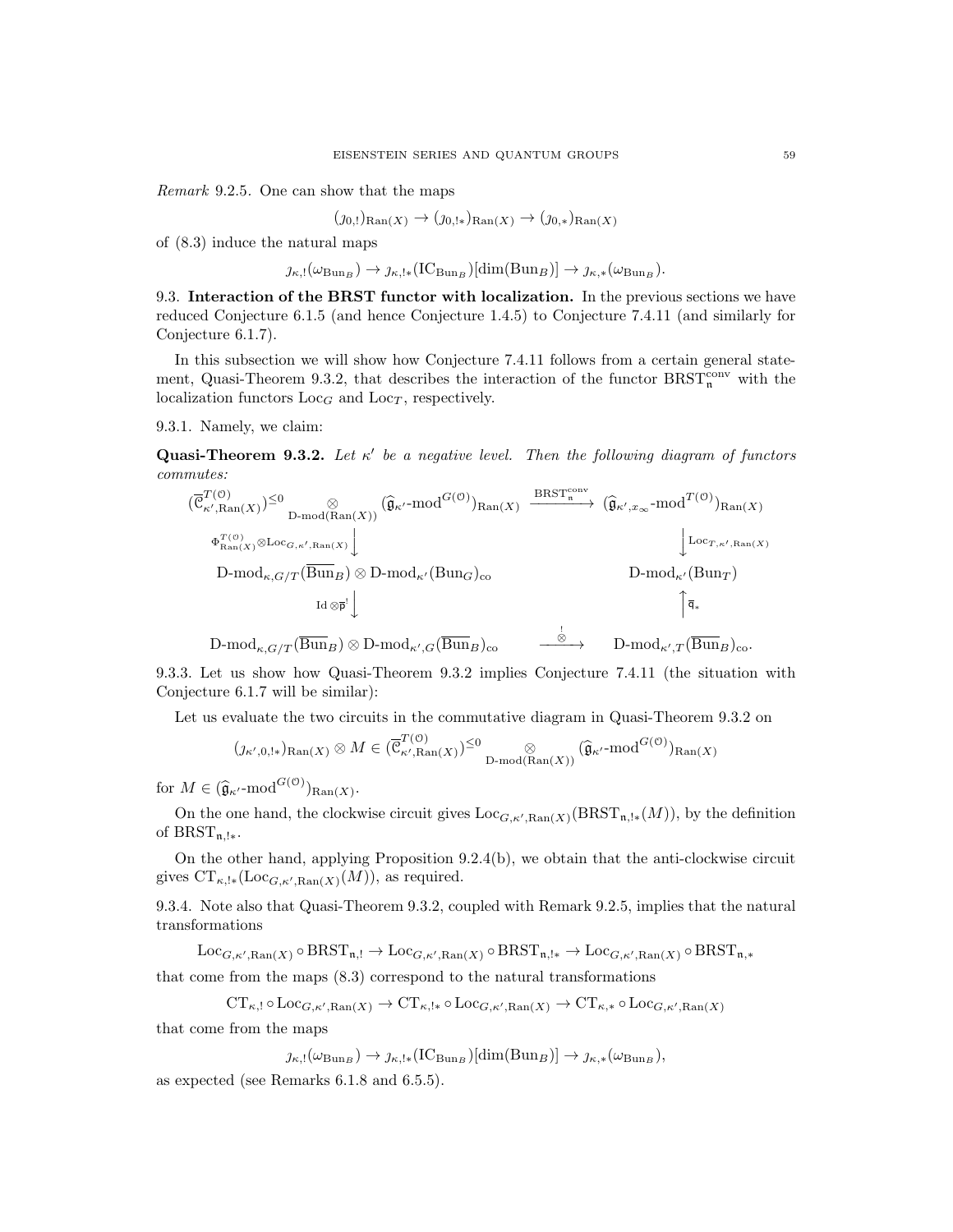*Remark* 9.2.5. One can show that the maps

$$(\jmath_{0,!})_{\mathrm{Ran}(X)} \to (\jmath_{0,!*})_{\mathrm{Ran}(X)} \to (\jmath_{0,*})_{\mathrm{Ran}(X)}$$

of (8.3) induce the natural maps

$$\jmath_{\kappa,!}(\omega_{\mathrm{Bun}_B}) \to \jmath_{\kappa,!*}(\mathrm{IC}_{\mathrm{Bun}_B})[\dim(\mathrm{Bun}_B)] \to \jmath_{\kappa,*}(\omega_{\mathrm{Bun}_B}).$$

9.3. **Interaction of the BRST functor with localization.** In the previous sections we have reduced Conjecture 6.1.5 (and hence Conjecture 1.4.5) to Conjecture 7.4.11 (and similarly for Conjecture 6.1.7).

In this subsection we will show how Conjecture 7.4.11 follows from a certain general statement, Quasi-Theorem 9.3.2, that describes the interaction of the functor $\mathrm{BRST}^{\mathrm{conv}}_{\mathfrak{n}}$ with the localization functors $\mathrm{Loc}_G$ and $\mathrm{Loc}_T$, respectively.

9.3.1. Namely, we claim:

**Quasi-Theorem 9.3.2.** *Let $\kappa'$ be a negative level. Then the following diagram of functors commutes:*

$$\begin{array}{ccc}
(\overline{\mathcal{C}}^{T(\mathcal{O})}_{\kappa',\mathrm{Ran}(X)})^{\leq 0} \underset{\mathrm{D\text{-}mod}(\mathrm{Ran}(X))}{\otimes} (\widehat{\mathfrak{g}}_{\kappa'}\text{-mod}^{G(\mathcal{O})})_{\mathrm{Ran}(X)} & \xrightarrow{\mathrm{BRST}^{\mathrm{conv}}_{\mathfrak{n}}} & (\widehat{\mathfrak{g}}_{\kappa',x_\infty}\text{-mod}^{T(\mathcal{O})})_{\mathrm{Ran}(X)} \\
\Big\downarrow {\scriptstyle \Phi^{T(\mathcal{O})}_{\mathrm{Ran}(X)} \otimes \mathrm{Loc}_{G,\kappa',\mathrm{Ran}(X)}} & & \Big\downarrow {\scriptstyle \mathrm{Loc}_{T,\kappa',\mathrm{Ran}(X)}} \\
\mathrm{D\text{-}mod}_{\kappa,G/T}(\overline{\mathrm{Bun}}_B) \otimes \mathrm{D\text{-}mod}_{\kappa'}(\mathrm{Bun}_G)_{\mathrm{co}} & & \mathrm{D\text{-}mod}_{\kappa'}(\mathrm{Bun}_T) \\
\Big\downarrow {\scriptstyle \mathrm{Id} \otimes \overline{\mathsf{p}}^!} & & \Big\uparrow {\scriptstyle \overline{\mathsf{q}}_*} \\
\mathrm{D\text{-}mod}_{\kappa,G/T}(\overline{\mathrm{Bun}}_B) \otimes \mathrm{D\text{-}mod}_{\kappa',G}(\overline{\mathrm{Bun}}_B)_{\mathrm{co}} & \xrightarrow{\overset{!}{\otimes}} & \mathrm{D\text{-}mod}_{\kappa',T}(\overline{\mathrm{Bun}}_B)_{\mathrm{co}}.
\end{array}$$

9.3.3. Let us show how Quasi-Theorem 9.3.2 implies Conjecture 7.4.11 (the situation with Conjecture 6.1.7 will be similar):

Let us evaluate the two circuits in the commutative diagram in Quasi-Theorem 9.3.2 on

$$(\jmath_{\kappa',0,!*})_{\mathrm{Ran}(X)} \otimes M \in (\overline{\mathcal{C}}^{T(\mathcal{O})}_{\kappa',\mathrm{Ran}(X)})^{\leq 0} \underset{\mathrm{D\text{-}mod}(\mathrm{Ran}(X))}{\otimes} (\widehat{\mathfrak{g}}_{\kappa'}\text{-mod}^{G(\mathcal{O})})_{\mathrm{Ran}(X)}$$

for $M \in (\widehat{\mathfrak{g}}_{\kappa'}\text{-mod}^{G(\mathcal{O})})_{\mathrm{Ran}(X)}$.

On the one hand, the clockwise circuit gives $\mathrm{Loc}_{G,\kappa',\mathrm{Ran}(X)}(\mathrm{BRST}_{\mathfrak{n},!*}(M))$, by the definition of $\mathrm{BRST}_{\mathfrak{n},!*}$.

On the other hand, applying Proposition 9.2.4(b), we obtain that the anti-clockwise circuit gives $\mathrm{CT}_{\kappa,!*}(\mathrm{Loc}_{G,\kappa',\mathrm{Ran}(X)}(M))$, as required.

9.3.4. Note also that Quasi-Theorem 9.3.2, coupled with Remark 9.2.5, implies that the natural transformations

$$\mathrm{Loc}_{G,\kappa',\mathrm{Ran}(X)} \circ \mathrm{BRST}_{\mathfrak{n},!} \to \mathrm{Loc}_{G,\kappa',\mathrm{Ran}(X)} \circ \mathrm{BRST}_{\mathfrak{n},!*} \to \mathrm{Loc}_{G,\kappa',\mathrm{Ran}(X)} \circ \mathrm{BRST}_{\mathfrak{n},*}$$

that come from the maps (8.3) correspond to the natural transformations

$$\mathrm{CT}_{\kappa,!} \circ \mathrm{Loc}_{G,\kappa',\mathrm{Ran}(X)} \to \mathrm{CT}_{\kappa,!*} \circ \mathrm{Loc}_{G,\kappa',\mathrm{Ran}(X)} \to \mathrm{CT}_{\kappa,*} \circ \mathrm{Loc}_{G,\kappa',\mathrm{Ran}(X)}$$

that come from the maps

$$\jmath_{\kappa,!}(\omega_{\mathrm{Bun}_B}) \to \jmath_{\kappa,!*}(\mathrm{IC}_{\mathrm{Bun}_B})[\dim(\mathrm{Bun}_B)] \to \jmath_{\kappa,*}(\omega_{\mathrm{Bun}_B}),$$

as expected (see Remarks 6.1.8 and 6.5.5).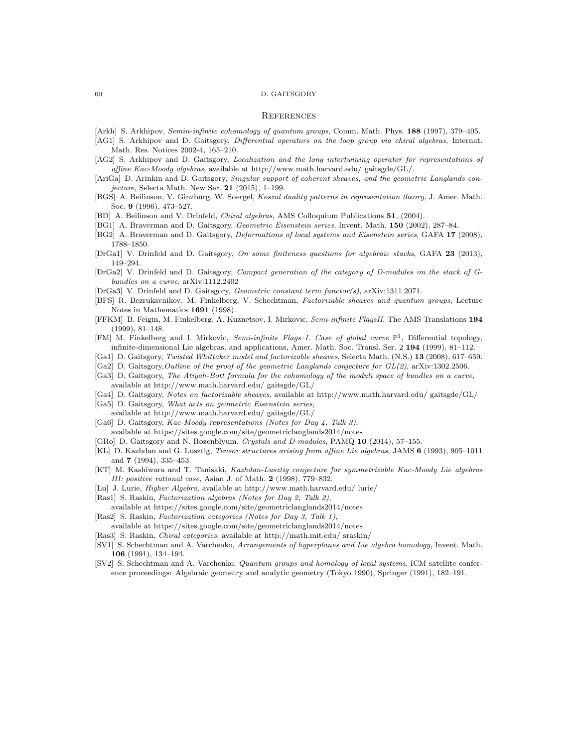## References

[Arkh] S. Arkhipov, *Semin-infinite cohomology of quantum groups*, Comm. Math. Phys. **188** (1997), 379–405.

[AG1] S. Arkhipov and D. Gaitsgory, *Differential operators on the loop group via chiral algebras*, Internat. Math. Res. Notices 2002-4, 165–210.

[AG2] S. Arkhipov and D. Gaitsgory, *Localization and the long intertwining operator for representations of affine Kac-Moody algebras*, available at http://www.math.harvard.edu/ gaitsgde/GL/.

[AriGa] D. Arinkin and D. Gaitsgory, *Singular support of coherent sheaves, and the geometric Langlands conjecture*, Selecta Math. New Ser. **21** (2015), 1–199.

[BGS] A. Beilinson, V. Ginzburg, W. Soergel, *Koszul duality patterns in representation theory*, J. Amer. Math. Soc. **9** (1996), 473–527.

[BD] A. Beilinson and V. Drinfeld, *Chiral algebras*, AMS Colloquium Publications **51**, (2004).

[BG1] A. Braverman and D. Gaitsgory, *Geometric Eisenstein series*, Invent. Math. **150** (2002), 287–84.

[BG2] A. Braverman and D. Gaitsgory, *Deformations of local systems and Eisenstein series*, GAFA **17** (2008), 1788–1850.

[DrGa1] V. Drinfeld and D. Gaitsgory, *On some finiteness questions for algebraic stacks*, GAFA **23** (2013), 149–294.

[DrGa2] V. Drinfeld and D. Gaitsgory, *Compact generation of the category of D-modules on the stack of G-bundles on a curve*, arXiv:1112.2402

[DrGa3] V. Drinfeld and D. Gaitsgory, *Geometric constant term functor(s)*, arXiv:1311.2071.

[BFS] R. Bezrukavnikov, M. Finkelberg, V. Schechtman, *Factorizable sheaves and quantum groups*, Lecture Notes in Mathematics **1691** (1998).

[FFKM] B. Feigin, M. Finkelberg, A. Kuznetsov, I. Mirkovic, *Semi-infinite FlagsII*, The AMS Translations **194** (1999), 81–148.

[FM] M. Finkelberg and I. Mirkovic, *Semi-infinite Flags–I. Case of global curve* $\mathbb{P}^1$, Differential topology, infinite-dimensional Lie algebras, and applications, Amer. Math. Soc. Transl. Ser. 2 **194** (1999), 81–112.

[Ga1] D. Gaitsgory, *Twisted Whittaker model and factorizable sheaves*, Selecta Math. (N.S.) **13** (2008), 617–659.

[Ga2] D. Gaitsgory,*Outline of the proof of the geometric Langlands conjecture for GL(2)*, arXiv:1302.2506.

[Ga3] D. Gaitsgory, *The Atiyah-Bott formula for the cohomology of the moduli space of bundles on a curve*, available at http://www.math.harvard.edu/ gaitsgde/GL/

[Ga4] D. Gaitsgory, *Notes on factorizable sheaves*, available at http://www.math.harvard.edu/ gaitsgde/GL/

[Ga5] D. Gaitsgory, *What acts on geometric Eisenstein series*, available at http://www.math.harvard.edu/ gaitsgde/GL/

[Ga6] D. Gaitsgory, *Kac-Moody representations (Notes for Day 4, Talk 3)*, available at https://sites.google.com/site/geometriclanglands2014/notes

[GRo] D. Gaitsgory and N. Rozenblyum, *Crystals and D-modules*, PAMQ **10** (2014), 57–155.

[KL] D. Kazhdan and G. Lusztig, *Tensor structures arising from affine Lie algebras*, JAMS **6** (1993), 905–1011 and **7** (1994), 335–453.

[KT] M. Kashiwara and T. Tanisaki, *Kazhdan-Lusztig conjecture for symmetrizable Kac-Moody Lie algebras III: positive rational case*, Asian J. of Math. **2** (1998), 779–832.

[Lu] J. Lurie, *Higher Algebra*, available at http://www.math.harvard.edu/ lurie/

[Ras1] S. Raskin, *Factorization algebras (Notes for Day 2, Talk 2)*, available at https://sites.google.com/site/geometriclanglands2014/notes

[Ras2] S. Raskin, *Factorization categories (Notes for Day 3, Talk 1)*, available at https://sites.google.com/site/geometriclanglands2014/notes

[Ras3] S. Raskin, *Chiral categories*, available at http://math.mit.edu/ sraskin/

[SV1] S. Schechtman and A. Varchenko, *Arrangements of hyperplanes and Lie algebra homology*, Invent. Math. **106** (1991), 134–194.

[SV2] S. Schechtman and A. Varchenko, *Quantum groups and homology of local systems*, ICM satellite conference proceedings: Algebraic geometry and analytic geometry (Tokyo 1990), Springer (1991), 182–191.